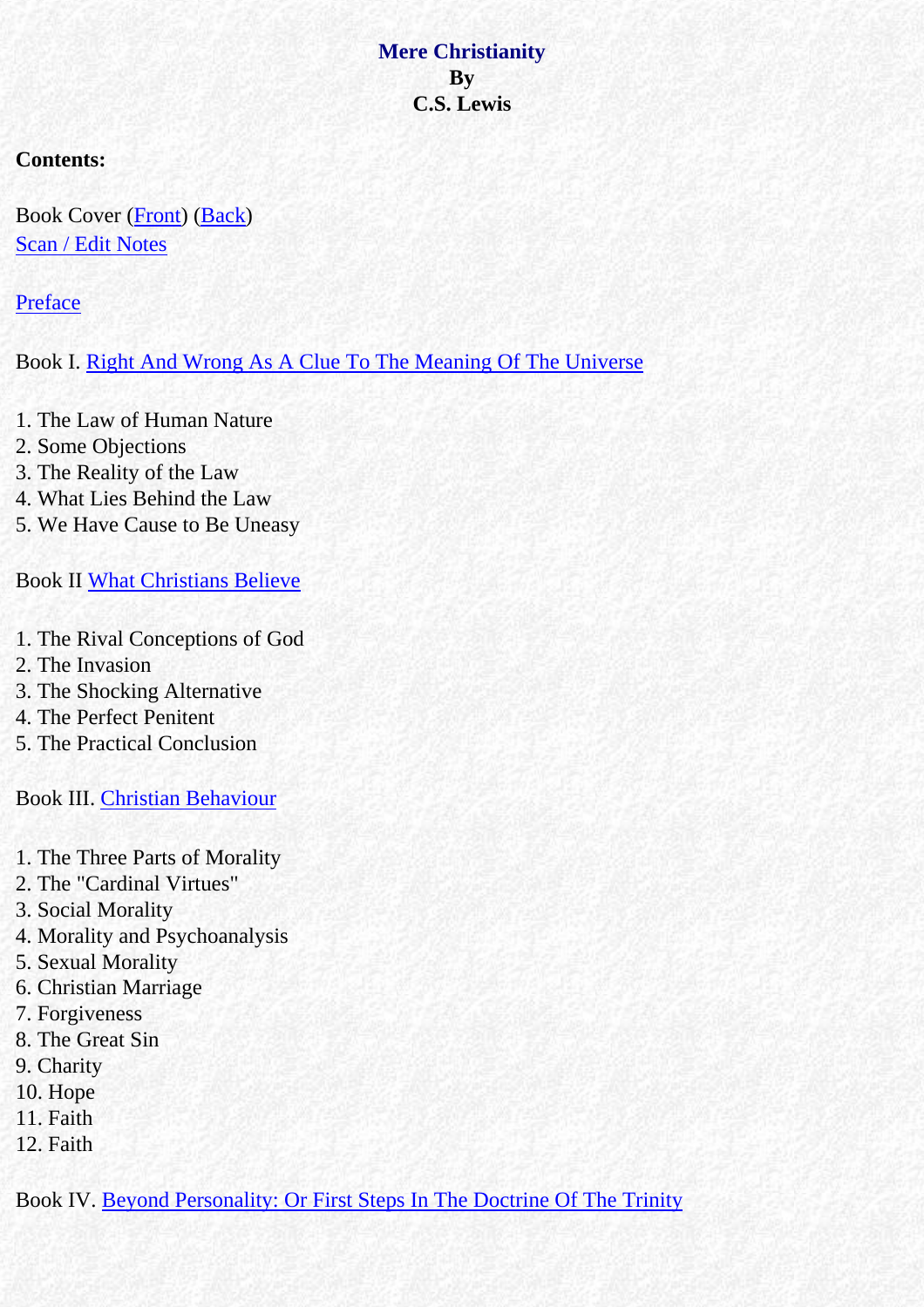# Mere Christianity
## By
## C.S. Lewis

**Contents:**

Book Cover (Front) (Back)
Scan / Edit Notes

Preface

Book I. Right And Wrong As A Clue To The Meaning Of The Universe

1. The Law of Human Nature
2. Some Objections
3. The Reality of the Law
4. What Lies Behind the Law
5. We Have Cause to Be Uneasy

Book II What Christians Believe

1. The Rival Conceptions of God
2. The Invasion
3. The Shocking Alternative
4. The Perfect Penitent
5. The Practical Conclusion

Book III. Christian Behaviour

1. The Three Parts of Morality
2. The "Cardinal Virtues"
3. Social Morality
4. Morality and Psychoanalysis
5. Sexual Morality
6. Christian Marriage
7. Forgiveness
8. The Great Sin
9. Charity
10. Hope
11. Faith
12. Faith

Book IV. Beyond Personality: Or First Steps In The Doctrine Of The Trinity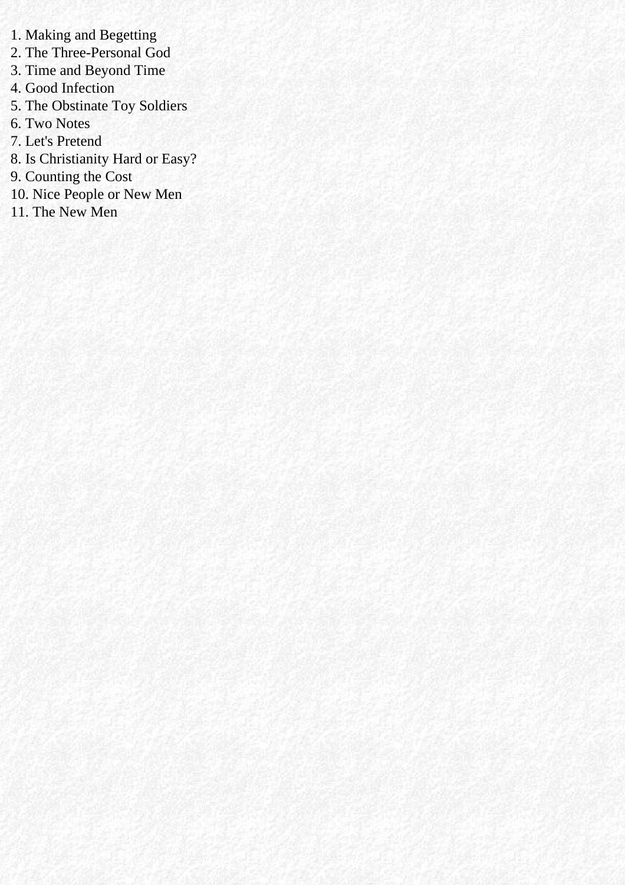1. Making and Begetting
2. The Three-Personal God
3. Time and Beyond Time
4. Good Infection
5. The Obstinate Toy Soldiers
6. Two Notes
7. Let's Pretend
8. Is Christianity Hard or Easy?
9. Counting the Cost
10. Nice People or New Men
11. The New Men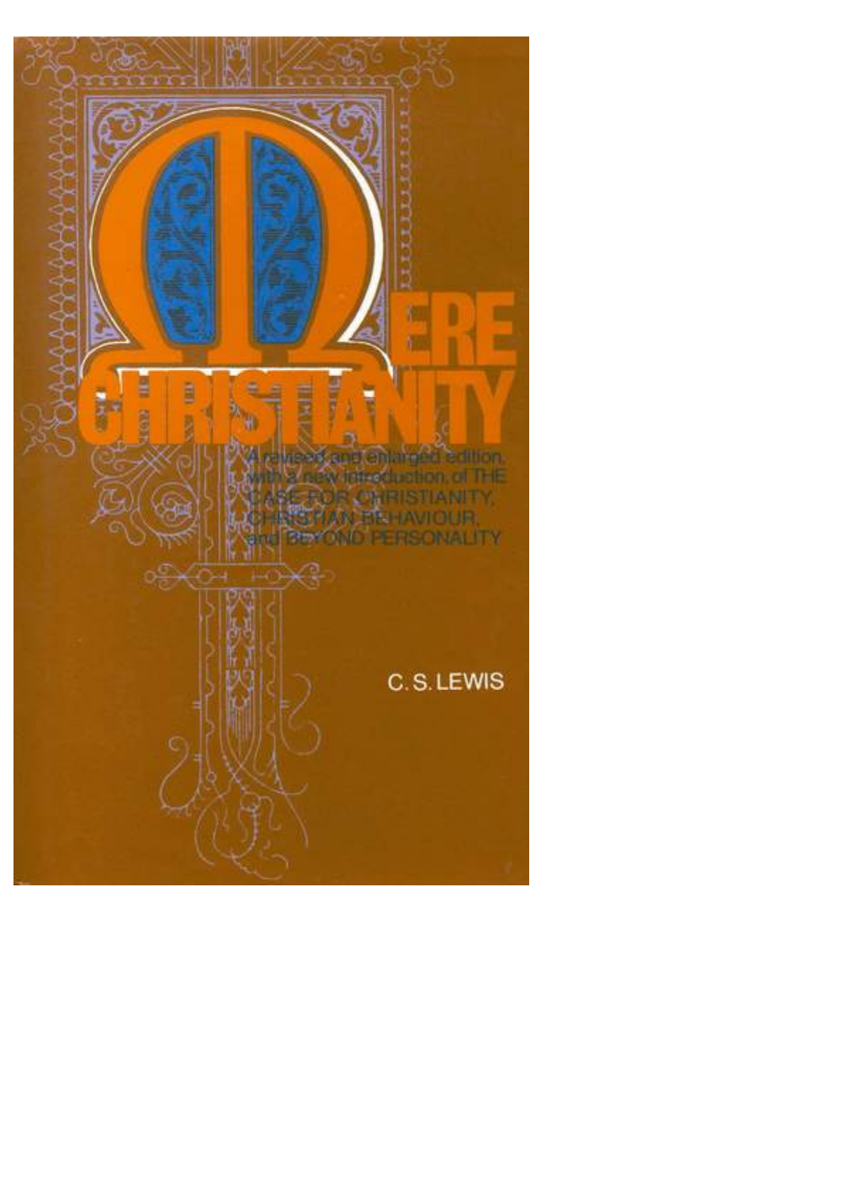# MERE CHRISTIANITY

A revised and enlarged edition, with a new introduction, of THE CASE FOR CHRISTIANITY, CHRISTIAN BEHAVIOUR, and BEYOND PERSONALITY

C. S. LEWIS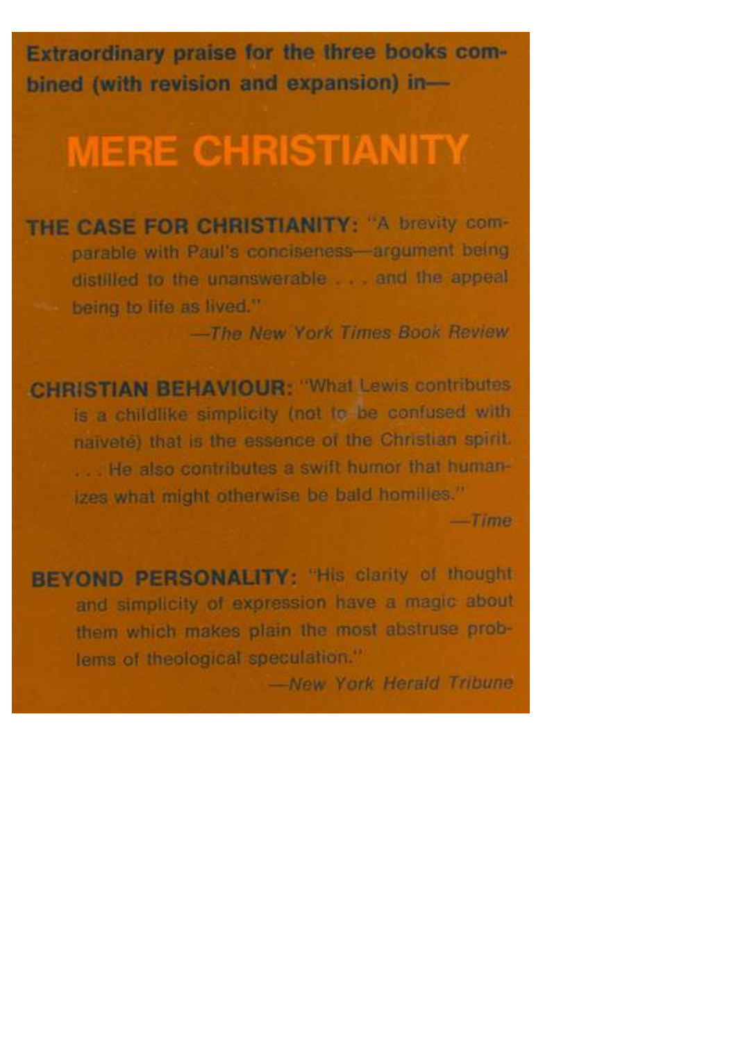**Extraordinary praise for the three books combined (with revision and expansion) in—**

# MERE CHRISTIANITY

**THE CASE FOR CHRISTIANITY:** "A brevity comparable with Paul's conciseness—argument being distilled to the unanswerable . . . and the appeal being to life as lived."

—*The New York Times Book Review*

**CHRISTIAN BEHAVIOUR:** "What Lewis contributes is a childlike simplicity (not to be confused with naïveté) that is the essence of the Christian spirit. . . . He also contributes a swift humor that humanizes what might otherwise be bald homilies."

—*Time*

**BEYOND PERSONALITY:** "His clarity of thought and simplicity of expression have a magic about them which makes plain the most abstruse problems of theological speculation."

—*New York Herald Tribune*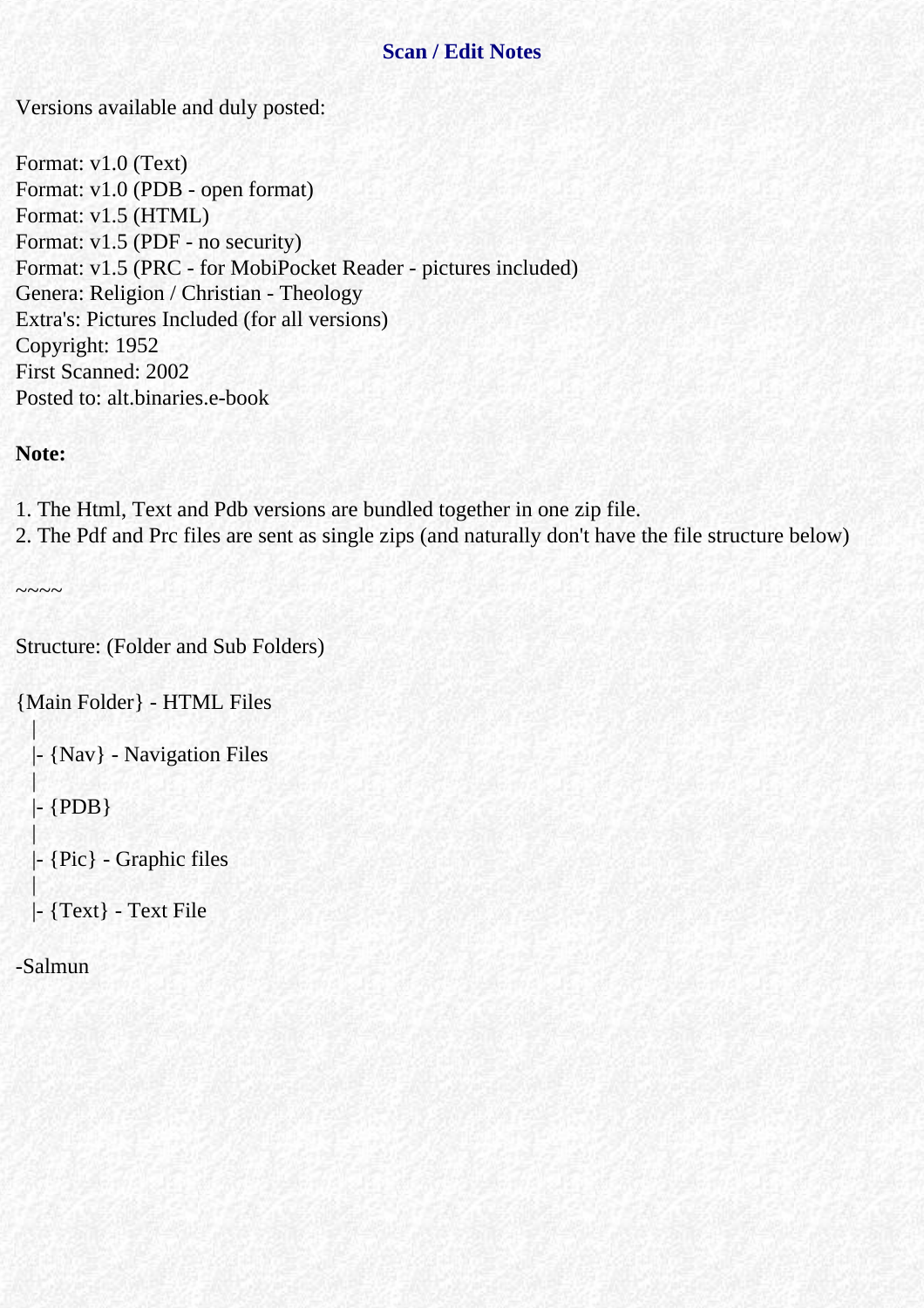## Scan / Edit Notes

Versions available and duly posted:

Format: v1.0 (Text)
Format: v1.0 (PDB - open format)
Format: v1.5 (HTML)
Format: v1.5 (PDF - no security)
Format: v1.5 (PRC - for MobiPocket Reader - pictures included)
Genera: Religion / Christian - Theology
Extra's: Pictures Included (for all versions)
Copyright: 1952
First Scanned: 2002
Posted to: alt.binaries.e-book

**Note:**

1. The Html, Text and Pdb versions are bundled together in one zip file.
2. The Pdf and Prc files are sent as single zips (and naturally don't have the file structure below)

~~~~

Structure: (Folder and Sub Folders)

```
{Main Folder} - HTML Files
  |
  |- {Nav} - Navigation Files
  |
  |- {PDB}
  |
  |- {Pic} - Graphic files
  |
  |- {Text} - Text File
```

-Salmun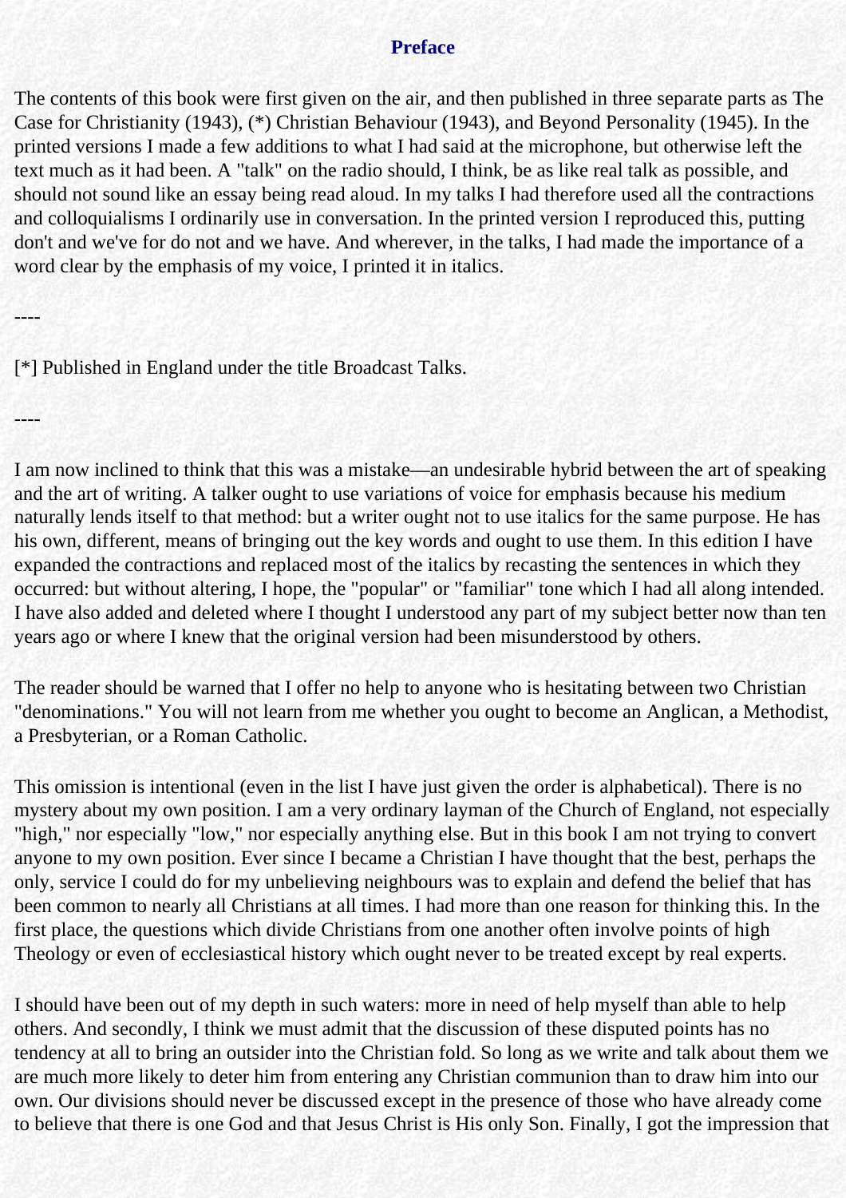## Preface

The contents of this book were first given on the air, and then published in three separate parts as The Case for Christianity (1943), (*) Christian Behaviour (1943), and Beyond Personality (1945). In the printed versions I made a few additions to what I had said at the microphone, but otherwise left the text much as it had been. A "talk" on the radio should, I think, be as like real talk as possible, and should not sound like an essay being read aloud. In my talks I had therefore used all the contractions and colloquialisms I ordinarily use in conversation. In the printed version I reproduced this, putting don't and we've for do not and we have. And wherever, in the talks, I had made the importance of a word clear by the emphasis of my voice, I printed it in italics.

----

[*] Published in England under the title Broadcast Talks.

----

I am now inclined to think that this was a mistake—an undesirable hybrid between the art of speaking and the art of writing. A talker ought to use variations of voice for emphasis because his medium naturally lends itself to that method: but a writer ought not to use italics for the same purpose. He has his own, different, means of bringing out the key words and ought to use them. In this edition I have expanded the contractions and replaced most of the italics by recasting the sentences in which they occurred: but without altering, I hope, the "popular" or "familiar" tone which I had all along intended. I have also added and deleted where I thought I understood any part of my subject better now than ten years ago or where I knew that the original version had been misunderstood by others.

The reader should be warned that I offer no help to anyone who is hesitating between two Christian "denominations." You will not learn from me whether you ought to become an Anglican, a Methodist, a Presbyterian, or a Roman Catholic.

This omission is intentional (even in the list I have just given the order is alphabetical). There is no mystery about my own position. I am a very ordinary layman of the Church of England, not especially "high," nor especially "low," nor especially anything else. But in this book I am not trying to convert anyone to my own position. Ever since I became a Christian I have thought that the best, perhaps the only, service I could do for my unbelieving neighbours was to explain and defend the belief that has been common to nearly all Christians at all times. I had more than one reason for thinking this. In the first place, the questions which divide Christians from one another often involve points of high Theology or even of ecclesiastical history which ought never to be treated except by real experts.

I should have been out of my depth in such waters: more in need of help myself than able to help others. And secondly, I think we must admit that the discussion of these disputed points has no tendency at all to bring an outsider into the Christian fold. So long as we write and talk about them we are much more likely to deter him from entering any Christian communion than to draw him into our own. Our divisions should never be discussed except in the presence of those who have already come to believe that there is one God and that Jesus Christ is His only Son. Finally, I got the impression that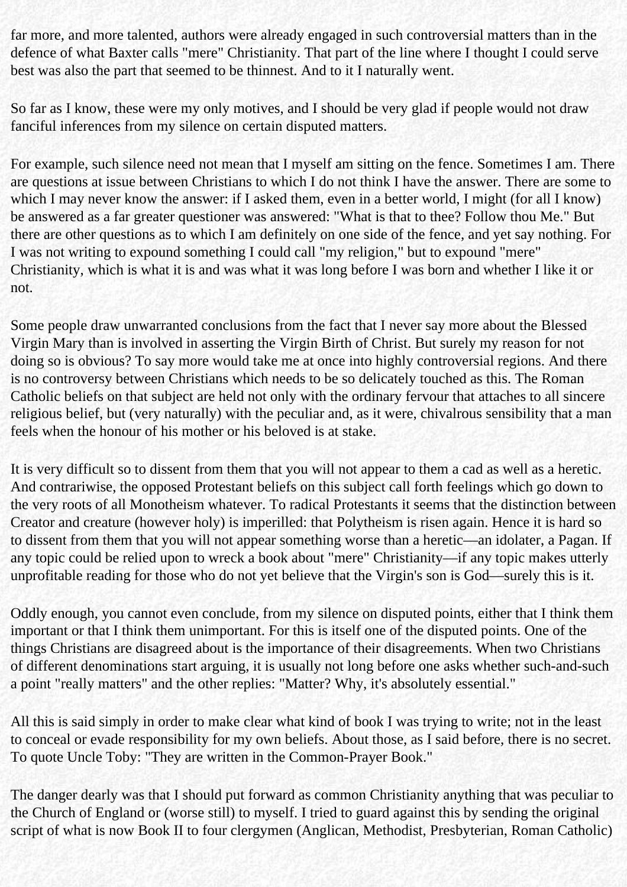far more, and more talented, authors were already engaged in such controversial matters than in the defence of what Baxter calls "mere" Christianity. That part of the line where I thought I could serve best was also the part that seemed to be thinnest. And to it I naturally went.

So far as I know, these were my only motives, and I should be very glad if people would not draw fanciful inferences from my silence on certain disputed matters.

For example, such silence need not mean that I myself am sitting on the fence. Sometimes I am. There are questions at issue between Christians to which I do not think I have the answer. There are some to which I may never know the answer: if I asked them, even in a better world, I might (for all I know) be answered as a far greater questioner was answered: "What is that to thee? Follow thou Me." But there are other questions as to which I am definitely on one side of the fence, and yet say nothing. For I was not writing to expound something I could call "my religion," but to expound "mere" Christianity, which is what it is and was what it was long before I was born and whether I like it or not.

Some people draw unwarranted conclusions from the fact that I never say more about the Blessed Virgin Mary than is involved in asserting the Virgin Birth of Christ. But surely my reason for not doing so is obvious? To say more would take me at once into highly controversial regions. And there is no controversy between Christians which needs to be so delicately touched as this. The Roman Catholic beliefs on that subject are held not only with the ordinary fervour that attaches to all sincere religious belief, but (very naturally) with the peculiar and, as it were, chivalrous sensibility that a man feels when the honour of his mother or his beloved is at stake.

It is very difficult so to dissent from them that you will not appear to them a cad as well as a heretic. And contrariwise, the opposed Protestant beliefs on this subject call forth feelings which go down to the very roots of all Monotheism whatever. To radical Protestants it seems that the distinction between Creator and creature (however holy) is imperilled: that Polytheism is risen again. Hence it is hard so to dissent from them that you will not appear something worse than a heretic—an idolater, a Pagan. If any topic could be relied upon to wreck a book about "mere" Christianity—if any topic makes utterly unprofitable reading for those who do not yet believe that the Virgin's son is God—surely this is it.

Oddly enough, you cannot even conclude, from my silence on disputed points, either that I think them important or that I think them unimportant. For this is itself one of the disputed points. One of the things Christians are disagreed about is the importance of their disagreements. When two Christians of different denominations start arguing, it is usually not long before one asks whether such-and-such a point "really matters" and the other replies: "Matter? Why, it's absolutely essential."

All this is said simply in order to make clear what kind of book I was trying to write; not in the least to conceal or evade responsibility for my own beliefs. About those, as I said before, there is no secret. To quote Uncle Toby: "They are written in the Common-Prayer Book."

The danger dearly was that I should put forward as common Christianity anything that was peculiar to the Church of England or (worse still) to myself. I tried to guard against this by sending the original script of what is now Book II to four clergymen (Anglican, Methodist, Presbyterian, Roman Catholic)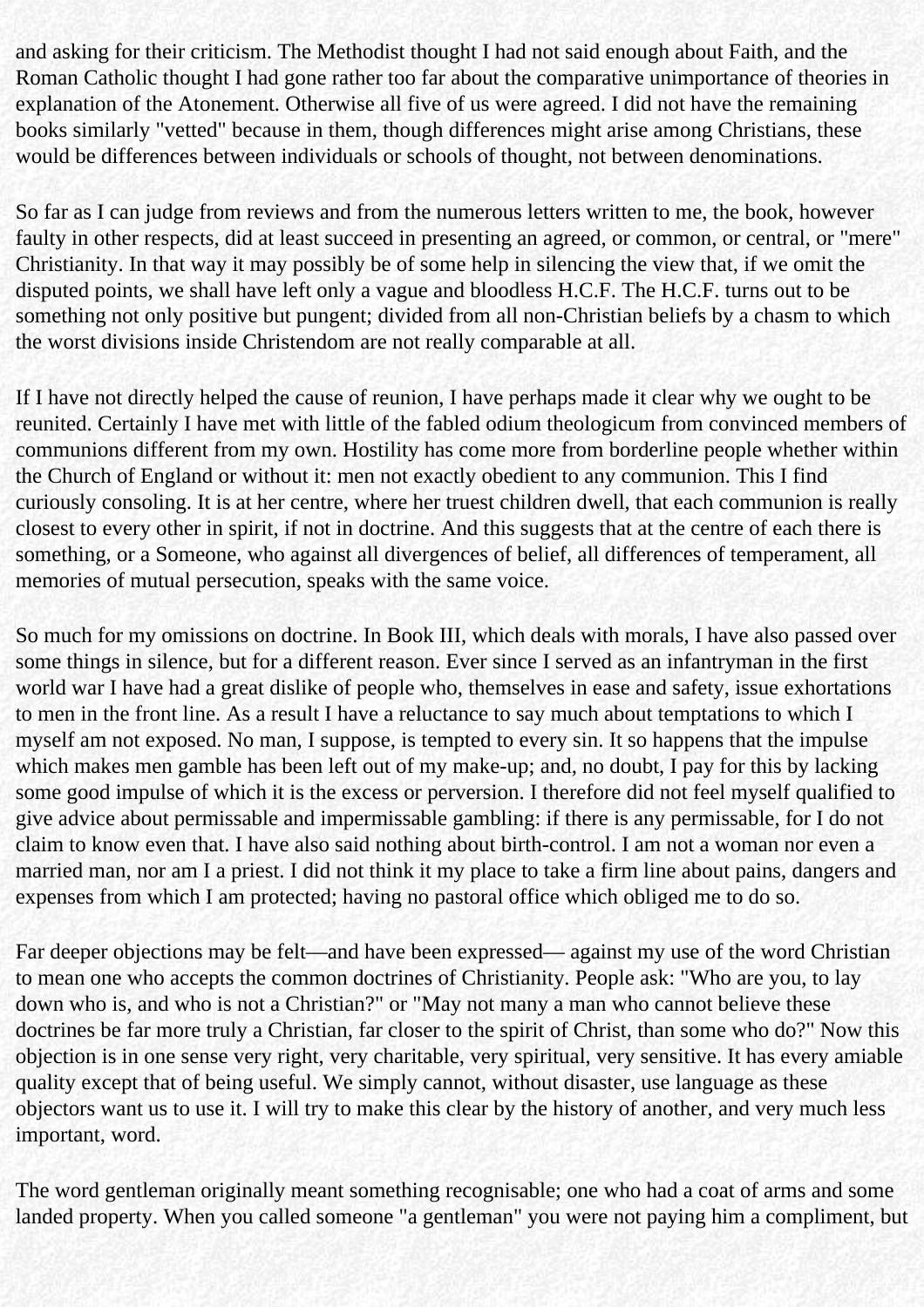and asking for their criticism. The Methodist thought I had not said enough about Faith, and the Roman Catholic thought I had gone rather too far about the comparative unimportance of theories in explanation of the Atonement. Otherwise all five of us were agreed. I did not have the remaining books similarly "vetted" because in them, though differences might arise among Christians, these would be differences between individuals or schools of thought, not between denominations.

So far as I can judge from reviews and from the numerous letters written to me, the book, however faulty in other respects, did at least succeed in presenting an agreed, or common, or central, or "mere" Christianity. In that way it may possibly be of some help in silencing the view that, if we omit the disputed points, we shall have left only a vague and bloodless H.C.F. The H.C.F. turns out to be something not only positive but pungent; divided from all non-Christian beliefs by a chasm to which the worst divisions inside Christendom are not really comparable at all.

If I have not directly helped the cause of reunion, I have perhaps made it clear why we ought to be reunited. Certainly I have met with little of the fabled odium theologicum from convinced members of communions different from my own. Hostility has come more from borderline people whether within the Church of England or without it: men not exactly obedient to any communion. This I find curiously consoling. It is at her centre, where her truest children dwell, that each communion is really closest to every other in spirit, if not in doctrine. And this suggests that at the centre of each there is something, or a Someone, who against all divergences of belief, all differences of temperament, all memories of mutual persecution, speaks with the same voice.

So much for my omissions on doctrine. In Book III, which deals with morals, I have also passed over some things in silence, but for a different reason. Ever since I served as an infantryman in the first world war I have had a great dislike of people who, themselves in ease and safety, issue exhortations to men in the front line. As a result I have a reluctance to say much about temptations to which I myself am not exposed. No man, I suppose, is tempted to every sin. It so happens that the impulse which makes men gamble has been left out of my make-up; and, no doubt, I pay for this by lacking some good impulse of which it is the excess or perversion. I therefore did not feel myself qualified to give advice about permissable and impermissable gambling: if there is any permissable, for I do not claim to know even that. I have also said nothing about birth-control. I am not a woman nor even a married man, nor am I a priest. I did not think it my place to take a firm line about pains, dangers and expenses from which I am protected; having no pastoral office which obliged me to do so.

Far deeper objections may be felt—and have been expressed— against my use of the word Christian to mean one who accepts the common doctrines of Christianity. People ask: "Who are you, to lay down who is, and who is not a Christian?" or "May not many a man who cannot believe these doctrines be far more truly a Christian, far closer to the spirit of Christ, than some who do?" Now this objection is in one sense very right, very charitable, very spiritual, very sensitive. It has every amiable quality except that of being useful. We simply cannot, without disaster, use language as these objectors want us to use it. I will try to make this clear by the history of another, and very much less important, word.

The word gentleman originally meant something recognisable; one who had a coat of arms and some landed property. When you called someone "a gentleman" you were not paying him a compliment, but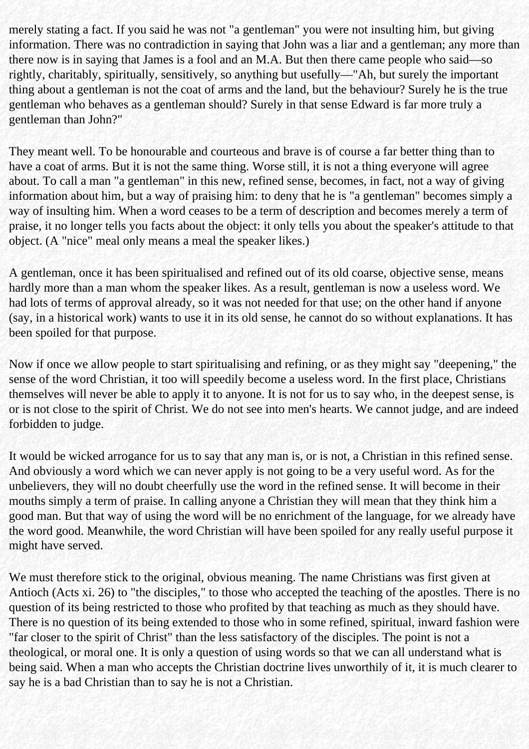merely stating a fact. If you said he was not "a gentleman" you were not insulting him, but giving information. There was no contradiction in saying that John was a liar and a gentleman; any more than there now is in saying that James is a fool and an M.A. But then there came people who said—so rightly, charitably, spiritually, sensitively, so anything but usefully—"Ah, but surely the important thing about a gentleman is not the coat of arms and the land, but the behaviour? Surely he is the true gentleman who behaves as a gentleman should? Surely in that sense Edward is far more truly a gentleman than John?"

They meant well. To be honourable and courteous and brave is of course a far better thing than to have a coat of arms. But it is not the same thing. Worse still, it is not a thing everyone will agree about. To call a man "a gentleman" in this new, refined sense, becomes, in fact, not a way of giving information about him, but a way of praising him: to deny that he is "a gentleman" becomes simply a way of insulting him. When a word ceases to be a term of description and becomes merely a term of praise, it no longer tells you facts about the object: it only tells you about the speaker's attitude to that object. (A "nice" meal only means a meal the speaker likes.)

A gentleman, once it has been spiritualised and refined out of its old coarse, objective sense, means hardly more than a man whom the speaker likes. As a result, gentleman is now a useless word. We had lots of terms of approval already, so it was not needed for that use; on the other hand if anyone (say, in a historical work) wants to use it in its old sense, he cannot do so without explanations. It has been spoiled for that purpose.

Now if once we allow people to start spiritualising and refining, or as they might say "deepening," the sense of the word Christian, it too will speedily become a useless word. In the first place, Christians themselves will never be able to apply it to anyone. It is not for us to say who, in the deepest sense, is or is not close to the spirit of Christ. We do not see into men's hearts. We cannot judge, and are indeed forbidden to judge.

It would be wicked arrogance for us to say that any man is, or is not, a Christian in this refined sense. And obviously a word which we can never apply is not going to be a very useful word. As for the unbelievers, they will no doubt cheerfully use the word in the refined sense. It will become in their mouths simply a term of praise. In calling anyone a Christian they will mean that they think him a good man. But that way of using the word will be no enrichment of the language, for we already have the word good. Meanwhile, the word Christian will have been spoiled for any really useful purpose it might have served.

We must therefore stick to the original, obvious meaning. The name Christians was first given at Antioch (Acts xi. 26) to "the disciples," to those who accepted the teaching of the apostles. There is no question of its being restricted to those who profited by that teaching as much as they should have. There is no question of its being extended to those who in some refined, spiritual, inward fashion were "far closer to the spirit of Christ" than the less satisfactory of the disciples. The point is not a theological, or moral one. It is only a question of using words so that we can all understand what is being said. When a man who accepts the Christian doctrine lives unworthily of it, it is much clearer to say he is a bad Christian than to say he is not a Christian.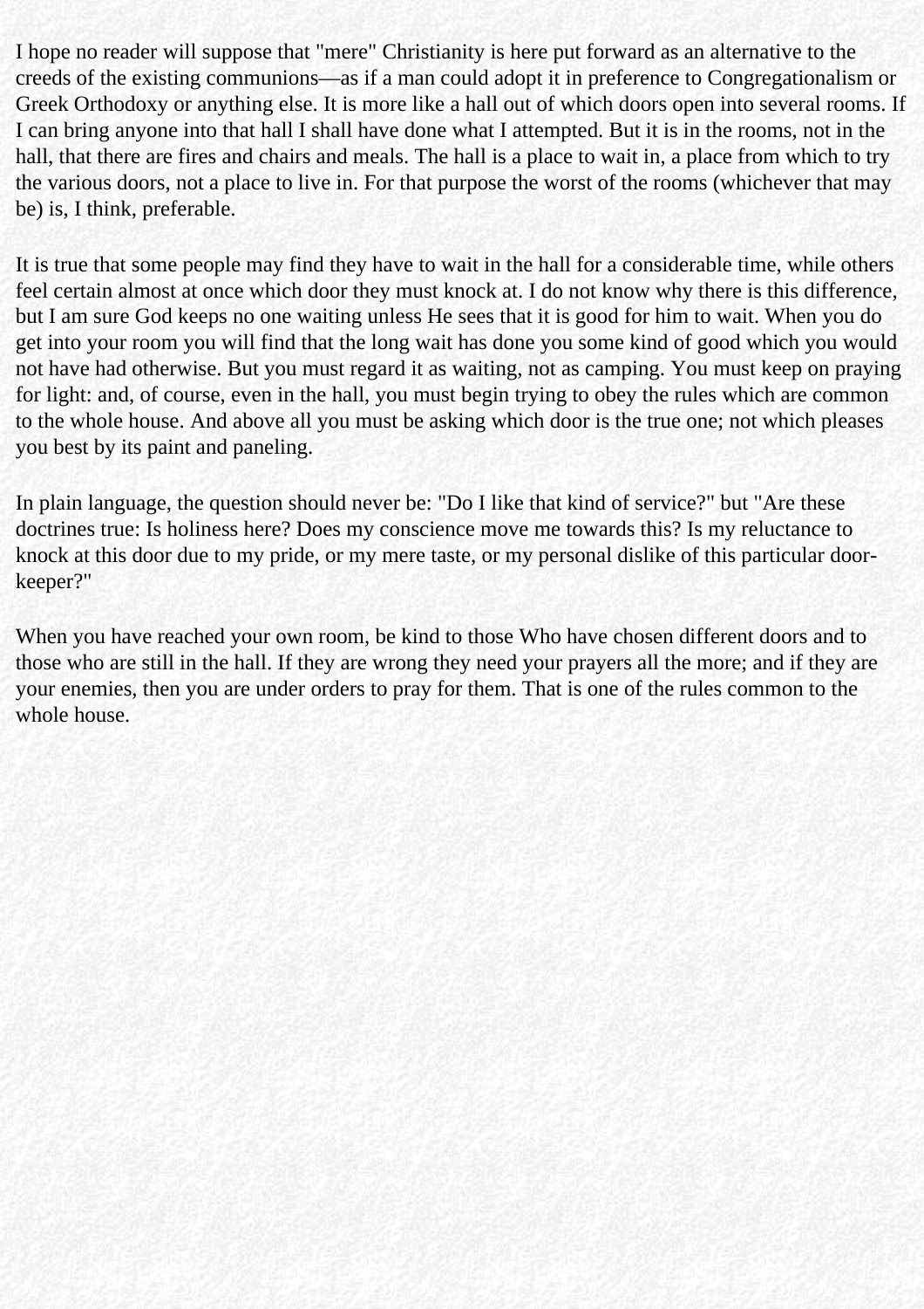I hope no reader will suppose that "mere" Christianity is here put forward as an alternative to the creeds of the existing communions—as if a man could adopt it in preference to Congregationalism or Greek Orthodoxy or anything else. It is more like a hall out of which doors open into several rooms. If I can bring anyone into that hall I shall have done what I attempted. But it is in the rooms, not in the hall, that there are fires and chairs and meals. The hall is a place to wait in, a place from which to try the various doors, not a place to live in. For that purpose the worst of the rooms (whichever that may be) is, I think, preferable.

It is true that some people may find they have to wait in the hall for a considerable time, while others feel certain almost at once which door they must knock at. I do not know why there is this difference, but I am sure God keeps no one waiting unless He sees that it is good for him to wait. When you do get into your room you will find that the long wait has done you some kind of good which you would not have had otherwise. But you must regard it as waiting, not as camping. You must keep on praying for light: and, of course, even in the hall, you must begin trying to obey the rules which are common to the whole house. And above all you must be asking which door is the true one; not which pleases you best by its paint and paneling.

In plain language, the question should never be: "Do I like that kind of service?" but "Are these doctrines true: Is holiness here? Does my conscience move me towards this? Is my reluctance to knock at this door due to my pride, or my mere taste, or my personal dislike of this particular door-keeper?"

When you have reached your own room, be kind to those Who have chosen different doors and to those who are still in the hall. If they are wrong they need your prayers all the more; and if they are your enemies, then you are under orders to pray for them. That is one of the rules common to the whole house.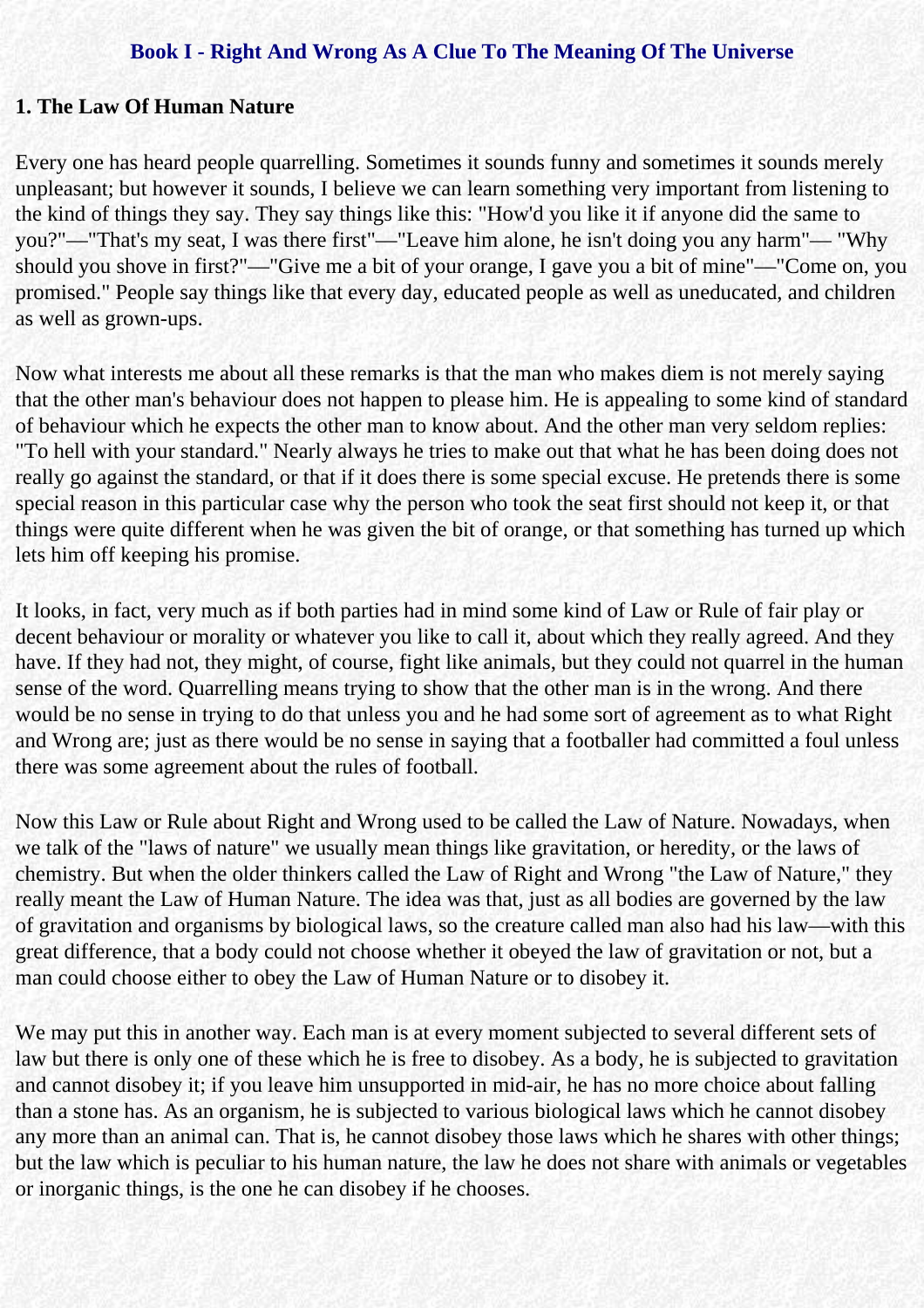## Book I - Right And Wrong As A Clue To The Meaning Of The Universe

### 1. The Law Of Human Nature

Every one has heard people quarrelling. Sometimes it sounds funny and sometimes it sounds merely unpleasant; but however it sounds, I believe we can learn something very important from listening to the kind of things they say. They say things like this: "How'd you like it if anyone did the same to you?"—"That's my seat, I was there first"—"Leave him alone, he isn't doing you any harm"— "Why should you shove in first?"—"Give me a bit of your orange, I gave you a bit of mine"—"Come on, you promised." People say things like that every day, educated people as well as uneducated, and children as well as grown-ups.

Now what interests me about all these remarks is that the man who makes diem is not merely saying that the other man's behaviour does not happen to please him. He is appealing to some kind of standard of behaviour which he expects the other man to know about. And the other man very seldom replies: "To hell with your standard." Nearly always he tries to make out that what he has been doing does not really go against the standard, or that if it does there is some special excuse. He pretends there is some special reason in this particular case why the person who took the seat first should not keep it, or that things were quite different when he was given the bit of orange, or that something has turned up which lets him off keeping his promise.

It looks, in fact, very much as if both parties had in mind some kind of Law or Rule of fair play or decent behaviour or morality or whatever you like to call it, about which they really agreed. And they have. If they had not, they might, of course, fight like animals, but they could not quarrel in the human sense of the word. Quarrelling means trying to show that the other man is in the wrong. And there would be no sense in trying to do that unless you and he had some sort of agreement as to what Right and Wrong are; just as there would be no sense in saying that a footballer had committed a foul unless there was some agreement about the rules of football.

Now this Law or Rule about Right and Wrong used to be called the Law of Nature. Nowadays, when we talk of the "laws of nature" we usually mean things like gravitation, or heredity, or the laws of chemistry. But when the older thinkers called the Law of Right and Wrong "the Law of Nature," they really meant the Law of Human Nature. The idea was that, just as all bodies are governed by the law of gravitation and organisms by biological laws, so the creature called man also had his law—with this great difference, that a body could not choose whether it obeyed the law of gravitation or not, but a man could choose either to obey the Law of Human Nature or to disobey it.

We may put this in another way. Each man is at every moment subjected to several different sets of law but there is only one of these which he is free to disobey. As a body, he is subjected to gravitation and cannot disobey it; if you leave him unsupported in mid-air, he has no more choice about falling than a stone has. As an organism, he is subjected to various biological laws which he cannot disobey any more than an animal can. That is, he cannot disobey those laws which he shares with other things; but the law which is peculiar to his human nature, the law he does not share with animals or vegetables or inorganic things, is the one he can disobey if he chooses.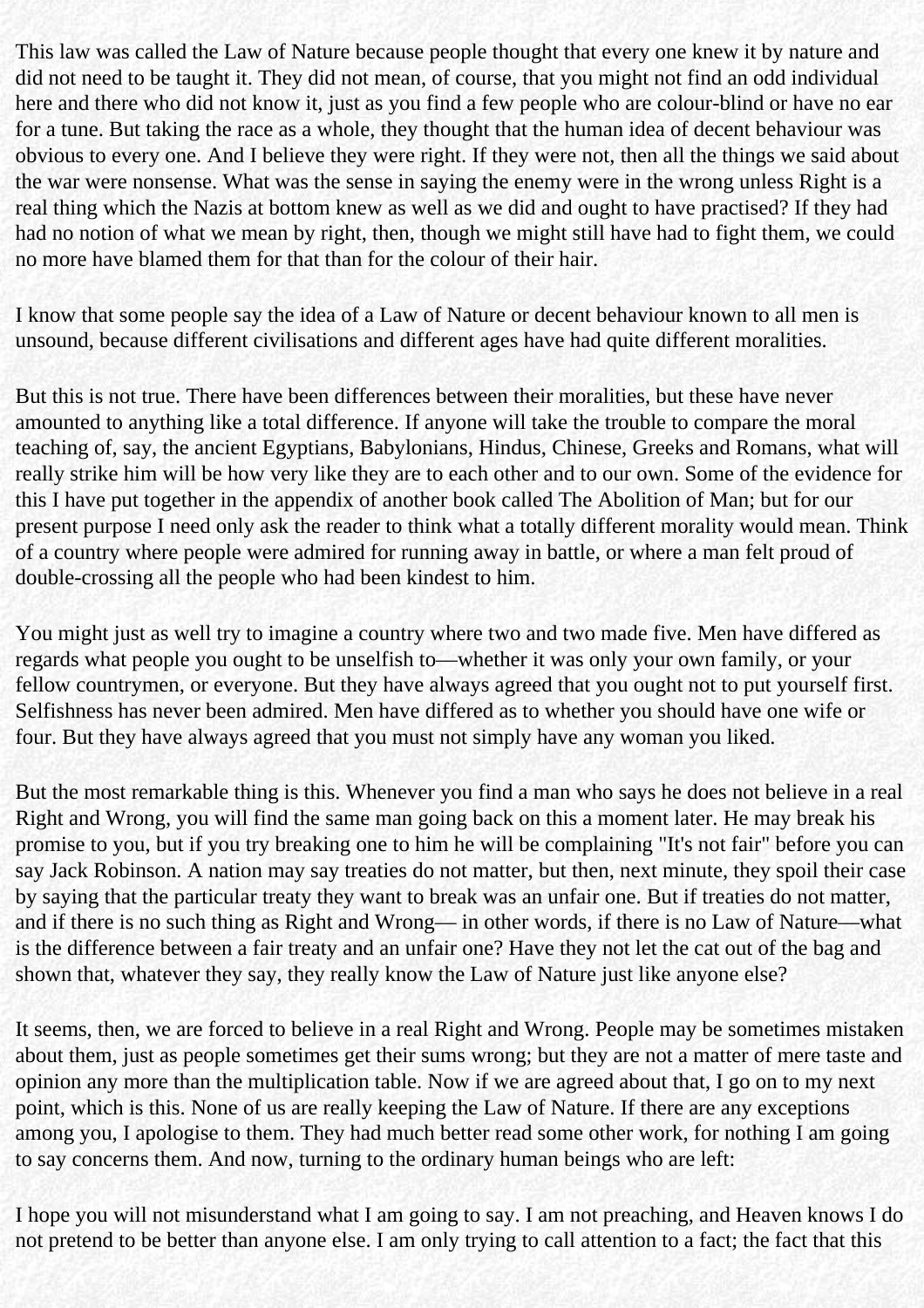This law was called the Law of Nature because people thought that every one knew it by nature and did not need to be taught it. They did not mean, of course, that you might not find an odd individual here and there who did not know it, just as you find a few people who are colour-blind or have no ear for a tune. But taking the race as a whole, they thought that the human idea of decent behaviour was obvious to every one. And I believe they were right. If they were not, then all the things we said about the war were nonsense. What was the sense in saying the enemy were in the wrong unless Right is a real thing which the Nazis at bottom knew as well as we did and ought to have practised? If they had had no notion of what we mean by right, then, though we might still have had to fight them, we could no more have blamed them for that than for the colour of their hair.

I know that some people say the idea of a Law of Nature or decent behaviour known to all men is unsound, because different civilisations and different ages have had quite different moralities.

But this is not true. There have been differences between their moralities, but these have never amounted to anything like a total difference. If anyone will take the trouble to compare the moral teaching of, say, the ancient Egyptians, Babylonians, Hindus, Chinese, Greeks and Romans, what will really strike him will be how very like they are to each other and to our own. Some of the evidence for this I have put together in the appendix of another book called The Abolition of Man; but for our present purpose I need only ask the reader to think what a totally different morality would mean. Think of a country where people were admired for running away in battle, or where a man felt proud of double-crossing all the people who had been kindest to him.

You might just as well try to imagine a country where two and two made five. Men have differed as regards what people you ought to be unselfish to—whether it was only your own family, or your fellow countrymen, or everyone. But they have always agreed that you ought not to put yourself first. Selfishness has never been admired. Men have differed as to whether you should have one wife or four. But they have always agreed that you must not simply have any woman you liked.

But the most remarkable thing is this. Whenever you find a man who says he does not believe in a real Right and Wrong, you will find the same man going back on this a moment later. He may break his promise to you, but if you try breaking one to him he will be complaining "It's not fair" before you can say Jack Robinson. A nation may say treaties do not matter, but then, next minute, they spoil their case by saying that the particular treaty they want to break was an unfair one. But if treaties do not matter, and if there is no such thing as Right and Wrong— in other words, if there is no Law of Nature—what is the difference between a fair treaty and an unfair one? Have they not let the cat out of the bag and shown that, whatever they say, they really know the Law of Nature just like anyone else?

It seems, then, we are forced to believe in a real Right and Wrong. People may be sometimes mistaken about them, just as people sometimes get their sums wrong; but they are not a matter of mere taste and opinion any more than the multiplication table. Now if we are agreed about that, I go on to my next point, which is this. None of us are really keeping the Law of Nature. If there are any exceptions among you, I apologise to them. They had much better read some other work, for nothing I am going to say concerns them. And now, turning to the ordinary human beings who are left:

I hope you will not misunderstand what I am going to say. I am not preaching, and Heaven knows I do not pretend to be better than anyone else. I am only trying to call attention to a fact; the fact that this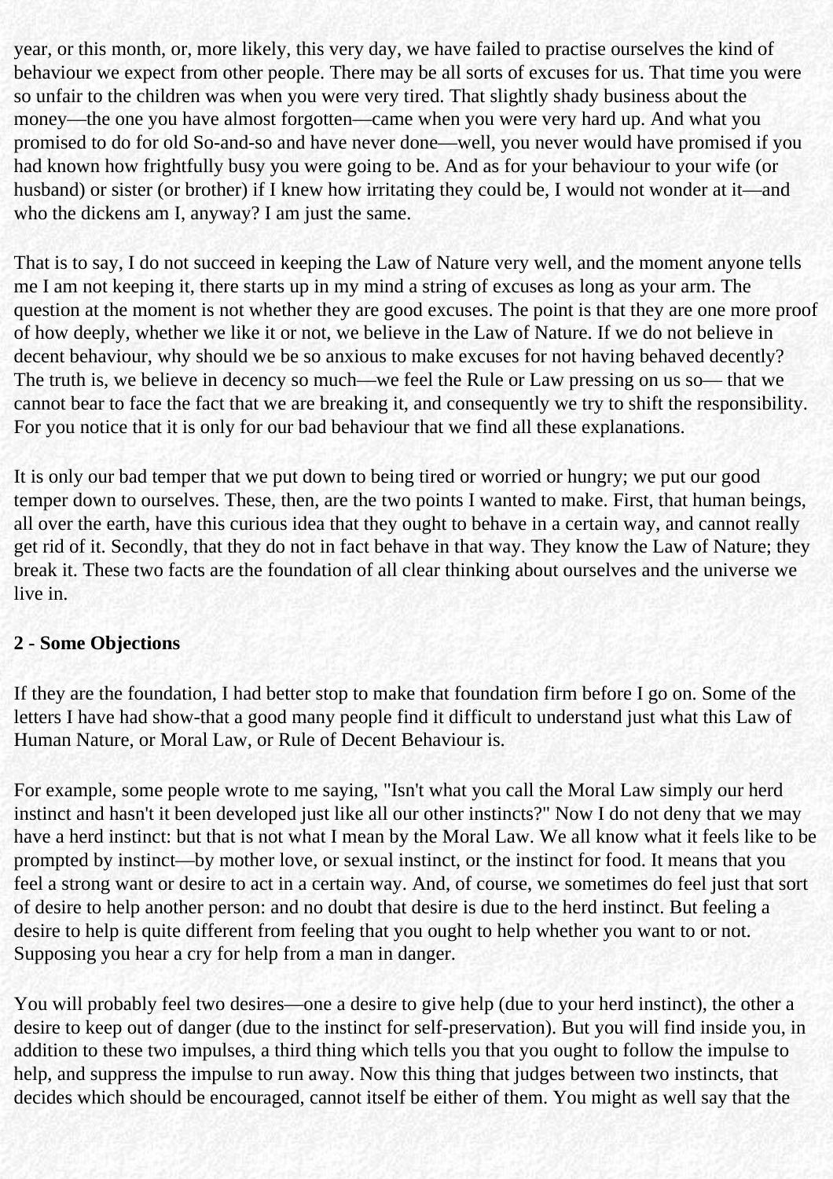year, or this month, or, more likely, this very day, we have failed to practise ourselves the kind of behaviour we expect from other people. There may be all sorts of excuses for us. That time you were so unfair to the children was when you were very tired. That slightly shady business about the money—the one you have almost forgotten—came when you were very hard up. And what you promised to do for old So-and-so and have never done—well, you never would have promised if you had known how frightfully busy you were going to be. And as for your behaviour to your wife (or husband) or sister (or brother) if I knew how irritating they could be, I would not wonder at it—and who the dickens am I, anyway? I am just the same.

That is to say, I do not succeed in keeping the Law of Nature very well, and the moment anyone tells me I am not keeping it, there starts up in my mind a string of excuses as long as your arm. The question at the moment is not whether they are good excuses. The point is that they are one more proof of how deeply, whether we like it or not, we believe in the Law of Nature. If we do not believe in decent behaviour, why should we be so anxious to make excuses for not having behaved decently? The truth is, we believe in decency so much—we feel the Rule or Law pressing on us so— that we cannot bear to face the fact that we are breaking it, and consequently we try to shift the responsibility. For you notice that it is only for our bad behaviour that we find all these explanations.

It is only our bad temper that we put down to being tired or worried or hungry; we put our good temper down to ourselves. These, then, are the two points I wanted to make. First, that human beings, all over the earth, have this curious idea that they ought to behave in a certain way, and cannot really get rid of it. Secondly, that they do not in fact behave in that way. They know the Law of Nature; they break it. These two facts are the foundation of all clear thinking about ourselves and the universe we live in.

**2 - Some Objections**

If they are the foundation, I had better stop to make that foundation firm before I go on. Some of the letters I have had show-that a good many people find it difficult to understand just what this Law of Human Nature, or Moral Law, or Rule of Decent Behaviour is.

For example, some people wrote to me saying, "Isn't what you call the Moral Law simply our herd instinct and hasn't it been developed just like all our other instincts?" Now I do not deny that we may have a herd instinct: but that is not what I mean by the Moral Law. We all know what it feels like to be prompted by instinct—by mother love, or sexual instinct, or the instinct for food. It means that you feel a strong want or desire to act in a certain way. And, of course, we sometimes do feel just that sort of desire to help another person: and no doubt that desire is due to the herd instinct. But feeling a desire to help is quite different from feeling that you ought to help whether you want to or not. Supposing you hear a cry for help from a man in danger.

You will probably feel two desires—one a desire to give help (due to your herd instinct), the other a desire to keep out of danger (due to the instinct for self-preservation). But you will find inside you, in addition to these two impulses, a third thing which tells you that you ought to follow the impulse to help, and suppress the impulse to run away. Now this thing that judges between two instincts, that decides which should be encouraged, cannot itself be either of them. You might as well say that the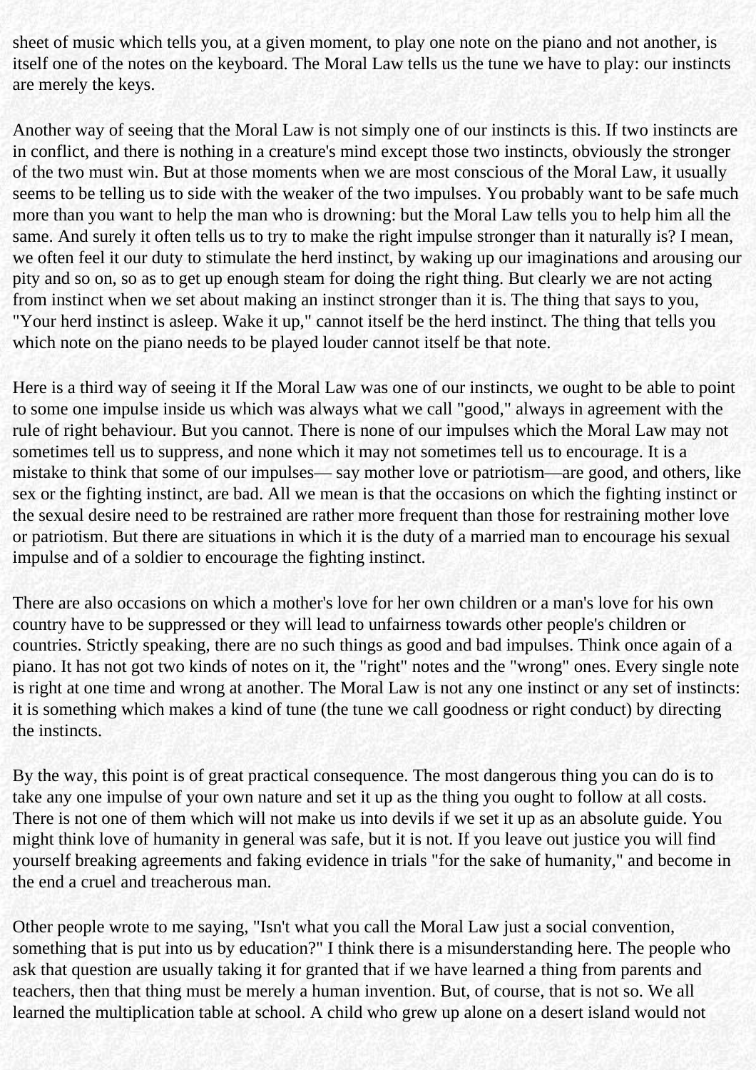sheet of music which tells you, at a given moment, to play one note on the piano and not another, is itself one of the notes on the keyboard. The Moral Law tells us the tune we have to play: our instincts are merely the keys.

Another way of seeing that the Moral Law is not simply one of our instincts is this. If two instincts are in conflict, and there is nothing in a creature's mind except those two instincts, obviously the stronger of the two must win. But at those moments when we are most conscious of the Moral Law, it usually seems to be telling us to side with the weaker of the two impulses. You probably want to be safe much more than you want to help the man who is drowning: but the Moral Law tells you to help him all the same. And surely it often tells us to try to make the right impulse stronger than it naturally is? I mean, we often feel it our duty to stimulate the herd instinct, by waking up our imaginations and arousing our pity and so on, so as to get up enough steam for doing the right thing. But clearly we are not acting from instinct when we set about making an instinct stronger than it is. The thing that says to you, "Your herd instinct is asleep. Wake it up," cannot itself be the herd instinct. The thing that tells you which note on the piano needs to be played louder cannot itself be that note.

Here is a third way of seeing it If the Moral Law was one of our instincts, we ought to be able to point to some one impulse inside us which was always what we call "good," always in agreement with the rule of right behaviour. But you cannot. There is none of our impulses which the Moral Law may not sometimes tell us to suppress, and none which it may not sometimes tell us to encourage. It is a mistake to think that some of our impulses— say mother love or patriotism—are good, and others, like sex or the fighting instinct, are bad. All we mean is that the occasions on which the fighting instinct or the sexual desire need to be restrained are rather more frequent than those for restraining mother love or patriotism. But there are situations in which it is the duty of a married man to encourage his sexual impulse and of a soldier to encourage the fighting instinct.

There are also occasions on which a mother's love for her own children or a man's love for his own country have to be suppressed or they will lead to unfairness towards other people's children or countries. Strictly speaking, there are no such things as good and bad impulses. Think once again of a piano. It has not got two kinds of notes on it, the "right" notes and the "wrong" ones. Every single note is right at one time and wrong at another. The Moral Law is not any one instinct or any set of instincts: it is something which makes a kind of tune (the tune we call goodness or right conduct) by directing the instincts.

By the way, this point is of great practical consequence. The most dangerous thing you can do is to take any one impulse of your own nature and set it up as the thing you ought to follow at all costs. There is not one of them which will not make us into devils if we set it up as an absolute guide. You might think love of humanity in general was safe, but it is not. If you leave out justice you will find yourself breaking agreements and faking evidence in trials "for the sake of humanity," and become in the end a cruel and treacherous man.

Other people wrote to me saying, "Isn't what you call the Moral Law just a social convention, something that is put into us by education?" I think there is a misunderstanding here. The people who ask that question are usually taking it for granted that if we have learned a thing from parents and teachers, then that thing must be merely a human invention. But, of course, that is not so. We all learned the multiplication table at school. A child who grew up alone on a desert island would not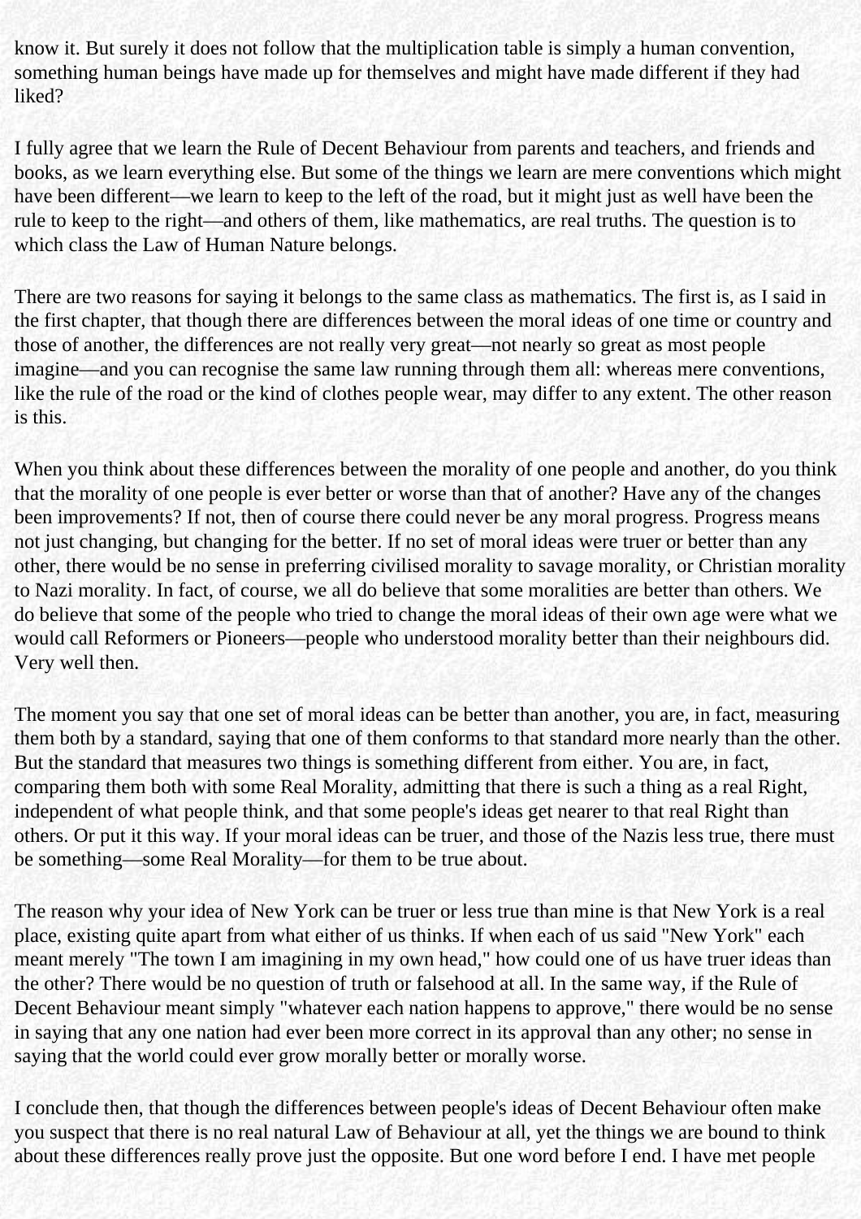know it. But surely it does not follow that the multiplication table is simply a human convention, something human beings have made up for themselves and might have made different if they had liked?

I fully agree that we learn the Rule of Decent Behaviour from parents and teachers, and friends and books, as we learn everything else. But some of the things we learn are mere conventions which might have been different—we learn to keep to the left of the road, but it might just as well have been the rule to keep to the right—and others of them, like mathematics, are real truths. The question is to which class the Law of Human Nature belongs.

There are two reasons for saying it belongs to the same class as mathematics. The first is, as I said in the first chapter, that though there are differences between the moral ideas of one time or country and those of another, the differences are not really very great—not nearly so great as most people imagine—and you can recognise the same law running through them all: whereas mere conventions, like the rule of the road or the kind of clothes people wear, may differ to any extent. The other reason is this.

When you think about these differences between the morality of one people and another, do you think that the morality of one people is ever better or worse than that of another? Have any of the changes been improvements? If not, then of course there could never be any moral progress. Progress means not just changing, but changing for the better. If no set of moral ideas were truer or better than any other, there would be no sense in preferring civilised morality to savage morality, or Christian morality to Nazi morality. In fact, of course, we all do believe that some moralities are better than others. We do believe that some of the people who tried to change the moral ideas of their own age were what we would call Reformers or Pioneers—people who understood morality better than their neighbours did. Very well then.

The moment you say that one set of moral ideas can be better than another, you are, in fact, measuring them both by a standard, saying that one of them conforms to that standard more nearly than the other. But the standard that measures two things is something different from either. You are, in fact, comparing them both with some Real Morality, admitting that there is such a thing as a real Right, independent of what people think, and that some people's ideas get nearer to that real Right than others. Or put it this way. If your moral ideas can be truer, and those of the Nazis less true, there must be something—some Real Morality—for them to be true about.

The reason why your idea of New York can be truer or less true than mine is that New York is a real place, existing quite apart from what either of us thinks. If when each of us said "New York" each meant merely "The town I am imagining in my own head," how could one of us have truer ideas than the other? There would be no question of truth or falsehood at all. In the same way, if the Rule of Decent Behaviour meant simply "whatever each nation happens to approve," there would be no sense in saying that any one nation had ever been more correct in its approval than any other; no sense in saying that the world could ever grow morally better or morally worse.

I conclude then, that though the differences between people's ideas of Decent Behaviour often make you suspect that there is no real natural Law of Behaviour at all, yet the things we are bound to think about these differences really prove just the opposite. But one word before I end. I have met people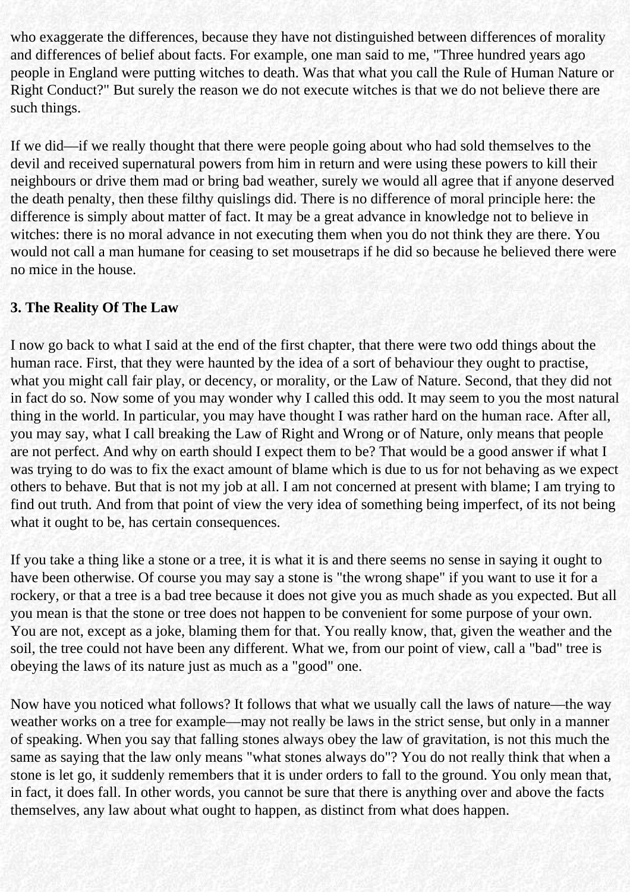who exaggerate the differences, because they have not distinguished between differences of morality and differences of belief about facts. For example, one man said to me, "Three hundred years ago people in England were putting witches to death. Was that what you call the Rule of Human Nature or Right Conduct?" But surely the reason we do not execute witches is that we do not believe there are such things.

If we did—if we really thought that there were people going about who had sold themselves to the devil and received supernatural powers from him in return and were using these powers to kill their neighbours or drive them mad or bring bad weather, surely we would all agree that if anyone deserved the death penalty, then these filthy quislings did. There is no difference of moral principle here: the difference is simply about matter of fact. It may be a great advance in knowledge not to believe in witches: there is no moral advance in not executing them when you do not think they are there. You would not call a man humane for ceasing to set mousetraps if he did so because he believed there were no mice in the house.

**3. The Reality Of The Law**

I now go back to what I said at the end of the first chapter, that there were two odd things about the human race. First, that they were haunted by the idea of a sort of behaviour they ought to practise, what you might call fair play, or decency, or morality, or the Law of Nature. Second, that they did not in fact do so. Now some of you may wonder why I called this odd. It may seem to you the most natural thing in the world. In particular, you may have thought I was rather hard on the human race. After all, you may say, what I call breaking the Law of Right and Wrong or of Nature, only means that people are not perfect. And why on earth should I expect them to be? That would be a good answer if what I was trying to do was to fix the exact amount of blame which is due to us for not behaving as we expect others to behave. But that is not my job at all. I am not concerned at present with blame; I am trying to find out truth. And from that point of view the very idea of something being imperfect, of its not being what it ought to be, has certain consequences.

If you take a thing like a stone or a tree, it is what it is and there seems no sense in saying it ought to have been otherwise. Of course you may say a stone is "the wrong shape" if you want to use it for a rockery, or that a tree is a bad tree because it does not give you as much shade as you expected. But all you mean is that the stone or tree does not happen to be convenient for some purpose of your own. You are not, except as a joke, blaming them for that. You really know, that, given the weather and the soil, the tree could not have been any different. What we, from our point of view, call a "bad" tree is obeying the laws of its nature just as much as a "good" one.

Now have you noticed what follows? It follows that what we usually call the laws of nature—the way weather works on a tree for example—may not really be laws in the strict sense, but only in a manner of speaking. When you say that falling stones always obey the law of gravitation, is not this much the same as saying that the law only means "what stones always do"? You do not really think that when a stone is let go, it suddenly remembers that it is under orders to fall to the ground. You only mean that, in fact, it does fall. In other words, you cannot be sure that there is anything over and above the facts themselves, any law about what ought to happen, as distinct from what does happen.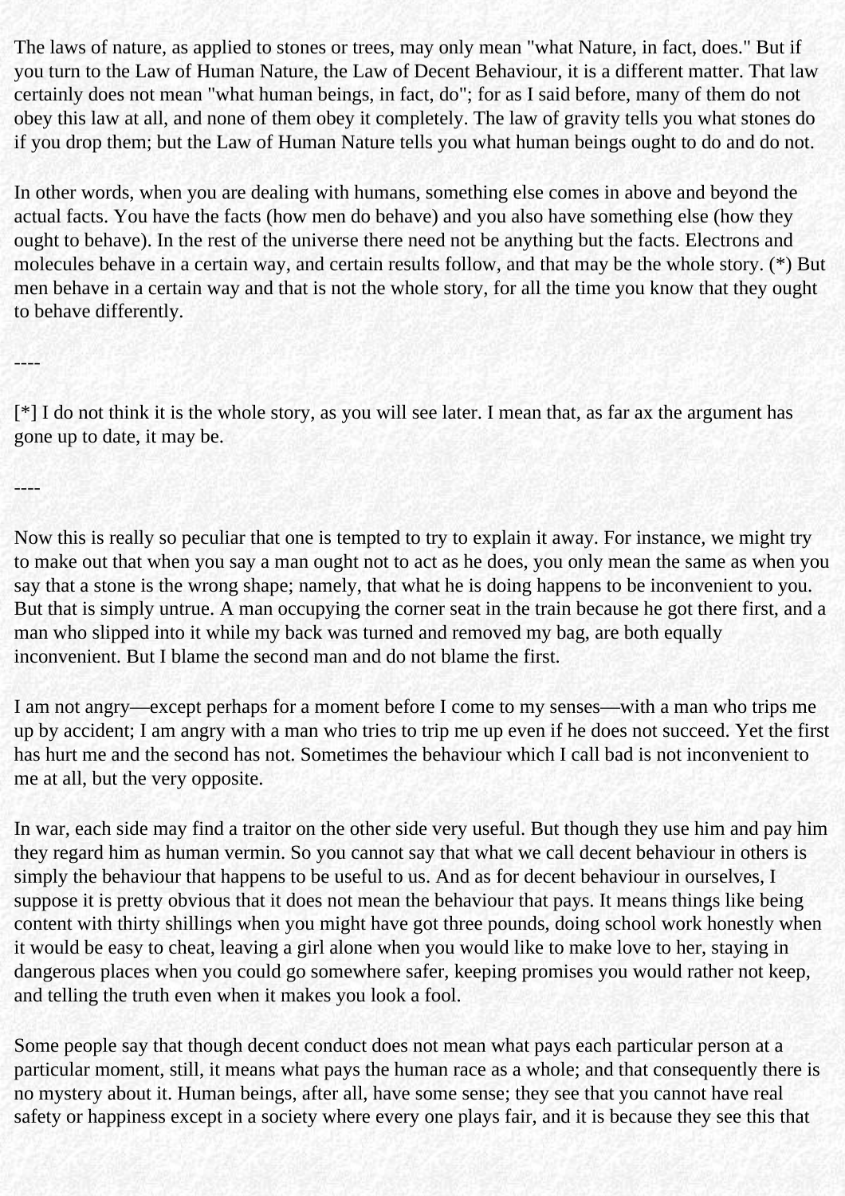The laws of nature, as applied to stones or trees, may only mean "what Nature, in fact, does." But if you turn to the Law of Human Nature, the Law of Decent Behaviour, it is a different matter. That law certainly does not mean "what human beings, in fact, do"; for as I said before, many of them do not obey this law at all, and none of them obey it completely. The law of gravity tells you what stones do if you drop them; but the Law of Human Nature tells you what human beings ought to do and do not.

In other words, when you are dealing with humans, something else comes in above and beyond the actual facts. You have the facts (how men do behave) and you also have something else (how they ought to behave). In the rest of the universe there need not be anything but the facts. Electrons and molecules behave in a certain way, and certain results follow, and that may be the whole story. (*) But men behave in a certain way and that is not the whole story, for all the time you know that they ought to behave differently.

----

[*] I do not think it is the whole story, as you will see later. I mean that, as far ax the argument has gone up to date, it may be.

----

Now this is really so peculiar that one is tempted to try to explain it away. For instance, we might try to make out that when you say a man ought not to act as he does, you only mean the same as when you say that a stone is the wrong shape; namely, that what he is doing happens to be inconvenient to you. But that is simply untrue. A man occupying the corner seat in the train because he got there first, and a man who slipped into it while my back was turned and removed my bag, are both equally inconvenient. But I blame the second man and do not blame the first.

I am not angry—except perhaps for a moment before I come to my senses—with a man who trips me up by accident; I am angry with a man who tries to trip me up even if he does not succeed. Yet the first has hurt me and the second has not. Sometimes the behaviour which I call bad is not inconvenient to me at all, but the very opposite.

In war, each side may find a traitor on the other side very useful. But though they use him and pay him they regard him as human vermin. So you cannot say that what we call decent behaviour in others is simply the behaviour that happens to be useful to us. And as for decent behaviour in ourselves, I suppose it is pretty obvious that it does not mean the behaviour that pays. It means things like being content with thirty shillings when you might have got three pounds, doing school work honestly when it would be easy to cheat, leaving a girl alone when you would like to make love to her, staying in dangerous places when you could go somewhere safer, keeping promises you would rather not keep, and telling the truth even when it makes you look a fool.

Some people say that though decent conduct does not mean what pays each particular person at a particular moment, still, it means what pays the human race as a whole; and that consequently there is no mystery about it. Human beings, after all, have some sense; they see that you cannot have real safety or happiness except in a society where every one plays fair, and it is because they see this that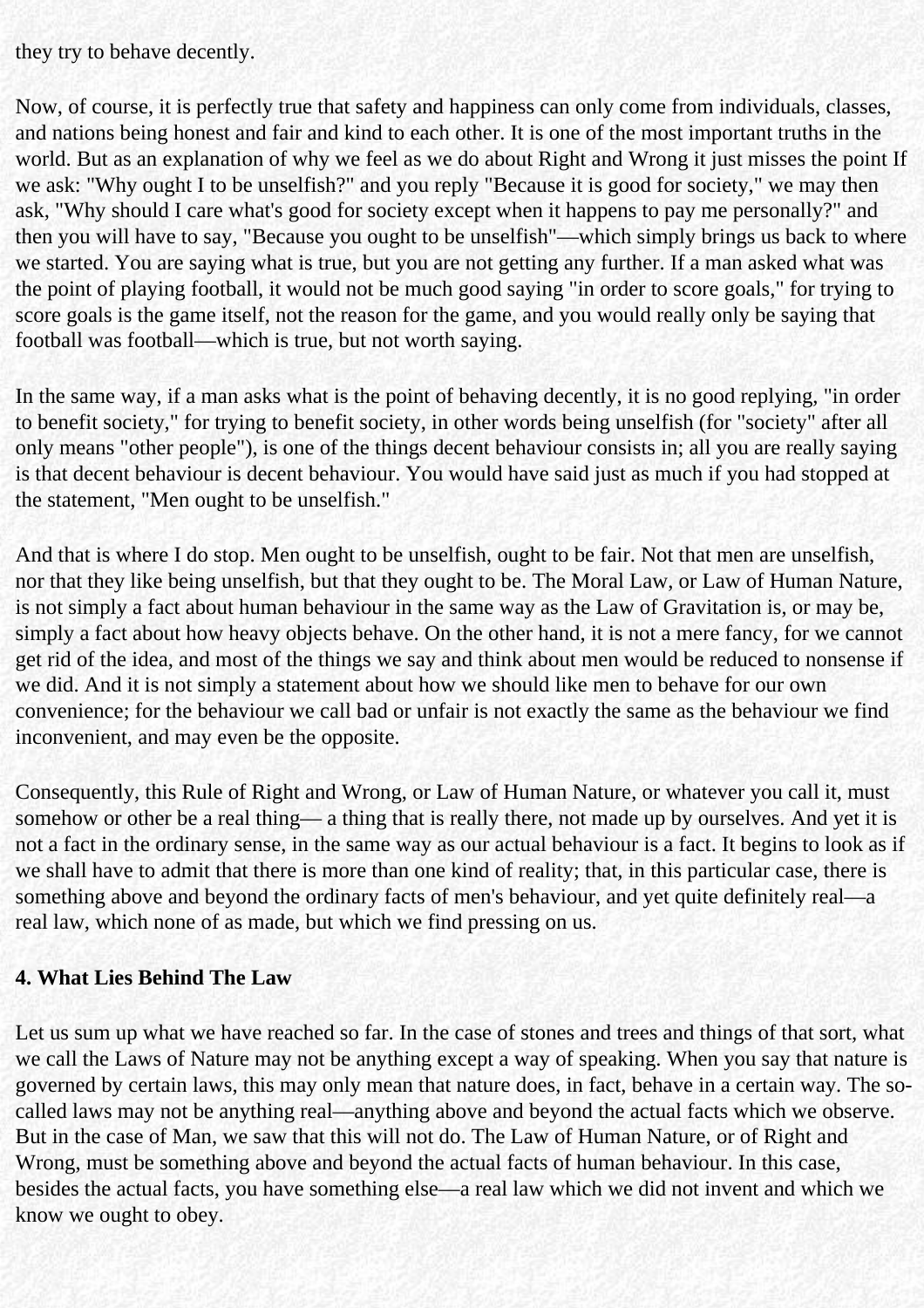they try to behave decently.

Now, of course, it is perfectly true that safety and happiness can only come from individuals, classes, and nations being honest and fair and kind to each other. It is one of the most important truths in the world. But as an explanation of why we feel as we do about Right and Wrong it just misses the point If we ask: "Why ought I to be unselfish?" and you reply "Because it is good for society," we may then ask, "Why should I care what's good for society except when it happens to pay me personally?" and then you will have to say, "Because you ought to be unselfish"—which simply brings us back to where we started. You are saying what is true, but you are not getting any further. If a man asked what was the point of playing football, it would not be much good saying "in order to score goals," for trying to score goals is the game itself, not the reason for the game, and you would really only be saying that football was football—which is true, but not worth saying.

In the same way, if a man asks what is the point of behaving decently, it is no good replying, "in order to benefit society," for trying to benefit society, in other words being unselfish (for "society" after all only means "other people"), is one of the things decent behaviour consists in; all you are really saying is that decent behaviour is decent behaviour. You would have said just as much if you had stopped at the statement, "Men ought to be unselfish."

And that is where I do stop. Men ought to be unselfish, ought to be fair. Not that men are unselfish, nor that they like being unselfish, but that they ought to be. The Moral Law, or Law of Human Nature, is not simply a fact about human behaviour in the same way as the Law of Gravitation is, or may be, simply a fact about how heavy objects behave. On the other hand, it is not a mere fancy, for we cannot get rid of the idea, and most of the things we say and think about men would be reduced to nonsense if we did. And it is not simply a statement about how we should like men to behave for our own convenience; for the behaviour we call bad or unfair is not exactly the same as the behaviour we find inconvenient, and may even be the opposite.

Consequently, this Rule of Right and Wrong, or Law of Human Nature, or whatever you call it, must somehow or other be a real thing— a thing that is really there, not made up by ourselves. And yet it is not a fact in the ordinary sense, in the same way as our actual behaviour is a fact. It begins to look as if we shall have to admit that there is more than one kind of reality; that, in this particular case, there is something above and beyond the ordinary facts of men's behaviour, and yet quite definitely real—a real law, which none of as made, but which we find pressing on us.

#### 4. What Lies Behind The Law

Let us sum up what we have reached so far. In the case of stones and trees and things of that sort, what we call the Laws of Nature may not be anything except a way of speaking. When you say that nature is governed by certain laws, this may only mean that nature does, in fact, behave in a certain way. The so-called laws may not be anything real—anything above and beyond the actual facts which we observe. But in the case of Man, we saw that this will not do. The Law of Human Nature, or of Right and Wrong, must be something above and beyond the actual facts of human behaviour. In this case, besides the actual facts, you have something else—a real law which we did not invent and which we know we ought to obey.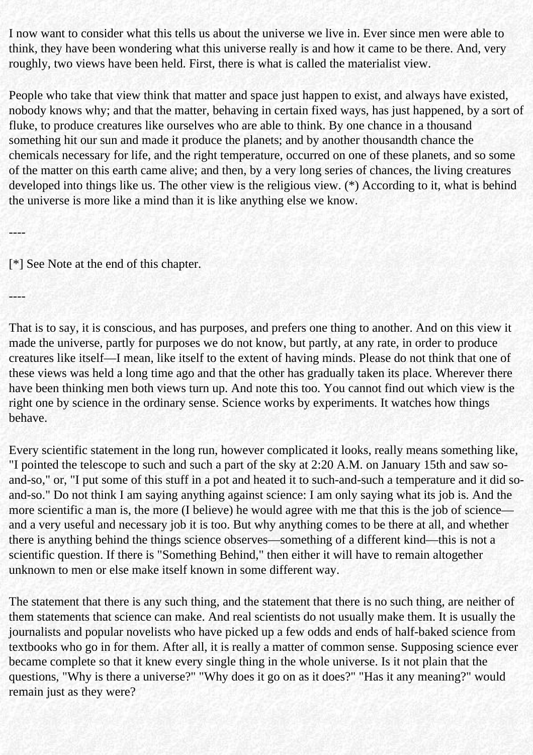I now want to consider what this tells us about the universe we live in. Ever since men were able to think, they have been wondering what this universe really is and how it came to be there. And, very roughly, two views have been held. First, there is what is called the materialist view.

People who take that view think that matter and space just happen to exist, and always have existed, nobody knows why; and that the matter, behaving in certain fixed ways, has just happened, by a sort of fluke, to produce creatures like ourselves who are able to think. By one chance in a thousand something hit our sun and made it produce the planets; and by another thousandth chance the chemicals necessary for life, and the right temperature, occurred on one of these planets, and so some of the matter on this earth came alive; and then, by a very long series of chances, the living creatures developed into things like us. The other view is the religious view. (*) According to it, what is behind the universe is more like a mind than it is like anything else we know.

----

[*] See Note at the end of this chapter.

----

That is to say, it is conscious, and has purposes, and prefers one thing to another. And on this view it made the universe, partly for purposes we do not know, but partly, at any rate, in order to produce creatures like itself—I mean, like itself to the extent of having minds. Please do not think that one of these views was held a long time ago and that the other has gradually taken its place. Wherever there have been thinking men both views turn up. And note this too. You cannot find out which view is the right one by science in the ordinary sense. Science works by experiments. It watches how things behave.

Every scientific statement in the long run, however complicated it looks, really means something like, "I pointed the telescope to such and such a part of the sky at 2:20 A.M. on January 15th and saw so-and-so," or, "I put some of this stuff in a pot and heated it to such-and-such a temperature and it did so-and-so." Do not think I am saying anything against science: I am only saying what its job is. And the more scientific a man is, the more (I believe) he would agree with me that this is the job of science—and a very useful and necessary job it is too. But why anything comes to be there at all, and whether there is anything behind the things science observes—something of a different kind—this is not a scientific question. If there is "Something Behind," then either it will have to remain altogether unknown to men or else make itself known in some different way.

The statement that there is any such thing, and the statement that there is no such thing, are neither of them statements that science can make. And real scientists do not usually make them. It is usually the journalists and popular novelists who have picked up a few odds and ends of half-baked science from textbooks who go in for them. After all, it is really a matter of common sense. Supposing science ever became complete so that it knew every single thing in the whole universe. Is it not plain that the questions, "Why is there a universe?" "Why does it go on as it does?" "Has it any meaning?" would remain just as they were?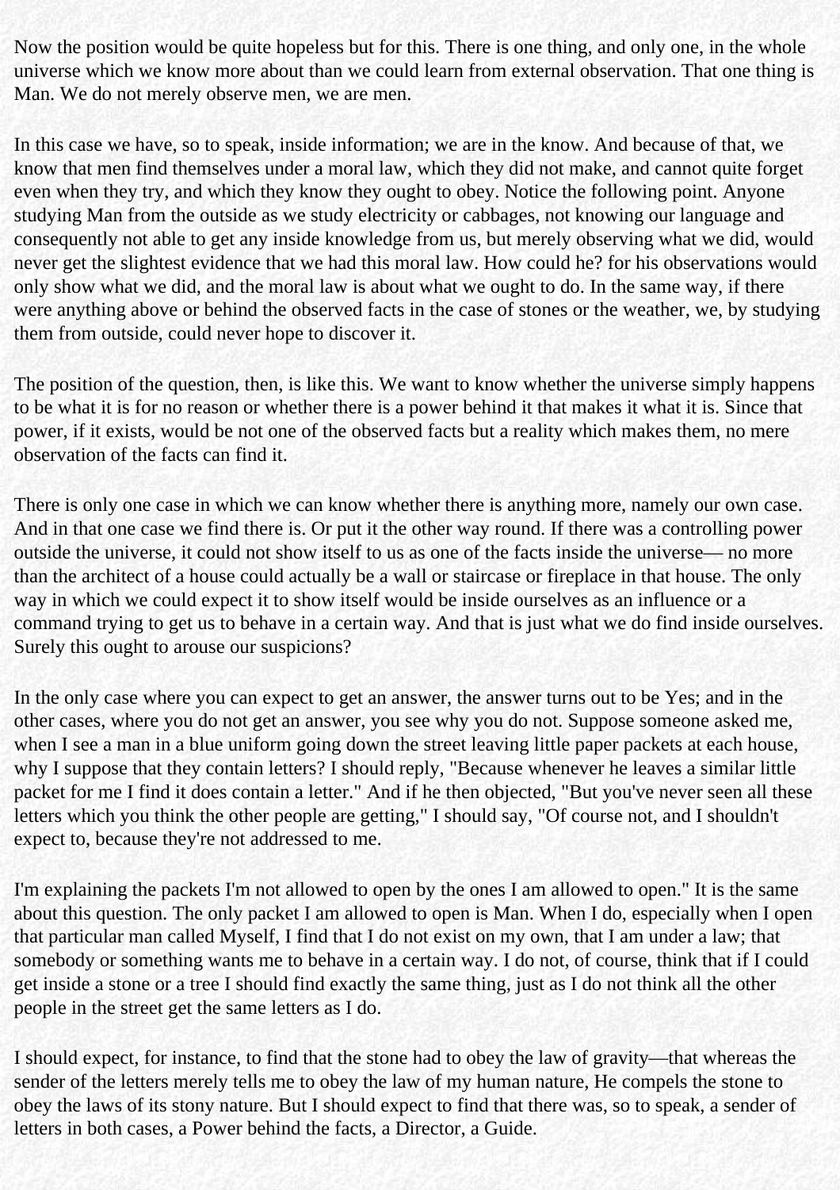Now the position would be quite hopeless but for this. There is one thing, and only one, in the whole universe which we know more about than we could learn from external observation. That one thing is Man. We do not merely observe men, we are men.

In this case we have, so to speak, inside information; we are in the know. And because of that, we know that men find themselves under a moral law, which they did not make, and cannot quite forget even when they try, and which they know they ought to obey. Notice the following point. Anyone studying Man from the outside as we study electricity or cabbages, not knowing our language and consequently not able to get any inside knowledge from us, but merely observing what we did, would never get the slightest evidence that we had this moral law. How could he? for his observations would only show what we did, and the moral law is about what we ought to do. In the same way, if there were anything above or behind the observed facts in the case of stones or the weather, we, by studying them from outside, could never hope to discover it.

The position of the question, then, is like this. We want to know whether the universe simply happens to be what it is for no reason or whether there is a power behind it that makes it what it is. Since that power, if it exists, would be not one of the observed facts but a reality which makes them, no mere observation of the facts can find it.

There is only one case in which we can know whether there is anything more, namely our own case. And in that one case we find there is. Or put it the other way round. If there was a controlling power outside the universe, it could not show itself to us as one of the facts inside the universe— no more than the architect of a house could actually be a wall or staircase or fireplace in that house. The only way in which we could expect it to show itself would be inside ourselves as an influence or a command trying to get us to behave in a certain way. And that is just what we do find inside ourselves. Surely this ought to arouse our suspicions?

In the only case where you can expect to get an answer, the answer turns out to be Yes; and in the other cases, where you do not get an answer, you see why you do not. Suppose someone asked me, when I see a man in a blue uniform going down the street leaving little paper packets at each house, why I suppose that they contain letters? I should reply, "Because whenever he leaves a similar little packet for me I find it does contain a letter." And if he then objected, "But you've never seen all these letters which you think the other people are getting," I should say, "Of course not, and I shouldn't expect to, because they're not addressed to me.

I'm explaining the packets I'm not allowed to open by the ones I am allowed to open." It is the same about this question. The only packet I am allowed to open is Man. When I do, especially when I open that particular man called Myself, I find that I do not exist on my own, that I am under a law; that somebody or something wants me to behave in a certain way. I do not, of course, think that if I could get inside a stone or a tree I should find exactly the same thing, just as I do not think all the other people in the street get the same letters as I do.

I should expect, for instance, to find that the stone had to obey the law of gravity—that whereas the sender of the letters merely tells me to obey the law of my human nature, He compels the stone to obey the laws of its stony nature. But I should expect to find that there was, so to speak, a sender of letters in both cases, a Power behind the facts, a Director, a Guide.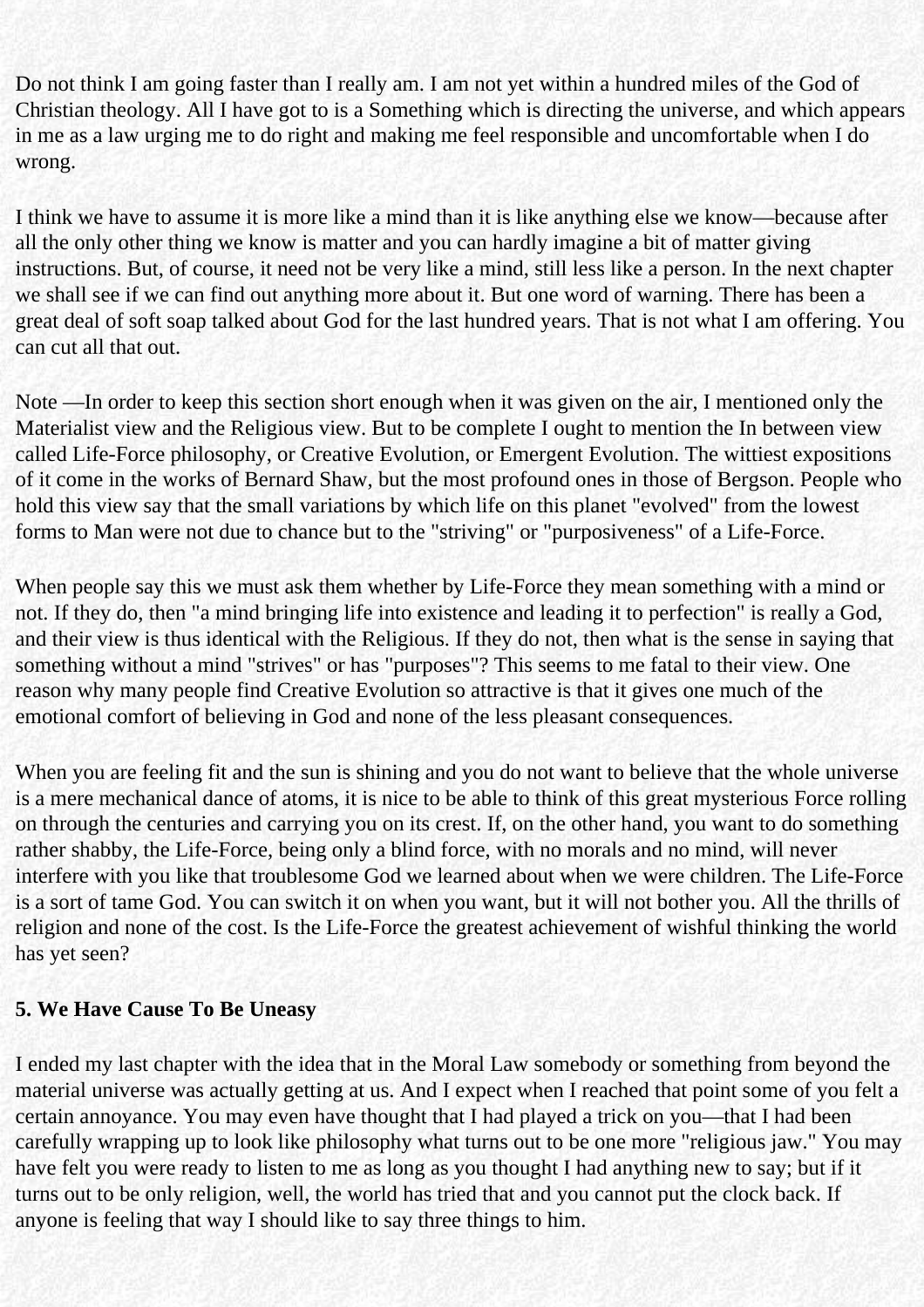Do not think I am going faster than I really am. I am not yet within a hundred miles of the God of Christian theology. All I have got to is a Something which is directing the universe, and which appears in me as a law urging me to do right and making me feel responsible and uncomfortable when I do wrong.

I think we have to assume it is more like a mind than it is like anything else we know—because after all the only other thing we know is matter and you can hardly imagine a bit of matter giving instructions. But, of course, it need not be very like a mind, still less like a person. In the next chapter we shall see if we can find out anything more about it. But one word of warning. There has been a great deal of soft soap talked about God for the last hundred years. That is not what I am offering. You can cut all that out.

Note —In order to keep this section short enough when it was given on the air, I mentioned only the Materialist view and the Religious view. But to be complete I ought to mention the In between view called Life-Force philosophy, or Creative Evolution, or Emergent Evolution. The wittiest expositions of it come in the works of Bernard Shaw, but the most profound ones in those of Bergson. People who hold this view say that the small variations by which life on this planet "evolved" from the lowest forms to Man were not due to chance but to the "striving" or "purposiveness" of a Life-Force.

When people say this we must ask them whether by Life-Force they mean something with a mind or not. If they do, then "a mind bringing life into existence and leading it to perfection" is really a God, and their view is thus identical with the Religious. If they do not, then what is the sense in saying that something without a mind "strives" or has "purposes"? This seems to me fatal to their view. One reason why many people find Creative Evolution so attractive is that it gives one much of the emotional comfort of believing in God and none of the less pleasant consequences.

When you are feeling fit and the sun is shining and you do not want to believe that the whole universe is a mere mechanical dance of atoms, it is nice to be able to think of this great mysterious Force rolling on through the centuries and carrying you on its crest. If, on the other hand, you want to do something rather shabby, the Life-Force, being only a blind force, with no morals and no mind, will never interfere with you like that troublesome God we learned about when we were children. The Life-Force is a sort of tame God. You can switch it on when you want, but it will not bother you. All the thrills of religion and none of the cost. Is the Life-Force the greatest achievement of wishful thinking the world has yet seen?

## 5. We Have Cause To Be Uneasy

I ended my last chapter with the idea that in the Moral Law somebody or something from beyond the material universe was actually getting at us. And I expect when I reached that point some of you felt a certain annoyance. You may even have thought that I had played a trick on you—that I had been carefully wrapping up to look like philosophy what turns out to be one more "religious jaw." You may have felt you were ready to listen to me as long as you thought I had anything new to say; but if it turns out to be only religion, well, the world has tried that and you cannot put the clock back. If anyone is feeling that way I should like to say three things to him.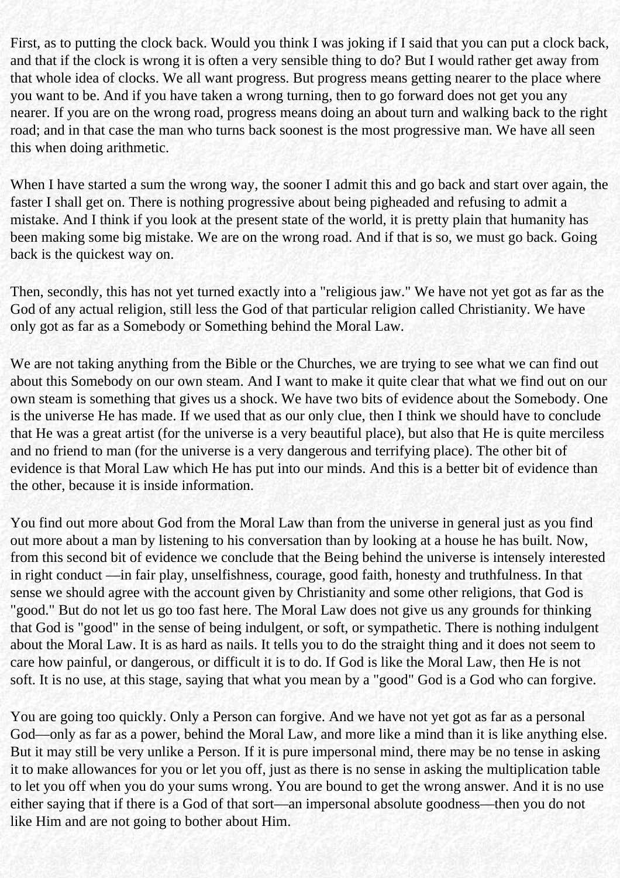First, as to putting the clock back. Would you think I was joking if I said that you can put a clock back, and that if the clock is wrong it is often a very sensible thing to do? But I would rather get away from that whole idea of clocks. We all want progress. But progress means getting nearer to the place where you want to be. And if you have taken a wrong turning, then to go forward does not get you any nearer. If you are on the wrong road, progress means doing an about turn and walking back to the right road; and in that case the man who turns back soonest is the most progressive man. We have all seen this when doing arithmetic.

When I have started a sum the wrong way, the sooner I admit this and go back and start over again, the faster I shall get on. There is nothing progressive about being pigheaded and refusing to admit a mistake. And I think if you look at the present state of the world, it is pretty plain that humanity has been making some big mistake. We are on the wrong road. And if that is so, we must go back. Going back is the quickest way on.

Then, secondly, this has not yet turned exactly into a "religious jaw." We have not yet got as far as the God of any actual religion, still less the God of that particular religion called Christianity. We have only got as far as a Somebody or Something behind the Moral Law.

We are not taking anything from the Bible or the Churches, we are trying to see what we can find out about this Somebody on our own steam. And I want to make it quite clear that what we find out on our own steam is something that gives us a shock. We have two bits of evidence about the Somebody. One is the universe He has made. If we used that as our only clue, then I think we should have to conclude that He was a great artist (for the universe is a very beautiful place), but also that He is quite merciless and no friend to man (for the universe is a very dangerous and terrifying place). The other bit of evidence is that Moral Law which He has put into our minds. And this is a better bit of evidence than the other, because it is inside information.

You find out more about God from the Moral Law than from the universe in general just as you find out more about a man by listening to his conversation than by looking at a house he has built. Now, from this second bit of evidence we conclude that the Being behind the universe is intensely interested in right conduct —in fair play, unselfishness, courage, good faith, honesty and truthfulness. In that sense we should agree with the account given by Christianity and some other religions, that God is "good." But do not let us go too fast here. The Moral Law does not give us any grounds for thinking that God is "good" in the sense of being indulgent, or soft, or sympathetic. There is nothing indulgent about the Moral Law. It is as hard as nails. It tells you to do the straight thing and it does not seem to care how painful, or dangerous, or difficult it is to do. If God is like the Moral Law, then He is not soft. It is no use, at this stage, saying that what you mean by a "good" God is a God who can forgive.

You are going too quickly. Only a Person can forgive. And we have not yet got as far as a personal God—only as far as a power, behind the Moral Law, and more like a mind than it is like anything else. But it may still be very unlike a Person. If it is pure impersonal mind, there may be no tense in asking it to make allowances for you or let you off, just as there is no sense in asking the multiplication table to let you off when you do your sums wrong. You are bound to get the wrong answer. And it is no use either saying that if there is a God of that sort—an impersonal absolute goodness—then you do not like Him and are not going to bother about Him.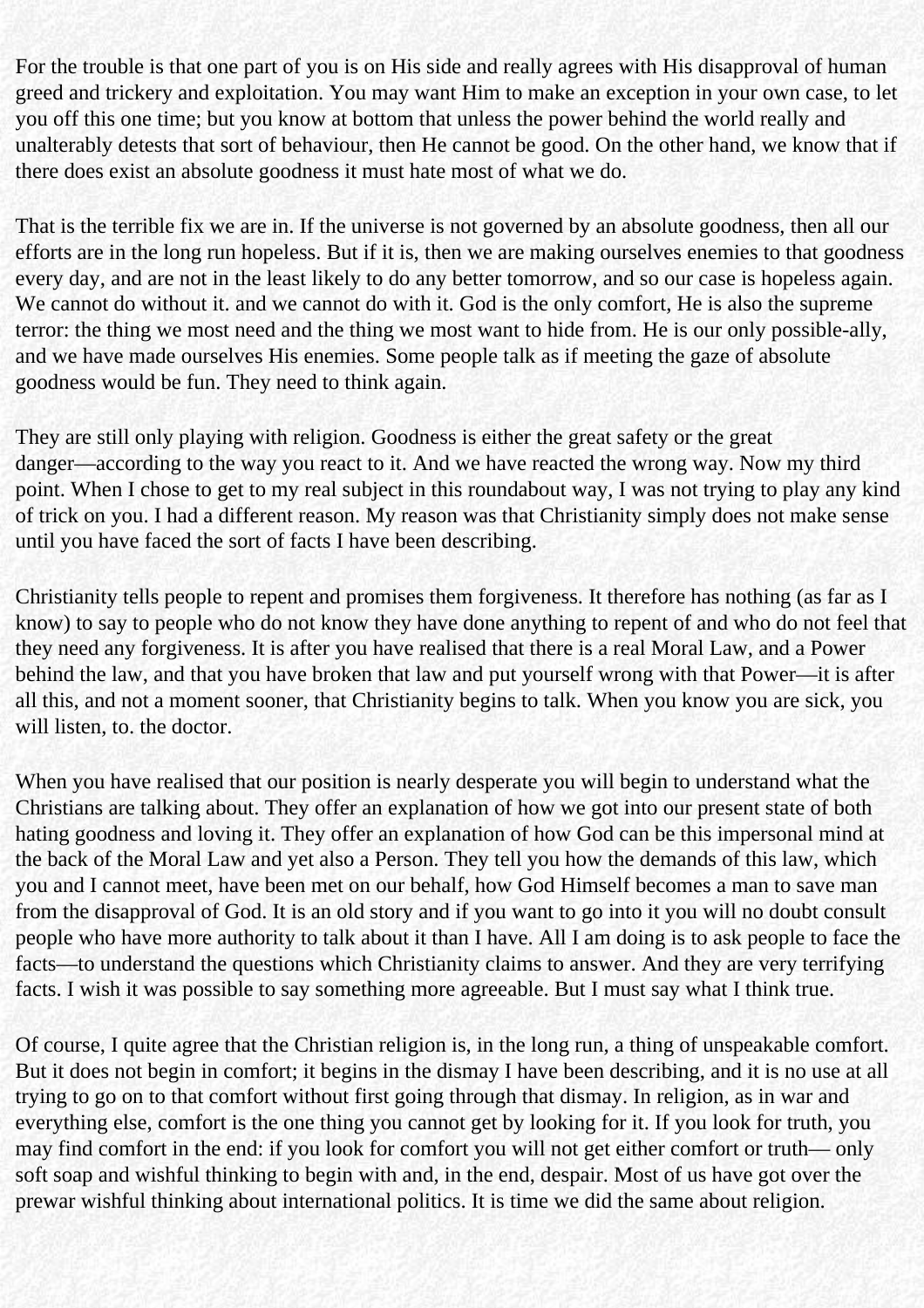For the trouble is that one part of you is on His side and really agrees with His disapproval of human greed and trickery and exploitation. You may want Him to make an exception in your own case, to let you off this one time; but you know at bottom that unless the power behind the world really and unalterably detests that sort of behaviour, then He cannot be good. On the other hand, we know that if there does exist an absolute goodness it must hate most of what we do.

That is the terrible fix we are in. If the universe is not governed by an absolute goodness, then all our efforts are in the long run hopeless. But if it is, then we are making ourselves enemies to that goodness every day, and are not in the least likely to do any better tomorrow, and so our case is hopeless again. We cannot do without it. and we cannot do with it. God is the only comfort, He is also the supreme terror: the thing we most need and the thing we most want to hide from. He is our only possible-ally, and we have made ourselves His enemies. Some people talk as if meeting the gaze of absolute goodness would be fun. They need to think again.

They are still only playing with religion. Goodness is either the great safety or the great danger—according to the way you react to it. And we have reacted the wrong way. Now my third point. When I chose to get to my real subject in this roundabout way, I was not trying to play any kind of trick on you. I had a different reason. My reason was that Christianity simply does not make sense until you have faced the sort of facts I have been describing.

Christianity tells people to repent and promises them forgiveness. It therefore has nothing (as far as I know) to say to people who do not know they have done anything to repent of and who do not feel that they need any forgiveness. It is after you have realised that there is a real Moral Law, and a Power behind the law, and that you have broken that law and put yourself wrong with that Power—it is after all this, and not a moment sooner, that Christianity begins to talk. When you know you are sick, you will listen, to. the doctor.

When you have realised that our position is nearly desperate you will begin to understand what the Christians are talking about. They offer an explanation of how we got into our present state of both hating goodness and loving it. They offer an explanation of how God can be this impersonal mind at the back of the Moral Law and yet also a Person. They tell you how the demands of this law, which you and I cannot meet, have been met on our behalf, how God Himself becomes a man to save man from the disapproval of God. It is an old story and if you want to go into it you will no doubt consult people who have more authority to talk about it than I have. All I am doing is to ask people to face the facts—to understand the questions which Christianity claims to answer. And they are very terrifying facts. I wish it was possible to say something more agreeable. But I must say what I think true.

Of course, I quite agree that the Christian religion is, in the long run, a thing of unspeakable comfort. But it does not begin in comfort; it begins in the dismay I have been describing, and it is no use at all trying to go on to that comfort without first going through that dismay. In religion, as in war and everything else, comfort is the one thing you cannot get by looking for it. If you look for truth, you may find comfort in the end: if you look for comfort you will not get either comfort or truth— only soft soap and wishful thinking to begin with and, in the end, despair. Most of us have got over the prewar wishful thinking about international politics. It is time we did the same about religion.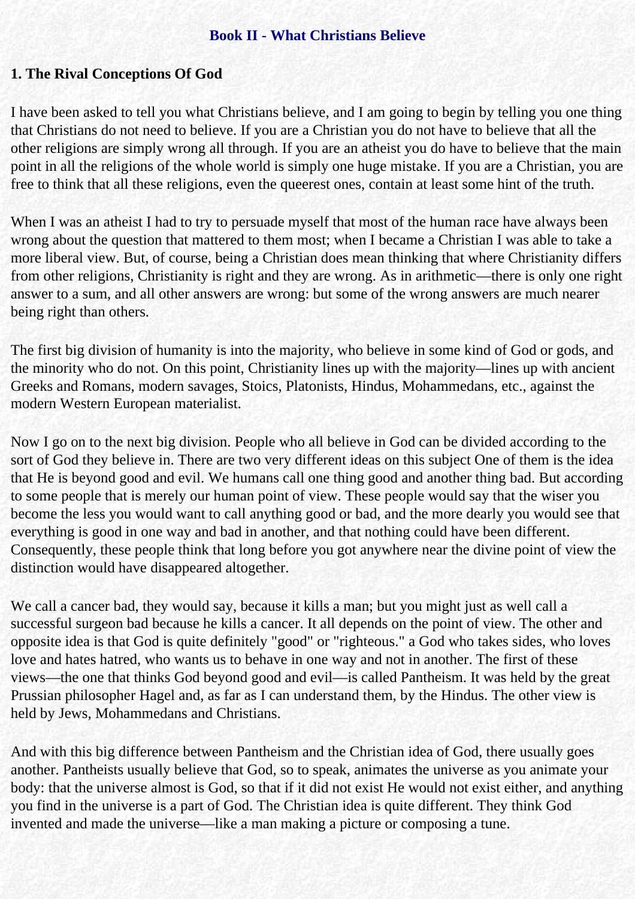## Book II - What Christians Believe

### 1. The Rival Conceptions Of God

I have been asked to tell you what Christians believe, and I am going to begin by telling you one thing that Christians do not need to believe. If you are a Christian you do not have to believe that all the other religions are simply wrong all through. If you are an atheist you do have to believe that the main point in all the religions of the whole world is simply one huge mistake. If you are a Christian, you are free to think that all these religions, even the queerest ones, contain at least some hint of the truth.

When I was an atheist I had to try to persuade myself that most of the human race have always been wrong about the question that mattered to them most; when I became a Christian I was able to take a more liberal view. But, of course, being a Christian does mean thinking that where Christianity differs from other religions, Christianity is right and they are wrong. As in arithmetic—there is only one right answer to a sum, and all other answers are wrong: but some of the wrong answers are much nearer being right than others.

The first big division of humanity is into the majority, who believe in some kind of God or gods, and the minority who do not. On this point, Christianity lines up with the majority—lines up with ancient Greeks and Romans, modern savages, Stoics, Platonists, Hindus, Mohammedans, etc., against the modern Western European materialist.

Now I go on to the next big division. People who all believe in God can be divided according to the sort of God they believe in. There are two very different ideas on this subject One of them is the idea that He is beyond good and evil. We humans call one thing good and another thing bad. But according to some people that is merely our human point of view. These people would say that the wiser you become the less you would want to call anything good or bad, and the more dearly you would see that everything is good in one way and bad in another, and that nothing could have been different. Consequently, these people think that long before you got anywhere near the divine point of view the distinction would have disappeared altogether.

We call a cancer bad, they would say, because it kills a man; but you might just as well call a successful surgeon bad because he kills a cancer. It all depends on the point of view. The other and opposite idea is that God is quite definitely "good" or "righteous." a God who takes sides, who loves love and hates hatred, who wants us to behave in one way and not in another. The first of these views—the one that thinks God beyond good and evil—is called Pantheism. It was held by the great Prussian philosopher Hagel and, as far as I can understand them, by the Hindus. The other view is held by Jews, Mohammedans and Christians.

And with this big difference between Pantheism and the Christian idea of God, there usually goes another. Pantheists usually believe that God, so to speak, animates the universe as you animate your body: that the universe almost is God, so that if it did not exist He would not exist either, and anything you find in the universe is a part of God. The Christian idea is quite different. They think God invented and made the universe—like a man making a picture or composing a tune.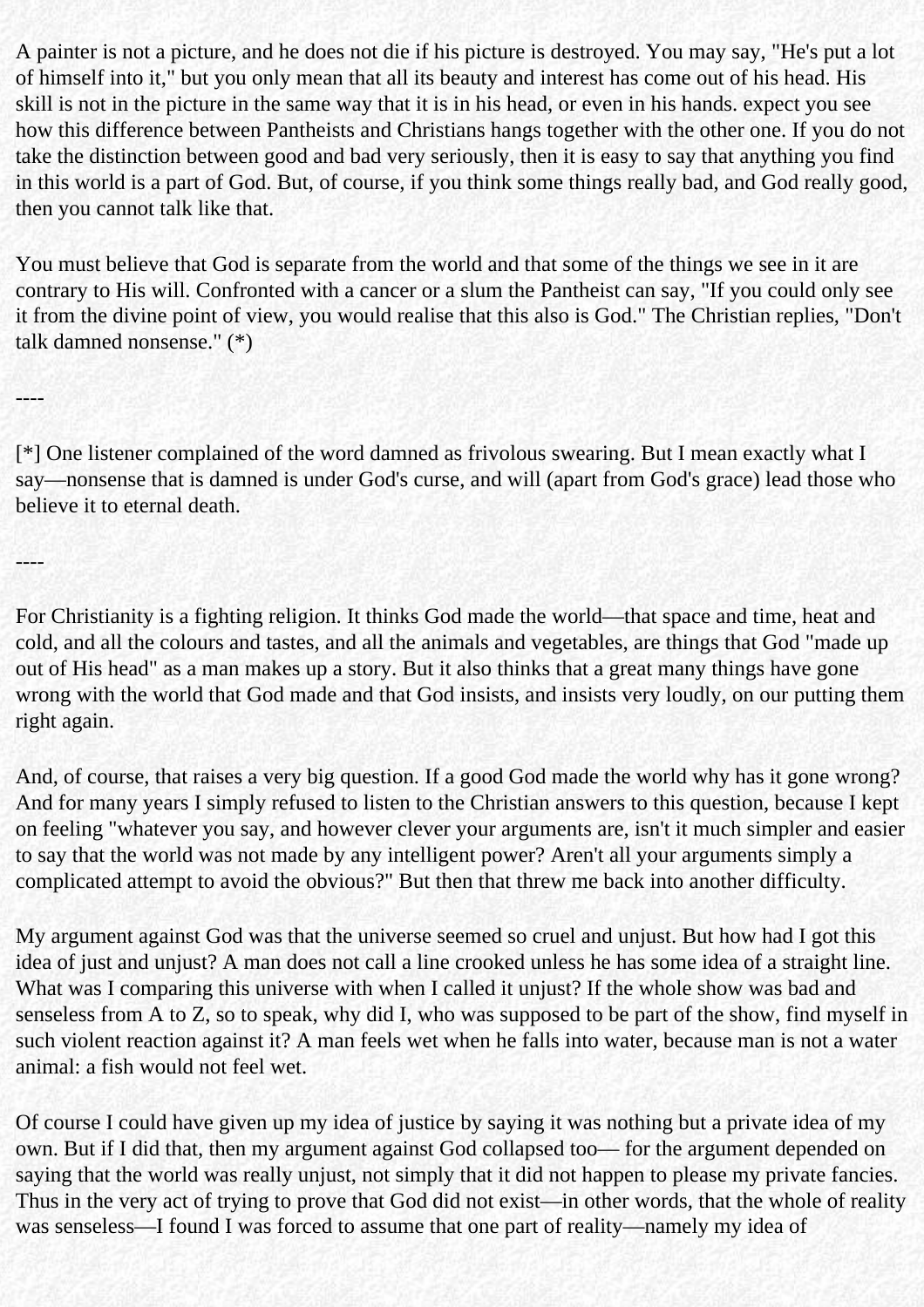A painter is not a picture, and he does not die if his picture is destroyed. You may say, "He's put a lot of himself into it," but you only mean that all its beauty and interest has come out of his head. His skill is not in the picture in the same way that it is in his head, or even in his hands. expect you see how this difference between Pantheists and Christians hangs together with the other one. If you do not take the distinction between good and bad very seriously, then it is easy to say that anything you find in this world is a part of God. But, of course, if you think some things really bad, and God really good, then you cannot talk like that.

You must believe that God is separate from the world and that some of the things we see in it are contrary to His will. Confronted with a cancer or a slum the Pantheist can say, "If you could only see it from the divine point of view, you would realise that this also is God." The Christian replies, "Don't talk damned nonsense." (*)

----

[*] One listener complained of the word damned as frivolous swearing. But I mean exactly what I say—nonsense that is damned is under God's curse, and will (apart from God's grace) lead those who believe it to eternal death.

----

For Christianity is a fighting religion. It thinks God made the world—that space and time, heat and cold, and all the colours and tastes, and all the animals and vegetables, are things that God "made up out of His head" as a man makes up a story. But it also thinks that a great many things have gone wrong with the world that God made and that God insists, and insists very loudly, on our putting them right again.

And, of course, that raises a very big question. If a good God made the world why has it gone wrong? And for many years I simply refused to listen to the Christian answers to this question, because I kept on feeling "whatever you say, and however clever your arguments are, isn't it much simpler and easier to say that the world was not made by any intelligent power? Aren't all your arguments simply a complicated attempt to avoid the obvious?" But then that threw me back into another difficulty.

My argument against God was that the universe seemed so cruel and unjust. But how had I got this idea of just and unjust? A man does not call a line crooked unless he has some idea of a straight line. What was I comparing this universe with when I called it unjust? If the whole show was bad and senseless from A to Z, so to speak, why did I, who was supposed to be part of the show, find myself in such violent reaction against it? A man feels wet when he falls into water, because man is not a water animal: a fish would not feel wet.

Of course I could have given up my idea of justice by saying it was nothing but a private idea of my own. But if I did that, then my argument against God collapsed too— for the argument depended on saying that the world was really unjust, not simply that it did not happen to please my private fancies. Thus in the very act of trying to prove that God did not exist—in other words, that the whole of reality was senseless—I found I was forced to assume that one part of reality—namely my idea of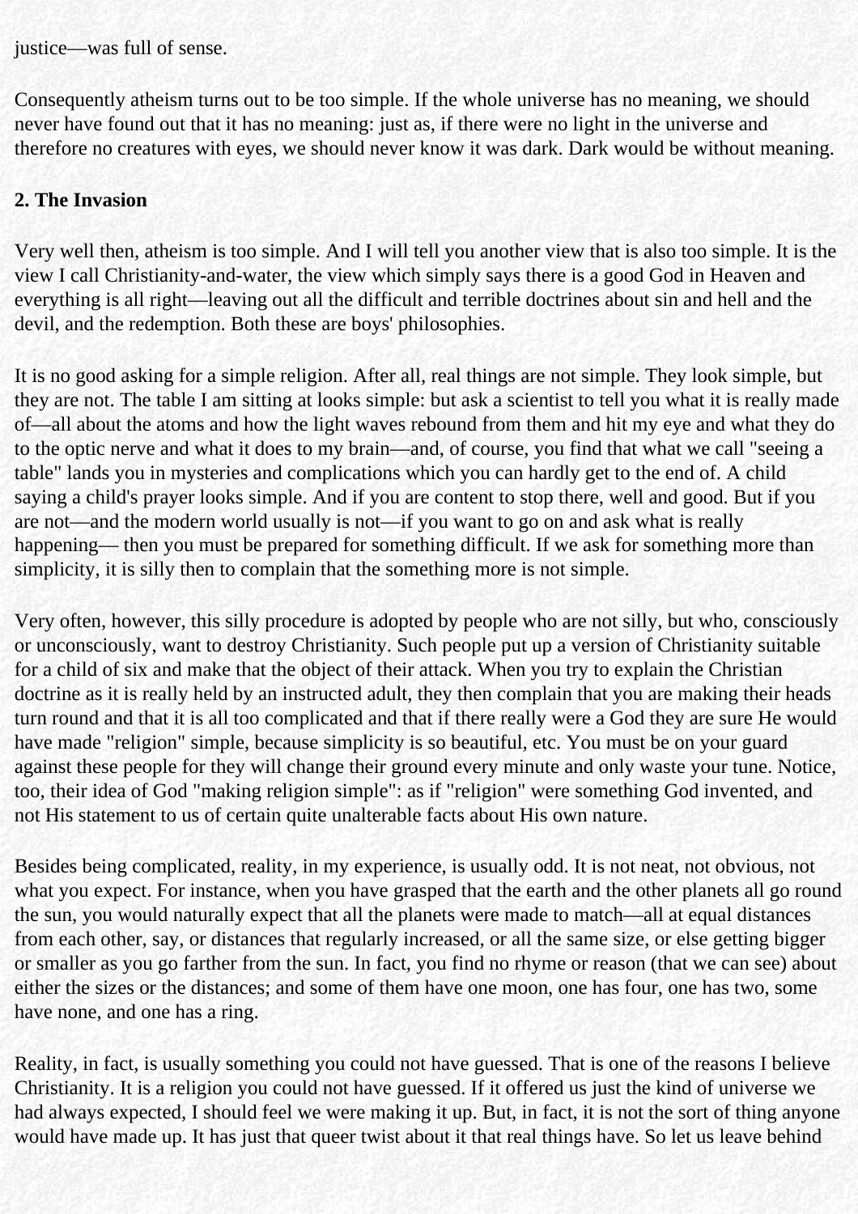justice—was full of sense.

Consequently atheism turns out to be too simple. If the whole universe has no meaning, we should never have found out that it has no meaning: just as, if there were no light in the universe and therefore no creatures with eyes, we should never know it was dark. Dark would be without meaning.

**2. The Invasion**

Very well then, atheism is too simple. And I will tell you another view that is also too simple. It is the view I call Christianity-and-water, the view which simply says there is a good God in Heaven and everything is all right—leaving out all the difficult and terrible doctrines about sin and hell and the devil, and the redemption. Both these are boys' philosophies.

It is no good asking for a simple religion. After all, real things are not simple. They look simple, but they are not. The table I am sitting at looks simple: but ask a scientist to tell you what it is really made of—all about the atoms and how the light waves rebound from them and hit my eye and what they do to the optic nerve and what it does to my brain—and, of course, you find that what we call "seeing a table" lands you in mysteries and complications which you can hardly get to the end of. A child saying a child's prayer looks simple. And if you are content to stop there, well and good. But if you are not—and the modern world usually is not—if you want to go on and ask what is really happening— then you must be prepared for something difficult. If we ask for something more than simplicity, it is silly then to complain that the something more is not simple.

Very often, however, this silly procedure is adopted by people who are not silly, but who, consciously or unconsciously, want to destroy Christianity. Such people put up a version of Christianity suitable for a child of six and make that the object of their attack. When you try to explain the Christian doctrine as it is really held by an instructed adult, they then complain that you are making their heads turn round and that it is all too complicated and that if there really were a God they are sure He would have made "religion" simple, because simplicity is so beautiful, etc. You must be on your guard against these people for they will change their ground every minute and only waste your tune. Notice, too, their idea of God "making religion simple": as if "religion" were something God invented, and not His statement to us of certain quite unalterable facts about His own nature.

Besides being complicated, reality, in my experience, is usually odd. It is not neat, not obvious, not what you expect. For instance, when you have grasped that the earth and the other planets all go round the sun, you would naturally expect that all the planets were made to match—all at equal distances from each other, say, or distances that regularly increased, or all the same size, or else getting bigger or smaller as you go farther from the sun. In fact, you find no rhyme or reason (that we can see) about either the sizes or the distances; and some of them have one moon, one has four, one has two, some have none, and one has a ring.

Reality, in fact, is usually something you could not have guessed. That is one of the reasons I believe Christianity. It is a religion you could not have guessed. If it offered us just the kind of universe we had always expected, I should feel we were making it up. But, in fact, it is not the sort of thing anyone would have made up. It has just that queer twist about it that real things have. So let us leave behind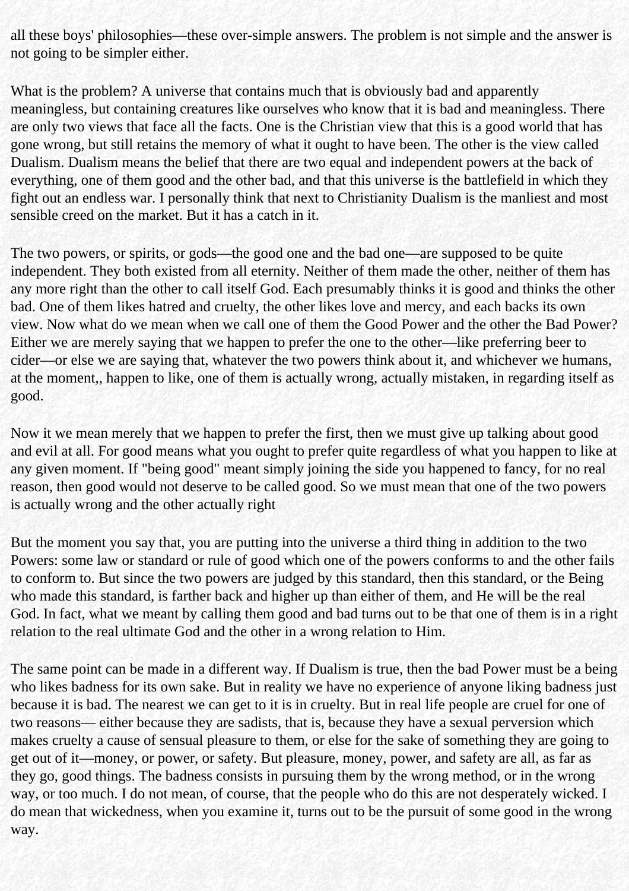all these boys' philosophies—these over-simple answers. The problem is not simple and the answer is not going to be simpler either.

What is the problem? A universe that contains much that is obviously bad and apparently meaningless, but containing creatures like ourselves who know that it is bad and meaningless. There are only two views that face all the facts. One is the Christian view that this is a good world that has gone wrong, but still retains the memory of what it ought to have been. The other is the view called Dualism. Dualism means the belief that there are two equal and independent powers at the back of everything, one of them good and the other bad, and that this universe is the battlefield in which they fight out an endless war. I personally think that next to Christianity Dualism is the manliest and most sensible creed on the market. But it has a catch in it.

The two powers, or spirits, or gods—the good one and the bad one—are supposed to be quite independent. They both existed from all eternity. Neither of them made the other, neither of them has any more right than the other to call itself God. Each presumably thinks it is good and thinks the other bad. One of them likes hatred and cruelty, the other likes love and mercy, and each backs its own view. Now what do we mean when we call one of them the Good Power and the other the Bad Power? Either we are merely saying that we happen to prefer the one to the other—like preferring beer to cider—or else we are saying that, whatever the two powers think about it, and whichever we humans, at the moment,, happen to like, one of them is actually wrong, actually mistaken, in regarding itself as good.

Now it we mean merely that we happen to prefer the first, then we must give up talking about good and evil at all. For good means what you ought to prefer quite regardless of what you happen to like at any given moment. If "being good" meant simply joining the side you happened to fancy, for no real reason, then good would not deserve to be called good. So we must mean that one of the two powers is actually wrong and the other actually right

But the moment you say that, you are putting into the universe a third thing in addition to the two Powers: some law or standard or rule of good which one of the powers conforms to and the other fails to conform to. But since the two powers are judged by this standard, then this standard, or the Being who made this standard, is farther back and higher up than either of them, and He will be the real God. In fact, what we meant by calling them good and bad turns out to be that one of them is in a right relation to the real ultimate God and the other in a wrong relation to Him.

The same point can be made in a different way. If Dualism is true, then the bad Power must be a being who likes badness for its own sake. But in reality we have no experience of anyone liking badness just because it is bad. The nearest we can get to it is in cruelty. But in real life people are cruel for one of two reasons— either because they are sadists, that is, because they have a sexual perversion which makes cruelty a cause of sensual pleasure to them, or else for the sake of something they are going to get out of it—money, or power, or safety. But pleasure, money, power, and safety are all, as far as they go, good things. The badness consists in pursuing them by the wrong method, or in the wrong way, or too much. I do not mean, of course, that the people who do this are not desperately wicked. I do mean that wickedness, when you examine it, turns out to be the pursuit of some good in the wrong way.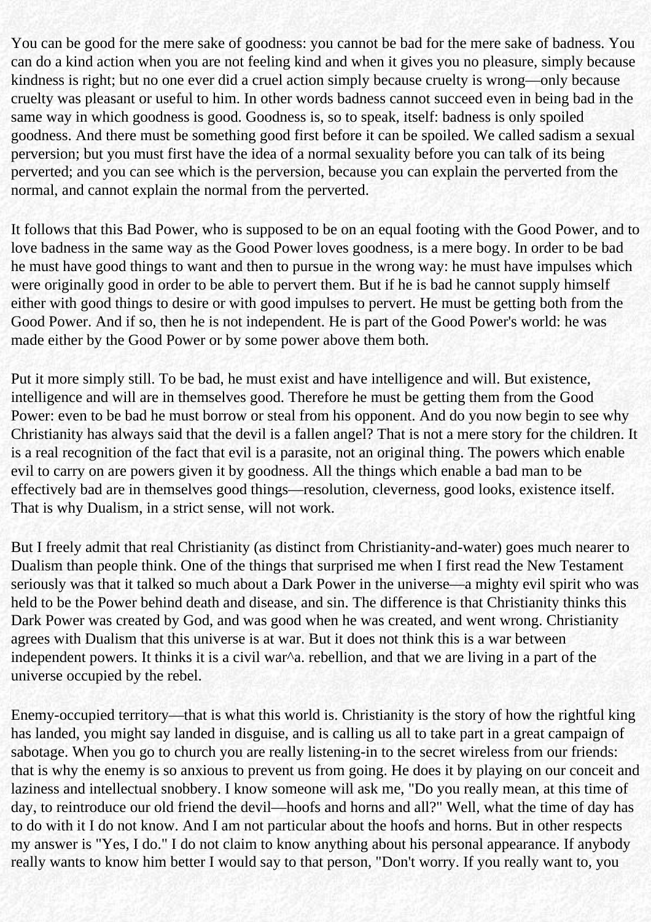You can be good for the mere sake of goodness: you cannot be bad for the mere sake of badness. You can do a kind action when you are not feeling kind and when it gives you no pleasure, simply because kindness is right; but no one ever did a cruel action simply because cruelty is wrong—only because cruelty was pleasant or useful to him. In other words badness cannot succeed even in being bad in the same way in which goodness is good. Goodness is, so to speak, itself: badness is only spoiled goodness. And there must be something good first before it can be spoiled. We called sadism a sexual perversion; but you must first have the idea of a normal sexuality before you can talk of its being perverted; and you can see which is the perversion, because you can explain the perverted from the normal, and cannot explain the normal from the perverted.

It follows that this Bad Power, who is supposed to be on an equal footing with the Good Power, and to love badness in the same way as the Good Power loves goodness, is a mere bogy. In order to be bad he must have good things to want and then to pursue in the wrong way: he must have impulses which were originally good in order to be able to pervert them. But if he is bad he cannot supply himself either with good things to desire or with good impulses to pervert. He must be getting both from the Good Power. And if so, then he is not independent. He is part of the Good Power's world: he was made either by the Good Power or by some power above them both.

Put it more simply still. To be bad, he must exist and have intelligence and will. But existence, intelligence and will are in themselves good. Therefore he must be getting them from the Good Power: even to be bad he must borrow or steal from his opponent. And do you now begin to see why Christianity has always said that the devil is a fallen angel? That is not a mere story for the children. It is a real recognition of the fact that evil is a parasite, not an original thing. The powers which enable evil to carry on are powers given it by goodness. All the things which enable a bad man to be effectively bad are in themselves good things—resolution, cleverness, good looks, existence itself. That is why Dualism, in a strict sense, will not work.

But I freely admit that real Christianity (as distinct from Christianity-and-water) goes much nearer to Dualism than people think. One of the things that surprised me when I first read the New Testament seriously was that it talked so much about a Dark Power in the universe—a mighty evil spirit who was held to be the Power behind death and disease, and sin. The difference is that Christianity thinks this Dark Power was created by God, and was good when he was created, and went wrong. Christianity agrees with Dualism that this universe is at war. But it does not think this is a war between independent powers. It thinks it is a civil war^a. rebellion, and that we are living in a part of the universe occupied by the rebel.

Enemy-occupied territory—that is what this world is. Christianity is the story of how the rightful king has landed, you might say landed in disguise, and is calling us all to take part in a great campaign of sabotage. When you go to church you are really listening-in to the secret wireless from our friends: that is why the enemy is so anxious to prevent us from going. He does it by playing on our conceit and laziness and intellectual snobbery. I know someone will ask me, "Do you really mean, at this time of day, to reintroduce our old friend the devil—hoofs and horns and all?" Well, what the time of day has to do with it I do not know. And I am not particular about the hoofs and horns. But in other respects my answer is "Yes, I do." I do not claim to know anything about his personal appearance. If anybody really wants to know him better I would say to that person, "Don't worry. If you really want to, you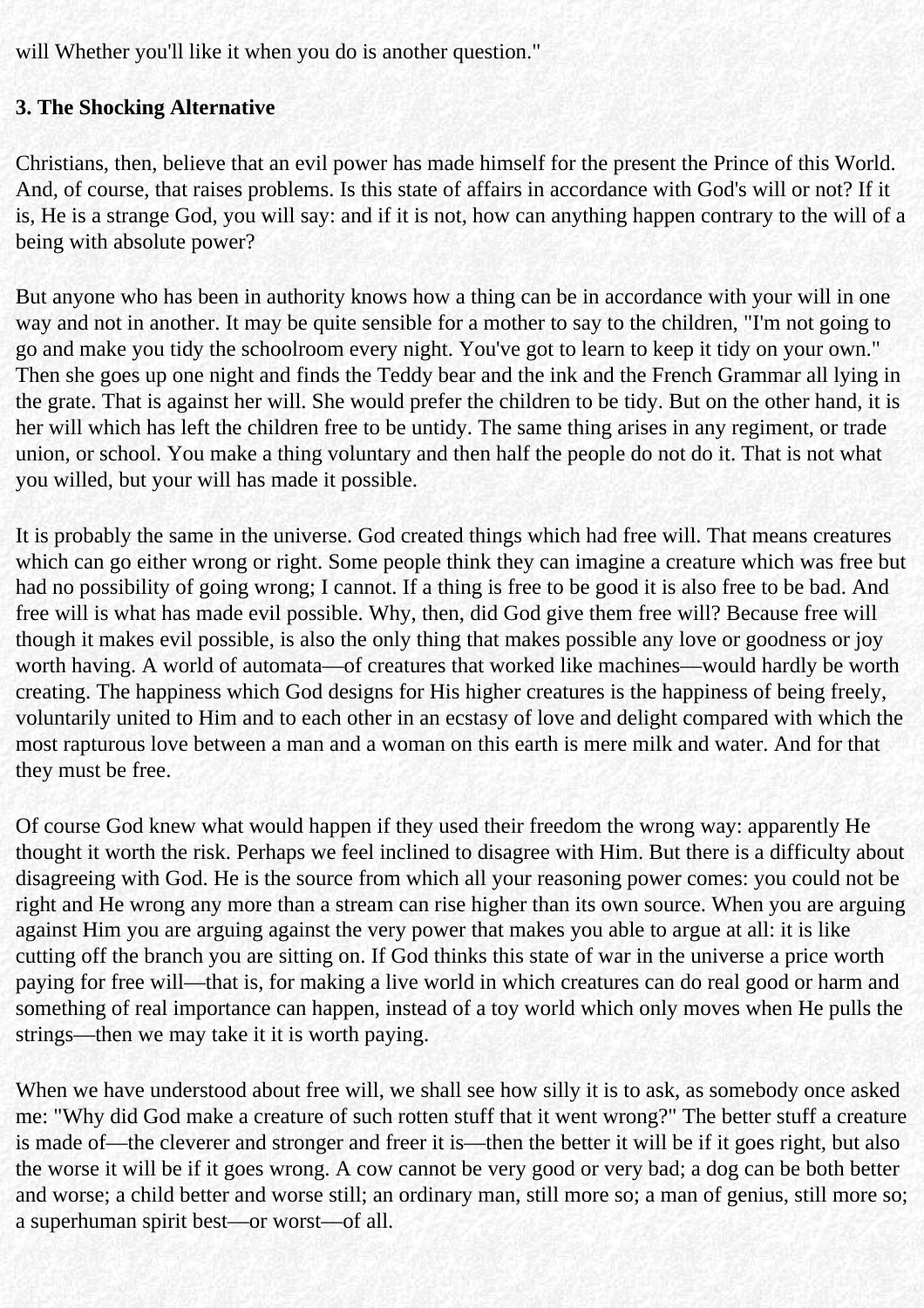will Whether you'll like it when you do is another question."

**3. The Shocking Alternative**

Christians, then, believe that an evil power has made himself for the present the Prince of this World. And, of course, that raises problems. Is this state of affairs in accordance with God's will or not? If it is, He is a strange God, you will say: and if it is not, how can anything happen contrary to the will of a being with absolute power?

But anyone who has been in authority knows how a thing can be in accordance with your will in one way and not in another. It may be quite sensible for a mother to say to the children, "I'm not going to go and make you tidy the schoolroom every night. You've got to learn to keep it tidy on your own." Then she goes up one night and finds the Teddy bear and the ink and the French Grammar all lying in the grate. That is against her will. She would prefer the children to be tidy. But on the other hand, it is her will which has left the children free to be untidy. The same thing arises in any regiment, or trade union, or school. You make a thing voluntary and then half the people do not do it. That is not what you willed, but your will has made it possible.

It is probably the same in the universe. God created things which had free will. That means creatures which can go either wrong or right. Some people think they can imagine a creature which was free but had no possibility of going wrong; I cannot. If a thing is free to be good it is also free to be bad. And free will is what has made evil possible. Why, then, did God give them free will? Because free will though it makes evil possible, is also the only thing that makes possible any love or goodness or joy worth having. A world of automata—of creatures that worked like machines—would hardly be worth creating. The happiness which God designs for His higher creatures is the happiness of being freely, voluntarily united to Him and to each other in an ecstasy of love and delight compared with which the most rapturous love between a man and a woman on this earth is mere milk and water. And for that they must be free.

Of course God knew what would happen if they used their freedom the wrong way: apparently He thought it worth the risk. Perhaps we feel inclined to disagree with Him. But there is a difficulty about disagreeing with God. He is the source from which all your reasoning power comes: you could not be right and He wrong any more than a stream can rise higher than its own source. When you are arguing against Him you are arguing against the very power that makes you able to argue at all: it is like cutting off the branch you are sitting on. If God thinks this state of war in the universe a price worth paying for free will—that is, for making a live world in which creatures can do real good or harm and something of real importance can happen, instead of a toy world which only moves when He pulls the strings—then we may take it it is worth paying.

When we have understood about free will, we shall see how silly it is to ask, as somebody once asked me: "Why did God make a creature of such rotten stuff that it went wrong?" The better stuff a creature is made of—the cleverer and stronger and freer it is—then the better it will be if it goes right, but also the worse it will be if it goes wrong. A cow cannot be very good or very bad; a dog can be both better and worse; a child better and worse still; an ordinary man, still more so; a man of genius, still more so; a superhuman spirit best—or worst—of all.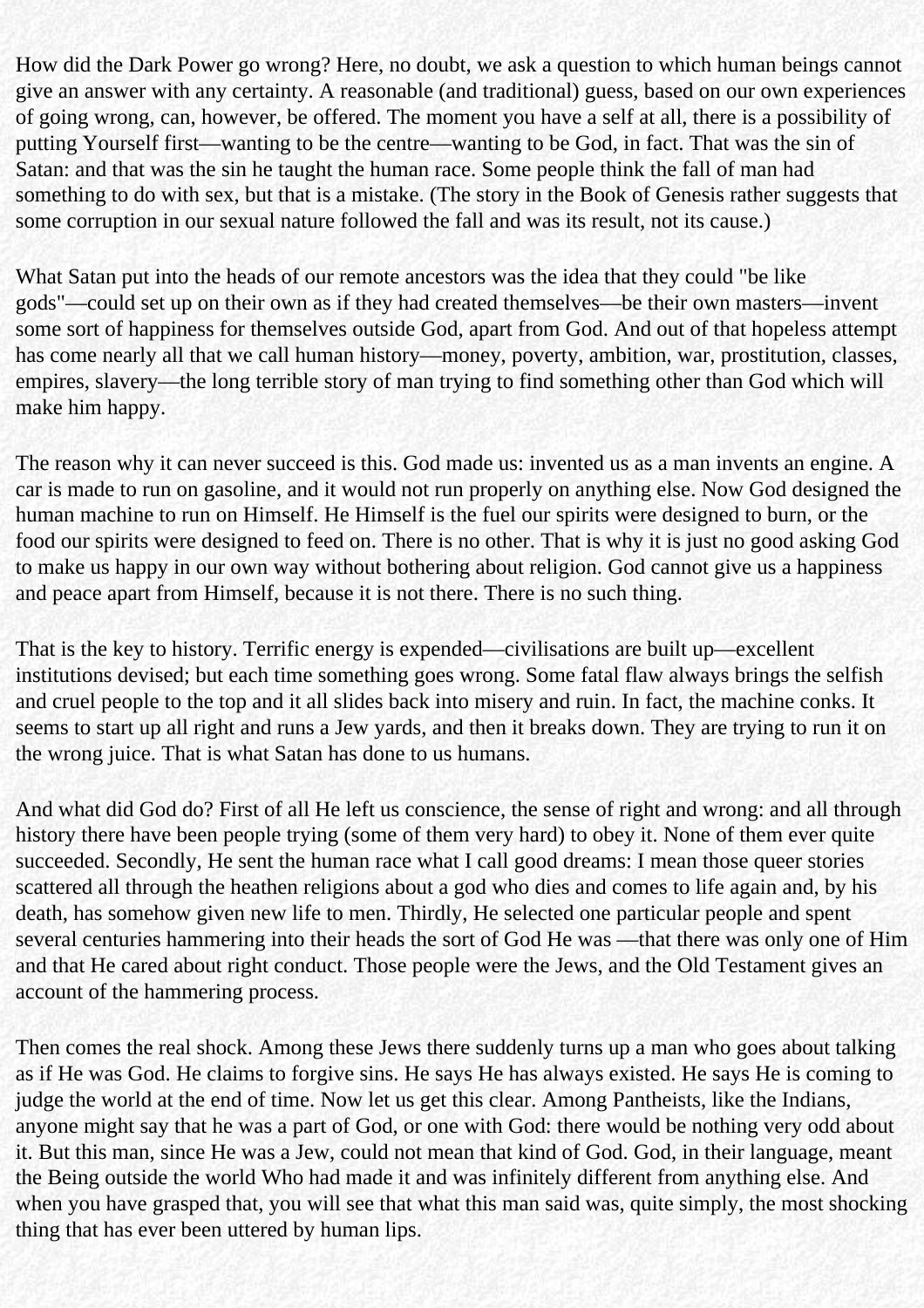How did the Dark Power go wrong? Here, no doubt, we ask a question to which human beings cannot give an answer with any certainty. A reasonable (and traditional) guess, based on our own experiences of going wrong, can, however, be offered. The moment you have a self at all, there is a possibility of putting Yourself first—wanting to be the centre—wanting to be God, in fact. That was the sin of Satan: and that was the sin he taught the human race. Some people think the fall of man had something to do with sex, but that is a mistake. (The story in the Book of Genesis rather suggests that some corruption in our sexual nature followed the fall and was its result, not its cause.)

What Satan put into the heads of our remote ancestors was the idea that they could "be like gods"—could set up on their own as if they had created themselves—be their own masters—invent some sort of happiness for themselves outside God, apart from God. And out of that hopeless attempt has come nearly all that we call human history—money, poverty, ambition, war, prostitution, classes, empires, slavery—the long terrible story of man trying to find something other than God which will make him happy.

The reason why it can never succeed is this. God made us: invented us as a man invents an engine. A car is made to run on gasoline, and it would not run properly on anything else. Now God designed the human machine to run on Himself. He Himself is the fuel our spirits were designed to burn, or the food our spirits were designed to feed on. There is no other. That is why it is just no good asking God to make us happy in our own way without bothering about religion. God cannot give us a happiness and peace apart from Himself, because it is not there. There is no such thing.

That is the key to history. Terrific energy is expended—civilisations are built up—excellent institutions devised; but each time something goes wrong. Some fatal flaw always brings the selfish and cruel people to the top and it all slides back into misery and ruin. In fact, the machine conks. It seems to start up all right and runs a Jew yards, and then it breaks down. They are trying to run it on the wrong juice. That is what Satan has done to us humans.

And what did God do? First of all He left us conscience, the sense of right and wrong: and all through history there have been people trying (some of them very hard) to obey it. None of them ever quite succeeded. Secondly, He sent the human race what I call good dreams: I mean those queer stories scattered all through the heathen religions about a god who dies and comes to life again and, by his death, has somehow given new life to men. Thirdly, He selected one particular people and spent several centuries hammering into their heads the sort of God He was —that there was only one of Him and that He cared about right conduct. Those people were the Jews, and the Old Testament gives an account of the hammering process.

Then comes the real shock. Among these Jews there suddenly turns up a man who goes about talking as if He was God. He claims to forgive sins. He says He has always existed. He says He is coming to judge the world at the end of time. Now let us get this clear. Among Pantheists, like the Indians, anyone might say that he was a part of God, or one with God: there would be nothing very odd about it. But this man, since He was a Jew, could not mean that kind of God. God, in their language, meant the Being outside the world Who had made it and was infinitely different from anything else. And when you have grasped that, you will see that what this man said was, quite simply, the most shocking thing that has ever been uttered by human lips.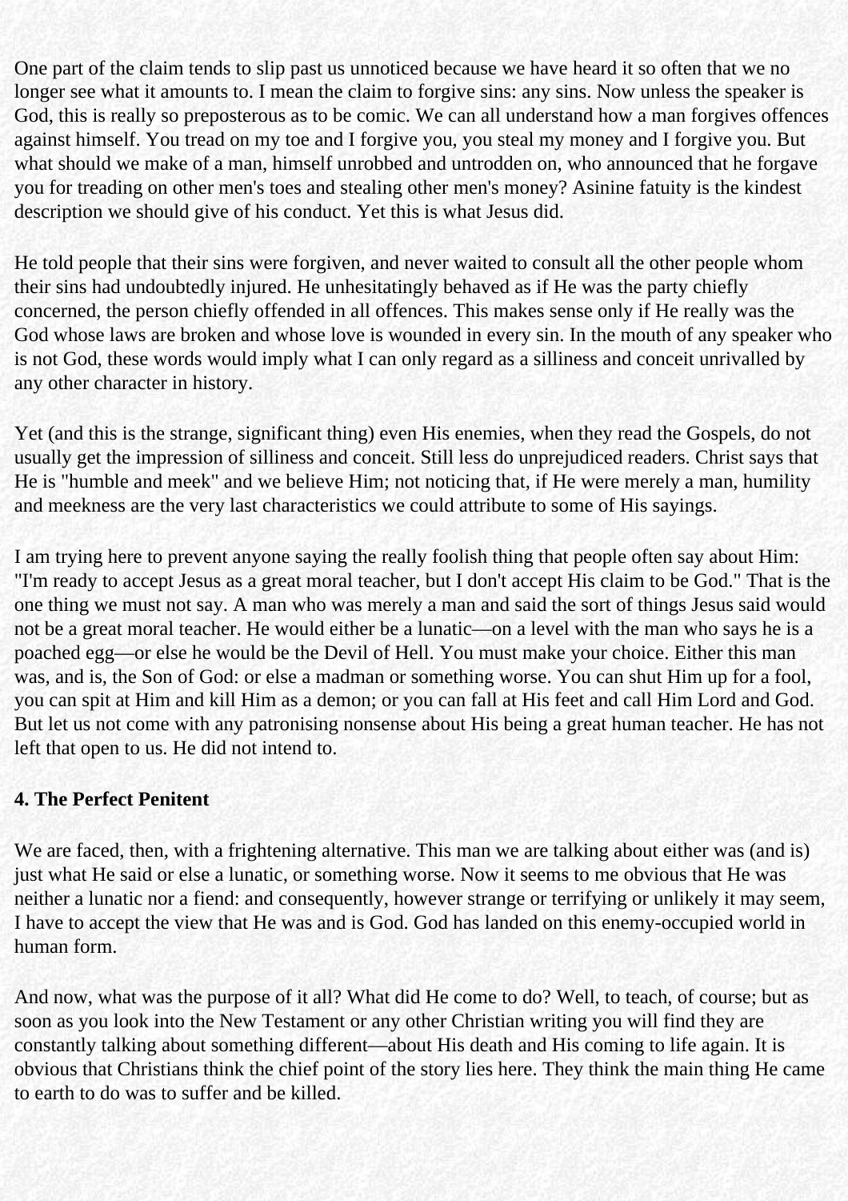One part of the claim tends to slip past us unnoticed because we have heard it so often that we no longer see what it amounts to. I mean the claim to forgive sins: any sins. Now unless the speaker is God, this is really so preposterous as to be comic. We can all understand how a man forgives offences against himself. You tread on my toe and I forgive you, you steal my money and I forgive you. But what should we make of a man, himself unrobbed and untrodden on, who announced that he forgave you for treading on other men's toes and stealing other men's money? Asinine fatuity is the kindest description we should give of his conduct. Yet this is what Jesus did.

He told people that their sins were forgiven, and never waited to consult all the other people whom their sins had undoubtedly injured. He unhesitatingly behaved as if He was the party chiefly concerned, the person chiefly offended in all offences. This makes sense only if He really was the God whose laws are broken and whose love is wounded in every sin. In the mouth of any speaker who is not God, these words would imply what I can only regard as a silliness and conceit unrivalled by any other character in history.

Yet (and this is the strange, significant thing) even His enemies, when they read the Gospels, do not usually get the impression of silliness and conceit. Still less do unprejudiced readers. Christ says that He is "humble and meek" and we believe Him; not noticing that, if He were merely a man, humility and meekness are the very last characteristics we could attribute to some of His sayings.

I am trying here to prevent anyone saying the really foolish thing that people often say about Him: "I'm ready to accept Jesus as a great moral teacher, but I don't accept His claim to be God." That is the one thing we must not say. A man who was merely a man and said the sort of things Jesus said would not be a great moral teacher. He would either be a lunatic—on a level with the man who says he is a poached egg—or else he would be the Devil of Hell. You must make your choice. Either this man was, and is, the Son of God: or else a madman or something worse. You can shut Him up for a fool, you can spit at Him and kill Him as a demon; or you can fall at His feet and call Him Lord and God. But let us not come with any patronising nonsense about His being a great human teacher. He has not left that open to us. He did not intend to.

### 4. The Perfect Penitent

We are faced, then, with a frightening alternative. This man we are talking about either was (and is) just what He said or else a lunatic, or something worse. Now it seems to me obvious that He was neither a lunatic nor a fiend: and consequently, however strange or terrifying or unlikely it may seem, I have to accept the view that He was and is God. God has landed on this enemy-occupied world in human form.

And now, what was the purpose of it all? What did He come to do? Well, to teach, of course; but as soon as you look into the New Testament or any other Christian writing you will find they are constantly talking about something different—about His death and His coming to life again. It is obvious that Christians think the chief point of the story lies here. They think the main thing He came to earth to do was to suffer and be killed.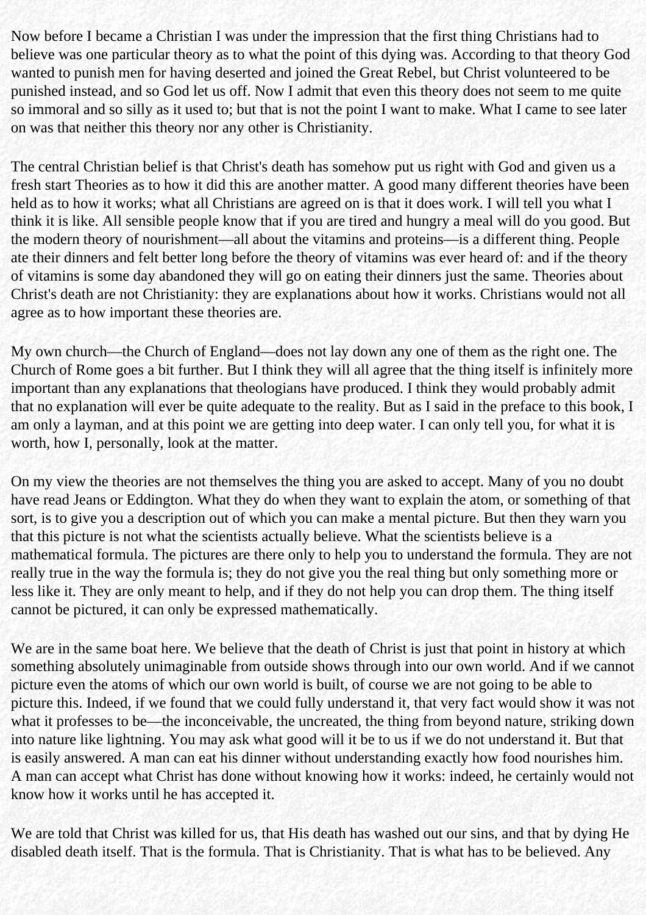Now before I became a Christian I was under the impression that the first thing Christians had to believe was one particular theory as to what the point of this dying was. According to that theory God wanted to punish men for having deserted and joined the Great Rebel, but Christ volunteered to be punished instead, and so God let us off. Now I admit that even this theory does not seem to me quite so immoral and so silly as it used to; but that is not the point I want to make. What I came to see later on was that neither this theory nor any other is Christianity.

The central Christian belief is that Christ's death has somehow put us right with God and given us a fresh start Theories as to how it did this are another matter. A good many different theories have been held as to how it works; what all Christians are agreed on is that it does work. I will tell you what I think it is like. All sensible people know that if you are tired and hungry a meal will do you good. But the modern theory of nourishment—all about the vitamins and proteins—is a different thing. People ate their dinners and felt better long before the theory of vitamins was ever heard of: and if the theory of vitamins is some day abandoned they will go on eating their dinners just the same. Theories about Christ's death are not Christianity: they are explanations about how it works. Christians would not all agree as to how important these theories are.

My own church—the Church of England—does not lay down any one of them as the right one. The Church of Rome goes a bit further. But I think they will all agree that the thing itself is infinitely more important than any explanations that theologians have produced. I think they would probably admit that no explanation will ever be quite adequate to the reality. But as I said in the preface to this book, I am only a layman, and at this point we are getting into deep water. I can only tell you, for what it is worth, how I, personally, look at the matter.

On my view the theories are not themselves the thing you are asked to accept. Many of you no doubt have read Jeans or Eddington. What they do when they want to explain the atom, or something of that sort, is to give you a description out of which you can make a mental picture. But then they warn you that this picture is not what the scientists actually believe. What the scientists believe is a mathematical formula. The pictures are there only to help you to understand the formula. They are not really true in the way the formula is; they do not give you the real thing but only something more or less like it. They are only meant to help, and if they do not help you can drop them. The thing itself cannot be pictured, it can only be expressed mathematically.

We are in the same boat here. We believe that the death of Christ is just that point in history at which something absolutely unimaginable from outside shows through into our own world. And if we cannot picture even the atoms of which our own world is built, of course we are not going to be able to picture this. Indeed, if we found that we could fully understand it, that very fact would show it was not what it professes to be—the inconceivable, the uncreated, the thing from beyond nature, striking down into nature like lightning. You may ask what good will it be to us if we do not understand it. But that is easily answered. A man can eat his dinner without understanding exactly how food nourishes him. A man can accept what Christ has done without knowing how it works: indeed, he certainly would not know how it works until he has accepted it.

We are told that Christ was killed for us, that His death has washed out our sins, and that by dying He disabled death itself. That is the formula. That is Christianity. That is what has to be believed. Any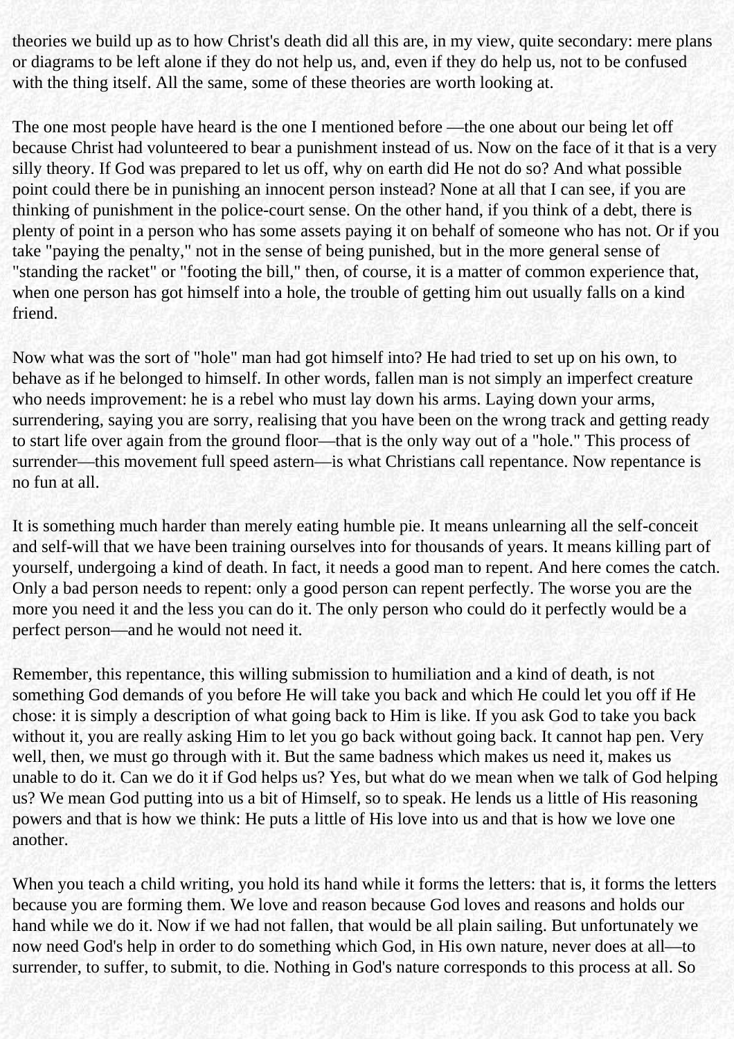theories we build up as to how Christ's death did all this are, in my view, quite secondary: mere plans or diagrams to be left alone if they do not help us, and, even if they do help us, not to be confused with the thing itself. All the same, some of these theories are worth looking at.

The one most people have heard is the one I mentioned before —the one about our being let off because Christ had volunteered to bear a punishment instead of us. Now on the face of it that is a very silly theory. If God was prepared to let us off, why on earth did He not do so? And what possible point could there be in punishing an innocent person instead? None at all that I can see, if you are thinking of punishment in the police-court sense. On the other hand, if you think of a debt, there is plenty of point in a person who has some assets paying it on behalf of someone who has not. Or if you take "paying the penalty," not in the sense of being punished, but in the more general sense of "standing the racket" or "footing the bill," then, of course, it is a matter of common experience that, when one person has got himself into a hole, the trouble of getting him out usually falls on a kind friend.

Now what was the sort of "hole" man had got himself into? He had tried to set up on his own, to behave as if he belonged to himself. In other words, fallen man is not simply an imperfect creature who needs improvement: he is a rebel who must lay down his arms. Laying down your arms, surrendering, saying you are sorry, realising that you have been on the wrong track and getting ready to start life over again from the ground floor—that is the only way out of a "hole." This process of surrender—this movement full speed astern—is what Christians call repentance. Now repentance is no fun at all.

It is something much harder than merely eating humble pie. It means unlearning all the self-conceit and self-will that we have been training ourselves into for thousands of years. It means killing part of yourself, undergoing a kind of death. In fact, it needs a good man to repent. And here comes the catch. Only a bad person needs to repent: only a good person can repent perfectly. The worse you are the more you need it and the less you can do it. The only person who could do it perfectly would be a perfect person—and he would not need it.

Remember, this repentance, this willing submission to humiliation and a kind of death, is not something God demands of you before He will take you back and which He could let you off if He chose: it is simply a description of what going back to Him is like. If you ask God to take you back without it, you are really asking Him to let you go back without going back. It cannot hap pen. Very well, then, we must go through with it. But the same badness which makes us need it, makes us unable to do it. Can we do it if God helps us? Yes, but what do we mean when we talk of God helping us? We mean God putting into us a bit of Himself, so to speak. He lends us a little of His reasoning powers and that is how we think: He puts a little of His love into us and that is how we love one another.

When you teach a child writing, you hold its hand while it forms the letters: that is, it forms the letters because you are forming them. We love and reason because God loves and reasons and holds our hand while we do it. Now if we had not fallen, that would be all plain sailing. But unfortunately we now need God's help in order to do something which God, in His own nature, never does at all—to surrender, to suffer, to submit, to die. Nothing in God's nature corresponds to this process at all. So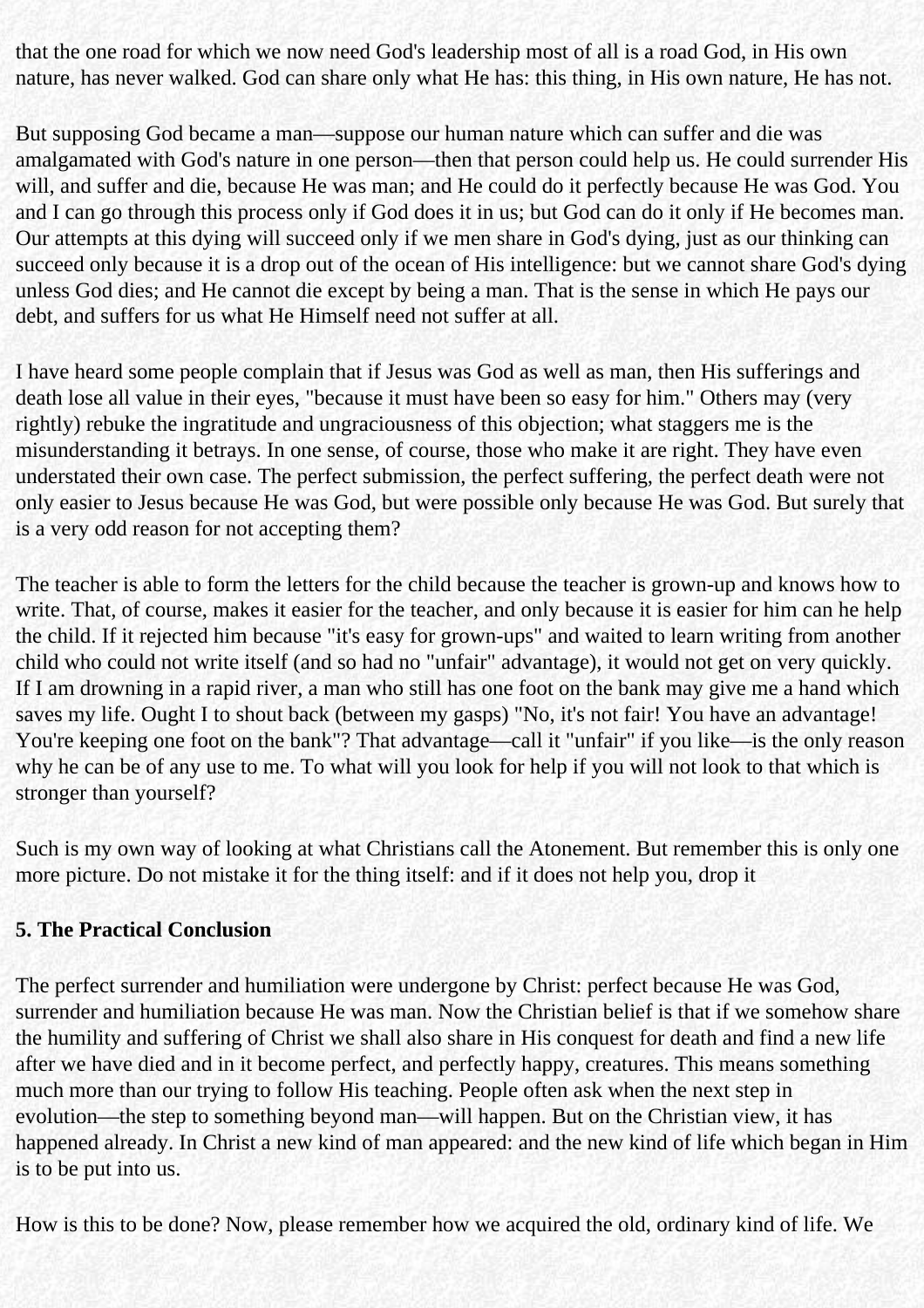that the one road for which we now need God's leadership most of all is a road God, in His own nature, has never walked. God can share only what He has: this thing, in His own nature, He has not.

But supposing God became a man—suppose our human nature which can suffer and die was amalgamated with God's nature in one person—then that person could help us. He could surrender His will, and suffer and die, because He was man; and He could do it perfectly because He was God. You and I can go through this process only if God does it in us; but God can do it only if He becomes man. Our attempts at this dying will succeed only if we men share in God's dying, just as our thinking can succeed only because it is a drop out of the ocean of His intelligence: but we cannot share God's dying unless God dies; and He cannot die except by being a man. That is the sense in which He pays our debt, and suffers for us what He Himself need not suffer at all.

I have heard some people complain that if Jesus was God as well as man, then His sufferings and death lose all value in their eyes, "because it must have been so easy for him." Others may (very rightly) rebuke the ingratitude and ungraciousness of this objection; what staggers me is the misunderstanding it betrays. In one sense, of course, those who make it are right. They have even understated their own case. The perfect submission, the perfect suffering, the perfect death were not only easier to Jesus because He was God, but were possible only because He was God. But surely that is a very odd reason for not accepting them?

The teacher is able to form the letters for the child because the teacher is grown-up and knows how to write. That, of course, makes it easier for the teacher, and only because it is easier for him can he help the child. If it rejected him because "it's easy for grown-ups" and waited to learn writing from another child who could not write itself (and so had no "unfair" advantage), it would not get on very quickly. If I am drowning in a rapid river, a man who still has one foot on the bank may give me a hand which saves my life. Ought I to shout back (between my gasps) "No, it's not fair! You have an advantage! You're keeping one foot on the bank"? That advantage—call it "unfair" if you like—is the only reason why he can be of any use to me. To what will you look for help if you will not look to that which is stronger than yourself?

Such is my own way of looking at what Christians call the Atonement. But remember this is only one more picture. Do not mistake it for the thing itself: and if it does not help you, drop it

**5. The Practical Conclusion**

The perfect surrender and humiliation were undergone by Christ: perfect because He was God, surrender and humiliation because He was man. Now the Christian belief is that if we somehow share the humility and suffering of Christ we shall also share in His conquest for death and find a new life after we have died and in it become perfect, and perfectly happy, creatures. This means something much more than our trying to follow His teaching. People often ask when the next step in evolution—the step to something beyond man—will happen. But on the Christian view, it has happened already. In Christ a new kind of man appeared: and the new kind of life which began in Him is to be put into us.

How is this to be done? Now, please remember how we acquired the old, ordinary kind of life. We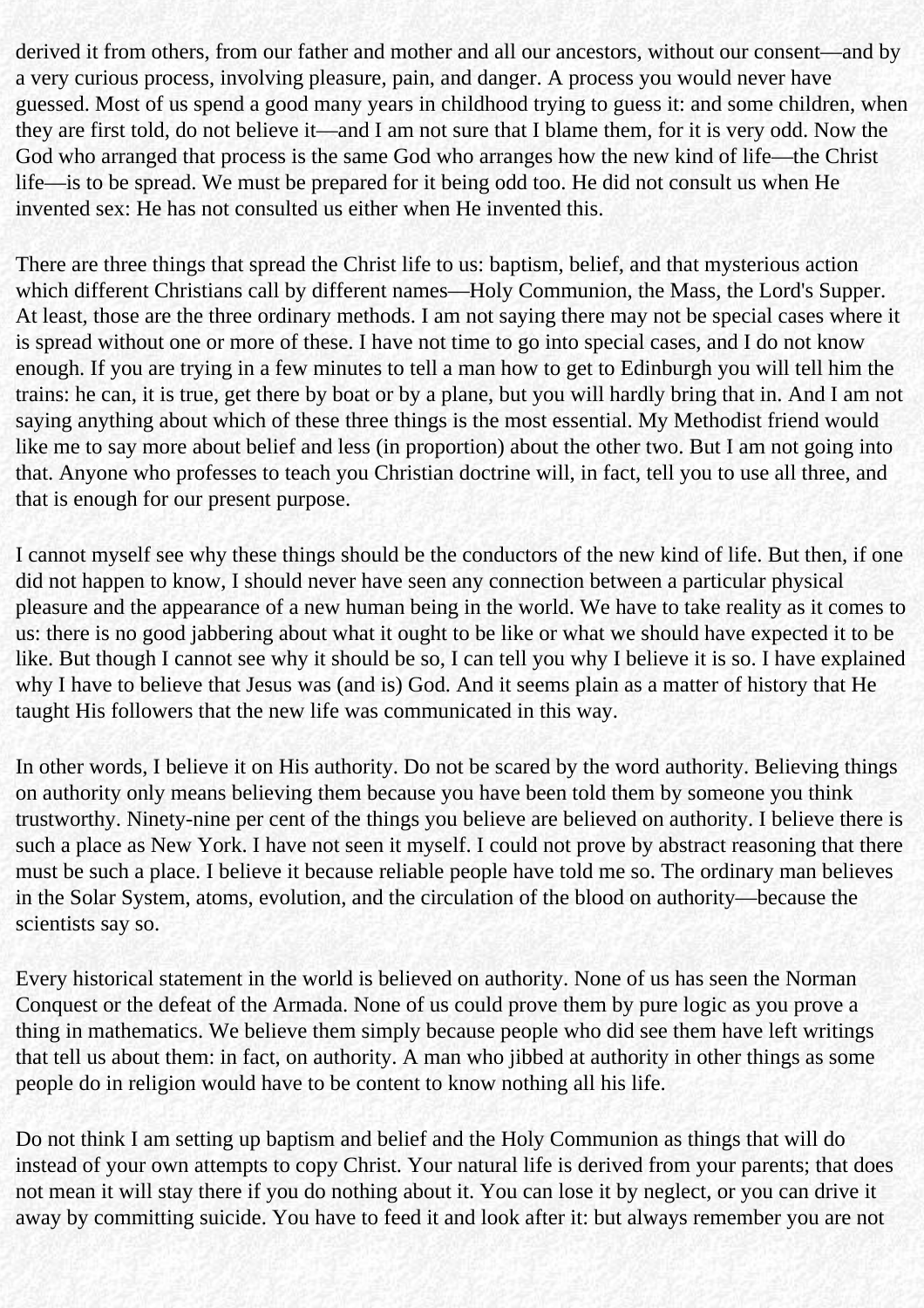derived it from others, from our father and mother and all our ancestors, without our consent—and by a very curious process, involving pleasure, pain, and danger. A process you would never have guessed. Most of us spend a good many years in childhood trying to guess it: and some children, when they are first told, do not believe it—and I am not sure that I blame them, for it is very odd. Now the God who arranged that process is the same God who arranges how the new kind of life—the Christ life—is to be spread. We must be prepared for it being odd too. He did not consult us when He invented sex: He has not consulted us either when He invented this.

There are three things that spread the Christ life to us: baptism, belief, and that mysterious action which different Christians call by different names—Holy Communion, the Mass, the Lord's Supper. At least, those are the three ordinary methods. I am not saying there may not be special cases where it is spread without one or more of these. I have not time to go into special cases, and I do not know enough. If you are trying in a few minutes to tell a man how to get to Edinburgh you will tell him the trains: he can, it is true, get there by boat or by a plane, but you will hardly bring that in. And I am not saying anything about which of these three things is the most essential. My Methodist friend would like me to say more about belief and less (in proportion) about the other two. But I am not going into that. Anyone who professes to teach you Christian doctrine will, in fact, tell you to use all three, and that is enough for our present purpose.

I cannot myself see why these things should be the conductors of the new kind of life. But then, if one did not happen to know, I should never have seen any connection between a particular physical pleasure and the appearance of a new human being in the world. We have to take reality as it comes to us: there is no good jabbering about what it ought to be like or what we should have expected it to be like. But though I cannot see why it should be so, I can tell you why I believe it is so. I have explained why I have to believe that Jesus was (and is) God. And it seems plain as a matter of history that He taught His followers that the new life was communicated in this way.

In other words, I believe it on His authority. Do not be scared by the word authority. Believing things on authority only means believing them because you have been told them by someone you think trustworthy. Ninety-nine per cent of the things you believe are believed on authority. I believe there is such a place as New York. I have not seen it myself. I could not prove by abstract reasoning that there must be such a place. I believe it because reliable people have told me so. The ordinary man believes in the Solar System, atoms, evolution, and the circulation of the blood on authority—because the scientists say so.

Every historical statement in the world is believed on authority. None of us has seen the Norman Conquest or the defeat of the Armada. None of us could prove them by pure logic as you prove a thing in mathematics. We believe them simply because people who did see them have left writings that tell us about them: in fact, on authority. A man who jibbed at authority in other things as some people do in religion would have to be content to know nothing all his life.

Do not think I am setting up baptism and belief and the Holy Communion as things that will do instead of your own attempts to copy Christ. Your natural life is derived from your parents; that does not mean it will stay there if you do nothing about it. You can lose it by neglect, or you can drive it away by committing suicide. You have to feed it and look after it: but always remember you are not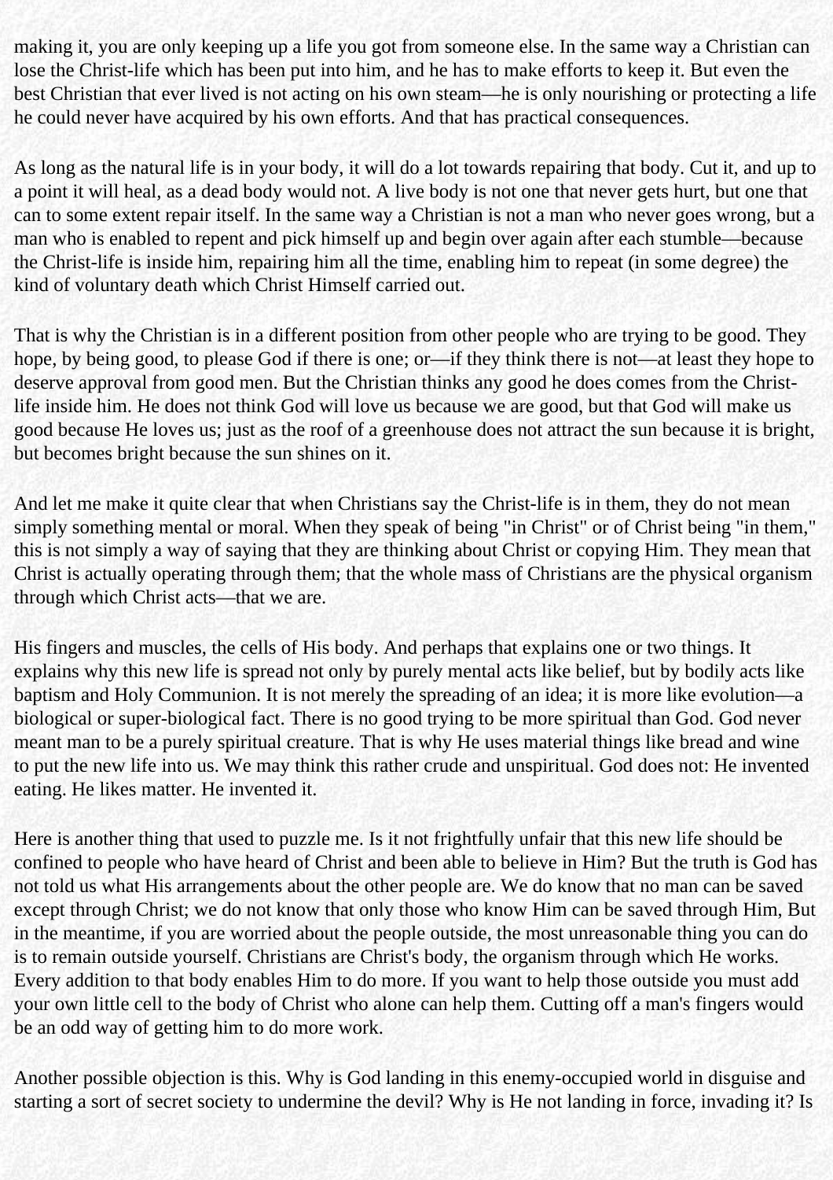making it, you are only keeping up a life you got from someone else. In the same way a Christian can lose the Christ-life which has been put into him, and he has to make efforts to keep it. But even the best Christian that ever lived is not acting on his own steam—he is only nourishing or protecting a life he could never have acquired by his own efforts. And that has practical consequences.

As long as the natural life is in your body, it will do a lot towards repairing that body. Cut it, and up to a point it will heal, as a dead body would not. A live body is not one that never gets hurt, but one that can to some extent repair itself. In the same way a Christian is not a man who never goes wrong, but a man who is enabled to repent and pick himself up and begin over again after each stumble—because the Christ-life is inside him, repairing him all the time, enabling him to repeat (in some degree) the kind of voluntary death which Christ Himself carried out.

That is why the Christian is in a different position from other people who are trying to be good. They hope, by being good, to please God if there is one; or—if they think there is not—at least they hope to deserve approval from good men. But the Christian thinks any good he does comes from the Christ-life inside him. He does not think God will love us because we are good, but that God will make us good because He loves us; just as the roof of a greenhouse does not attract the sun because it is bright, but becomes bright because the sun shines on it.

And let me make it quite clear that when Christians say the Christ-life is in them, they do not mean simply something mental or moral. When they speak of being "in Christ" or of Christ being "in them," this is not simply a way of saying that they are thinking about Christ or copying Him. They mean that Christ is actually operating through them; that the whole mass of Christians are the physical organism through which Christ acts—that we are.

His fingers and muscles, the cells of His body. And perhaps that explains one or two things. It explains why this new life is spread not only by purely mental acts like belief, but by bodily acts like baptism and Holy Communion. It is not merely the spreading of an idea; it is more like evolution—a biological or super-biological fact. There is no good trying to be more spiritual than God. God never meant man to be a purely spiritual creature. That is why He uses material things like bread and wine to put the new life into us. We may think this rather crude and unspiritual. God does not: He invented eating. He likes matter. He invented it.

Here is another thing that used to puzzle me. Is it not frightfully unfair that this new life should be confined to people who have heard of Christ and been able to believe in Him? But the truth is God has not told us what His arrangements about the other people are. We do know that no man can be saved except through Christ; we do not know that only those who know Him can be saved through Him, But in the meantime, if you are worried about the people outside, the most unreasonable thing you can do is to remain outside yourself. Christians are Christ's body, the organism through which He works. Every addition to that body enables Him to do more. If you want to help those outside you must add your own little cell to the body of Christ who alone can help them. Cutting off a man's fingers would be an odd way of getting him to do more work.

Another possible objection is this. Why is God landing in this enemy-occupied world in disguise and starting a sort of secret society to undermine the devil? Why is He not landing in force, invading it? Is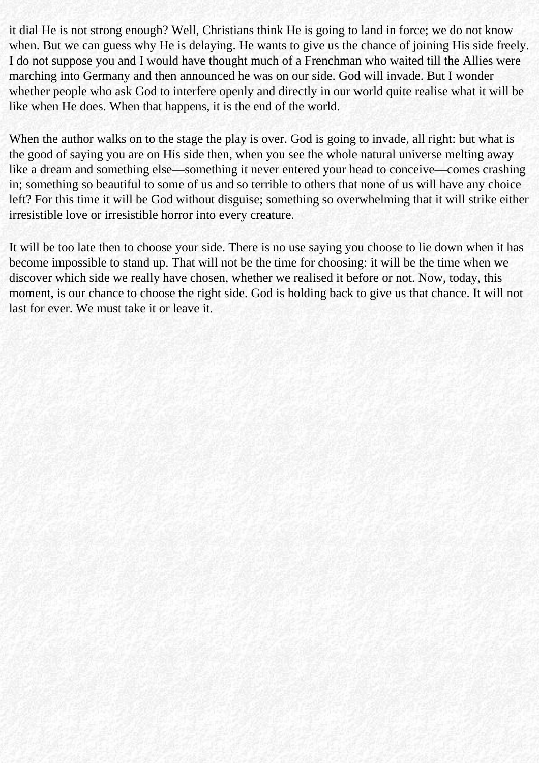it dial He is not strong enough? Well, Christians think He is going to land in force; we do not know when. But we can guess why He is delaying. He wants to give us the chance of joining His side freely. I do not suppose you and I would have thought much of a Frenchman who waited till the Allies were marching into Germany and then announced he was on our side. God will invade. But I wonder whether people who ask God to interfere openly and directly in our world quite realise what it will be like when He does. When that happens, it is the end of the world.

When the author walks on to the stage the play is over. God is going to invade, all right: but what is the good of saying you are on His side then, when you see the whole natural universe melting away like a dream and something else—something it never entered your head to conceive—comes crashing in; something so beautiful to some of us and so terrible to others that none of us will have any choice left? For this time it will be God without disguise; something so overwhelming that it will strike either irresistible love or irresistible horror into every creature.

It will be too late then to choose your side. There is no use saying you choose to lie down when it has become impossible to stand up. That will not be the time for choosing: it will be the time when we discover which side we really have chosen, whether we realised it before or not. Now, today, this moment, is our chance to choose the right side. God is holding back to give us that chance. It will not last for ever. We must take it or leave it.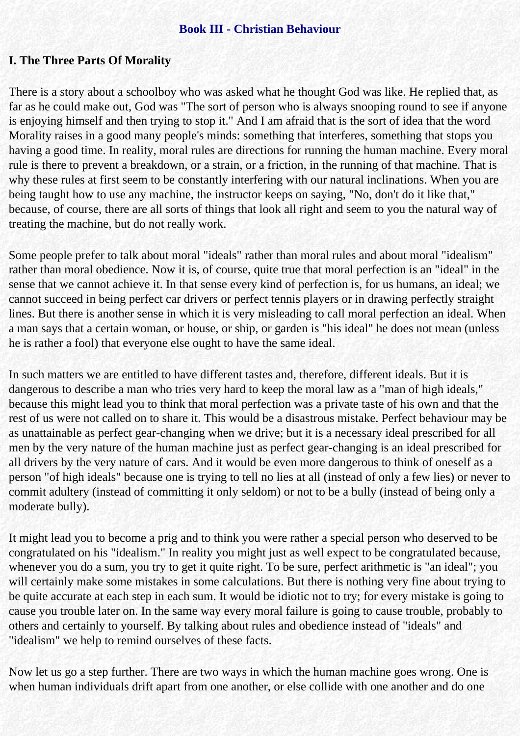## Book III - Christian Behaviour

### I. The Three Parts Of Morality

There is a story about a schoolboy who was asked what he thought God was like. He replied that, as far as he could make out, God was "The sort of person who is always snooping round to see if anyone is enjoying himself and then trying to stop it." And I am afraid that is the sort of idea that the word Morality raises in a good many people's minds: something that interferes, something that stops you having a good time. In reality, moral rules are directions for running the human machine. Every moral rule is there to prevent a breakdown, or a strain, or a friction, in the running of that machine. That is why these rules at first seem to be constantly interfering with our natural inclinations. When you are being taught how to use any machine, the instructor keeps on saying, "No, don't do it like that," because, of course, there are all sorts of things that look all right and seem to you the natural way of treating the machine, but do not really work.

Some people prefer to talk about moral "ideals" rather than moral rules and about moral "idealism" rather than moral obedience. Now it is, of course, quite true that moral perfection is an "ideal" in the sense that we cannot achieve it. In that sense every kind of perfection is, for us humans, an ideal; we cannot succeed in being perfect car drivers or perfect tennis players or in drawing perfectly straight lines. But there is another sense in which it is very misleading to call moral perfection an ideal. When a man says that a certain woman, or house, or ship, or garden is "his ideal" he does not mean (unless he is rather a fool) that everyone else ought to have the same ideal.

In such matters we are entitled to have different tastes and, therefore, different ideals. But it is dangerous to describe a man who tries very hard to keep the moral law as a "man of high ideals," because this might lead you to think that moral perfection was a private taste of his own and that the rest of us were not called on to share it. This would be a disastrous mistake. Perfect behaviour may be as unattainable as perfect gear-changing when we drive; but it is a necessary ideal prescribed for all men by the very nature of the human machine just as perfect gear-changing is an ideal prescribed for all drivers by the very nature of cars. And it would be even more dangerous to think of oneself as a person "of high ideals" because one is trying to tell no lies at all (instead of only a few lies) or never to commit adultery (instead of committing it only seldom) or not to be a bully (instead of being only a moderate bully).

It might lead you to become a prig and to think you were rather a special person who deserved to be congratulated on his "idealism." In reality you might just as well expect to be congratulated because, whenever you do a sum, you try to get it quite right. To be sure, perfect arithmetic is "an ideal"; you will certainly make some mistakes in some calculations. But there is nothing very fine about trying to be quite accurate at each step in each sum. It would be idiotic not to try; for every mistake is going to cause you trouble later on. In the same way every moral failure is going to cause trouble, probably to others and certainly to yourself. By talking about rules and obedience instead of "ideals" and "idealism" we help to remind ourselves of these facts.

Now let us go a step further. There are two ways in which the human machine goes wrong. One is when human individuals drift apart from one another, or else collide with one another and do one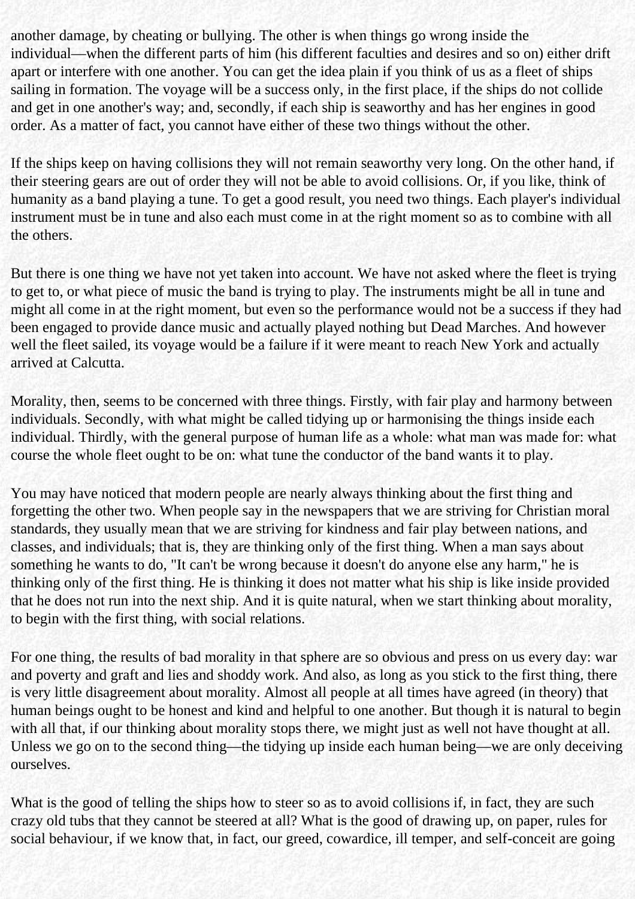another damage, by cheating or bullying. The other is when things go wrong inside the individual—when the different parts of him (his different faculties and desires and so on) either drift apart or interfere with one another. You can get the idea plain if you think of us as a fleet of ships sailing in formation. The voyage will be a success only, in the first place, if the ships do not collide and get in one another's way; and, secondly, if each ship is seaworthy and has her engines in good order. As a matter of fact, you cannot have either of these two things without the other.

If the ships keep on having collisions they will not remain seaworthy very long. On the other hand, if their steering gears are out of order they will not be able to avoid collisions. Or, if you like, think of humanity as a band playing a tune. To get a good result, you need two things. Each player's individual instrument must be in tune and also each must come in at the right moment so as to combine with all the others.

But there is one thing we have not yet taken into account. We have not asked where the fleet is trying to get to, or what piece of music the band is trying to play. The instruments might be all in tune and might all come in at the right moment, but even so the performance would not be a success if they had been engaged to provide dance music and actually played nothing but Dead Marches. And however well the fleet sailed, its voyage would be a failure if it were meant to reach New York and actually arrived at Calcutta.

Morality, then, seems to be concerned with three things. Firstly, with fair play and harmony between individuals. Secondly, with what might be called tidying up or harmonising the things inside each individual. Thirdly, with the general purpose of human life as a whole: what man was made for: what course the whole fleet ought to be on: what tune the conductor of the band wants it to play.

You may have noticed that modern people are nearly always thinking about the first thing and forgetting the other two. When people say in the newspapers that we are striving for Christian moral standards, they usually mean that we are striving for kindness and fair play between nations, and classes, and individuals; that is, they are thinking only of the first thing. When a man says about something he wants to do, "It can't be wrong because it doesn't do anyone else any harm," he is thinking only of the first thing. He is thinking it does not matter what his ship is like inside provided that he does not run into the next ship. And it is quite natural, when we start thinking about morality, to begin with the first thing, with social relations.

For one thing, the results of bad morality in that sphere are so obvious and press on us every day: war and poverty and graft and lies and shoddy work. And also, as long as you stick to the first thing, there is very little disagreement about morality. Almost all people at all times have agreed (in theory) that human beings ought to be honest and kind and helpful to one another. But though it is natural to begin with all that, if our thinking about morality stops there, we might just as well not have thought at all. Unless we go on to the second thing—the tidying up inside each human being—we are only deceiving ourselves.

What is the good of telling the ships how to steer so as to avoid collisions if, in fact, they are such crazy old tubs that they cannot be steered at all? What is the good of drawing up, on paper, rules for social behaviour, if we know that, in fact, our greed, cowardice, ill temper, and self-conceit are going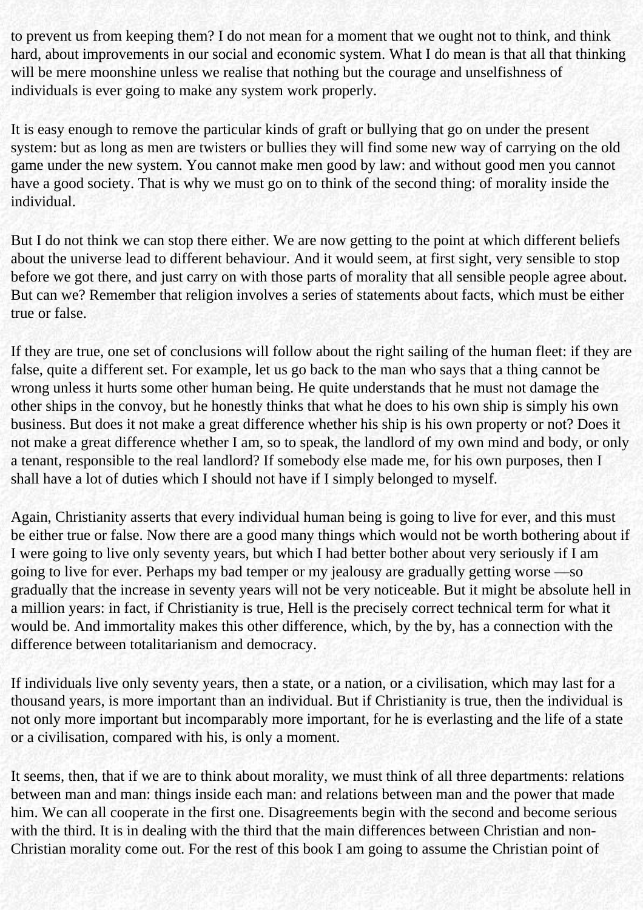to prevent us from keeping them? I do not mean for a moment that we ought not to think, and think hard, about improvements in our social and economic system. What I do mean is that all that thinking will be mere moonshine unless we realise that nothing but the courage and unselfishness of individuals is ever going to make any system work properly.

It is easy enough to remove the particular kinds of graft or bullying that go on under the present system: but as long as men are twisters or bullies they will find some new way of carrying on the old game under the new system. You cannot make men good by law: and without good men you cannot have a good society. That is why we must go on to think of the second thing: of morality inside the individual.

But I do not think we can stop there either. We are now getting to the point at which different beliefs about the universe lead to different behaviour. And it would seem, at first sight, very sensible to stop before we got there, and just carry on with those parts of morality that all sensible people agree about. But can we? Remember that religion involves a series of statements about facts, which must be either true or false.

If they are true, one set of conclusions will follow about the right sailing of the human fleet: if they are false, quite a different set. For example, let us go back to the man who says that a thing cannot be wrong unless it hurts some other human being. He quite understands that he must not damage the other ships in the convoy, but he honestly thinks that what he does to his own ship is simply his own business. But does it not make a great difference whether his ship is his own property or not? Does it not make a great difference whether I am, so to speak, the landlord of my own mind and body, or only a tenant, responsible to the real landlord? If somebody else made me, for his own purposes, then I shall have a lot of duties which I should not have if I simply belonged to myself.

Again, Christianity asserts that every individual human being is going to live for ever, and this must be either true or false. Now there are a good many things which would not be worth bothering about if I were going to live only seventy years, but which I had better bother about very seriously if I am going to live for ever. Perhaps my bad temper or my jealousy are gradually getting worse —so gradually that the increase in seventy years will not be very noticeable. But it might be absolute hell in a million years: in fact, if Christianity is true, Hell is the precisely correct technical term for what it would be. And immortality makes this other difference, which, by the by, has a connection with the difference between totalitarianism and democracy.

If individuals live only seventy years, then a state, or a nation, or a civilisation, which may last for a thousand years, is more important than an individual. But if Christianity is true, then the individual is not only more important but incomparably more important, for he is everlasting and the life of a state or a civilisation, compared with his, is only a moment.

It seems, then, that if we are to think about morality, we must think of all three departments: relations between man and man: things inside each man: and relations between man and the power that made him. We can all cooperate in the first one. Disagreements begin with the second and become serious with the third. It is in dealing with the third that the main differences between Christian and non-Christian morality come out. For the rest of this book I am going to assume the Christian point of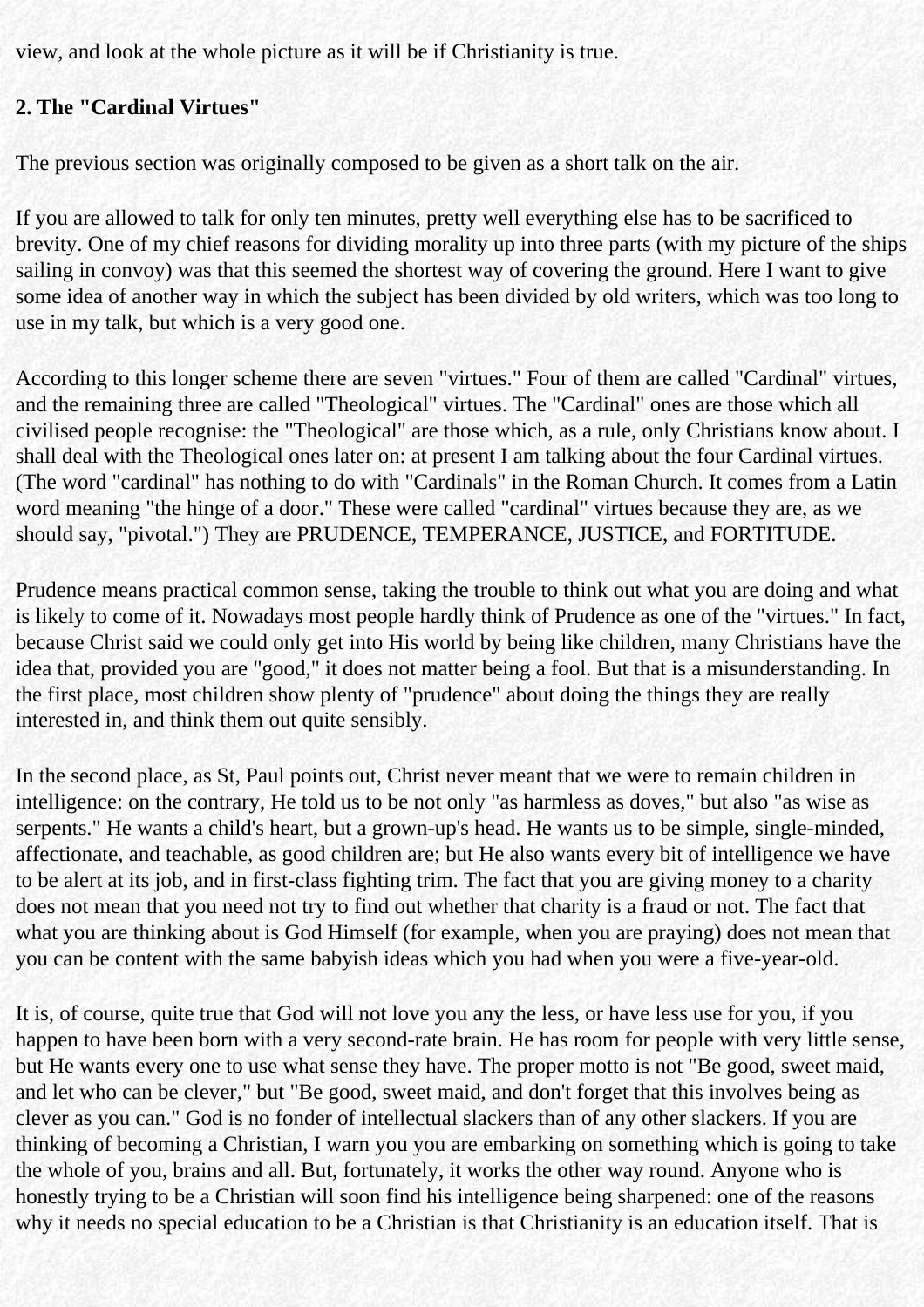view, and look at the whole picture as it will be if Christianity is true.

## 2. The "Cardinal Virtues"

The previous section was originally composed to be given as a short talk on the air.

If you are allowed to talk for only ten minutes, pretty well everything else has to be sacrificed to brevity. One of my chief reasons for dividing morality up into three parts (with my picture of the ships sailing in convoy) was that this seemed the shortest way of covering the ground. Here I want to give some idea of another way in which the subject has been divided by old writers, which was too long to use in my talk, but which is a very good one.

According to this longer scheme there are seven "virtues." Four of them are called "Cardinal" virtues, and the remaining three are called "Theological" virtues. The "Cardinal" ones are those which all civilised people recognise: the "Theological" are those which, as a rule, only Christians know about. I shall deal with the Theological ones later on: at present I am talking about the four Cardinal virtues. (The word "cardinal" has nothing to do with "Cardinals" in the Roman Church. It comes from a Latin word meaning "the hinge of a door." These were called "cardinal" virtues because they are, as we should say, "pivotal.") They are PRUDENCE, TEMPERANCE, JUSTICE, and FORTITUDE.

Prudence means practical common sense, taking the trouble to think out what you are doing and what is likely to come of it. Nowadays most people hardly think of Prudence as one of the "virtues." In fact, because Christ said we could only get into His world by being like children, many Christians have the idea that, provided you are "good," it does not matter being a fool. But that is a misunderstanding. In the first place, most children show plenty of "prudence" about doing the things they are really interested in, and think them out quite sensibly.

In the second place, as St, Paul points out, Christ never meant that we were to remain children in intelligence: on the contrary, He told us to be not only "as harmless as doves," but also "as wise as serpents." He wants a child's heart, but a grown-up's head. He wants us to be simple, single-minded, affectionate, and teachable, as good children are; but He also wants every bit of intelligence we have to be alert at its job, and in first-class fighting trim. The fact that you are giving money to a charity does not mean that you need not try to find out whether that charity is a fraud or not. The fact that what you are thinking about is God Himself (for example, when you are praying) does not mean that you can be content with the same babyish ideas which you had when you were a five-year-old.

It is, of course, quite true that God will not love you any the less, or have less use for you, if you happen to have been born with a very second-rate brain. He has room for people with very little sense, but He wants every one to use what sense they have. The proper motto is not "Be good, sweet maid, and let who can be clever," but "Be good, sweet maid, and don't forget that this involves being as clever as you can." God is no fonder of intellectual slackers than of any other slackers. If you are thinking of becoming a Christian, I warn you you are embarking on something which is going to take the whole of you, brains and all. But, fortunately, it works the other way round. Anyone who is honestly trying to be a Christian will soon find his intelligence being sharpened: one of the reasons why it needs no special education to be a Christian is that Christianity is an education itself. That is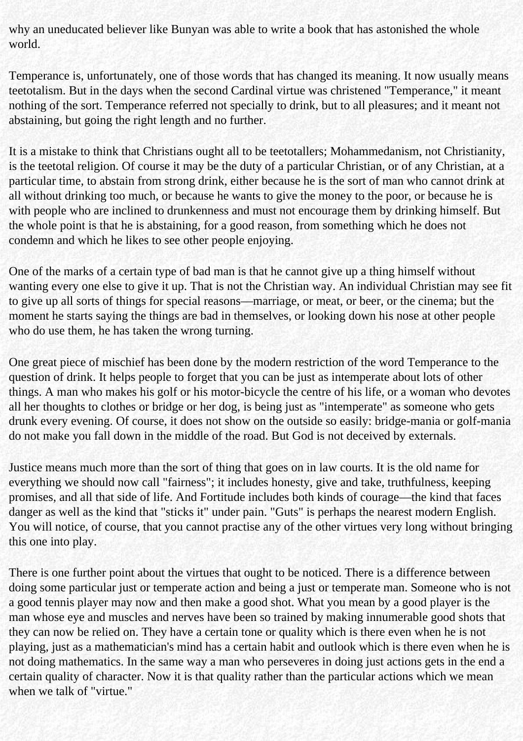why an uneducated believer like Bunyan was able to write a book that has astonished the whole world.

Temperance is, unfortunately, one of those words that has changed its meaning. It now usually means teetotalism. But in the days when the second Cardinal virtue was christened "Temperance," it meant nothing of the sort. Temperance referred not specially to drink, but to all pleasures; and it meant not abstaining, but going the right length and no further.

It is a mistake to think that Christians ought all to be teetotallers; Mohammedanism, not Christianity, is the teetotal religion. Of course it may be the duty of a particular Christian, or of any Christian, at a particular time, to abstain from strong drink, either because he is the sort of man who cannot drink at all without drinking too much, or because he wants to give the money to the poor, or because he is with people who are inclined to drunkenness and must not encourage them by drinking himself. But the whole point is that he is abstaining, for a good reason, from something which he does not condemn and which he likes to see other people enjoying.

One of the marks of a certain type of bad man is that he cannot give up a thing himself without wanting every one else to give it up. That is not the Christian way. An individual Christian may see fit to give up all sorts of things for special reasons—marriage, or meat, or beer, or the cinema; but the moment he starts saying the things are bad in themselves, or looking down his nose at other people who do use them, he has taken the wrong turning.

One great piece of mischief has been done by the modern restriction of the word Temperance to the question of drink. It helps people to forget that you can be just as intemperate about lots of other things. A man who makes his golf or his motor-bicycle the centre of his life, or a woman who devotes all her thoughts to clothes or bridge or her dog, is being just as "intemperate" as someone who gets drunk every evening. Of course, it does not show on the outside so easily: bridge-mania or golf-mania do not make you fall down in the middle of the road. But God is not deceived by externals.

Justice means much more than the sort of thing that goes on in law courts. It is the old name for everything we should now call "fairness"; it includes honesty, give and take, truthfulness, keeping promises, and all that side of life. And Fortitude includes both kinds of courage—the kind that faces danger as well as the kind that "sticks it" under pain. "Guts" is perhaps the nearest modern English. You will notice, of course, that you cannot practise any of the other virtues very long without bringing this one into play.

There is one further point about the virtues that ought to be noticed. There is a difference between doing some particular just or temperate action and being a just or temperate man. Someone who is not a good tennis player may now and then make a good shot. What you mean by a good player is the man whose eye and muscles and nerves have been so trained by making innumerable good shots that they can now be relied on. They have a certain tone or quality which is there even when he is not playing, just as a mathematician's mind has a certain habit and outlook which is there even when he is not doing mathematics. In the same way a man who perseveres in doing just actions gets in the end a certain quality of character. Now it is that quality rather than the particular actions which we mean when we talk of "virtue."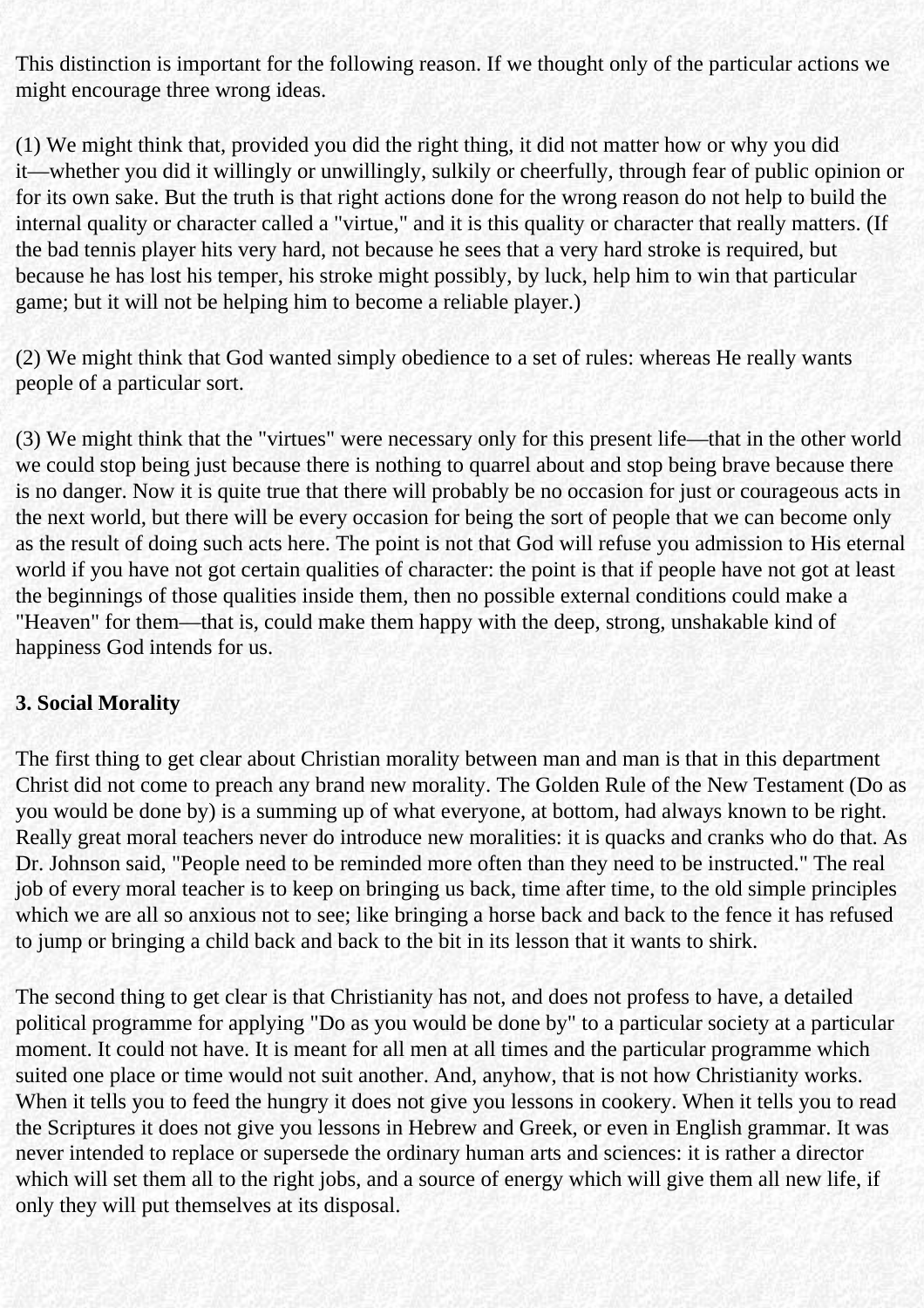This distinction is important for the following reason. If we thought only of the particular actions we might encourage three wrong ideas.

(1) We might think that, provided you did the right thing, it did not matter how or why you did it—whether you did it willingly or unwillingly, sulkily or cheerfully, through fear of public opinion or for its own sake. But the truth is that right actions done for the wrong reason do not help to build the internal quality or character called a "virtue," and it is this quality or character that really matters. (If the bad tennis player hits very hard, not because he sees that a very hard stroke is required, but because he has lost his temper, his stroke might possibly, by luck, help him to win that particular game; but it will not be helping him to become a reliable player.)

(2) We might think that God wanted simply obedience to a set of rules: whereas He really wants people of a particular sort.

(3) We might think that the "virtues" were necessary only for this present life—that in the other world we could stop being just because there is nothing to quarrel about and stop being brave because there is no danger. Now it is quite true that there will probably be no occasion for just or courageous acts in the next world, but there will be every occasion for being the sort of people that we can become only as the result of doing such acts here. The point is not that God will refuse you admission to His eternal world if you have not got certain qualities of character: the point is that if people have not got at least the beginnings of those qualities inside them, then no possible external conditions could make a "Heaven" for them—that is, could make them happy with the deep, strong, unshakable kind of happiness God intends for us.

### 3. Social Morality

The first thing to get clear about Christian morality between man and man is that in this department Christ did not come to preach any brand new morality. The Golden Rule of the New Testament (Do as you would be done by) is a summing up of what everyone, at bottom, had always known to be right. Really great moral teachers never do introduce new moralities: it is quacks and cranks who do that. As Dr. Johnson said, "People need to be reminded more often than they need to be instructed." The real job of every moral teacher is to keep on bringing us back, time after time, to the old simple principles which we are all so anxious not to see; like bringing a horse back and back to the fence it has refused to jump or bringing a child back and back to the bit in its lesson that it wants to shirk.

The second thing to get clear is that Christianity has not, and does not profess to have, a detailed political programme for applying "Do as you would be done by" to a particular society at a particular moment. It could not have. It is meant for all men at all times and the particular programme which suited one place or time would not suit another. And, anyhow, that is not how Christianity works. When it tells you to feed the hungry it does not give you lessons in cookery. When it tells you to read the Scriptures it does not give you lessons in Hebrew and Greek, or even in English grammar. It was never intended to replace or supersede the ordinary human arts and sciences: it is rather a director which will set them all to the right jobs, and a source of energy which will give them all new life, if only they will put themselves at its disposal.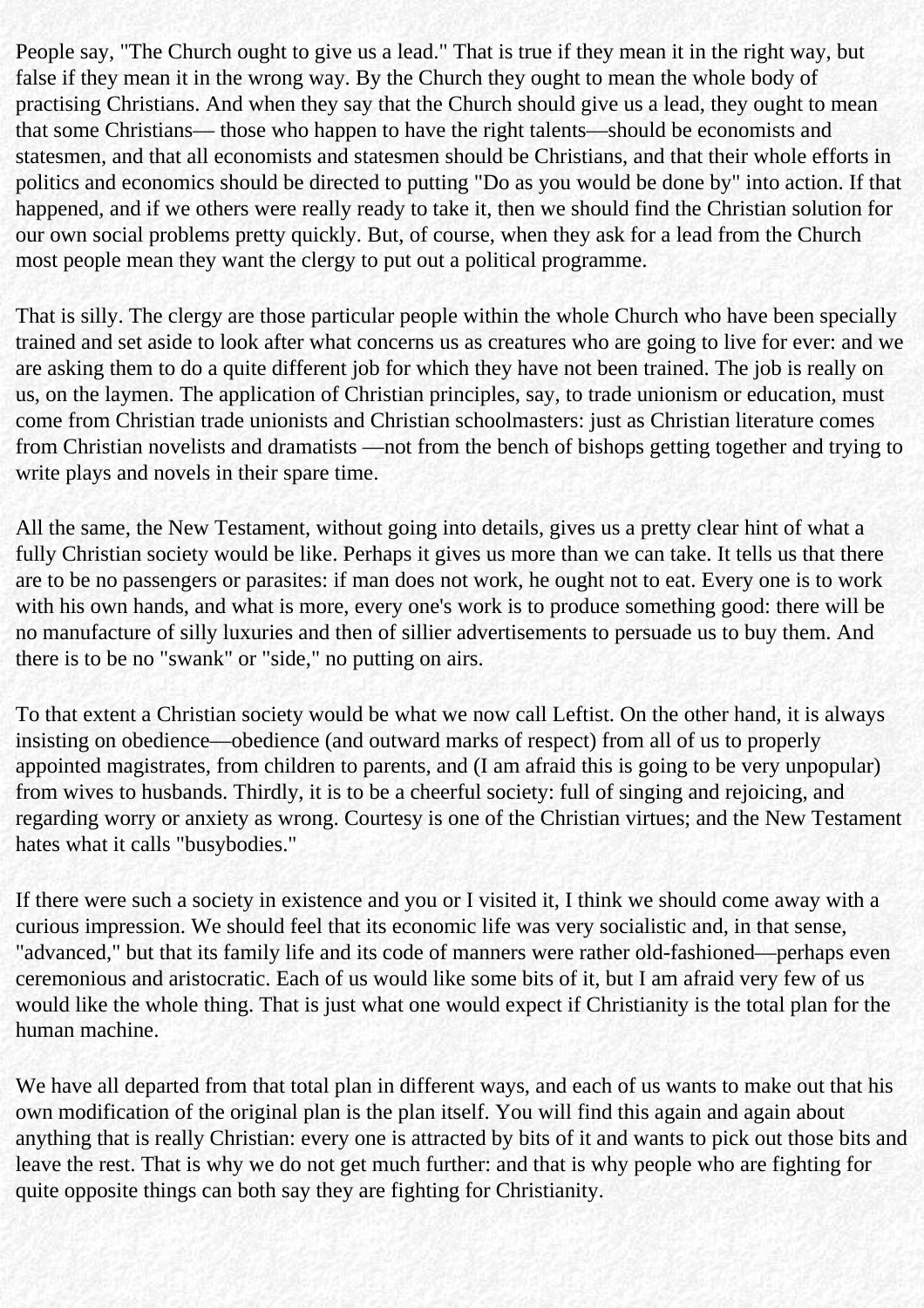People say, "The Church ought to give us a lead." That is true if they mean it in the right way, but false if they mean it in the wrong way. By the Church they ought to mean the whole body of practising Christians. And when they say that the Church should give us a lead, they ought to mean that some Christians— those who happen to have the right talents—should be economists and statesmen, and that all economists and statesmen should be Christians, and that their whole efforts in politics and economics should be directed to putting "Do as you would be done by" into action. If that happened, and if we others were really ready to take it, then we should find the Christian solution for our own social problems pretty quickly. But, of course, when they ask for a lead from the Church most people mean they want the clergy to put out a political programme.

That is silly. The clergy are those particular people within the whole Church who have been specially trained and set aside to look after what concerns us as creatures who are going to live for ever: and we are asking them to do a quite different job for which they have not been trained. The job is really on us, on the laymen. The application of Christian principles, say, to trade unionism or education, must come from Christian trade unionists and Christian schoolmasters: just as Christian literature comes from Christian novelists and dramatists —not from the bench of bishops getting together and trying to write plays and novels in their spare time.

All the same, the New Testament, without going into details, gives us a pretty clear hint of what a fully Christian society would be like. Perhaps it gives us more than we can take. It tells us that there are to be no passengers or parasites: if man does not work, he ought not to eat. Every one is to work with his own hands, and what is more, every one's work is to produce something good: there will be no manufacture of silly luxuries and then of sillier advertisements to persuade us to buy them. And there is to be no "swank" or "side," no putting on airs.

To that extent a Christian society would be what we now call Leftist. On the other hand, it is always insisting on obedience—obedience (and outward marks of respect) from all of us to properly appointed magistrates, from children to parents, and (I am afraid this is going to be very unpopular) from wives to husbands. Thirdly, it is to be a cheerful society: full of singing and rejoicing, and regarding worry or anxiety as wrong. Courtesy is one of the Christian virtues; and the New Testament hates what it calls "busybodies."

If there were such a society in existence and you or I visited it, I think we should come away with a curious impression. We should feel that its economic life was very socialistic and, in that sense, "advanced," but that its family life and its code of manners were rather old-fashioned—perhaps even ceremonious and aristocratic. Each of us would like some bits of it, but I am afraid very few of us would like the whole thing. That is just what one would expect if Christianity is the total plan for the human machine.

We have all departed from that total plan in different ways, and each of us wants to make out that his own modification of the original plan is the plan itself. You will find this again and again about anything that is really Christian: every one is attracted by bits of it and wants to pick out those bits and leave the rest. That is why we do not get much further: and that is why people who are fighting for quite opposite things can both say they are fighting for Christianity.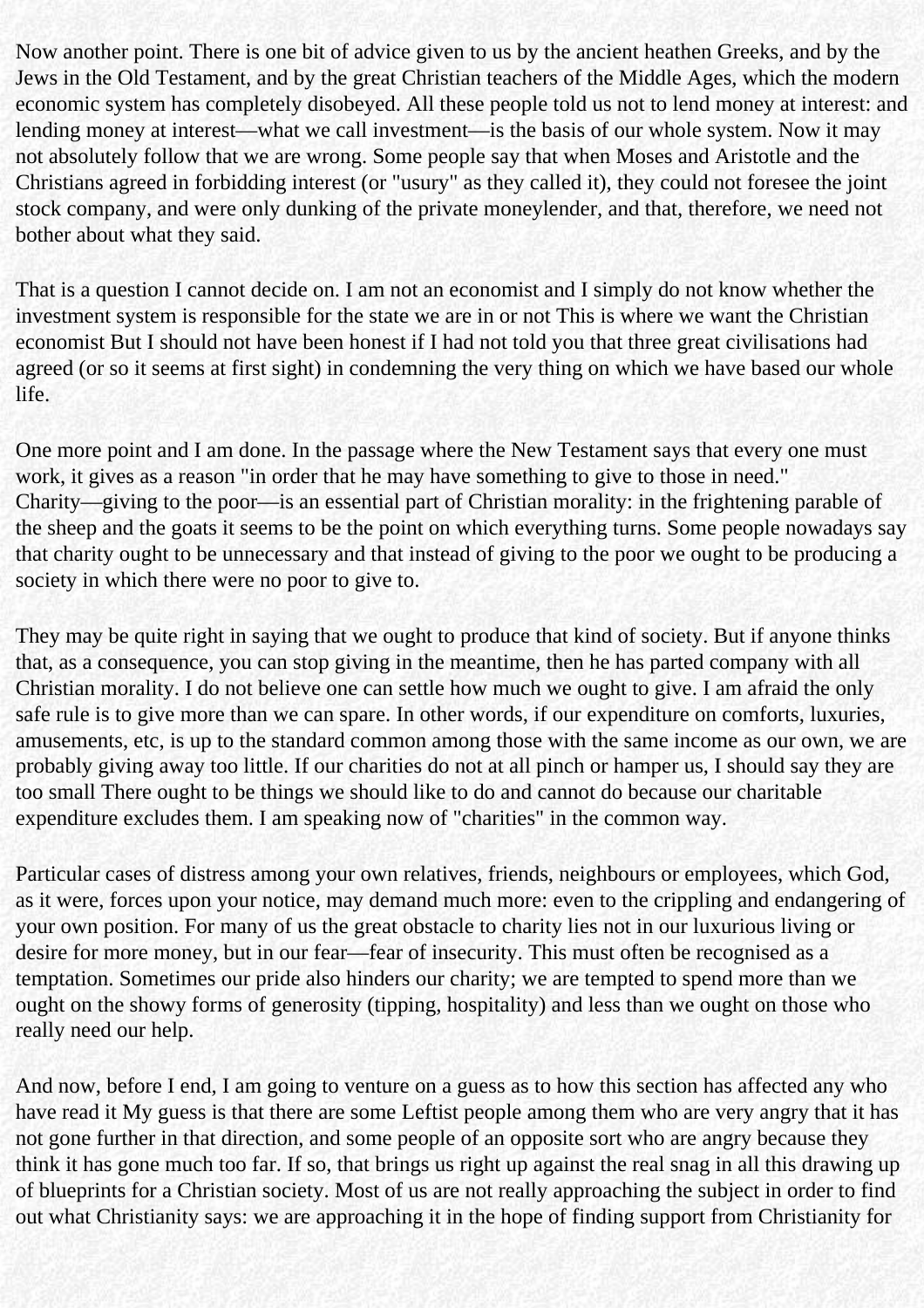Now another point. There is one bit of advice given to us by the ancient heathen Greeks, and by the Jews in the Old Testament, and by the great Christian teachers of the Middle Ages, which the modern economic system has completely disobeyed. All these people told us not to lend money at interest: and lending money at interest—what we call investment—is the basis of our whole system. Now it may not absolutely follow that we are wrong. Some people say that when Moses and Aristotle and the Christians agreed in forbidding interest (or "usury" as they called it), they could not foresee the joint stock company, and were only dunking of the private moneylender, and that, therefore, we need not bother about what they said.

That is a question I cannot decide on. I am not an economist and I simply do not know whether the investment system is responsible for the state we are in or not This is where we want the Christian economist But I should not have been honest if I had not told you that three great civilisations had agreed (or so it seems at first sight) in condemning the very thing on which we have based our whole life.

One more point and I am done. In the passage where the New Testament says that every one must work, it gives as a reason "in order that he may have something to give to those in need." Charity—giving to the poor—is an essential part of Christian morality: in the frightening parable of the sheep and the goats it seems to be the point on which everything turns. Some people nowadays say that charity ought to be unnecessary and that instead of giving to the poor we ought to be producing a society in which there were no poor to give to.

They may be quite right in saying that we ought to produce that kind of society. But if anyone thinks that, as a consequence, you can stop giving in the meantime, then he has parted company with all Christian morality. I do not believe one can settle how much we ought to give. I am afraid the only safe rule is to give more than we can spare. In other words, if our expenditure on comforts, luxuries, amusements, etc, is up to the standard common among those with the same income as our own, we are probably giving away too little. If our charities do not at all pinch or hamper us, I should say they are too small There ought to be things we should like to do and cannot do because our charitable expenditure excludes them. I am speaking now of "charities" in the common way.

Particular cases of distress among your own relatives, friends, neighbours or employees, which God, as it were, forces upon your notice, may demand much more: even to the crippling and endangering of your own position. For many of us the great obstacle to charity lies not in our luxurious living or desire for more money, but in our fear—fear of insecurity. This must often be recognised as a temptation. Sometimes our pride also hinders our charity; we are tempted to spend more than we ought on the showy forms of generosity (tipping, hospitality) and less than we ought on those who really need our help.

And now, before I end, I am going to venture on a guess as to how this section has affected any who have read it My guess is that there are some Leftist people among them who are very angry that it has not gone further in that direction, and some people of an opposite sort who are angry because they think it has gone much too far. If so, that brings us right up against the real snag in all this drawing up of blueprints for a Christian society. Most of us are not really approaching the subject in order to find out what Christianity says: we are approaching it in the hope of finding support from Christianity for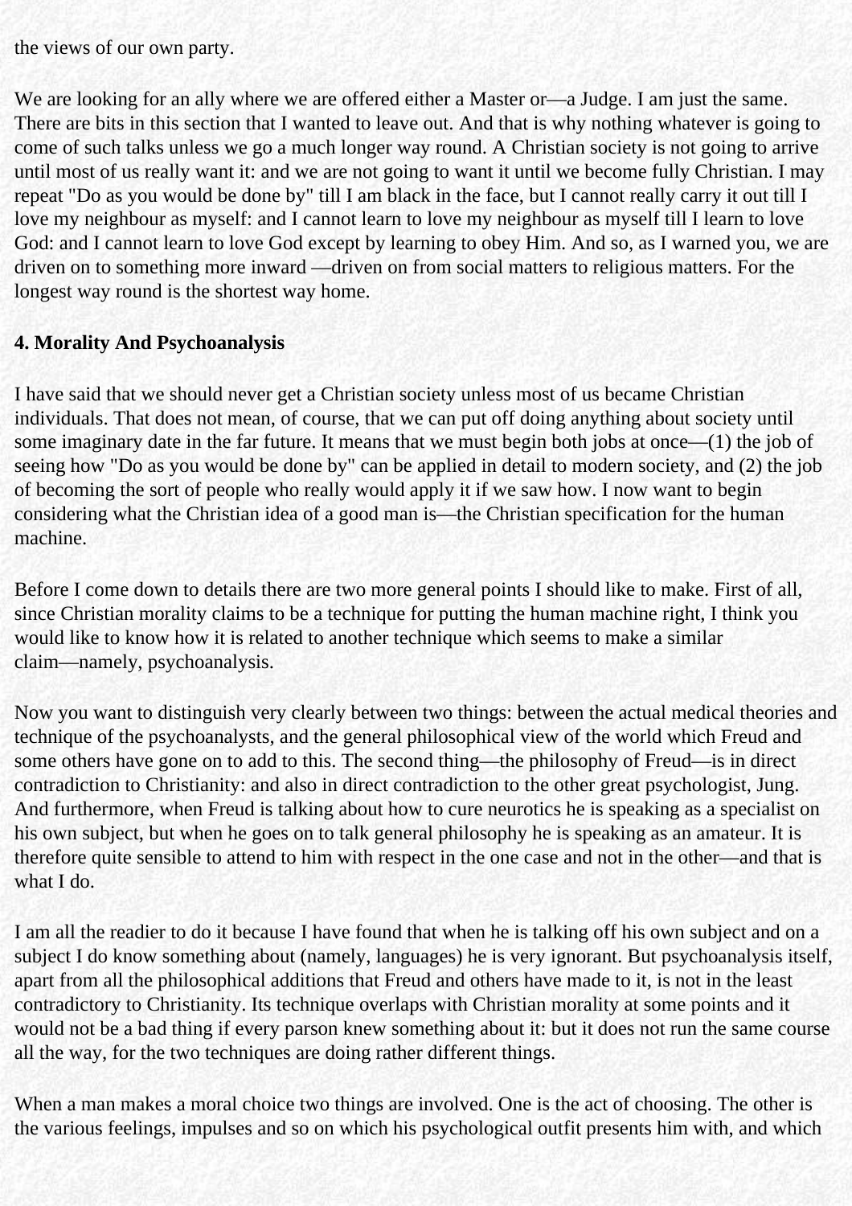the views of our own party.

We are looking for an ally where we are offered either a Master or—a Judge. I am just the same. There are bits in this section that I wanted to leave out. And that is why nothing whatever is going to come of such talks unless we go a much longer way round. A Christian society is not going to arrive until most of us really want it: and we are not going to want it until we become fully Christian. I may repeat "Do as you would be done by" till I am black in the face, but I cannot really carry it out till I love my neighbour as myself: and I cannot learn to love my neighbour as myself till I learn to love God: and I cannot learn to love God except by learning to obey Him. And so, as I warned you, we are driven on to something more inward —driven on from social matters to religious matters. For the longest way round is the shortest way home.

**4. Morality And Psychoanalysis**

I have said that we should never get a Christian society unless most of us became Christian individuals. That does not mean, of course, that we can put off doing anything about society until some imaginary date in the far future. It means that we must begin both jobs at once—(1) the job of seeing how "Do as you would be done by" can be applied in detail to modern society, and (2) the job of becoming the sort of people who really would apply it if we saw how. I now want to begin considering what the Christian idea of a good man is—the Christian specification for the human machine.

Before I come down to details there are two more general points I should like to make. First of all, since Christian morality claims to be a technique for putting the human machine right, I think you would like to know how it is related to another technique which seems to make a similar claim—namely, psychoanalysis.

Now you want to distinguish very clearly between two things: between the actual medical theories and technique of the psychoanalysts, and the general philosophical view of the world which Freud and some others have gone on to add to this. The second thing—the philosophy of Freud—is in direct contradiction to Christianity: and also in direct contradiction to the other great psychologist, Jung. And furthermore, when Freud is talking about how to cure neurotics he is speaking as a specialist on his own subject, but when he goes on to talk general philosophy he is speaking as an amateur. It is therefore quite sensible to attend to him with respect in the one case and not in the other—and that is what I do.

I am all the readier to do it because I have found that when he is talking off his own subject and on a subject I do know something about (namely, languages) he is very ignorant. But psychoanalysis itself, apart from all the philosophical additions that Freud and others have made to it, is not in the least contradictory to Christianity. Its technique overlaps with Christian morality at some points and it would not be a bad thing if every parson knew something about it: but it does not run the same course all the way, for the two techniques are doing rather different things.

When a man makes a moral choice two things are involved. One is the act of choosing. The other is the various feelings, impulses and so on which his psychological outfit presents him with, and which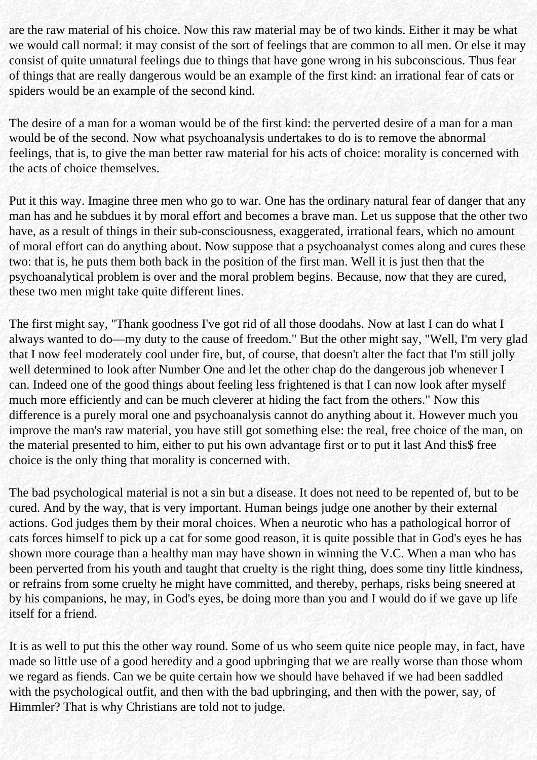are the raw material of his choice. Now this raw material may be of two kinds. Either it may be what we would call normal: it may consist of the sort of feelings that are common to all men. Or else it may consist of quite unnatural feelings due to things that have gone wrong in his subconscious. Thus fear of things that are really dangerous would be an example of the first kind: an irrational fear of cats or spiders would be an example of the second kind.

The desire of a man for a woman would be of the first kind: the perverted desire of a man for a man would be of the second. Now what psychoanalysis undertakes to do is to remove the abnormal feelings, that is, to give the man better raw material for his acts of choice: morality is concerned with the acts of choice themselves.

Put it this way. Imagine three men who go to war. One has the ordinary natural fear of danger that any man has and he subdues it by moral effort and becomes a brave man. Let us suppose that the other two have, as a result of things in their sub-consciousness, exaggerated, irrational fears, which no amount of moral effort can do anything about. Now suppose that a psychoanalyst comes along and cures these two: that is, he puts them both back in the position of the first man. Well it is just then that the psychoanalytical problem is over and the moral problem begins. Because, now that they are cured, these two men might take quite different lines.

The first might say, "Thank goodness I've got rid of all those doodahs. Now at last I can do what I always wanted to do—my duty to the cause of freedom." But the other might say, "Well, I'm very glad that I now feel moderately cool under fire, but, of course, that doesn't alter the fact that I'm still jolly well determined to look after Number One and let the other chap do the dangerous job whenever I can. Indeed one of the good things about feeling less frightened is that I can now look after myself much more efficiently and can be much cleverer at hiding the fact from the others." Now this difference is a purely moral one and psychoanalysis cannot do anything about it. However much you improve the man's raw material, you have still got something else: the real, free choice of the man, on the material presented to him, either to put his own advantage first or to put it last And this$ free choice is the only thing that morality is concerned with.

The bad psychological material is not a sin but a disease. It does not need to be repented of, but to be cured. And by the way, that is very important. Human beings judge one another by their external actions. God judges them by their moral choices. When a neurotic who has a pathological horror of cats forces himself to pick up a cat for some good reason, it is quite possible that in God's eyes he has shown more courage than a healthy man may have shown in winning the V.C. When a man who has been perverted from his youth and taught that cruelty is the right thing, does some tiny little kindness, or refrains from some cruelty he might have committed, and thereby, perhaps, risks being sneered at by his companions, he may, in God's eyes, be doing more than you and I would do if we gave up life itself for a friend.

It is as well to put this the other way round. Some of us who seem quite nice people may, in fact, have made so little use of a good heredity and a good upbringing that we are really worse than those whom we regard as fiends. Can we be quite certain how we should have behaved if we had been saddled with the psychological outfit, and then with the bad upbringing, and then with the power, say, of Himmler? That is why Christians are told not to judge.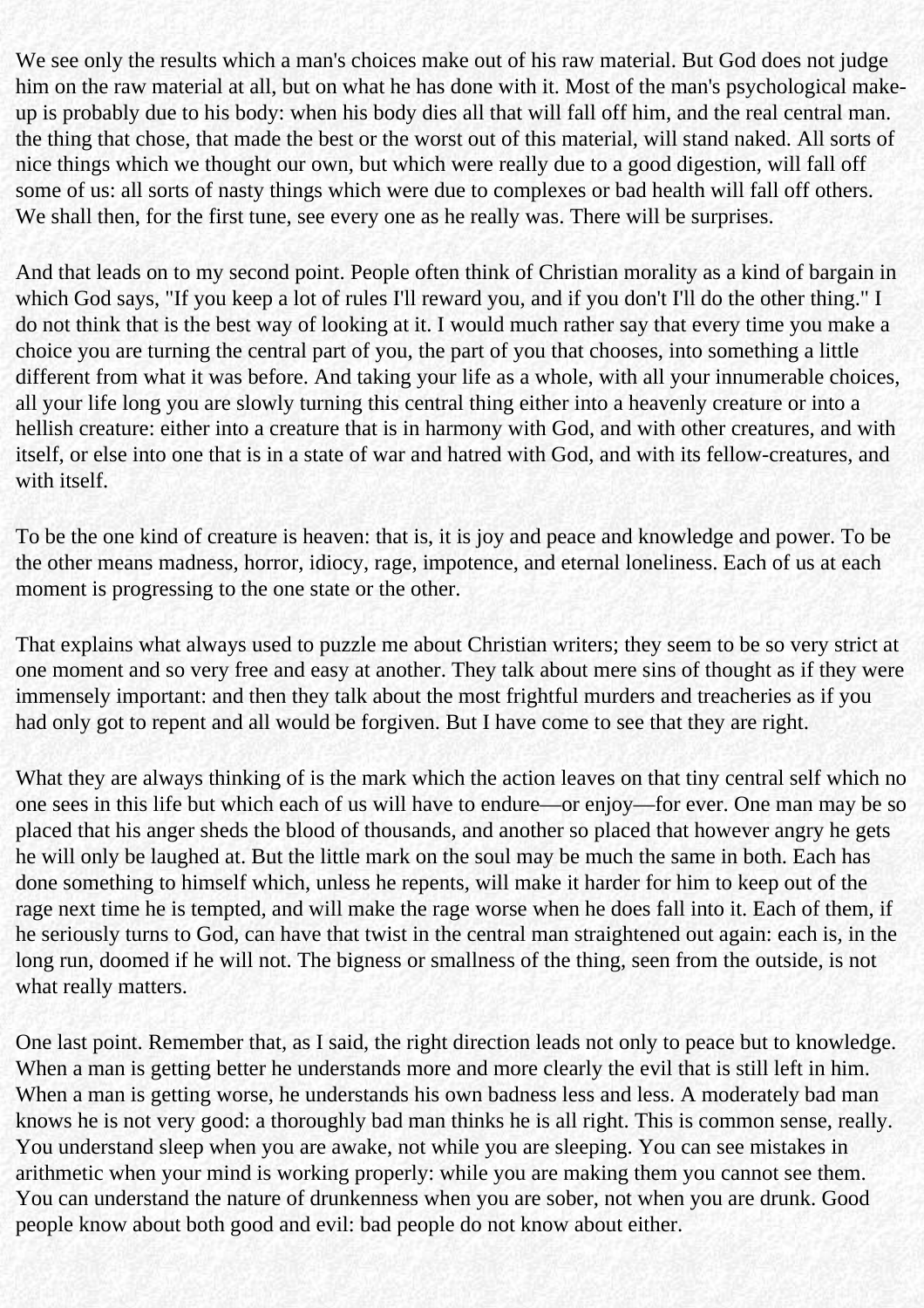We see only the results which a man's choices make out of his raw material. But God does not judge him on the raw material at all, but on what he has done with it. Most of the man's psychological make-up is probably due to his body: when his body dies all that will fall off him, and the real central man. the thing that chose, that made the best or the worst out of this material, will stand naked. All sorts of nice things which we thought our own, but which were really due to a good digestion, will fall off some of us: all sorts of nasty things which were due to complexes or bad health will fall off others. We shall then, for the first tune, see every one as he really was. There will be surprises.

And that leads on to my second point. People often think of Christian morality as a kind of bargain in which God says, "If you keep a lot of rules I'll reward you, and if you don't I'll do the other thing." I do not think that is the best way of looking at it. I would much rather say that every time you make a choice you are turning the central part of you, the part of you that chooses, into something a little different from what it was before. And taking your life as a whole, with all your innumerable choices, all your life long you are slowly turning this central thing either into a heavenly creature or into a hellish creature: either into a creature that is in harmony with God, and with other creatures, and with itself, or else into one that is in a state of war and hatred with God, and with its fellow-creatures, and with itself.

To be the one kind of creature is heaven: that is, it is joy and peace and knowledge and power. To be the other means madness, horror, idiocy, rage, impotence, and eternal loneliness. Each of us at each moment is progressing to the one state or the other.

That explains what always used to puzzle me about Christian writers; they seem to be so very strict at one moment and so very free and easy at another. They talk about mere sins of thought as if they were immensely important: and then they talk about the most frightful murders and treacheries as if you had only got to repent and all would be forgiven. But I have come to see that they are right.

What they are always thinking of is the mark which the action leaves on that tiny central self which no one sees in this life but which each of us will have to endure—or enjoy—for ever. One man may be so placed that his anger sheds the blood of thousands, and another so placed that however angry he gets he will only be laughed at. But the little mark on the soul may be much the same in both. Each has done something to himself which, unless he repents, will make it harder for him to keep out of the rage next time he is tempted, and will make the rage worse when he does fall into it. Each of them, if he seriously turns to God, can have that twist in the central man straightened out again: each is, in the long run, doomed if he will not. The bigness or smallness of the thing, seen from the outside, is not what really matters.

One last point. Remember that, as I said, the right direction leads not only to peace but to knowledge. When a man is getting better he understands more and more clearly the evil that is still left in him. When a man is getting worse, he understands his own badness less and less. A moderately bad man knows he is not very good: a thoroughly bad man thinks he is all right. This is common sense, really. You understand sleep when you are awake, not while you are sleeping. You can see mistakes in arithmetic when your mind is working properly: while you are making them you cannot see them. You can understand the nature of drunkenness when you are sober, not when you are drunk. Good people know about both good and evil: bad people do not know about either.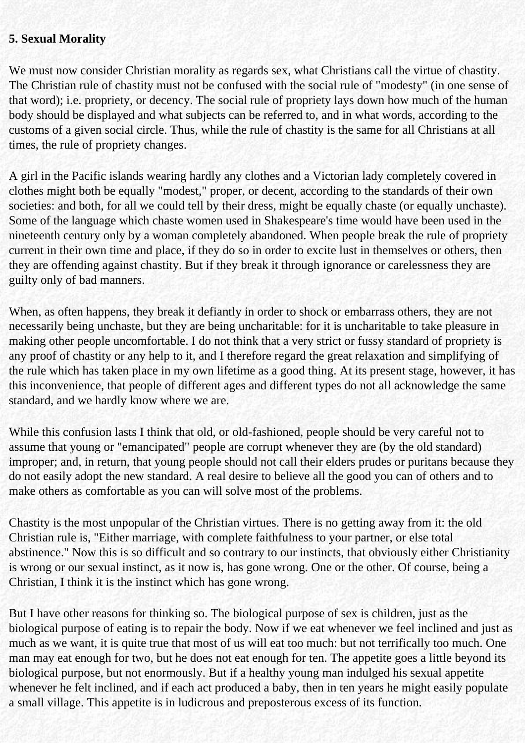**5. Sexual Morality**

We must now consider Christian morality as regards sex, what Christians call the virtue of chastity. The Christian rule of chastity must not be confused with the social rule of "modesty" (in one sense of that word); i.e. propriety, or decency. The social rule of propriety lays down how much of the human body should be displayed and what subjects can be referred to, and in what words, according to the customs of a given social circle. Thus, while the rule of chastity is the same for all Christians at all times, the rule of propriety changes.

A girl in the Pacific islands wearing hardly any clothes and a Victorian lady completely covered in clothes might both be equally "modest," proper, or decent, according to the standards of their own societies: and both, for all we could tell by their dress, might be equally chaste (or equally unchaste). Some of the language which chaste women used in Shakespeare's time would have been used in the nineteenth century only by a woman completely abandoned. When people break the rule of propriety current in their own time and place, if they do so in order to excite lust in themselves or others, then they are offending against chastity. But if they break it through ignorance or carelessness they are guilty only of bad manners.

When, as often happens, they break it defiantly in order to shock or embarrass others, they are not necessarily being unchaste, but they are being uncharitable: for it is uncharitable to take pleasure in making other people uncomfortable. I do not think that a very strict or fussy standard of propriety is any proof of chastity or any help to it, and I therefore regard the great relaxation and simplifying of the rule which has taken place in my own lifetime as a good thing. At its present stage, however, it has this inconvenience, that people of different ages and different types do not all acknowledge the same standard, and we hardly know where we are.

While this confusion lasts I think that old, or old-fashioned, people should be very careful not to assume that young or "emancipated" people are corrupt whenever they are (by the old standard) improper; and, in return, that young people should not call their elders prudes or puritans because they do not easily adopt the new standard. A real desire to believe all the good you can of others and to make others as comfortable as you can will solve most of the problems.

Chastity is the most unpopular of the Christian virtues. There is no getting away from it: the old Christian rule is, "Either marriage, with complete faithfulness to your partner, or else total abstinence." Now this is so difficult and so contrary to our instincts, that obviously either Christianity is wrong or our sexual instinct, as it now is, has gone wrong. One or the other. Of course, being a Christian, I think it is the instinct which has gone wrong.

But I have other reasons for thinking so. The biological purpose of sex is children, just as the biological purpose of eating is to repair the body. Now if we eat whenever we feel inclined and just as much as we want, it is quite true that most of us will eat too much: but not terrifically too much. One man may eat enough for two, but he does not eat enough for ten. The appetite goes a little beyond its biological purpose, but not enormously. But if a healthy young man indulged his sexual appetite whenever he felt inclined, and if each act produced a baby, then in ten years he might easily populate a small village. This appetite is in ludicrous and preposterous excess of its function.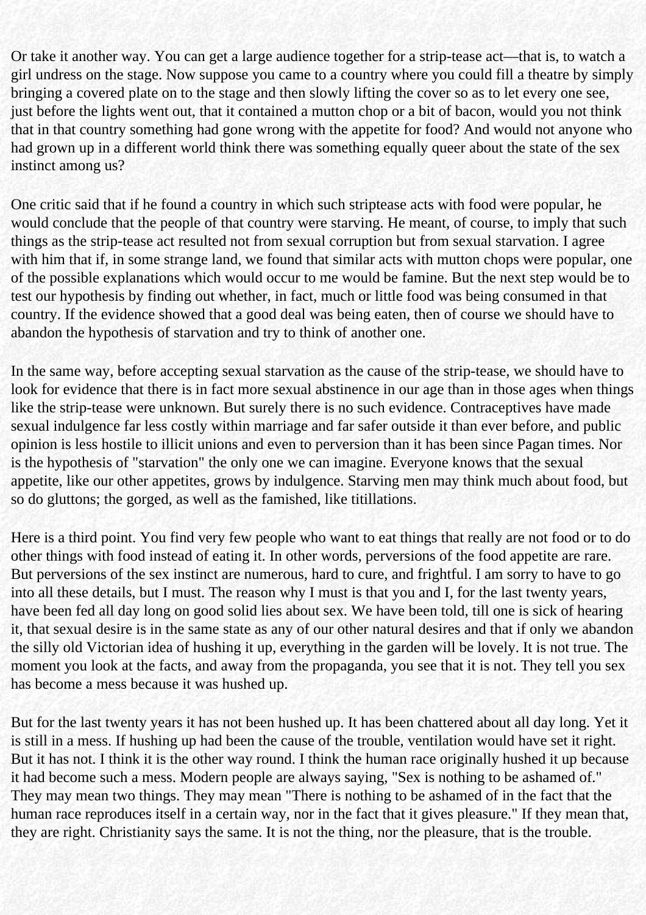Or take it another way. You can get a large audience together for a strip-tease act—that is, to watch a girl undress on the stage. Now suppose you came to a country where you could fill a theatre by simply bringing a covered plate on to the stage and then slowly lifting the cover so as to let every one see, just before the lights went out, that it contained a mutton chop or a bit of bacon, would you not think that in that country something had gone wrong with the appetite for food? And would not anyone who had grown up in a different world think there was something equally queer about the state of the sex instinct among us?

One critic said that if he found a country in which such striptease acts with food were popular, he would conclude that the people of that country were starving. He meant, of course, to imply that such things as the strip-tease act resulted not from sexual corruption but from sexual starvation. I agree with him that if, in some strange land, we found that similar acts with mutton chops were popular, one of the possible explanations which would occur to me would be famine. But the next step would be to test our hypothesis by finding out whether, in fact, much or little food was being consumed in that country. If the evidence showed that a good deal was being eaten, then of course we should have to abandon the hypothesis of starvation and try to think of another one.

In the same way, before accepting sexual starvation as the cause of the strip-tease, we should have to look for evidence that there is in fact more sexual abstinence in our age than in those ages when things like the strip-tease were unknown. But surely there is no such evidence. Contraceptives have made sexual indulgence far less costly within marriage and far safer outside it than ever before, and public opinion is less hostile to illicit unions and even to perversion than it has been since Pagan times. Nor is the hypothesis of "starvation" the only one we can imagine. Everyone knows that the sexual appetite, like our other appetites, grows by indulgence. Starving men may think much about food, but so do gluttons; the gorged, as well as the famished, like titillations.

Here is a third point. You find very few people who want to eat things that really are not food or to do other things with food instead of eating it. In other words, perversions of the food appetite are rare. But perversions of the sex instinct are numerous, hard to cure, and frightful. I am sorry to have to go into all these details, but I must. The reason why I must is that you and I, for the last twenty years, have been fed all day long on good solid lies about sex. We have been told, till one is sick of hearing it, that sexual desire is in the same state as any of our other natural desires and that if only we abandon the silly old Victorian idea of hushing it up, everything in the garden will be lovely. It is not true. The moment you look at the facts, and away from the propaganda, you see that it is not. They tell you sex has become a mess because it was hushed up.

But for the last twenty years it has not been hushed up. It has been chattered about all day long. Yet it is still in a mess. If hushing up had been the cause of the trouble, ventilation would have set it right. But it has not. I think it is the other way round. I think the human race originally hushed it up because it had become such a mess. Modern people are always saying, "Sex is nothing to be ashamed of." They may mean two things. They may mean "There is nothing to be ashamed of in the fact that the human race reproduces itself in a certain way, nor in the fact that it gives pleasure." If they mean that, they are right. Christianity says the same. It is not the thing, nor the pleasure, that is the trouble.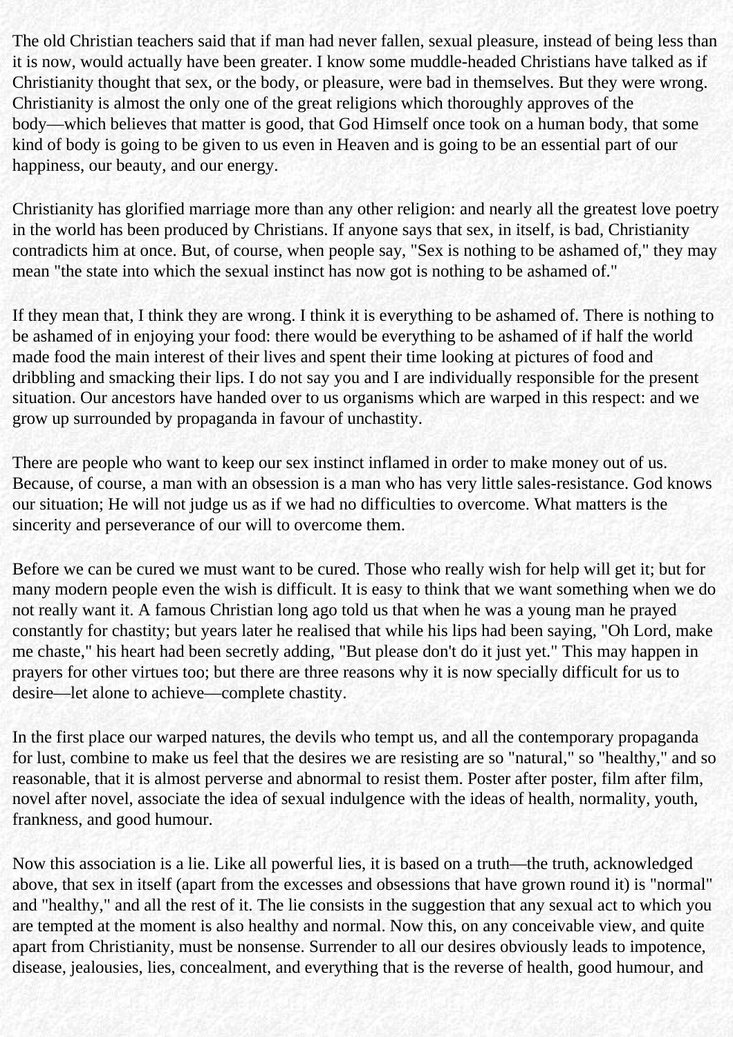The old Christian teachers said that if man had never fallen, sexual pleasure, instead of being less than it is now, would actually have been greater. I know some muddle-headed Christians have talked as if Christianity thought that sex, or the body, or pleasure, were bad in themselves. But they were wrong. Christianity is almost the only one of the great religions which thoroughly approves of the body—which believes that matter is good, that God Himself once took on a human body, that some kind of body is going to be given to us even in Heaven and is going to be an essential part of our happiness, our beauty, and our energy.

Christianity has glorified marriage more than any other religion: and nearly all the greatest love poetry in the world has been produced by Christians. If anyone says that sex, in itself, is bad, Christianity contradicts him at once. But, of course, when people say, "Sex is nothing to be ashamed of," they may mean "the state into which the sexual instinct has now got is nothing to be ashamed of."

If they mean that, I think they are wrong. I think it is everything to be ashamed of. There is nothing to be ashamed of in enjoying your food: there would be everything to be ashamed of if half the world made food the main interest of their lives and spent their time looking at pictures of food and dribbling and smacking their lips. I do not say you and I are individually responsible for the present situation. Our ancestors have handed over to us organisms which are warped in this respect: and we grow up surrounded by propaganda in favour of unchastity.

There are people who want to keep our sex instinct inflamed in order to make money out of us. Because, of course, a man with an obsession is a man who has very little sales-resistance. God knows our situation; He will not judge us as if we had no difficulties to overcome. What matters is the sincerity and perseverance of our will to overcome them.

Before we can be cured we must want to be cured. Those who really wish for help will get it; but for many modern people even the wish is difficult. It is easy to think that we want something when we do not really want it. A famous Christian long ago told us that when he was a young man he prayed constantly for chastity; but years later he realised that while his lips had been saying, "Oh Lord, make me chaste," his heart had been secretly adding, "But please don't do it just yet." This may happen in prayers for other virtues too; but there are three reasons why it is now specially difficult for us to desire—let alone to achieve—complete chastity.

In the first place our warped natures, the devils who tempt us, and all the contemporary propaganda for lust, combine to make us feel that the desires we are resisting are so "natural," so "healthy," and so reasonable, that it is almost perverse and abnormal to resist them. Poster after poster, film after film, novel after novel, associate the idea of sexual indulgence with the ideas of health, normality, youth, frankness, and good humour.

Now this association is a lie. Like all powerful lies, it is based on a truth—the truth, acknowledged above, that sex in itself (apart from the excesses and obsessions that have grown round it) is "normal" and "healthy," and all the rest of it. The lie consists in the suggestion that any sexual act to which you are tempted at the moment is also healthy and normal. Now this, on any conceivable view, and quite apart from Christianity, must be nonsense. Surrender to all our desires obviously leads to impotence, disease, jealousies, lies, concealment, and everything that is the reverse of health, good humour, and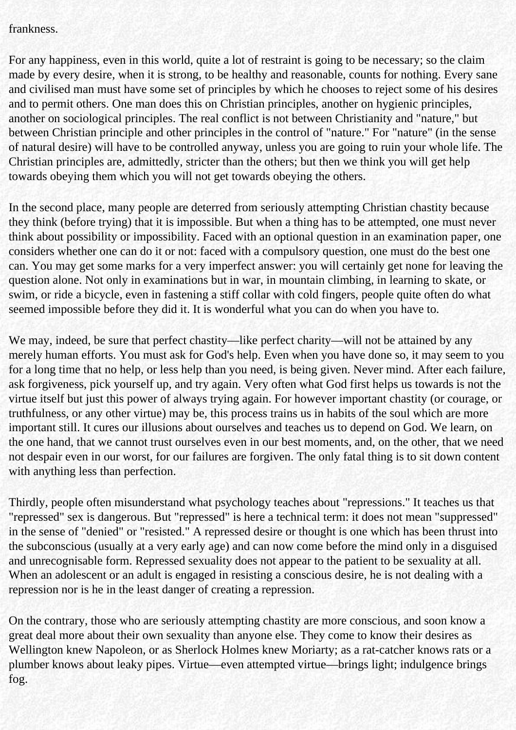frankness.

For any happiness, even in this world, quite a lot of restraint is going to be necessary; so the claim made by every desire, when it is strong, to be healthy and reasonable, counts for nothing. Every sane and civilised man must have some set of principles by which he chooses to reject some of his desires and to permit others. One man does this on Christian principles, another on hygienic principles, another on sociological principles. The real conflict is not between Christianity and "nature," but between Christian principle and other principles in the control of "nature." For "nature" (in the sense of natural desire) will have to be controlled anyway, unless you are going to ruin your whole life. The Christian principles are, admittedly, stricter than the others; but then we think you will get help towards obeying them which you will not get towards obeying the others.

In the second place, many people are deterred from seriously attempting Christian chastity because they think (before trying) that it is impossible. But when a thing has to be attempted, one must never think about possibility or impossibility. Faced with an optional question in an examination paper, one considers whether one can do it or not: faced with a compulsory question, one must do the best one can. You may get some marks for a very imperfect answer: you will certainly get none for leaving the question alone. Not only in examinations but in war, in mountain climbing, in learning to skate, or swim, or ride a bicycle, even in fastening a stiff collar with cold fingers, people quite often do what seemed impossible before they did it. It is wonderful what you can do when you have to.

We may, indeed, be sure that perfect chastity—like perfect charity—will not be attained by any merely human efforts. You must ask for God's help. Even when you have done so, it may seem to you for a long time that no help, or less help than you need, is being given. Never mind. After each failure, ask forgiveness, pick yourself up, and try again. Very often what God first helps us towards is not the virtue itself but just this power of always trying again. For however important chastity (or courage, or truthfulness, or any other virtue) may be, this process trains us in habits of the soul which are more important still. It cures our illusions about ourselves and teaches us to depend on God. We learn, on the one hand, that we cannot trust ourselves even in our best moments, and, on the other, that we need not despair even in our worst, for our failures are forgiven. The only fatal thing is to sit down content with anything less than perfection.

Thirdly, people often misunderstand what psychology teaches about "repressions." It teaches us that "repressed" sex is dangerous. But "repressed" is here a technical term: it does not mean "suppressed" in the sense of "denied" or "resisted." A repressed desire or thought is one which has been thrust into the subconscious (usually at a very early age) and can now come before the mind only in a disguised and unrecognisable form. Repressed sexuality does not appear to the patient to be sexuality at all. When an adolescent or an adult is engaged in resisting a conscious desire, he is not dealing with a repression nor is he in the least danger of creating a repression.

On the contrary, those who are seriously attempting chastity are more conscious, and soon know a great deal more about their own sexuality than anyone else. They come to know their desires as Wellington knew Napoleon, or as Sherlock Holmes knew Moriarty; as a rat-catcher knows rats or a plumber knows about leaky pipes. Virtue—even attempted virtue—brings light; indulgence brings fog.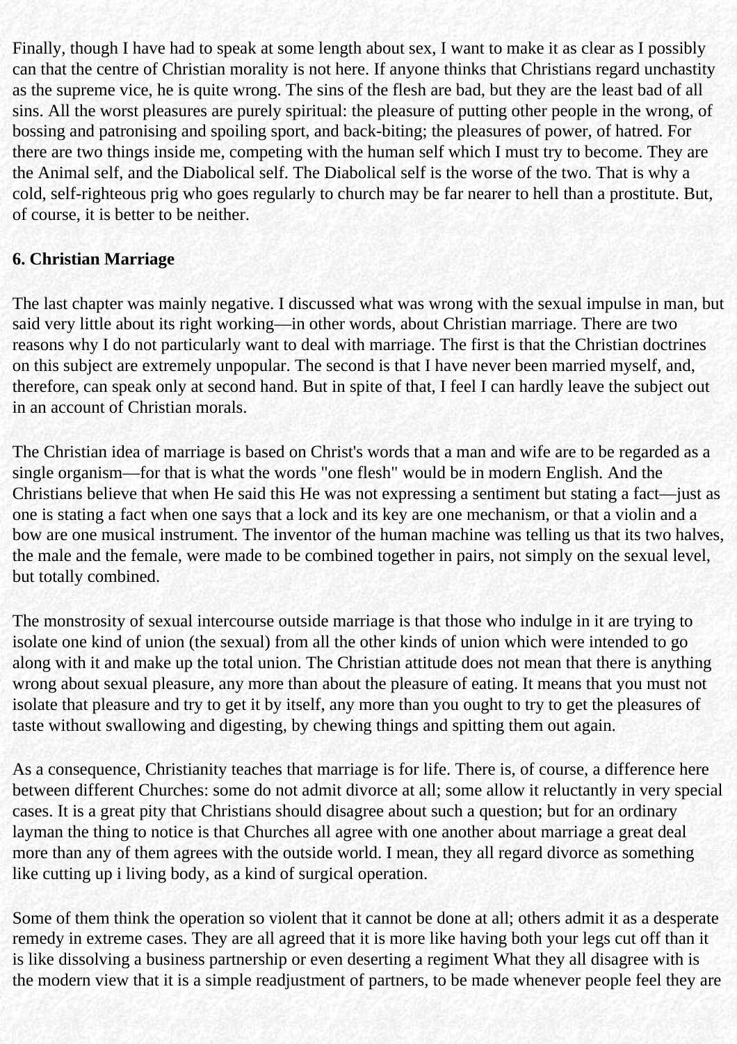Finally, though I have had to speak at some length about sex, I want to make it as clear as I possibly can that the centre of Christian morality is not here. If anyone thinks that Christians regard unchastity as the supreme vice, he is quite wrong. The sins of the flesh are bad, but they are the least bad of all sins. All the worst pleasures are purely spiritual: the pleasure of putting other people in the wrong, of bossing and patronising and spoiling sport, and back-biting; the pleasures of power, of hatred. For there are two things inside me, competing with the human self which I must try to become. They are the Animal self, and the Diabolical self. The Diabolical self is the worse of the two. That is why a cold, self-righteous prig who goes regularly to church may be far nearer to hell than a prostitute. But, of course, it is better to be neither.

**6. Christian Marriage**

The last chapter was mainly negative. I discussed what was wrong with the sexual impulse in man, but said very little about its right working—in other words, about Christian marriage. There are two reasons why I do not particularly want to deal with marriage. The first is that the Christian doctrines on this subject are extremely unpopular. The second is that I have never been married myself, and, therefore, can speak only at second hand. But in spite of that, I feel I can hardly leave the subject out in an account of Christian morals.

The Christian idea of marriage is based on Christ's words that a man and wife are to be regarded as a single organism—for that is what the words "one flesh" would be in modern English. And the Christians believe that when He said this He was not expressing a sentiment but stating a fact—just as one is stating a fact when one says that a lock and its key are one mechanism, or that a violin and a bow are one musical instrument. The inventor of the human machine was telling us that its two halves, the male and the female, were made to be combined together in pairs, not simply on the sexual level, but totally combined.

The monstrosity of sexual intercourse outside marriage is that those who indulge in it are trying to isolate one kind of union (the sexual) from all the other kinds of union which were intended to go along with it and make up the total union. The Christian attitude does not mean that there is anything wrong about sexual pleasure, any more than about the pleasure of eating. It means that you must not isolate that pleasure and try to get it by itself, any more than you ought to try to get the pleasures of taste without swallowing and digesting, by chewing things and spitting them out again.

As a consequence, Christianity teaches that marriage is for life. There is, of course, a difference here between different Churches: some do not admit divorce at all; some allow it reluctantly in very special cases. It is a great pity that Christians should disagree about such a question; but for an ordinary layman the thing to notice is that Churches all agree with one another about marriage a great deal more than any of them agrees with the outside world. I mean, they all regard divorce as something like cutting up i living body, as a kind of surgical operation.

Some of them think the operation so violent that it cannot be done at all; others admit it as a desperate remedy in extreme cases. They are all agreed that it is more like having both your legs cut off than it is like dissolving a business partnership or even deserting a regiment What they all disagree with is the modern view that it is a simple readjustment of partners, to be made whenever people feel they are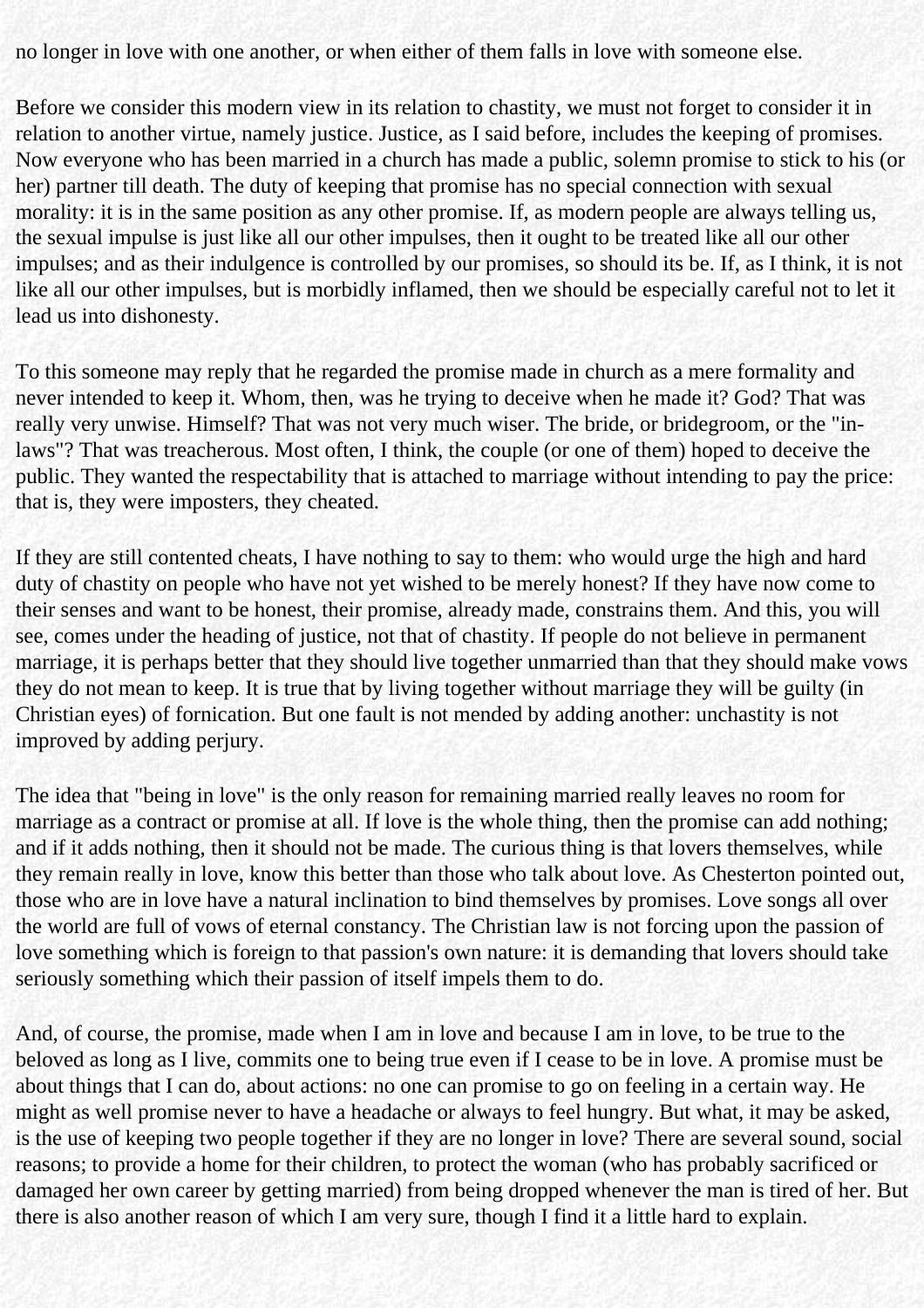no longer in love with one another, or when either of them falls in love with someone else.

Before we consider this modern view in its relation to chastity, we must not forget to consider it in relation to another virtue, namely justice. Justice, as I said before, includes the keeping of promises. Now everyone who has been married in a church has made a public, solemn promise to stick to his (or her) partner till death. The duty of keeping that promise has no special connection with sexual morality: it is in the same position as any other promise. If, as modern people are always telling us, the sexual impulse is just like all our other impulses, then it ought to be treated like all our other impulses; and as their indulgence is controlled by our promises, so should its be. If, as I think, it is not like all our other impulses, but is morbidly inflamed, then we should be especially careful not to let it lead us into dishonesty.

To this someone may reply that he regarded the promise made in church as a mere formality and never intended to keep it. Whom, then, was he trying to deceive when he made it? God? That was really very unwise. Himself? That was not very much wiser. The bride, or bridegroom, or the "in-laws"? That was treacherous. Most often, I think, the couple (or one of them) hoped to deceive the public. They wanted the respectability that is attached to marriage without intending to pay the price: that is, they were imposters, they cheated.

If they are still contented cheats, I have nothing to say to them: who would urge the high and hard duty of chastity on people who have not yet wished to be merely honest? If they have now come to their senses and want to be honest, their promise, already made, constrains them. And this, you will see, comes under the heading of justice, not that of chastity. If people do not believe in permanent marriage, it is perhaps better that they should live together unmarried than that they should make vows they do not mean to keep. It is true that by living together without marriage they will be guilty (in Christian eyes) of fornication. But one fault is not mended by adding another: unchastity is not improved by adding perjury.

The idea that "being in love" is the only reason for remaining married really leaves no room for marriage as a contract or promise at all. If love is the whole thing, then the promise can add nothing; and if it adds nothing, then it should not be made. The curious thing is that lovers themselves, while they remain really in love, know this better than those who talk about love. As Chesterton pointed out, those who are in love have a natural inclination to bind themselves by promises. Love songs all over the world are full of vows of eternal constancy. The Christian law is not forcing upon the passion of love something which is foreign to that passion's own nature: it is demanding that lovers should take seriously something which their passion of itself impels them to do.

And, of course, the promise, made when I am in love and because I am in love, to be true to the beloved as long as I live, commits one to being true even if I cease to be in love. A promise must be about things that I can do, about actions: no one can promise to go on feeling in a certain way. He might as well promise never to have a headache or always to feel hungry. But what, it may be asked, is the use of keeping two people together if they are no longer in love? There are several sound, social reasons; to provide a home for their children, to protect the woman (who has probably sacrificed or damaged her own career by getting married) from being dropped whenever the man is tired of her. But there is also another reason of which I am very sure, though I find it a little hard to explain.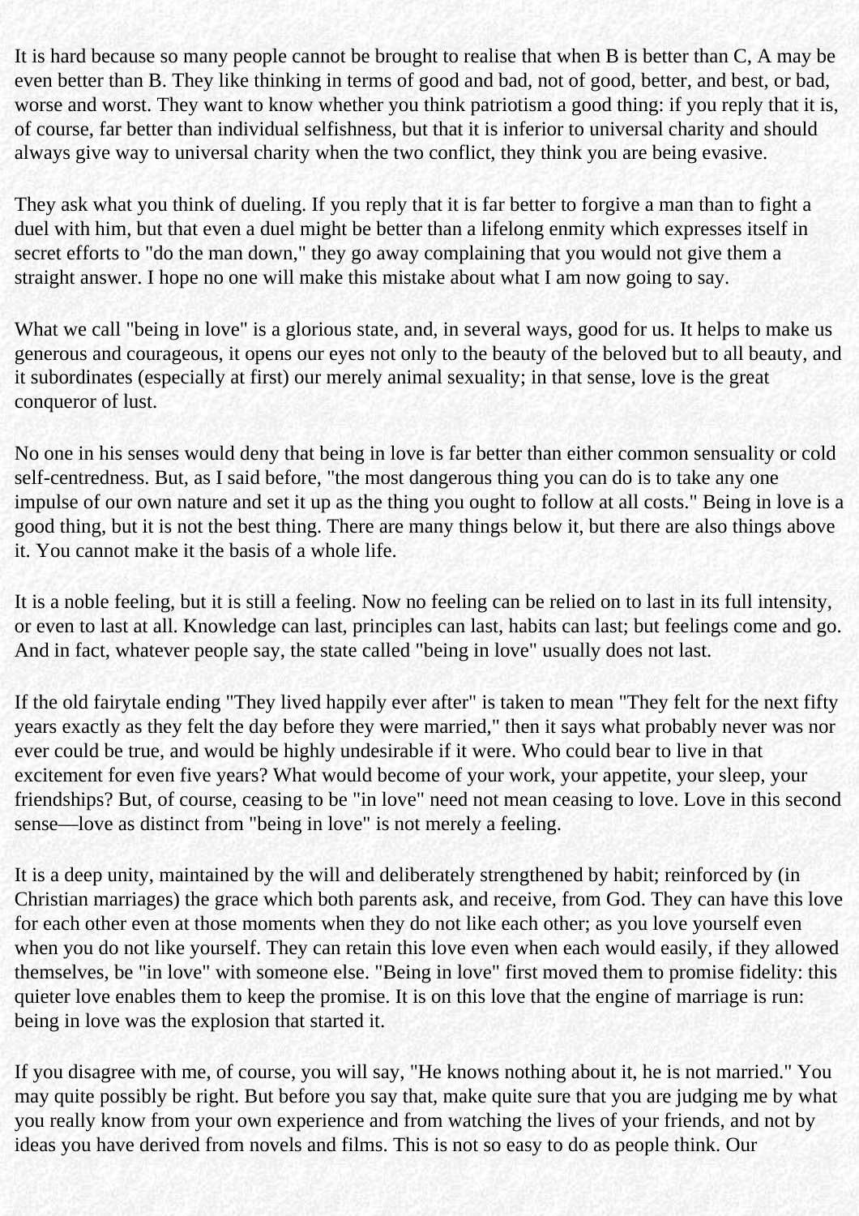It is hard because so many people cannot be brought to realise that when B is better than C, A may be even better than B. They like thinking in terms of good and bad, not of good, better, and best, or bad, worse and worst. They want to know whether you think patriotism a good thing: if you reply that it is, of course, far better than individual selfishness, but that it is inferior to universal charity and should always give way to universal charity when the two conflict, they think you are being evasive.

They ask what you think of dueling. If you reply that it is far better to forgive a man than to fight a duel with him, but that even a duel might be better than a lifelong enmity which expresses itself in secret efforts to "do the man down," they go away complaining that you would not give them a straight answer. I hope no one will make this mistake about what I am now going to say.

What we call "being in love" is a glorious state, and, in several ways, good for us. It helps to make us generous and courageous, it opens our eyes not only to the beauty of the beloved but to all beauty, and it subordinates (especially at first) our merely animal sexuality; in that sense, love is the great conqueror of lust.

No one in his senses would deny that being in love is far better than either common sensuality or cold self-centredness. But, as I said before, "the most dangerous thing you can do is to take any one impulse of our own nature and set it up as the thing you ought to follow at all costs." Being in love is a good thing, but it is not the best thing. There are many things below it, but there are also things above it. You cannot make it the basis of a whole life.

It is a noble feeling, but it is still a feeling. Now no feeling can be relied on to last in its full intensity, or even to last at all. Knowledge can last, principles can last, habits can last; but feelings come and go. And in fact, whatever people say, the state called "being in love" usually does not last.

If the old fairytale ending "They lived happily ever after" is taken to mean "They felt for the next fifty years exactly as they felt the day before they were married," then it says what probably never was nor ever could be true, and would be highly undesirable if it were. Who could bear to live in that excitement for even five years? What would become of your work, your appetite, your sleep, your friendships? But, of course, ceasing to be "in love" need not mean ceasing to love. Love in this second sense—love as distinct from "being in love" is not merely a feeling.

It is a deep unity, maintained by the will and deliberately strengthened by habit; reinforced by (in Christian marriages) the grace which both parents ask, and receive, from God. They can have this love for each other even at those moments when they do not like each other; as you love yourself even when you do not like yourself. They can retain this love even when each would easily, if they allowed themselves, be "in love" with someone else. "Being in love" first moved them to promise fidelity: this quieter love enables them to keep the promise. It is on this love that the engine of marriage is run: being in love was the explosion that started it.

If you disagree with me, of course, you will say, "He knows nothing about it, he is not married." You may quite possibly be right. But before you say that, make quite sure that you are judging me by what you really know from your own experience and from watching the lives of your friends, and not by ideas you have derived from novels and films. This is not so easy to do as people think. Our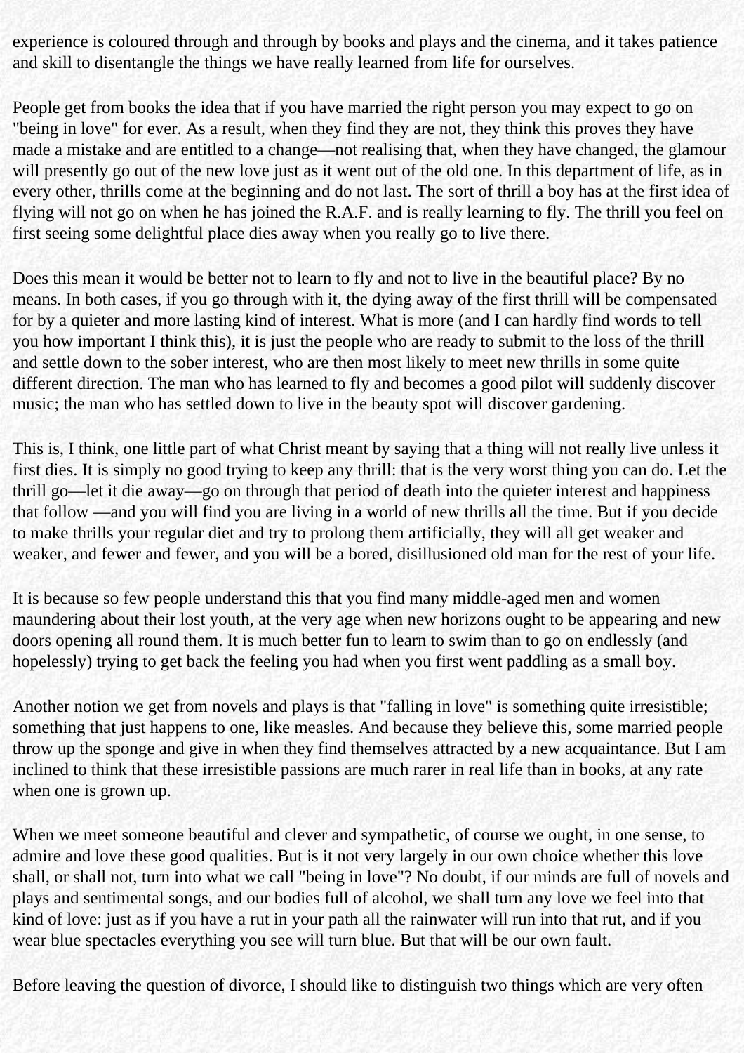experience is coloured through and through by books and plays and the cinema, and it takes patience and skill to disentangle the things we have really learned from life for ourselves.

People get from books the idea that if you have married the right person you may expect to go on "being in love" for ever. As a result, when they find they are not, they think this proves they have made a mistake and are entitled to a change—not realising that, when they have changed, the glamour will presently go out of the new love just as it went out of the old one. In this department of life, as in every other, thrills come at the beginning and do not last. The sort of thrill a boy has at the first idea of flying will not go on when he has joined the R.A.F. and is really learning to fly. The thrill you feel on first seeing some delightful place dies away when you really go to live there.

Does this mean it would be better not to learn to fly and not to live in the beautiful place? By no means. In both cases, if you go through with it, the dying away of the first thrill will be compensated for by a quieter and more lasting kind of interest. What is more (and I can hardly find words to tell you how important I think this), it is just the people who are ready to submit to the loss of the thrill and settle down to the sober interest, who are then most likely to meet new thrills in some quite different direction. The man who has learned to fly and becomes a good pilot will suddenly discover music; the man who has settled down to live in the beauty spot will discover gardening.

This is, I think, one little part of what Christ meant by saying that a thing will not really live unless it first dies. It is simply no good trying to keep any thrill: that is the very worst thing you can do. Let the thrill go—let it die away—go on through that period of death into the quieter interest and happiness that follow —and you will find you are living in a world of new thrills all the time. But if you decide to make thrills your regular diet and try to prolong them artificially, they will all get weaker and weaker, and fewer and fewer, and you will be a bored, disillusioned old man for the rest of your life.

It is because so few people understand this that you find many middle-aged men and women maundering about their lost youth, at the very age when new horizons ought to be appearing and new doors opening all round them. It is much better fun to learn to swim than to go on endlessly (and hopelessly) trying to get back the feeling you had when you first went paddling as a small boy.

Another notion we get from novels and plays is that "falling in love" is something quite irresistible; something that just happens to one, like measles. And because they believe this, some married people throw up the sponge and give in when they find themselves attracted by a new acquaintance. But I am inclined to think that these irresistible passions are much rarer in real life than in books, at any rate when one is grown up.

When we meet someone beautiful and clever and sympathetic, of course we ought, in one sense, to admire and love these good qualities. But is it not very largely in our own choice whether this love shall, or shall not, turn into what we call "being in love"? No doubt, if our minds are full of novels and plays and sentimental songs, and our bodies full of alcohol, we shall turn any love we feel into that kind of love: just as if you have a rut in your path all the rainwater will run into that rut, and if you wear blue spectacles everything you see will turn blue. But that will be our own fault.

Before leaving the question of divorce, I should like to distinguish two things which are very often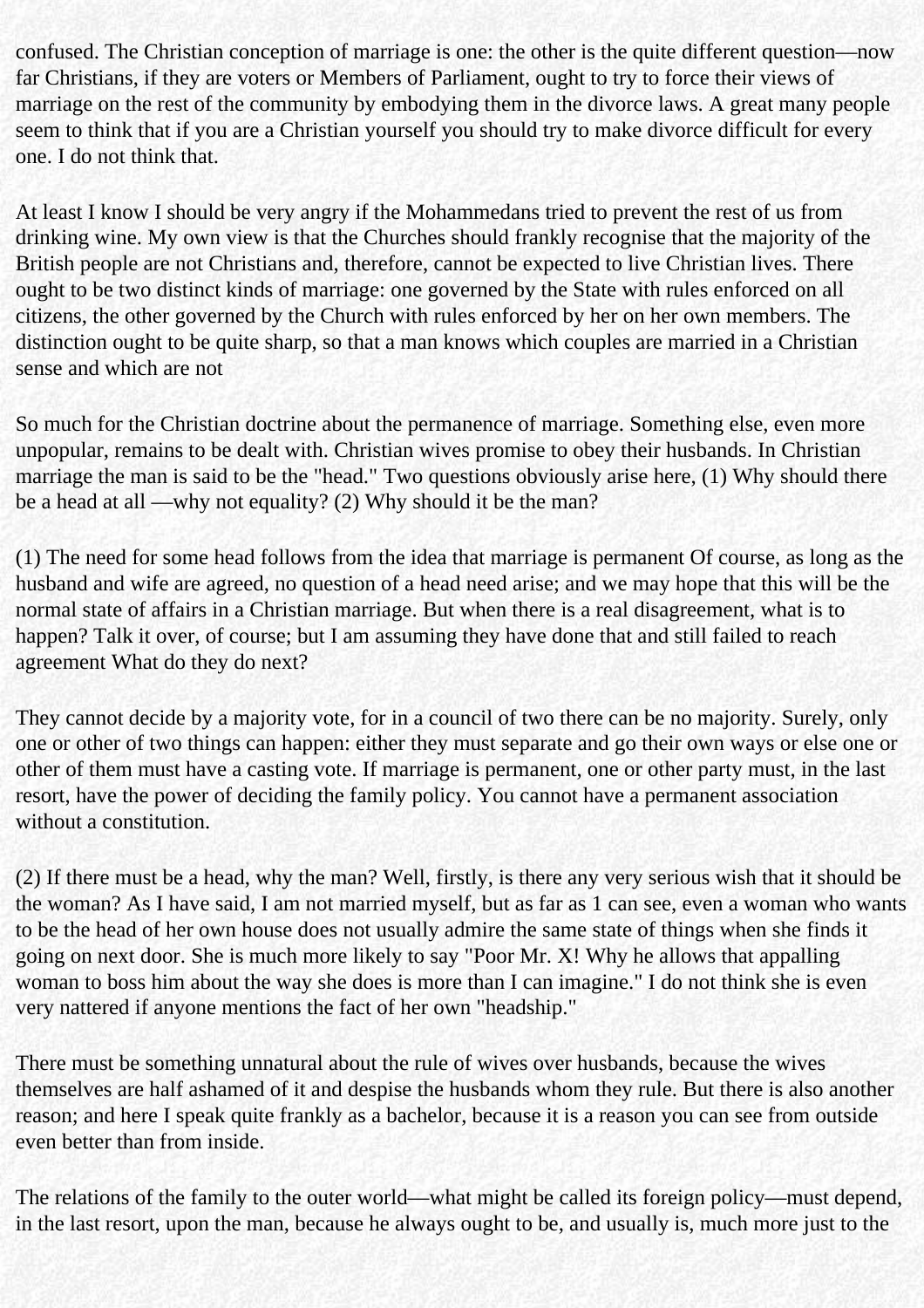confused. The Christian conception of marriage is one: the other is the quite different question—now far Christians, if they are voters or Members of Parliament, ought to try to force their views of marriage on the rest of the community by embodying them in the divorce laws. A great many people seem to think that if you are a Christian yourself you should try to make divorce difficult for every one. I do not think that.

At least I know I should be very angry if the Mohammedans tried to prevent the rest of us from drinking wine. My own view is that the Churches should frankly recognise that the majority of the British people are not Christians and, therefore, cannot be expected to live Christian lives. There ought to be two distinct kinds of marriage: one governed by the State with rules enforced on all citizens, the other governed by the Church with rules enforced by her on her own members. The distinction ought to be quite sharp, so that a man knows which couples are married in a Christian sense and which are not

So much for the Christian doctrine about the permanence of marriage. Something else, even more unpopular, remains to be dealt with. Christian wives promise to obey their husbands. In Christian marriage the man is said to be the "head." Two questions obviously arise here, (1) Why should there be a head at all —why not equality? (2) Why should it be the man?

(1) The need for some head follows from the idea that marriage is permanent Of course, as long as the husband and wife are agreed, no question of a head need arise; and we may hope that this will be the normal state of affairs in a Christian marriage. But when there is a real disagreement, what is to happen? Talk it over, of course; but I am assuming they have done that and still failed to reach agreement What do they do next?

They cannot decide by a majority vote, for in a council of two there can be no majority. Surely, only one or other of two things can happen: either they must separate and go their own ways or else one or other of them must have a casting vote. If marriage is permanent, one or other party must, in the last resort, have the power of deciding the family policy. You cannot have a permanent association without a constitution.

(2) If there must be a head, why the man? Well, firstly, is there any very serious wish that it should be the woman? As I have said, I am not married myself, but as far as 1 can see, even a woman who wants to be the head of her own house does not usually admire the same state of things when she finds it going on next door. She is much more likely to say "Poor Mr. X! Why he allows that appalling woman to boss him about the way she does is more than I can imagine." I do not think she is even very nattered if anyone mentions the fact of her own "headship."

There must be something unnatural about the rule of wives over husbands, because the wives themselves are half ashamed of it and despise the husbands whom they rule. But there is also another reason; and here I speak quite frankly as a bachelor, because it is a reason you can see from outside even better than from inside.

The relations of the family to the outer world—what might be called its foreign policy—must depend, in the last resort, upon the man, because he always ought to be, and usually is, much more just to the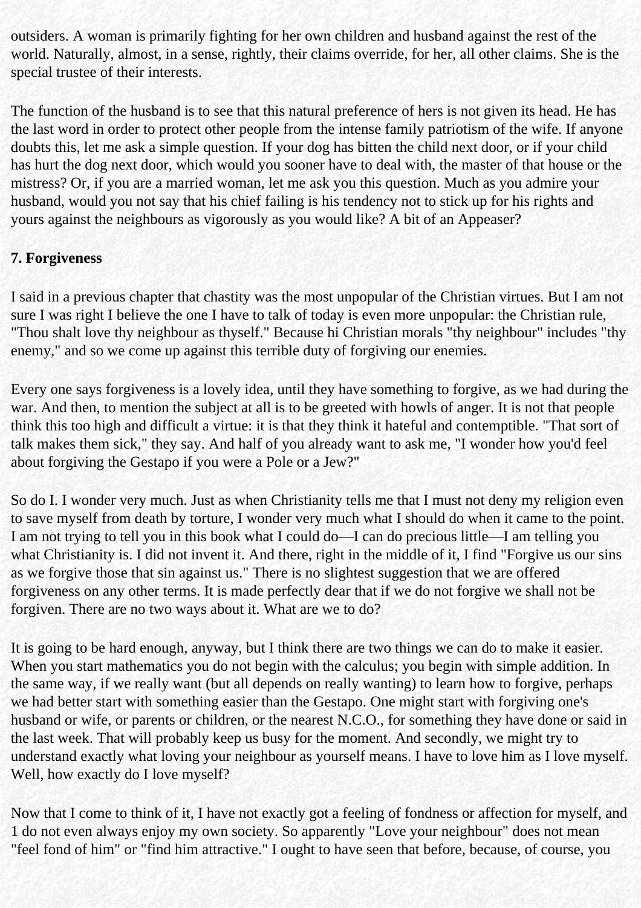outsiders. A woman is primarily fighting for her own children and husband against the rest of the world. Naturally, almost, in a sense, rightly, their claims override, for her, all other claims. She is the special trustee of their interests.

The function of the husband is to see that this natural preference of hers is not given its head. He has the last word in order to protect other people from the intense family patriotism of the wife. If anyone doubts this, let me ask a simple question. If your dog has bitten the child next door, or if your child has hurt the dog next door, which would you sooner have to deal with, the master of that house or the mistress? Or, if you are a married woman, let me ask you this question. Much as you admire your husband, would you not say that his chief failing is his tendency not to stick up for his rights and yours against the neighbours as vigorously as you would like? A bit of an Appeaser?

**7. Forgiveness**

I said in a previous chapter that chastity was the most unpopular of the Christian virtues. But I am not sure I was right I believe the one I have to talk of today is even more unpopular: the Christian rule, "Thou shalt love thy neighbour as thyself." Because hi Christian morals "thy neighbour" includes "thy enemy," and so we come up against this terrible duty of forgiving our enemies.

Every one says forgiveness is a lovely idea, until they have something to forgive, as we had during the war. And then, to mention the subject at all is to be greeted with howls of anger. It is not that people think this too high and difficult a virtue: it is that they think it hateful and contemptible. "That sort of talk makes them sick," they say. And half of you already want to ask me, "I wonder how you'd feel about forgiving the Gestapo if you were a Pole or a Jew?"

So do I. I wonder very much. Just as when Christianity tells me that I must not deny my religion even to save myself from death by torture, I wonder very much what I should do when it came to the point. I am not trying to tell you in this book what I could do—I can do precious little—I am telling you what Christianity is. I did not invent it. And there, right in the middle of it, I find "Forgive us our sins as we forgive those that sin against us." There is no slightest suggestion that we are offered forgiveness on any other terms. It is made perfectly dear that if we do not forgive we shall not be forgiven. There are no two ways about it. What are we to do?

It is going to be hard enough, anyway, but I think there are two things we can do to make it easier. When you start mathematics you do not begin with the calculus; you begin with simple addition. In the same way, if we really want (but all depends on really wanting) to learn how to forgive, perhaps we had better start with something easier than the Gestapo. One might start with forgiving one's husband or wife, or parents or children, or the nearest N.C.O., for something they have done or said in the last week. That will probably keep us busy for the moment. And secondly, we might try to understand exactly what loving your neighbour as yourself means. I have to love him as I love myself. Well, how exactly do I love myself?

Now that I come to think of it, I have not exactly got a feeling of fondness or affection for myself, and 1 do not even always enjoy my own society. So apparently "Love your neighbour" does not mean "feel fond of him" or "find him attractive." I ought to have seen that before, because, of course, you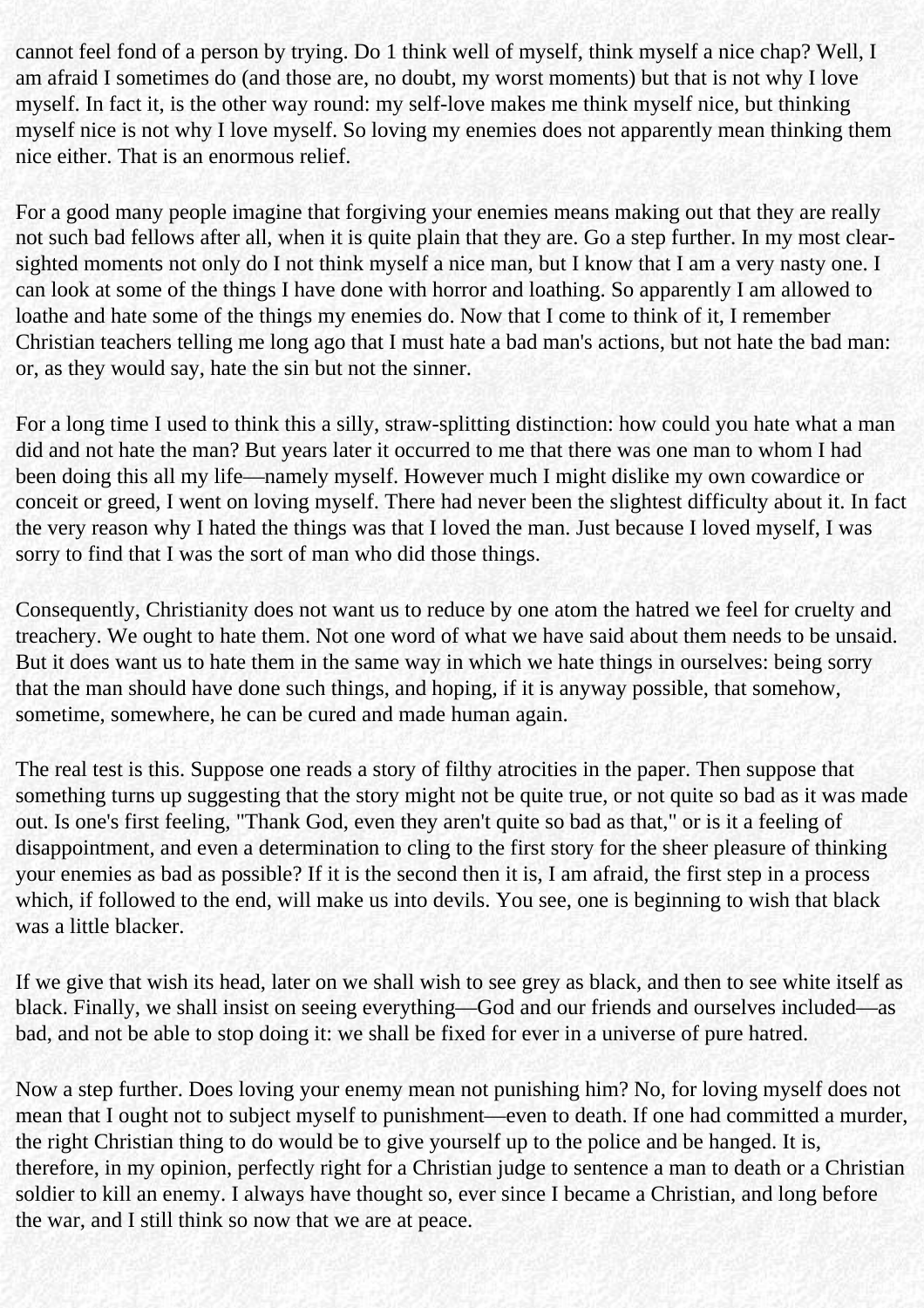cannot feel fond of a person by trying. Do 1 think well of myself, think myself a nice chap? Well, I am afraid I sometimes do (and those are, no doubt, my worst moments) but that is not why I love myself. In fact it, is the other way round: my self-love makes me think myself nice, but thinking myself nice is not why I love myself. So loving my enemies does not apparently mean thinking them nice either. That is an enormous relief.

For a good many people imagine that forgiving your enemies means making out that they are really not such bad fellows after all, when it is quite plain that they are. Go a step further. In my most clear-sighted moments not only do I not think myself a nice man, but I know that I am a very nasty one. I can look at some of the things I have done with horror and loathing. So apparently I am allowed to loathe and hate some of the things my enemies do. Now that I come to think of it, I remember Christian teachers telling me long ago that I must hate a bad man's actions, but not hate the bad man: or, as they would say, hate the sin but not the sinner.

For a long time I used to think this a silly, straw-splitting distinction: how could you hate what a man did and not hate the man? But years later it occurred to me that there was one man to whom I had been doing this all my life—namely myself. However much I might dislike my own cowardice or conceit or greed, I went on loving myself. There had never been the slightest difficulty about it. In fact the very reason why I hated the things was that I loved the man. Just because I loved myself, I was sorry to find that I was the sort of man who did those things.

Consequently, Christianity does not want us to reduce by one atom the hatred we feel for cruelty and treachery. We ought to hate them. Not one word of what we have said about them needs to be unsaid. But it does want us to hate them in the same way in which we hate things in ourselves: being sorry that the man should have done such things, and hoping, if it is anyway possible, that somehow, sometime, somewhere, he can be cured and made human again.

The real test is this. Suppose one reads a story of filthy atrocities in the paper. Then suppose that something turns up suggesting that the story might not be quite true, or not quite so bad as it was made out. Is one's first feeling, "Thank God, even they aren't quite so bad as that," or is it a feeling of disappointment, and even a determination to cling to the first story for the sheer pleasure of thinking your enemies as bad as possible? If it is the second then it is, I am afraid, the first step in a process which, if followed to the end, will make us into devils. You see, one is beginning to wish that black was a little blacker.

If we give that wish its head, later on we shall wish to see grey as black, and then to see white itself as black. Finally, we shall insist on seeing everything—God and our friends and ourselves included—as bad, and not be able to stop doing it: we shall be fixed for ever in a universe of pure hatred.

Now a step further. Does loving your enemy mean not punishing him? No, for loving myself does not mean that I ought not to subject myself to punishment—even to death. If one had committed a murder, the right Christian thing to do would be to give yourself up to the police and be hanged. It is, therefore, in my opinion, perfectly right for a Christian judge to sentence a man to death or a Christian soldier to kill an enemy. I always have thought so, ever since I became a Christian, and long before the war, and I still think so now that we are at peace.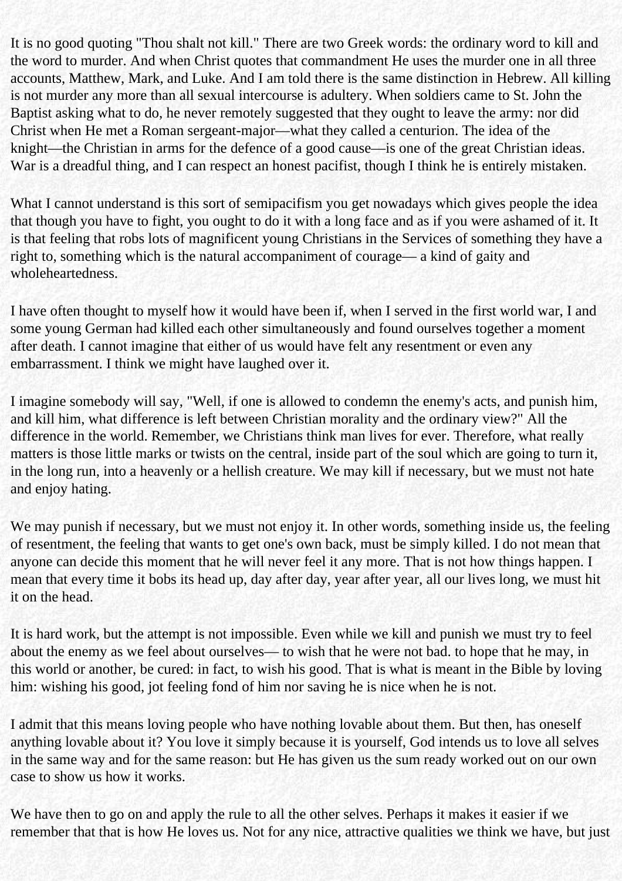It is no good quoting "Thou shalt not kill." There are two Greek words: the ordinary word to kill and the word to murder. And when Christ quotes that commandment He uses the murder one in all three accounts, Matthew, Mark, and Luke. And I am told there is the same distinction in Hebrew. All killing is not murder any more than all sexual intercourse is adultery. When soldiers came to St. John the Baptist asking what to do, he never remotely suggested that they ought to leave the army: nor did Christ when He met a Roman sergeant-major—what they called a centurion. The idea of the knight—the Christian in arms for the defence of a good cause—is one of the great Christian ideas. War is a dreadful thing, and I can respect an honest pacifist, though I think he is entirely mistaken.

What I cannot understand is this sort of semipacifism you get nowadays which gives people the idea that though you have to fight, you ought to do it with a long face and as if you were ashamed of it. It is that feeling that robs lots of magnificent young Christians in the Services of something they have a right to, something which is the natural accompaniment of courage— a kind of gaity and wholeheartedness.

I have often thought to myself how it would have been if, when I served in the first world war, I and some young German had killed each other simultaneously and found ourselves together a moment after death. I cannot imagine that either of us would have felt any resentment or even any embarrassment. I think we might have laughed over it.

I imagine somebody will say, "Well, if one is allowed to condemn the enemy's acts, and punish him, and kill him, what difference is left between Christian morality and the ordinary view?" All the difference in the world. Remember, we Christians think man lives for ever. Therefore, what really matters is those little marks or twists on the central, inside part of the soul which are going to turn it, in the long run, into a heavenly or a hellish creature. We may kill if necessary, but we must not hate and enjoy hating.

We may punish if necessary, but we must not enjoy it. In other words, something inside us, the feeling of resentment, the feeling that wants to get one's own back, must be simply killed. I do not mean that anyone can decide this moment that he will never feel it any more. That is not how things happen. I mean that every time it bobs its head up, day after day, year after year, all our lives long, we must hit it on the head.

It is hard work, but the attempt is not impossible. Even while we kill and punish we must try to feel about the enemy as we feel about ourselves— to wish that he were not bad. to hope that he may, in this world or another, be cured: in fact, to wish his good. That is what is meant in the Bible by loving him: wishing his good, jot feeling fond of him nor saving he is nice when he is not.

I admit that this means loving people who have nothing lovable about them. But then, has oneself anything lovable about it? You love it simply because it is yourself, God intends us to love all selves in the same way and for the same reason: but He has given us the sum ready worked out on our own case to show us how it works.

We have then to go on and apply the rule to all the other selves. Perhaps it makes it easier if we remember that that is how He loves us. Not for any nice, attractive qualities we think we have, but just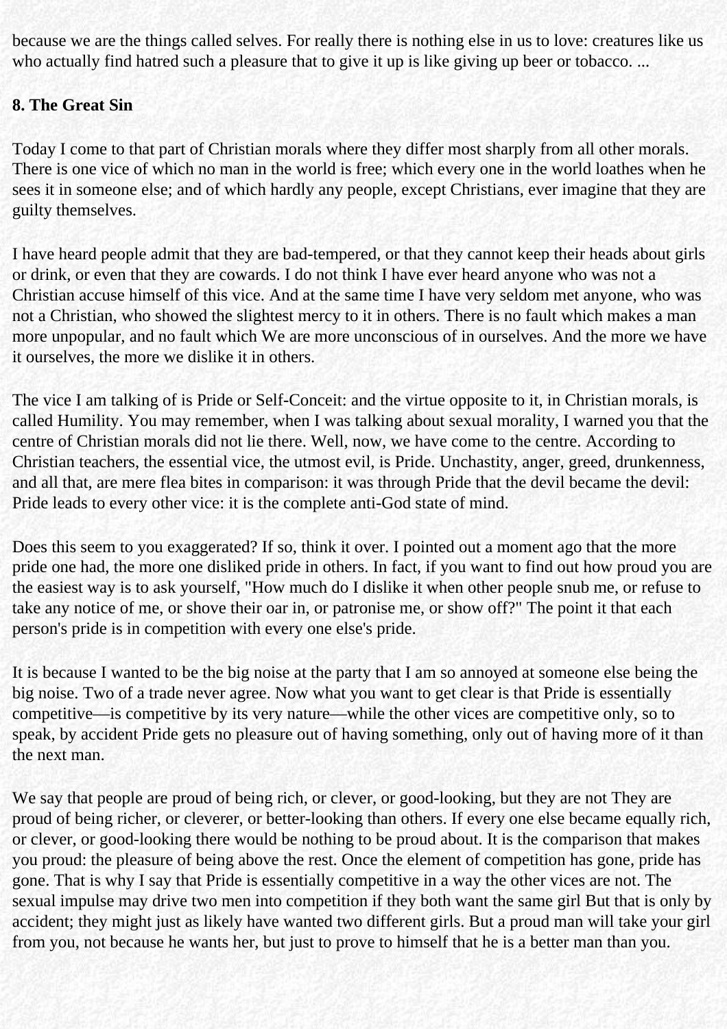because we are the things called selves. For really there is nothing else in us to love: creatures like us who actually find hatred such a pleasure that to give it up is like giving up beer or tobacco. ...

**8. The Great Sin**

Today I come to that part of Christian morals where they differ most sharply from all other morals. There is one vice of which no man in the world is free; which every one in the world loathes when he sees it in someone else; and of which hardly any people, except Christians, ever imagine that they are guilty themselves.

I have heard people admit that they are bad-tempered, or that they cannot keep their heads about girls or drink, or even that they are cowards. I do not think I have ever heard anyone who was not a Christian accuse himself of this vice. And at the same time I have very seldom met anyone, who was not a Christian, who showed the slightest mercy to it in others. There is no fault which makes a man more unpopular, and no fault which We are more unconscious of in ourselves. And the more we have it ourselves, the more we dislike it in others.

The vice I am talking of is Pride or Self-Conceit: and the virtue opposite to it, in Christian morals, is called Humility. You may remember, when I was talking about sexual morality, I warned you that the centre of Christian morals did not lie there. Well, now, we have come to the centre. According to Christian teachers, the essential vice, the utmost evil, is Pride. Unchastity, anger, greed, drunkenness, and all that, are mere flea bites in comparison: it was through Pride that the devil became the devil: Pride leads to every other vice: it is the complete anti-God state of mind.

Does this seem to you exaggerated? If so, think it over. I pointed out a moment ago that the more pride one had, the more one disliked pride in others. In fact, if you want to find out how proud you are the easiest way is to ask yourself, "How much do I dislike it when other people snub me, or refuse to take any notice of me, or shove their oar in, or patronise me, or show off?" The point it that each person's pride is in competition with every one else's pride.

It is because I wanted to be the big noise at the party that I am so annoyed at someone else being the big noise. Two of a trade never agree. Now what you want to get clear is that Pride is essentially competitive—is competitive by its very nature—while the other vices are competitive only, so to speak, by accident Pride gets no pleasure out of having something, only out of having more of it than the next man.

We say that people are proud of being rich, or clever, or good-looking, but they are not They are proud of being richer, or cleverer, or better-looking than others. If every one else became equally rich, or clever, or good-looking there would be nothing to be proud about. It is the comparison that makes you proud: the pleasure of being above the rest. Once the element of competition has gone, pride has gone. That is why I say that Pride is essentially competitive in a way the other vices are not. The sexual impulse may drive two men into competition if they both want the same girl But that is only by accident; they might just as likely have wanted two different girls. But a proud man will take your girl from you, not because he wants her, but just to prove to himself that he is a better man than you.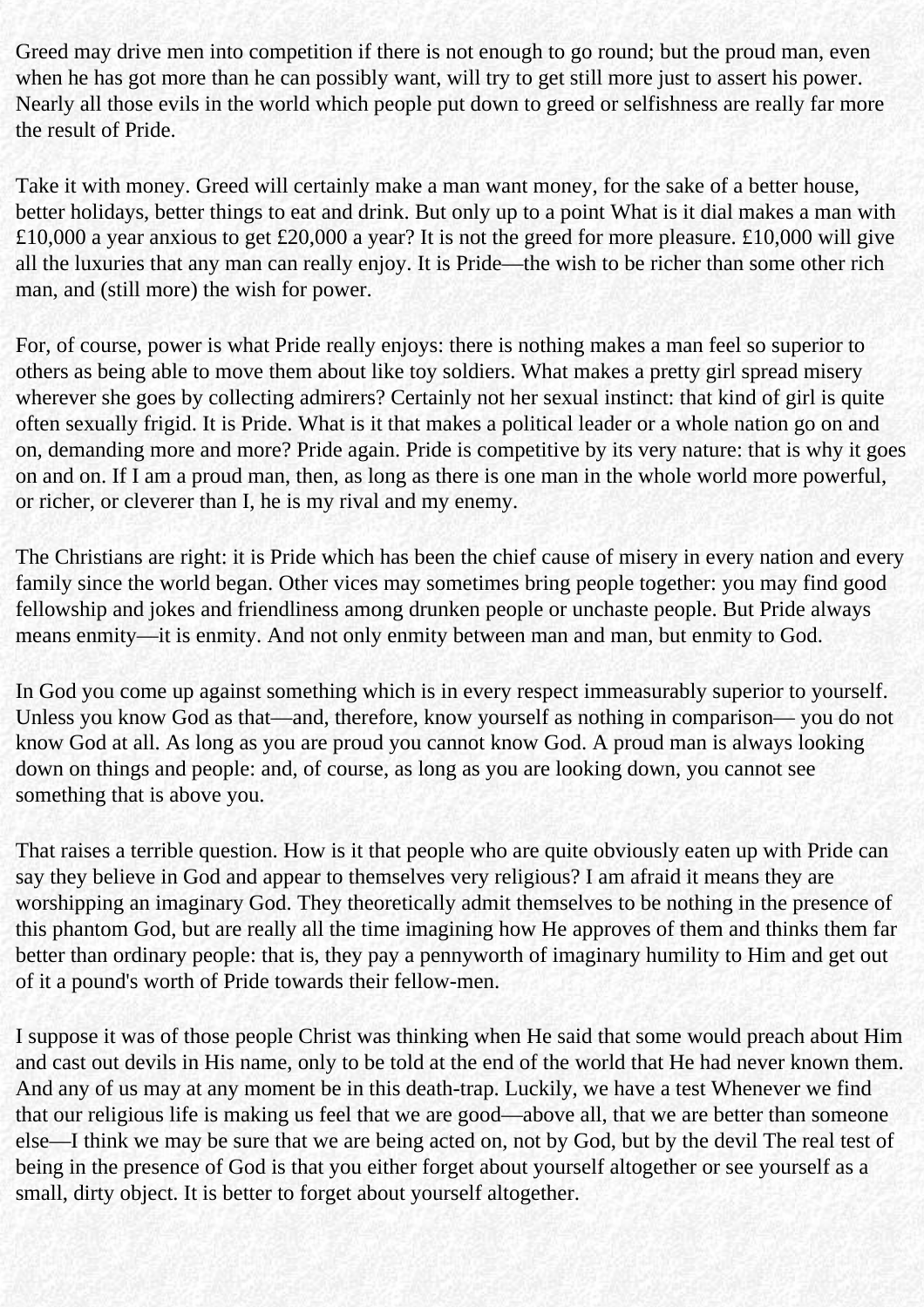Greed may drive men into competition if there is not enough to go round; but the proud man, even when he has got more than he can possibly want, will try to get still more just to assert his power. Nearly all those evils in the world which people put down to greed or selfishness are really far more the result of Pride.

Take it with money. Greed will certainly make a man want money, for the sake of a better house, better holidays, better things to eat and drink. But only up to a point What is it dial makes a man with £10,000 a year anxious to get £20,000 a year? It is not the greed for more pleasure. £10,000 will give all the luxuries that any man can really enjoy. It is Pride—the wish to be richer than some other rich man, and (still more) the wish for power.

For, of course, power is what Pride really enjoys: there is nothing makes a man feel so superior to others as being able to move them about like toy soldiers. What makes a pretty girl spread misery wherever she goes by collecting admirers? Certainly not her sexual instinct: that kind of girl is quite often sexually frigid. It is Pride. What is it that makes a political leader or a whole nation go on and on, demanding more and more? Pride again. Pride is competitive by its very nature: that is why it goes on and on. If I am a proud man, then, as long as there is one man in the whole world more powerful, or richer, or cleverer than I, he is my rival and my enemy.

The Christians are right: it is Pride which has been the chief cause of misery in every nation and every family since the world began. Other vices may sometimes bring people together: you may find good fellowship and jokes and friendliness among drunken people or unchaste people. But Pride always means enmity—it is enmity. And not only enmity between man and man, but enmity to God.

In God you come up against something which is in every respect immeasurably superior to yourself. Unless you know God as that—and, therefore, know yourself as nothing in comparison— you do not know God at all. As long as you are proud you cannot know God. A proud man is always looking down on things and people: and, of course, as long as you are looking down, you cannot see something that is above you.

That raises a terrible question. How is it that people who are quite obviously eaten up with Pride can say they believe in God and appear to themselves very religious? I am afraid it means they are worshipping an imaginary God. They theoretically admit themselves to be nothing in the presence of this phantom God, but are really all the time imagining how He approves of them and thinks them far better than ordinary people: that is, they pay a pennyworth of imaginary humility to Him and get out of it a pound's worth of Pride towards their fellow-men.

I suppose it was of those people Christ was thinking when He said that some would preach about Him and cast out devils in His name, only to be told at the end of the world that He had never known them. And any of us may at any moment be in this death-trap. Luckily, we have a test Whenever we find that our religious life is making us feel that we are good—above all, that we are better than someone else—I think we may be sure that we are being acted on, not by God, but by the devil The real test of being in the presence of God is that you either forget about yourself altogether or see yourself as a small, dirty object. It is better to forget about yourself altogether.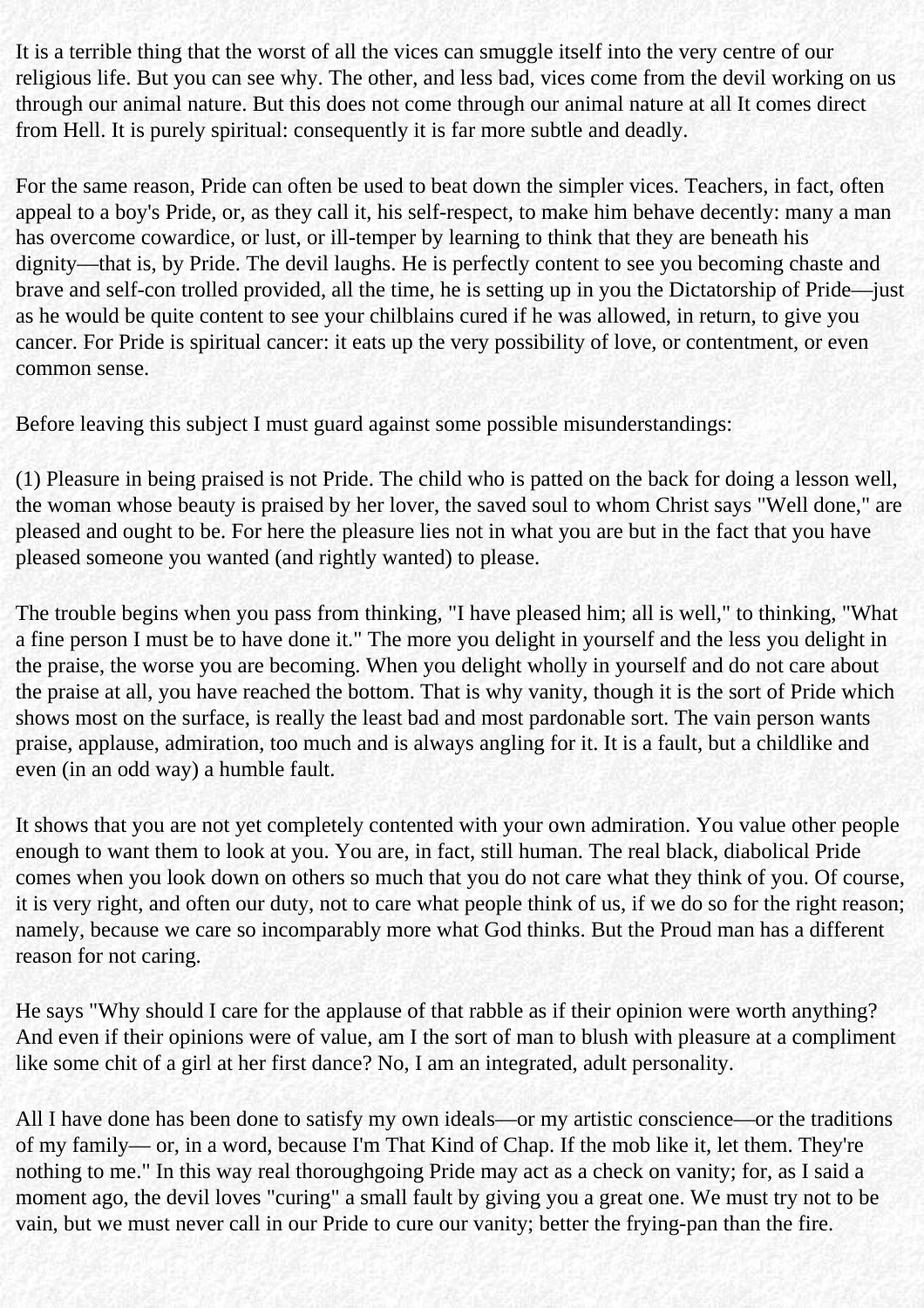It is a terrible thing that the worst of all the vices can smuggle itself into the very centre of our religious life. But you can see why. The other, and less bad, vices come from the devil working on us through our animal nature. But this does not come through our animal nature at all It comes direct from Hell. It is purely spiritual: consequently it is far more subtle and deadly.

For the same reason, Pride can often be used to beat down the simpler vices. Teachers, in fact, often appeal to a boy's Pride, or, as they call it, his self-respect, to make him behave decently: many a man has overcome cowardice, or lust, or ill-temper by learning to think that they are beneath his dignity—that is, by Pride. The devil laughs. He is perfectly content to see you becoming chaste and brave and self-con trolled provided, all the time, he is setting up in you the Dictatorship of Pride—just as he would be quite content to see your chilblains cured if he was allowed, in return, to give you cancer. For Pride is spiritual cancer: it eats up the very possibility of love, or contentment, or even common sense.

Before leaving this subject I must guard against some possible misunderstandings:

(1) Pleasure in being praised is not Pride. The child who is patted on the back for doing a lesson well, the woman whose beauty is praised by her lover, the saved soul to whom Christ says "Well done," are pleased and ought to be. For here the pleasure lies not in what you are but in the fact that you have pleased someone you wanted (and rightly wanted) to please.

The trouble begins when you pass from thinking, "I have pleased him; all is well," to thinking, "What a fine person I must be to have done it." The more you delight in yourself and the less you delight in the praise, the worse you are becoming. When you delight wholly in yourself and do not care about the praise at all, you have reached the bottom. That is why vanity, though it is the sort of Pride which shows most on the surface, is really the least bad and most pardonable sort. The vain person wants praise, applause, admiration, too much and is always angling for it. It is a fault, but a childlike and even (in an odd way) a humble fault.

It shows that you are not yet completely contented with your own admiration. You value other people enough to want them to look at you. You are, in fact, still human. The real black, diabolical Pride comes when you look down on others so much that you do not care what they think of you. Of course, it is very right, and often our duty, not to care what people think of us, if we do so for the right reason; namely, because we care so incomparably more what God thinks. But the Proud man has a different reason for not caring.

He says "Why should I care for the applause of that rabble as if their opinion were worth anything? And even if their opinions were of value, am I the sort of man to blush with pleasure at a compliment like some chit of a girl at her first dance? No, I am an integrated, adult personality.

All I have done has been done to satisfy my own ideals—or my artistic conscience—or the traditions of my family— or, in a word, because I'm That Kind of Chap. If the mob like it, let them. They're nothing to me." In this way real thoroughgoing Pride may act as a check on vanity; for, as I said a moment ago, the devil loves "curing" a small fault by giving you a great one. We must try not to be vain, but we must never call in our Pride to cure our vanity; better the frying-pan than the fire.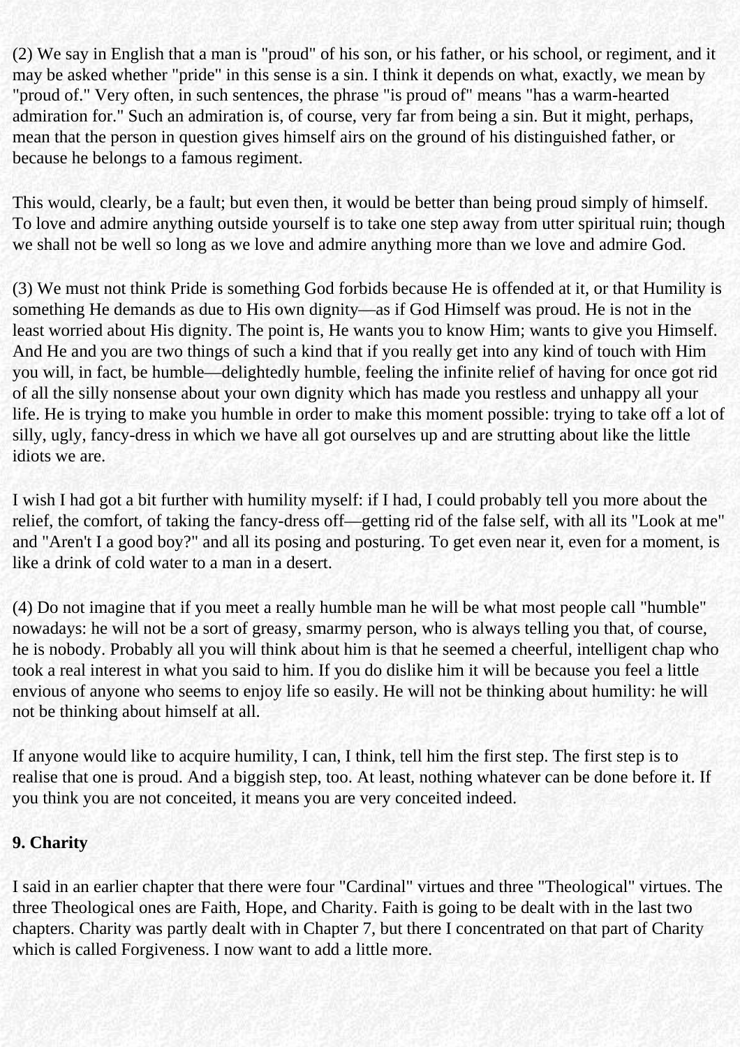(2) We say in English that a man is "proud" of his son, or his father, or his school, or regiment, and it may be asked whether "pride" in this sense is a sin. I think it depends on what, exactly, we mean by "proud of." Very often, in such sentences, the phrase "is proud of" means "has a warm-hearted admiration for." Such an admiration is, of course, very far from being a sin. But it might, perhaps, mean that the person in question gives himself airs on the ground of his distinguished father, or because he belongs to a famous regiment.

This would, clearly, be a fault; but even then, it would be better than being proud simply of himself. To love and admire anything outside yourself is to take one step away from utter spiritual ruin; though we shall not be well so long as we love and admire anything more than we love and admire God.

(3) We must not think Pride is something God forbids because He is offended at it, or that Humility is something He demands as due to His own dignity—as if God Himself was proud. He is not in the least worried about His dignity. The point is, He wants you to know Him; wants to give you Himself. And He and you are two things of such a kind that if you really get into any kind of touch with Him you will, in fact, be humble—delightedly humble, feeling the infinite relief of having for once got rid of all the silly nonsense about your own dignity which has made you restless and unhappy all your life. He is trying to make you humble in order to make this moment possible: trying to take off a lot of silly, ugly, fancy-dress in which we have all got ourselves up and are strutting about like the little idiots we are.

I wish I had got a bit further with humility myself: if I had, I could probably tell you more about the relief, the comfort, of taking the fancy-dress off—getting rid of the false self, with all its "Look at me" and "Aren't I a good boy?" and all its posing and posturing. To get even near it, even for a moment, is like a drink of cold water to a man in a desert.

(4) Do not imagine that if you meet a really humble man he will be what most people call "humble" nowadays: he will not be a sort of greasy, smarmy person, who is always telling you that, of course, he is nobody. Probably all you will think about him is that he seemed a cheerful, intelligent chap who took a real interest in what you said to him. If you do dislike him it will be because you feel a little envious of anyone who seems to enjoy life so easily. He will not be thinking about humility: he will not be thinking about himself at all.

If anyone would like to acquire humility, I can, I think, tell him the first step. The first step is to realise that one is proud. And a biggish step, too. At least, nothing whatever can be done before it. If you think you are not conceited, it means you are very conceited indeed.

## 9. Charity

I said in an earlier chapter that there were four "Cardinal" virtues and three "Theological" virtues. The three Theological ones are Faith, Hope, and Charity. Faith is going to be dealt with in the last two chapters. Charity was partly dealt with in Chapter 7, but there I concentrated on that part of Charity which is called Forgiveness. I now want to add a little more.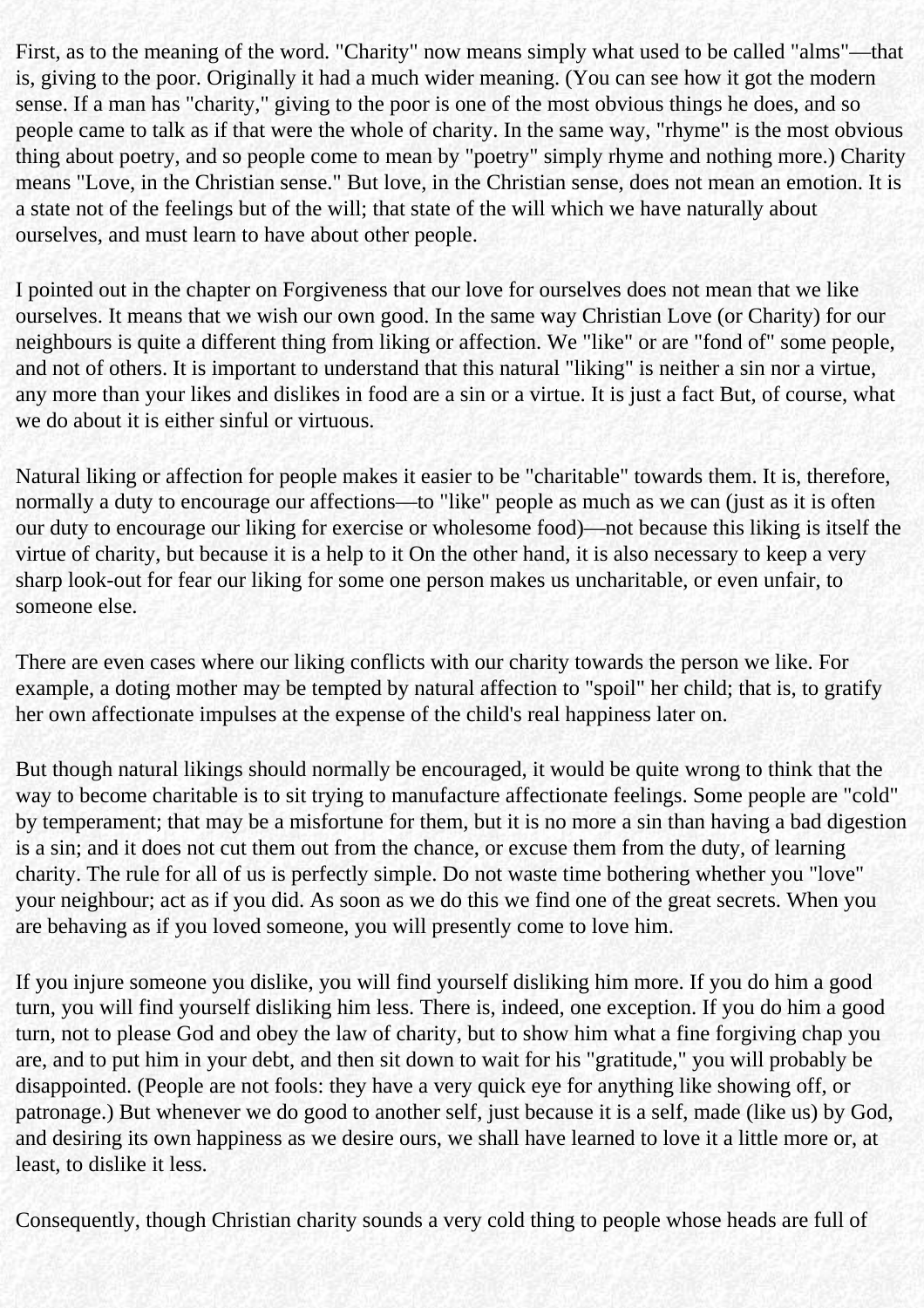First, as to the meaning of the word. "Charity" now means simply what used to be called "alms"—that is, giving to the poor. Originally it had a much wider meaning. (You can see how it got the modern sense. If a man has "charity," giving to the poor is one of the most obvious things he does, and so people came to talk as if that were the whole of charity. In the same way, "rhyme" is the most obvious thing about poetry, and so people come to mean by "poetry" simply rhyme and nothing more.) Charity means "Love, in the Christian sense." But love, in the Christian sense, does not mean an emotion. It is a state not of the feelings but of the will; that state of the will which we have naturally about ourselves, and must learn to have about other people.

I pointed out in the chapter on Forgiveness that our love for ourselves does not mean that we like ourselves. It means that we wish our own good. In the same way Christian Love (or Charity) for our neighbours is quite a different thing from liking or affection. We "like" or are "fond of" some people, and not of others. It is important to understand that this natural "liking" is neither a sin nor a virtue, any more than your likes and dislikes in food are a sin or a virtue. It is just a fact But, of course, what we do about it is either sinful or virtuous.

Natural liking or affection for people makes it easier to be "charitable" towards them. It is, therefore, normally a duty to encourage our affections—to "like" people as much as we can (just as it is often our duty to encourage our liking for exercise or wholesome food)—not because this liking is itself the virtue of charity, but because it is a help to it On the other hand, it is also necessary to keep a very sharp look-out for fear our liking for some one person makes us uncharitable, or even unfair, to someone else.

There are even cases where our liking conflicts with our charity towards the person we like. For example, a doting mother may be tempted by natural affection to "spoil" her child; that is, to gratify her own affectionate impulses at the expense of the child's real happiness later on.

But though natural likings should normally be encouraged, it would be quite wrong to think that the way to become charitable is to sit trying to manufacture affectionate feelings. Some people are "cold" by temperament; that may be a misfortune for them, but it is no more a sin than having a bad digestion is a sin; and it does not cut them out from the chance, or excuse them from the duty, of learning charity. The rule for all of us is perfectly simple. Do not waste time bothering whether you "love" your neighbour; act as if you did. As soon as we do this we find one of the great secrets. When you are behaving as if you loved someone, you will presently come to love him.

If you injure someone you dislike, you will find yourself disliking him more. If you do him a good turn, you will find yourself disliking him less. There is, indeed, one exception. If you do him a good turn, not to please God and obey the law of charity, but to show him what a fine forgiving chap you are, and to put him in your debt, and then sit down to wait for his "gratitude," you will probably be disappointed. (People are not fools: they have a very quick eye for anything like showing off, or patronage.) But whenever we do good to another self, just because it is a self, made (like us) by God, and desiring its own happiness as we desire ours, we shall have learned to love it a little more or, at least, to dislike it less.

Consequently, though Christian charity sounds a very cold thing to people whose heads are full of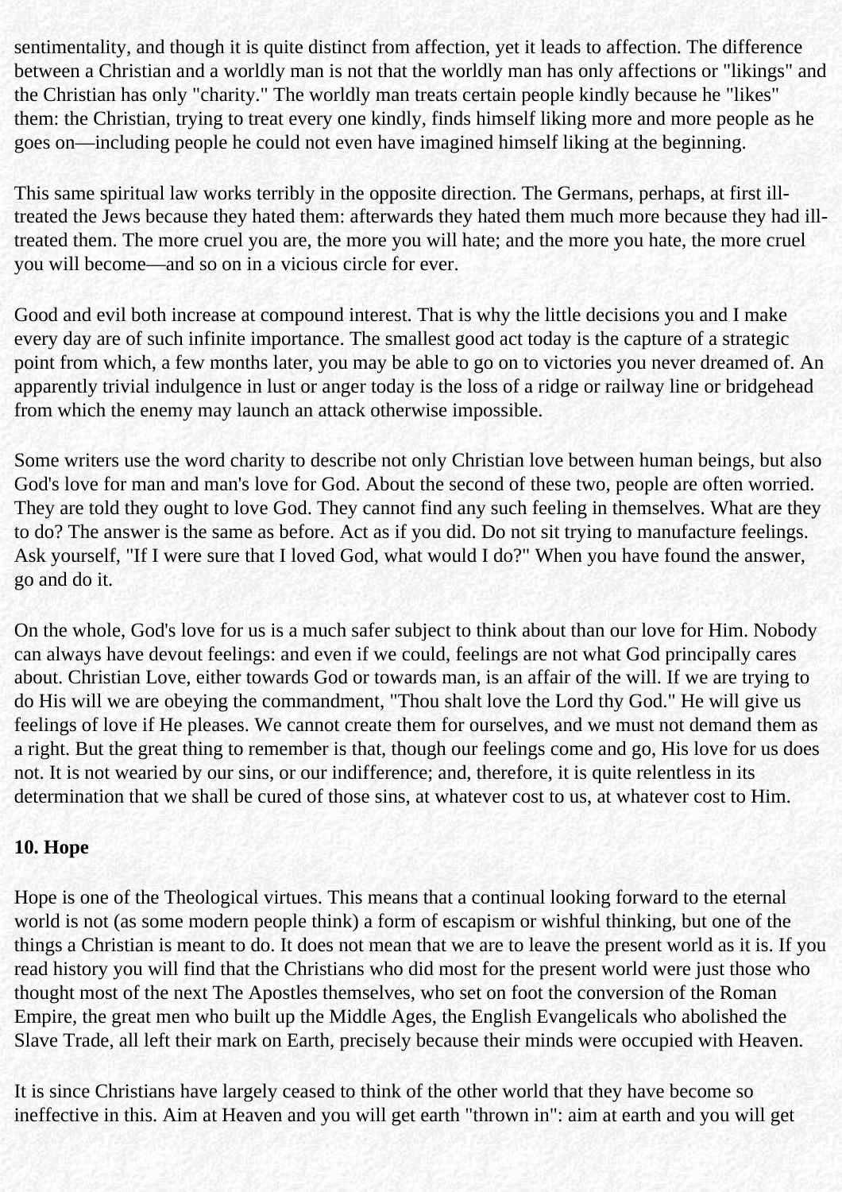sentimentality, and though it is quite distinct from affection, yet it leads to affection. The difference between a Christian and a worldly man is not that the worldly man has only affections or "likings" and the Christian has only "charity." The worldly man treats certain people kindly because he "likes" them: the Christian, trying to treat every one kindly, finds himself liking more and more people as he goes on—including people he could not even have imagined himself liking at the beginning.

This same spiritual law works terribly in the opposite direction. The Germans, perhaps, at first ill-treated the Jews because they hated them: afterwards they hated them much more because they had ill-treated them. The more cruel you are, the more you will hate; and the more you hate, the more cruel you will become—and so on in a vicious circle for ever.

Good and evil both increase at compound interest. That is why the little decisions you and I make every day are of such infinite importance. The smallest good act today is the capture of a strategic point from which, a few months later, you may be able to go on to victories you never dreamed of. An apparently trivial indulgence in lust or anger today is the loss of a ridge or railway line or bridgehead from which the enemy may launch an attack otherwise impossible.

Some writers use the word charity to describe not only Christian love between human beings, but also God's love for man and man's love for God. About the second of these two, people are often worried. They are told they ought to love God. They cannot find any such feeling in themselves. What are they to do? The answer is the same as before. Act as if you did. Do not sit trying to manufacture feelings. Ask yourself, "If I were sure that I loved God, what would I do?" When you have found the answer, go and do it.

On the whole, God's love for us is a much safer subject to think about than our love for Him. Nobody can always have devout feelings: and even if we could, feelings are not what God principally cares about. Christian Love, either towards God or towards man, is an affair of the will. If we are trying to do His will we are obeying the commandment, "Thou shalt love the Lord thy God." He will give us feelings of love if He pleases. We cannot create them for ourselves, and we must not demand them as a right. But the great thing to remember is that, though our feelings come and go, His love for us does not. It is not wearied by our sins, or our indifference; and, therefore, it is quite relentless in its determination that we shall be cured of those sins, at whatever cost to us, at whatever cost to Him.

## 10. Hope

Hope is one of the Theological virtues. This means that a continual looking forward to the eternal world is not (as some modern people think) a form of escapism or wishful thinking, but one of the things a Christian is meant to do. It does not mean that we are to leave the present world as it is. If you read history you will find that the Christians who did most for the present world were just those who thought most of the next The Apostles themselves, who set on foot the conversion of the Roman Empire, the great men who built up the Middle Ages, the English Evangelicals who abolished the Slave Trade, all left their mark on Earth, precisely because their minds were occupied with Heaven.

It is since Christians have largely ceased to think of the other world that they have become so ineffective in this. Aim at Heaven and you will get earth "thrown in": aim at earth and you will get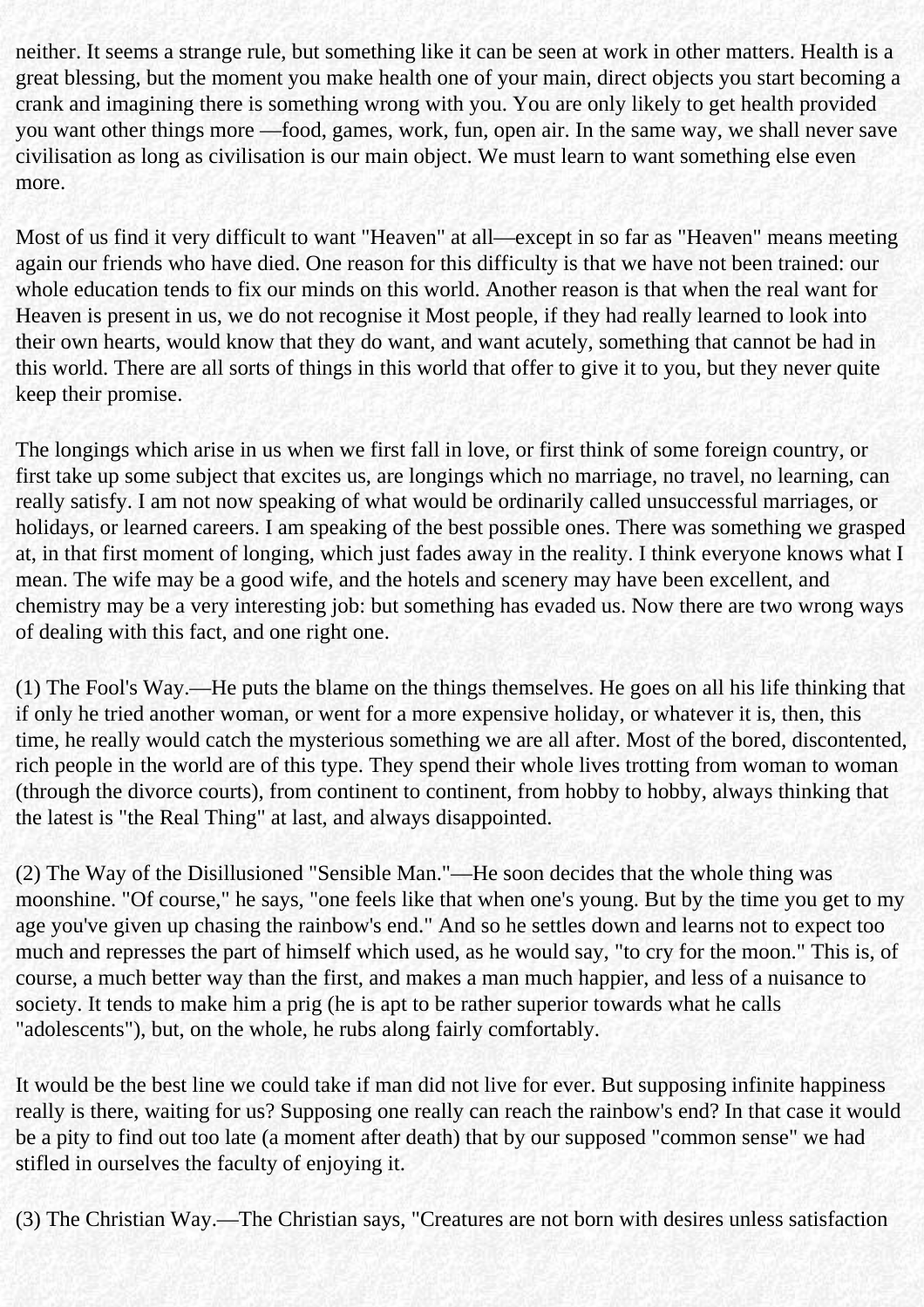neither. It seems a strange rule, but something like it can be seen at work in other matters. Health is a great blessing, but the moment you make health one of your main, direct objects you start becoming a crank and imagining there is something wrong with you. You are only likely to get health provided you want other things more —food, games, work, fun, open air. In the same way, we shall never save civilisation as long as civilisation is our main object. We must learn to want something else even more.

Most of us find it very difficult to want "Heaven" at all—except in so far as "Heaven" means meeting again our friends who have died. One reason for this difficulty is that we have not been trained: our whole education tends to fix our minds on this world. Another reason is that when the real want for Heaven is present in us, we do not recognise it Most people, if they had really learned to look into their own hearts, would know that they do want, and want acutely, something that cannot be had in this world. There are all sorts of things in this world that offer to give it to you, but they never quite keep their promise.

The longings which arise in us when we first fall in love, or first think of some foreign country, or first take up some subject that excites us, are longings which no marriage, no travel, no learning, can really satisfy. I am not now speaking of what would be ordinarily called unsuccessful marriages, or holidays, or learned careers. I am speaking of the best possible ones. There was something we grasped at, in that first moment of longing, which just fades away in the reality. I think everyone knows what I mean. The wife may be a good wife, and the hotels and scenery may have been excellent, and chemistry may be a very interesting job: but something has evaded us. Now there are two wrong ways of dealing with this fact, and one right one.

(1) The Fool's Way.—He puts the blame on the things themselves. He goes on all his life thinking that if only he tried another woman, or went for a more expensive holiday, or whatever it is, then, this time, he really would catch the mysterious something we are all after. Most of the bored, discontented, rich people in the world are of this type. They spend their whole lives trotting from woman to woman (through the divorce courts), from continent to continent, from hobby to hobby, always thinking that the latest is "the Real Thing" at last, and always disappointed.

(2) The Way of the Disillusioned "Sensible Man."—He soon decides that the whole thing was moonshine. "Of course," he says, "one feels like that when one's young. But by the time you get to my age you've given up chasing the rainbow's end." And so he settles down and learns not to expect too much and represses the part of himself which used, as he would say, "to cry for the moon." This is, of course, a much better way than the first, and makes a man much happier, and less of a nuisance to society. It tends to make him a prig (he is apt to be rather superior towards what he calls "adolescents"), but, on the whole, he rubs along fairly comfortably.

It would be the best line we could take if man did not live for ever. But supposing infinite happiness really is there, waiting for us? Supposing one really can reach the rainbow's end? In that case it would be a pity to find out too late (a moment after death) that by our supposed "common sense" we had stifled in ourselves the faculty of enjoying it.

(3) The Christian Way.—The Christian says, "Creatures are not born with desires unless satisfaction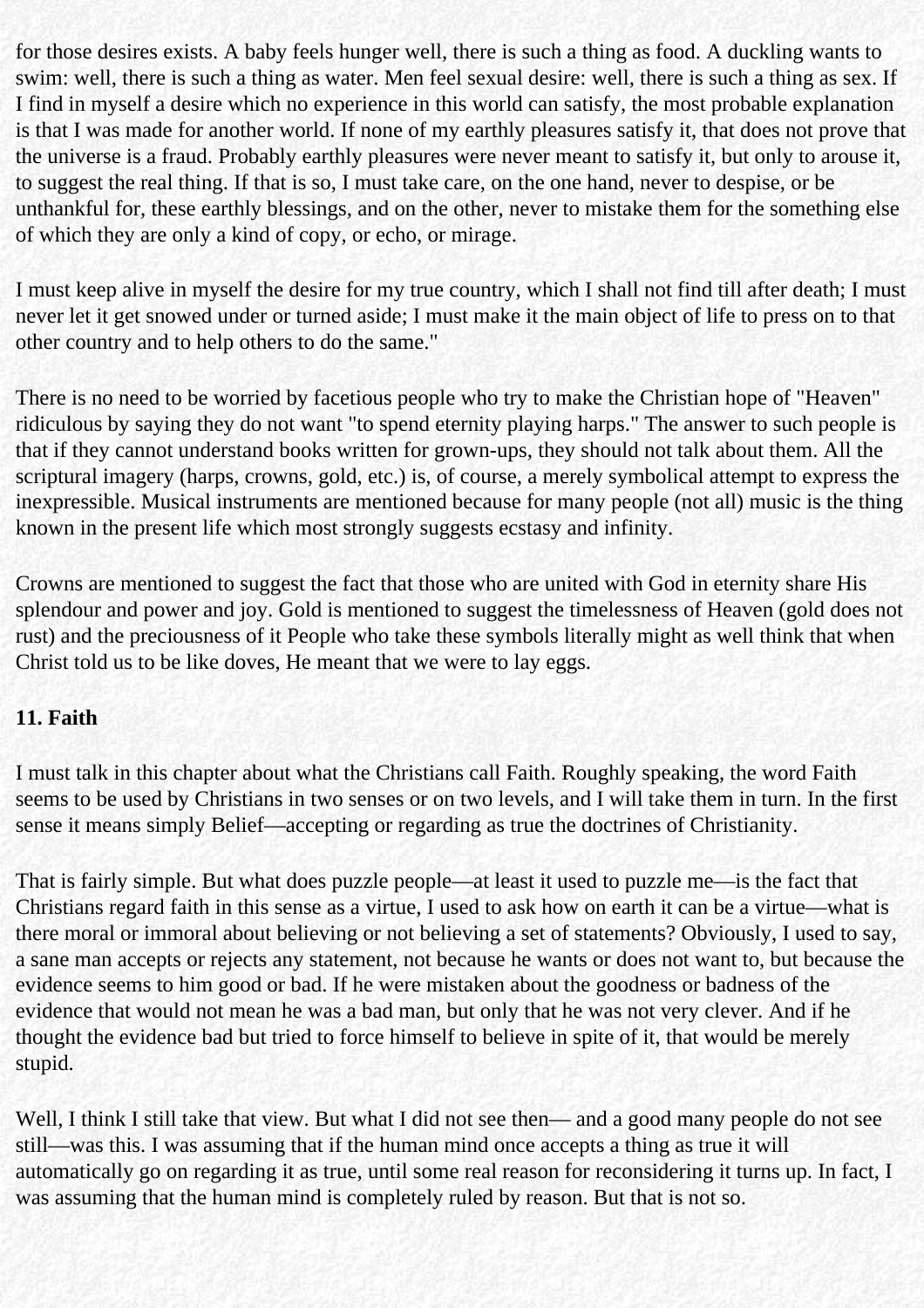for those desires exists. A baby feels hunger well, there is such a thing as food. A duckling wants to swim: well, there is such a thing as water. Men feel sexual desire: well, there is such a thing as sex. If I find in myself a desire which no experience in this world can satisfy, the most probable explanation is that I was made for another world. If none of my earthly pleasures satisfy it, that does not prove that the universe is a fraud. Probably earthly pleasures were never meant to satisfy it, but only to arouse it, to suggest the real thing. If that is so, I must take care, on the one hand, never to despise, or be unthankful for, these earthly blessings, and on the other, never to mistake them for the something else of which they are only a kind of copy, or echo, or mirage.

I must keep alive in myself the desire for my true country, which I shall not find till after death; I must never let it get snowed under or turned aside; I must make it the main object of life to press on to that other country and to help others to do the same."

There is no need to be worried by facetious people who try to make the Christian hope of "Heaven" ridiculous by saying they do not want "to spend eternity playing harps." The answer to such people is that if they cannot understand books written for grown-ups, they should not talk about them. All the scriptural imagery (harps, crowns, gold, etc.) is, of course, a merely symbolical attempt to express the inexpressible. Musical instruments are mentioned because for many people (not all) music is the thing known in the present life which most strongly suggests ecstasy and infinity.

Crowns are mentioned to suggest the fact that those who are united with God in eternity share His splendour and power and joy. Gold is mentioned to suggest the timelessness of Heaven (gold does not rust) and the preciousness of it People who take these symbols literally might as well think that when Christ told us to be like doves, He meant that we were to lay eggs.

**11. Faith**

I must talk in this chapter about what the Christians call Faith. Roughly speaking, the word Faith seems to be used by Christians in two senses or on two levels, and I will take them in turn. In the first sense it means simply Belief—accepting or regarding as true the doctrines of Christianity.

That is fairly simple. But what does puzzle people—at least it used to puzzle me—is the fact that Christians regard faith in this sense as a virtue, I used to ask how on earth it can be a virtue—what is there moral or immoral about believing or not believing a set of statements? Obviously, I used to say, a sane man accepts or rejects any statement, not because he wants or does not want to, but because the evidence seems to him good or bad. If he were mistaken about the goodness or badness of the evidence that would not mean he was a bad man, but only that he was not very clever. And if he thought the evidence bad but tried to force himself to believe in spite of it, that would be merely stupid.

Well, I think I still take that view. But what I did not see then— and a good many people do not see still—was this. I was assuming that if the human mind once accepts a thing as true it will automatically go on regarding it as true, until some real reason for reconsidering it turns up. In fact, I was assuming that the human mind is completely ruled by reason. But that is not so.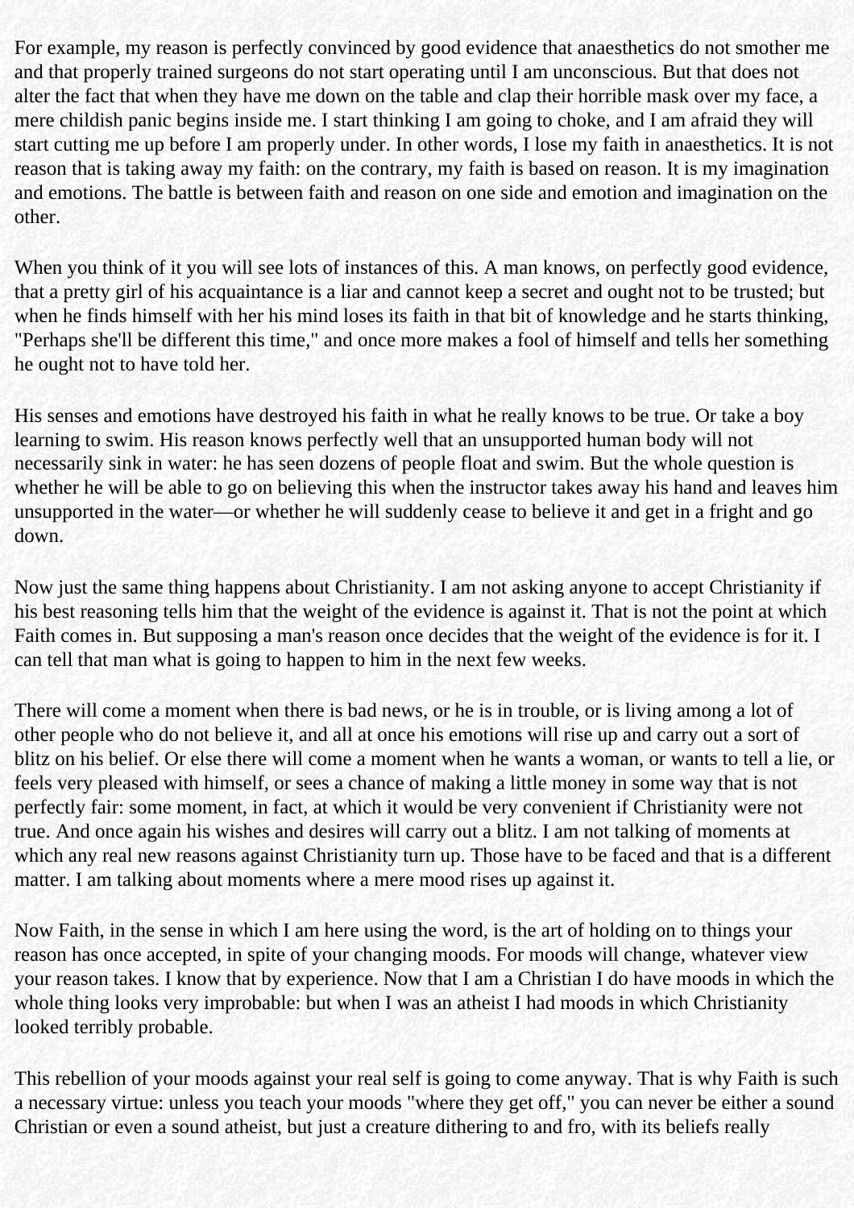For example, my reason is perfectly convinced by good evidence that anaesthetics do not smother me and that properly trained surgeons do not start operating until I am unconscious. But that does not alter the fact that when they have me down on the table and clap their horrible mask over my face, a mere childish panic begins inside me. I start thinking I am going to choke, and I am afraid they will start cutting me up before I am properly under. In other words, I lose my faith in anaesthetics. It is not reason that is taking away my faith: on the contrary, my faith is based on reason. It is my imagination and emotions. The battle is between faith and reason on one side and emotion and imagination on the other.

When you think of it you will see lots of instances of this. A man knows, on perfectly good evidence, that a pretty girl of his acquaintance is a liar and cannot keep a secret and ought not to be trusted; but when he finds himself with her his mind loses its faith in that bit of knowledge and he starts thinking, "Perhaps she'll be different this time," and once more makes a fool of himself and tells her something he ought not to have told her.

His senses and emotions have destroyed his faith in what he really knows to be true. Or take a boy learning to swim. His reason knows perfectly well that an unsupported human body will not necessarily sink in water: he has seen dozens of people float and swim. But the whole question is whether he will be able to go on believing this when the instructor takes away his hand and leaves him unsupported in the water—or whether he will suddenly cease to believe it and get in a fright and go down.

Now just the same thing happens about Christianity. I am not asking anyone to accept Christianity if his best reasoning tells him that the weight of the evidence is against it. That is not the point at which Faith comes in. But supposing a man's reason once decides that the weight of the evidence is for it. I can tell that man what is going to happen to him in the next few weeks.

There will come a moment when there is bad news, or he is in trouble, or is living among a lot of other people who do not believe it, and all at once his emotions will rise up and carry out a sort of blitz on his belief. Or else there will come a moment when he wants a woman, or wants to tell a lie, or feels very pleased with himself, or sees a chance of making a little money in some way that is not perfectly fair: some moment, in fact, at which it would be very convenient if Christianity were not true. And once again his wishes and desires will carry out a blitz. I am not talking of moments at which any real new reasons against Christianity turn up. Those have to be faced and that is a different matter. I am talking about moments where a mere mood rises up against it.

Now Faith, in the sense in which I am here using the word, is the art of holding on to things your reason has once accepted, in spite of your changing moods. For moods will change, whatever view your reason takes. I know that by experience. Now that I am a Christian I do have moods in which the whole thing looks very improbable: but when I was an atheist I had moods in which Christianity looked terribly probable.

This rebellion of your moods against your real self is going to come anyway. That is why Faith is such a necessary virtue: unless you teach your moods "where they get off," you can never be either a sound Christian or even a sound atheist, but just a creature dithering to and fro, with its beliefs really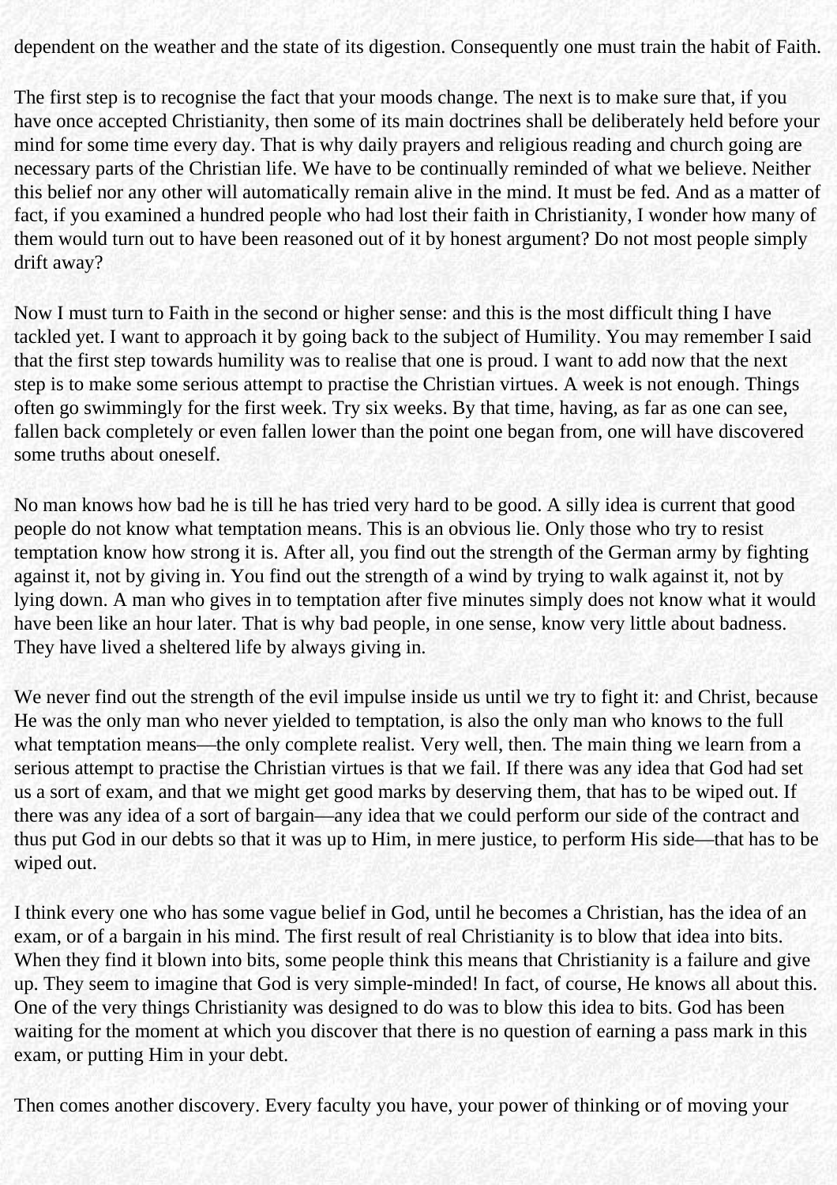dependent on the weather and the state of its digestion. Consequently one must train the habit of Faith.

The first step is to recognise the fact that your moods change. The next is to make sure that, if you have once accepted Christianity, then some of its main doctrines shall be deliberately held before your mind for some time every day. That is why daily prayers and religious reading and church going are necessary parts of the Christian life. We have to be continually reminded of what we believe. Neither this belief nor any other will automatically remain alive in the mind. It must be fed. And as a matter of fact, if you examined a hundred people who had lost their faith in Christianity, I wonder how many of them would turn out to have been reasoned out of it by honest argument? Do not most people simply drift away?

Now I must turn to Faith in the second or higher sense: and this is the most difficult thing I have tackled yet. I want to approach it by going back to the subject of Humility. You may remember I said that the first step towards humility was to realise that one is proud. I want to add now that the next step is to make some serious attempt to practise the Christian virtues. A week is not enough. Things often go swimmingly for the first week. Try six weeks. By that time, having, as far as one can see, fallen back completely or even fallen lower than the point one began from, one will have discovered some truths about oneself.

No man knows how bad he is till he has tried very hard to be good. A silly idea is current that good people do not know what temptation means. This is an obvious lie. Only those who try to resist temptation know how strong it is. After all, you find out the strength of the German army by fighting against it, not by giving in. You find out the strength of a wind by trying to walk against it, not by lying down. A man who gives in to temptation after five minutes simply does not know what it would have been like an hour later. That is why bad people, in one sense, know very little about badness. They have lived a sheltered life by always giving in.

We never find out the strength of the evil impulse inside us until we try to fight it: and Christ, because He was the only man who never yielded to temptation, is also the only man who knows to the full what temptation means—the only complete realist. Very well, then. The main thing we learn from a serious attempt to practise the Christian virtues is that we fail. If there was any idea that God had set us a sort of exam, and that we might get good marks by deserving them, that has to be wiped out. If there was any idea of a sort of bargain—any idea that we could perform our side of the contract and thus put God in our debts so that it was up to Him, in mere justice, to perform His side—that has to be wiped out.

I think every one who has some vague belief in God, until he becomes a Christian, has the idea of an exam, or of a bargain in his mind. The first result of real Christianity is to blow that idea into bits. When they find it blown into bits, some people think this means that Christianity is a failure and give up. They seem to imagine that God is very simple-minded! In fact, of course, He knows all about this. One of the very things Christianity was designed to do was to blow this idea to bits. God has been waiting for the moment at which you discover that there is no question of earning a pass mark in this exam, or putting Him in your debt.

Then comes another discovery. Every faculty you have, your power of thinking or of moving your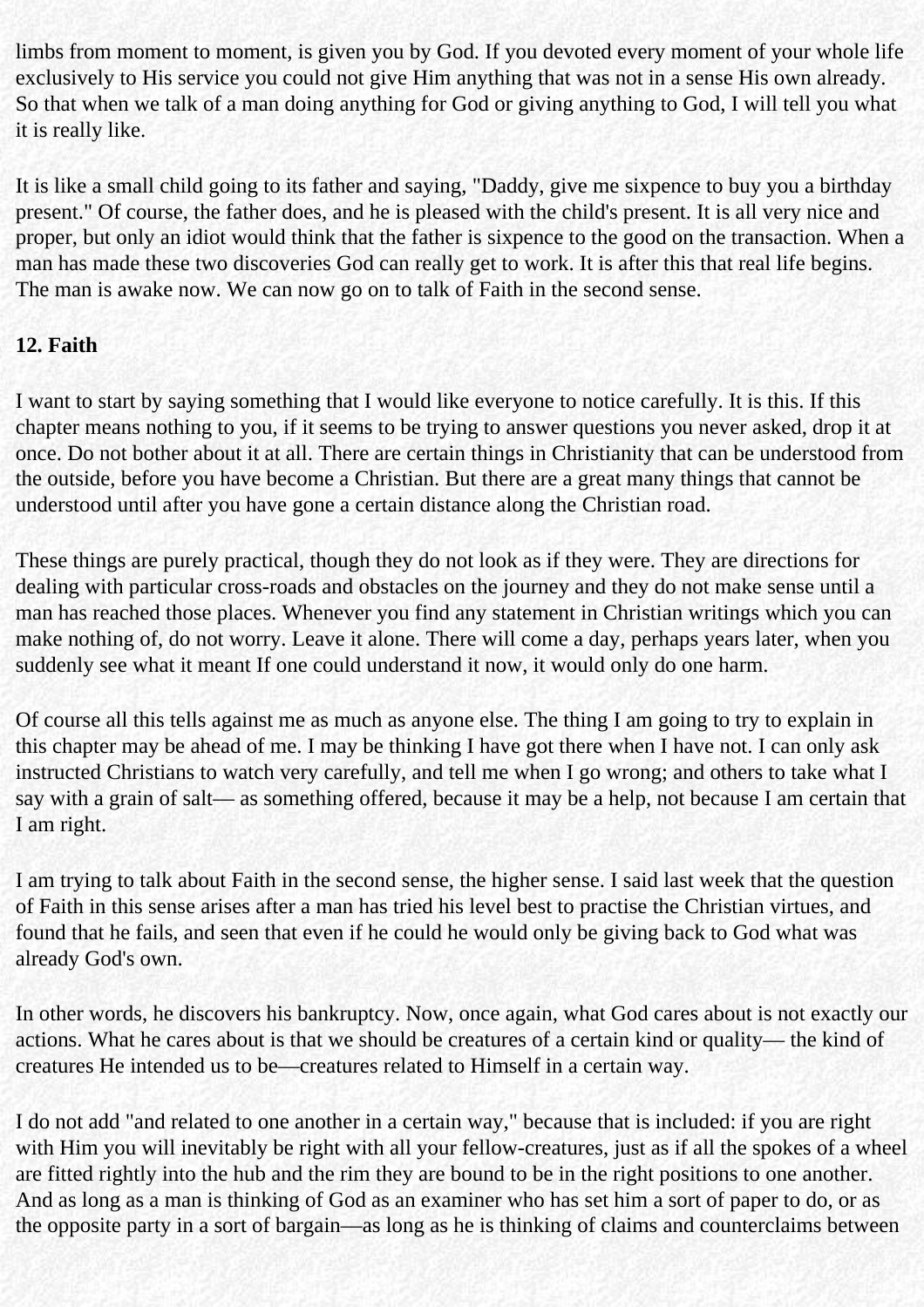limbs from moment to moment, is given you by God. If you devoted every moment of your whole life exclusively to His service you could not give Him anything that was not in a sense His own already. So that when we talk of a man doing anything for God or giving anything to God, I will tell you what it is really like.

It is like a small child going to its father and saying, "Daddy, give me sixpence to buy you a birthday present." Of course, the father does, and he is pleased with the child's present. It is all very nice and proper, but only an idiot would think that the father is sixpence to the good on the transaction. When a man has made these two discoveries God can really get to work. It is after this that real life begins. The man is awake now. We can now go on to talk of Faith in the second sense.

## 12. Faith

I want to start by saying something that I would like everyone to notice carefully. It is this. If this chapter means nothing to you, if it seems to be trying to answer questions you never asked, drop it at once. Do not bother about it at all. There are certain things in Christianity that can be understood from the outside, before you have become a Christian. But there are a great many things that cannot be understood until after you have gone a certain distance along the Christian road.

These things are purely practical, though they do not look as if they were. They are directions for dealing with particular cross-roads and obstacles on the journey and they do not make sense until a man has reached those places. Whenever you find any statement in Christian writings which you can make nothing of, do not worry. Leave it alone. There will come a day, perhaps years later, when you suddenly see what it meant If one could understand it now, it would only do one harm.

Of course all this tells against me as much as anyone else. The thing I am going to try to explain in this chapter may be ahead of me. I may be thinking I have got there when I have not. I can only ask instructed Christians to watch very carefully, and tell me when I go wrong; and others to take what I say with a grain of salt— as something offered, because it may be a help, not because I am certain that I am right.

I am trying to talk about Faith in the second sense, the higher sense. I said last week that the question of Faith in this sense arises after a man has tried his level best to practise the Christian virtues, and found that he fails, and seen that even if he could he would only be giving back to God what was already God's own.

In other words, he discovers his bankruptcy. Now, once again, what God cares about is not exactly our actions. What he cares about is that we should be creatures of a certain kind or quality— the kind of creatures He intended us to be—creatures related to Himself in a certain way.

I do not add "and related to one another in a certain way," because that is included: if you are right with Him you will inevitably be right with all your fellow-creatures, just as if all the spokes of a wheel are fitted rightly into the hub and the rim they are bound to be in the right positions to one another. And as long as a man is thinking of God as an examiner who has set him a sort of paper to do, or as the opposite party in a sort of bargain—as long as he is thinking of claims and counterclaims between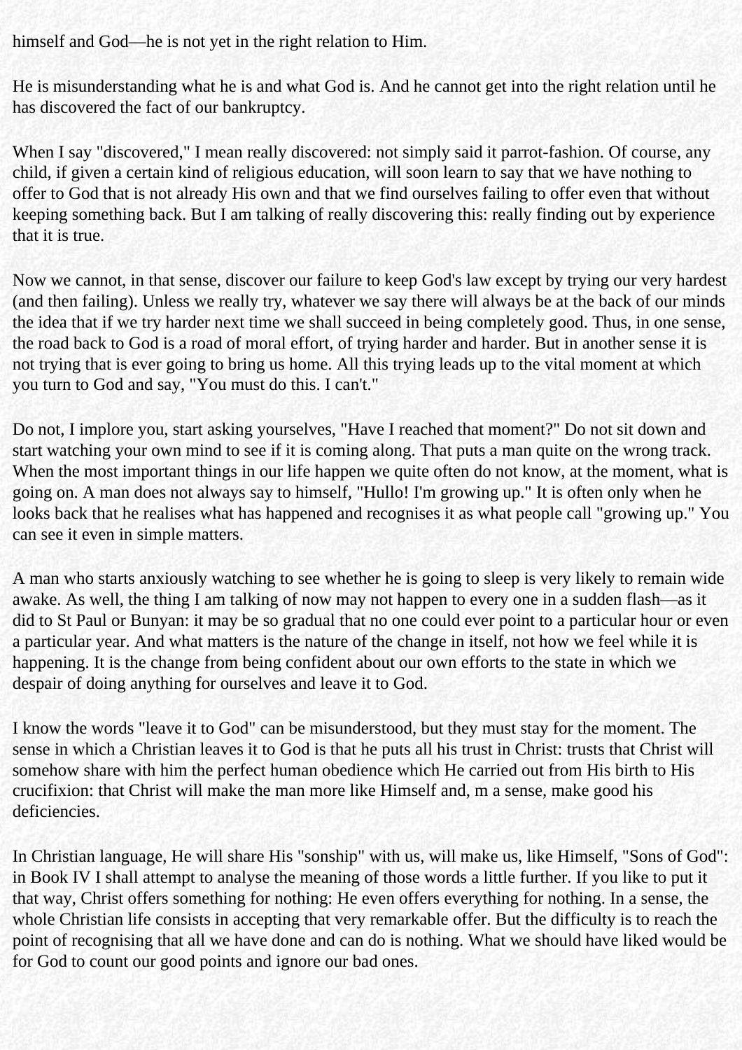himself and God—he is not yet in the right relation to Him.

He is misunderstanding what he is and what God is. And he cannot get into the right relation until he has discovered the fact of our bankruptcy.

When I say "discovered," I mean really discovered: not simply said it parrot-fashion. Of course, any child, if given a certain kind of religious education, will soon learn to say that we have nothing to offer to God that is not already His own and that we find ourselves failing to offer even that without keeping something back. But I am talking of really discovering this: really finding out by experience that it is true.

Now we cannot, in that sense, discover our failure to keep God's law except by trying our very hardest (and then failing). Unless we really try, whatever we say there will always be at the back of our minds the idea that if we try harder next time we shall succeed in being completely good. Thus, in one sense, the road back to God is a road of moral effort, of trying harder and harder. But in another sense it is not trying that is ever going to bring us home. All this trying leads up to the vital moment at which you turn to God and say, "You must do this. I can't."

Do not, I implore you, start asking yourselves, "Have I reached that moment?" Do not sit down and start watching your own mind to see if it is coming along. That puts a man quite on the wrong track. When the most important things in our life happen we quite often do not know, at the moment, what is going on. A man does not always say to himself, "Hullo! I'm growing up." It is often only when he looks back that he realises what has happened and recognises it as what people call "growing up." You can see it even in simple matters.

A man who starts anxiously watching to see whether he is going to sleep is very likely to remain wide awake. As well, the thing I am talking of now may not happen to every one in a sudden flash—as it did to St Paul or Bunyan: it may be so gradual that no one could ever point to a particular hour or even a particular year. And what matters is the nature of the change in itself, not how we feel while it is happening. It is the change from being confident about our own efforts to the state in which we despair of doing anything for ourselves and leave it to God.

I know the words "leave it to God" can be misunderstood, but they must stay for the moment. The sense in which a Christian leaves it to God is that he puts all his trust in Christ: trusts that Christ will somehow share with him the perfect human obedience which He carried out from His birth to His crucifixion: that Christ will make the man more like Himself and, m a sense, make good his deficiencies.

In Christian language, He will share His "sonship" with us, will make us, like Himself, "Sons of God": in Book IV I shall attempt to analyse the meaning of those words a little further. If you like to put it that way, Christ offers something for nothing: He even offers everything for nothing. In a sense, the whole Christian life consists in accepting that very remarkable offer. But the difficulty is to reach the point of recognising that all we have done and can do is nothing. What we should have liked would be for God to count our good points and ignore our bad ones.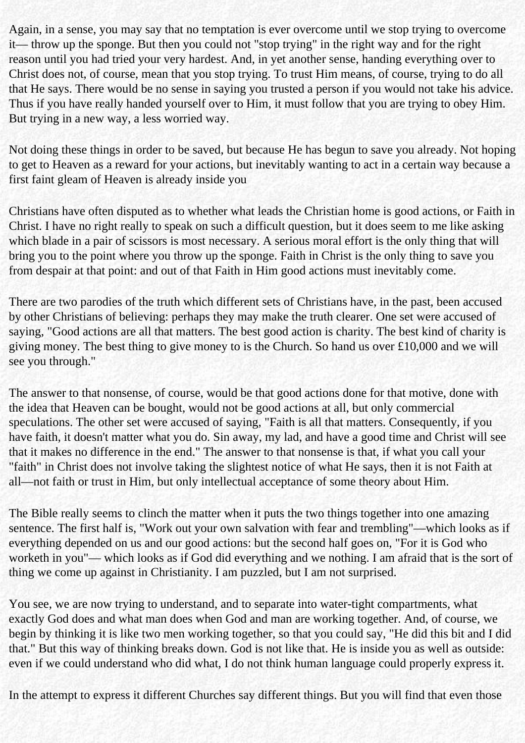Again, in a sense, you may say that no temptation is ever overcome until we stop trying to overcome it— throw up the sponge. But then you could not "stop trying" in the right way and for the right reason until you had tried your very hardest. And, in yet another sense, handing everything over to Christ does not, of course, mean that you stop trying. To trust Him means, of course, trying to do all that He says. There would be no sense in saying you trusted a person if you would not take his advice. Thus if you have really handed yourself over to Him, it must follow that you are trying to obey Him. But trying in a new way, a less worried way.

Not doing these things in order to be saved, but because He has begun to save you already. Not hoping to get to Heaven as a reward for your actions, but inevitably wanting to act in a certain way because a first faint gleam of Heaven is already inside you

Christians have often disputed as to whether what leads the Christian home is good actions, or Faith in Christ. I have no right really to speak on such a difficult question, but it does seem to me like asking which blade in a pair of scissors is most necessary. A serious moral effort is the only thing that will bring you to the point where you throw up the sponge. Faith in Christ is the only thing to save you from despair at that point: and out of that Faith in Him good actions must inevitably come.

There are two parodies of the truth which different sets of Christians have, in the past, been accused by other Christians of believing: perhaps they may make the truth clearer. One set were accused of saying, "Good actions are all that matters. The best good action is charity. The best kind of charity is giving money. The best thing to give money to is the Church. So hand us over £10,000 and we will see you through."

The answer to that nonsense, of course, would be that good actions done for that motive, done with the idea that Heaven can be bought, would not be good actions at all, but only commercial speculations. The other set were accused of saying, "Faith is all that matters. Consequently, if you have faith, it doesn't matter what you do. Sin away, my lad, and have a good time and Christ will see that it makes no difference in the end." The answer to that nonsense is that, if what you call your "faith" in Christ does not involve taking the slightest notice of what He says, then it is not Faith at all—not faith or trust in Him, but only intellectual acceptance of some theory about Him.

The Bible really seems to clinch the matter when it puts the two things together into one amazing sentence. The first half is, "Work out your own salvation with fear and trembling"—which looks as if everything depended on us and our good actions: but the second half goes on, "For it is God who worketh in you"— which looks as if God did everything and we nothing. I am afraid that is the sort of thing we come up against in Christianity. I am puzzled, but I am not surprised.

You see, we are now trying to understand, and to separate into water-tight compartments, what exactly God does and what man does when God and man are working together. And, of course, we begin by thinking it is like two men working together, so that you could say, "He did this bit and I did that." But this way of thinking breaks down. God is not like that. He is inside you as well as outside: even if we could understand who did what, I do not think human language could properly express it.

In the attempt to express it different Churches say different things. But you will find that even those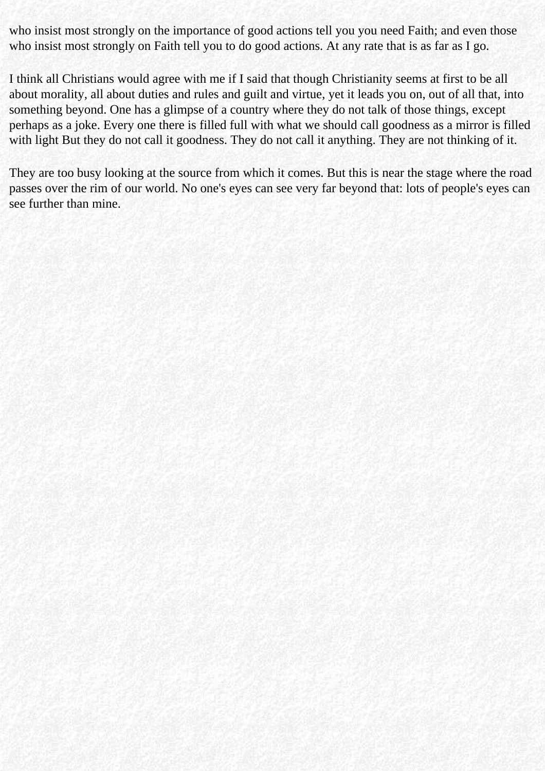who insist most strongly on the importance of good actions tell you you need Faith; and even those who insist most strongly on Faith tell you to do good actions. At any rate that is as far as I go.

I think all Christians would agree with me if I said that though Christianity seems at first to be all about morality, all about duties and rules and guilt and virtue, yet it leads you on, out of all that, into something beyond. One has a glimpse of a country where they do not talk of those things, except perhaps as a joke. Every one there is filled full with what we should call goodness as a mirror is filled with light But they do not call it goodness. They do not call it anything. They are not thinking of it.

They are too busy looking at the source from which it comes. But this is near the stage where the road passes over the rim of our world. No one's eyes can see very far beyond that: lots of people's eyes can see further than mine.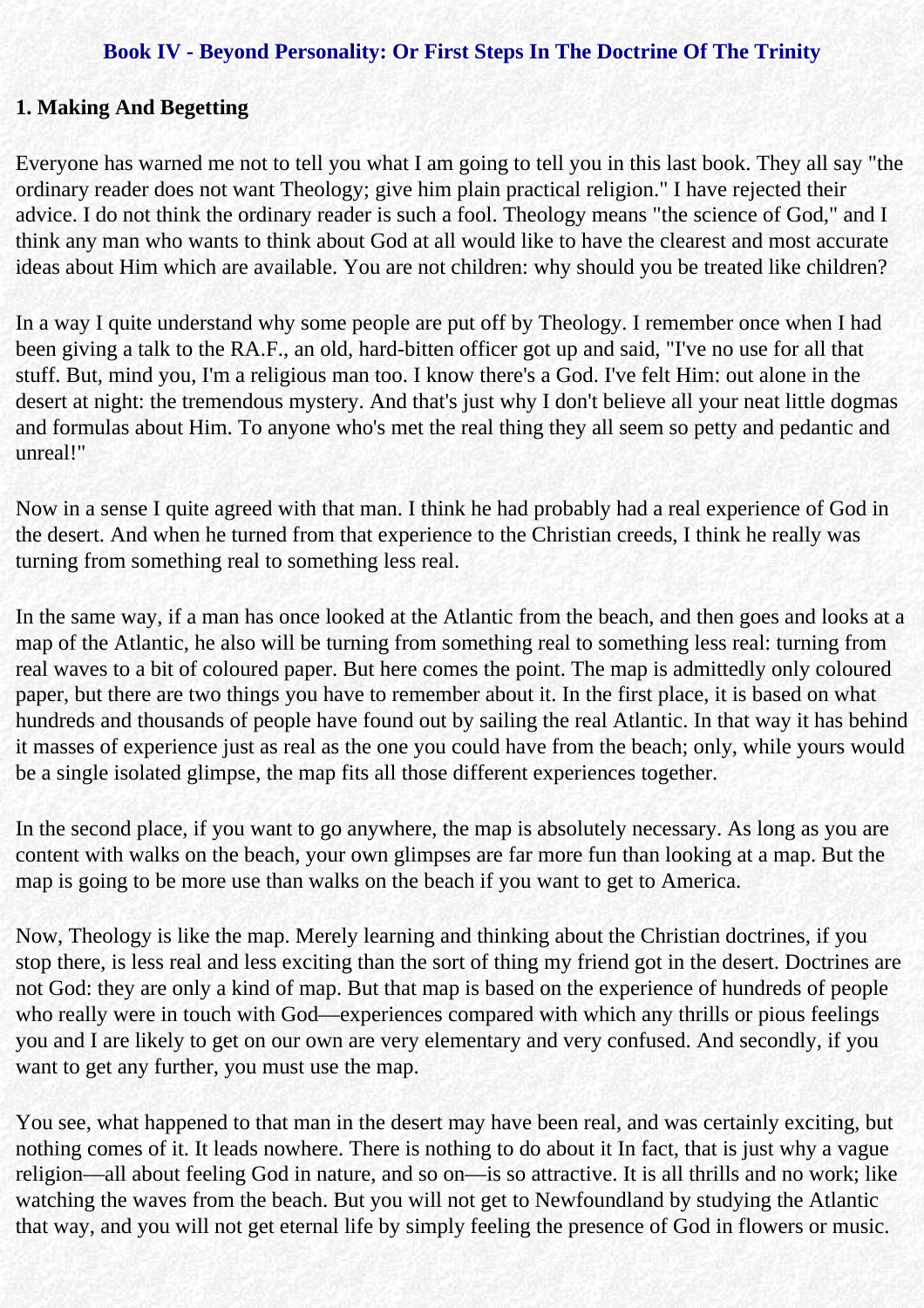## Book IV - Beyond Personality: Or First Steps In The Doctrine Of The Trinity

### 1. Making And Begetting

Everyone has warned me not to tell you what I am going to tell you in this last book. They all say "the ordinary reader does not want Theology; give him plain practical religion." I have rejected their advice. I do not think the ordinary reader is such a fool. Theology means "the science of God," and I think any man who wants to think about God at all would like to have the clearest and most accurate ideas about Him which are available. You are not children: why should you be treated like children?

In a way I quite understand why some people are put off by Theology. I remember once when I had been giving a talk to the RA.F., an old, hard-bitten officer got up and said, "I've no use for all that stuff. But, mind you, I'm a religious man too. I know there's a God. I've felt Him: out alone in the desert at night: the tremendous mystery. And that's just why I don't believe all your neat little dogmas and formulas about Him. To anyone who's met the real thing they all seem so petty and pedantic and unreal!"

Now in a sense I quite agreed with that man. I think he had probably had a real experience of God in the desert. And when he turned from that experience to the Christian creeds, I think he really was turning from something real to something less real.

In the same way, if a man has once looked at the Atlantic from the beach, and then goes and looks at a map of the Atlantic, he also will be turning from something real to something less real: turning from real waves to a bit of coloured paper. But here comes the point. The map is admittedly only coloured paper, but there are two things you have to remember about it. In the first place, it is based on what hundreds and thousands of people have found out by sailing the real Atlantic. In that way it has behind it masses of experience just as real as the one you could have from the beach; only, while yours would be a single isolated glimpse, the map fits all those different experiences together.

In the second place, if you want to go anywhere, the map is absolutely necessary. As long as you are content with walks on the beach, your own glimpses are far more fun than looking at a map. But the map is going to be more use than walks on the beach if you want to get to America.

Now, Theology is like the map. Merely learning and thinking about the Christian doctrines, if you stop there, is less real and less exciting than the sort of thing my friend got in the desert. Doctrines are not God: they are only a kind of map. But that map is based on the experience of hundreds of people who really were in touch with God—experiences compared with which any thrills or pious feelings you and I are likely to get on our own are very elementary and very confused. And secondly, if you want to get any further, you must use the map.

You see, what happened to that man in the desert may have been real, and was certainly exciting, but nothing comes of it. It leads nowhere. There is nothing to do about it In fact, that is just why a vague religion—all about feeling God in nature, and so on—is so attractive. It is all thrills and no work; like watching the waves from the beach. But you will not get to Newfoundland by studying the Atlantic that way, and you will not get eternal life by simply feeling the presence of God in flowers or music.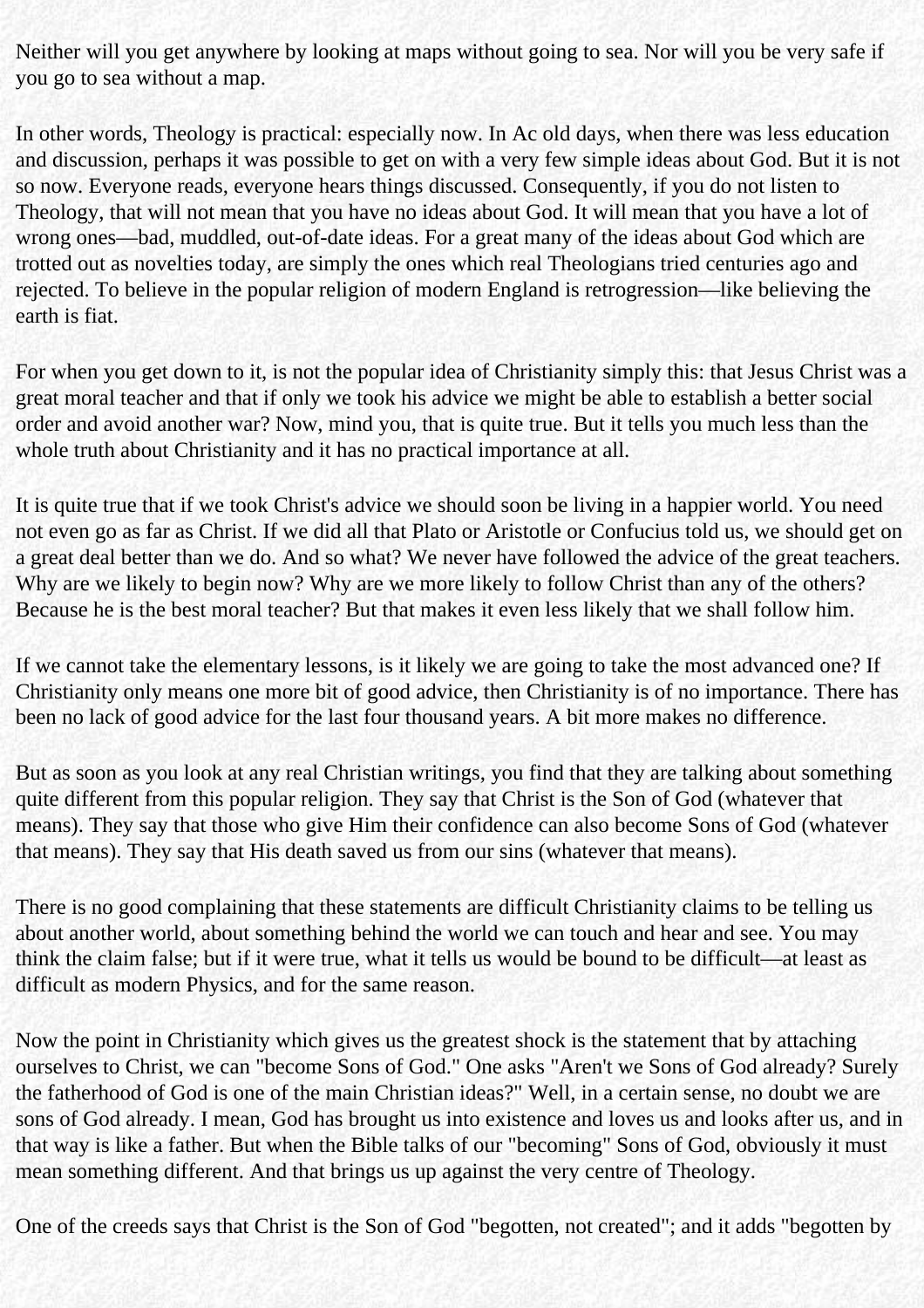Neither will you get anywhere by looking at maps without going to sea. Nor will you be very safe if you go to sea without a map.

In other words, Theology is practical: especially now. In Ac old days, when there was less education and discussion, perhaps it was possible to get on with a very few simple ideas about God. But it is not so now. Everyone reads, everyone hears things discussed. Consequently, if you do not listen to Theology, that will not mean that you have no ideas about God. It will mean that you have a lot of wrong ones—bad, muddled, out-of-date ideas. For a great many of the ideas about God which are trotted out as novelties today, are simply the ones which real Theologians tried centuries ago and rejected. To believe in the popular religion of modern England is retrogression—like believing the earth is fiat.

For when you get down to it, is not the popular idea of Christianity simply this: that Jesus Christ was a great moral teacher and that if only we took his advice we might be able to establish a better social order and avoid another war? Now, mind you, that is quite true. But it tells you much less than the whole truth about Christianity and it has no practical importance at all.

It is quite true that if we took Christ's advice we should soon be living in a happier world. You need not even go as far as Christ. If we did all that Plato or Aristotle or Confucius told us, we should get on a great deal better than we do. And so what? We never have followed the advice of the great teachers. Why are we likely to begin now? Why are we more likely to follow Christ than any of the others? Because he is the best moral teacher? But that makes it even less likely that we shall follow him.

If we cannot take the elementary lessons, is it likely we are going to take the most advanced one? If Christianity only means one more bit of good advice, then Christianity is of no importance. There has been no lack of good advice for the last four thousand years. A bit more makes no difference.

But as soon as you look at any real Christian writings, you find that they are talking about something quite different from this popular religion. They say that Christ is the Son of God (whatever that means). They say that those who give Him their confidence can also become Sons of God (whatever that means). They say that His death saved us from our sins (whatever that means).

There is no good complaining that these statements are difficult Christianity claims to be telling us about another world, about something behind the world we can touch and hear and see. You may think the claim false; but if it were true, what it tells us would be bound to be difficult—at least as difficult as modern Physics, and for the same reason.

Now the point in Christianity which gives us the greatest shock is the statement that by attaching ourselves to Christ, we can "become Sons of God." One asks "Aren't we Sons of God already? Surely the fatherhood of God is one of the main Christian ideas?" Well, in a certain sense, no doubt we are sons of God already. I mean, God has brought us into existence and loves us and looks after us, and in that way is like a father. But when the Bible talks of our "becoming" Sons of God, obviously it must mean something different. And that brings us up against the very centre of Theology.

One of the creeds says that Christ is the Son of God "begotten, not created"; and it adds "begotten by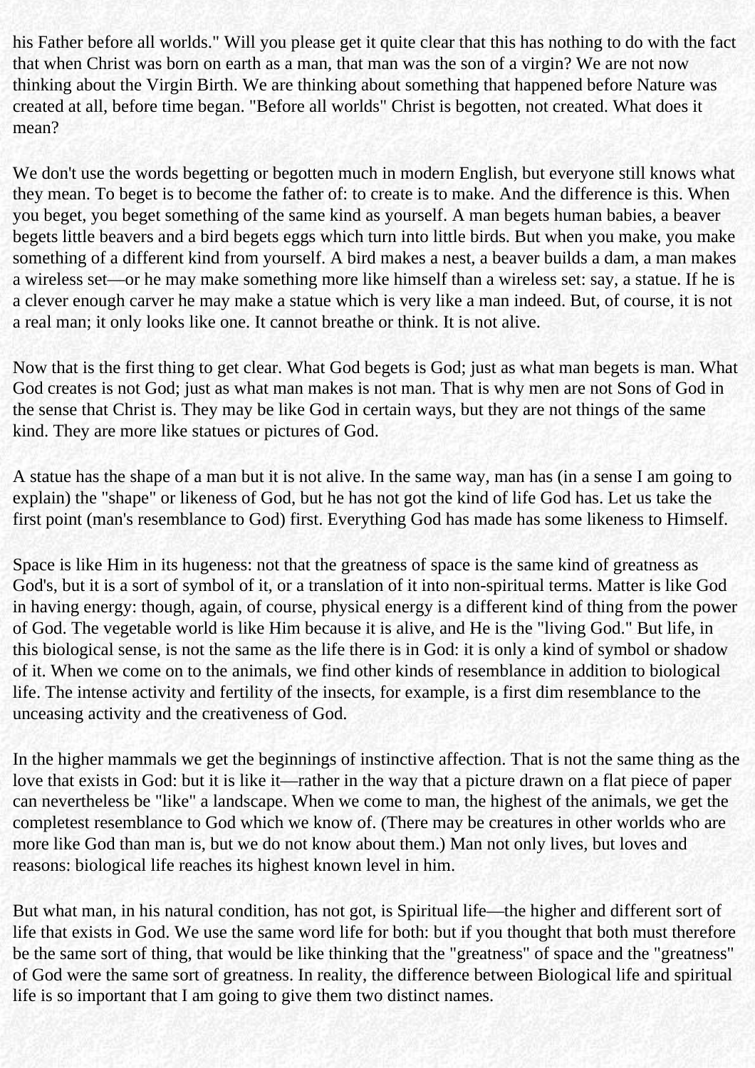his Father before all worlds." Will you please get it quite clear that this has nothing to do with the fact that when Christ was born on earth as a man, that man was the son of a virgin? We are not now thinking about the Virgin Birth. We are thinking about something that happened before Nature was created at all, before time began. "Before all worlds" Christ is begotten, not created. What does it mean?

We don't use the words begetting or begotten much in modern English, but everyone still knows what they mean. To beget is to become the father of: to create is to make. And the difference is this. When you beget, you beget something of the same kind as yourself. A man begets human babies, a beaver begets little beavers and a bird begets eggs which turn into little birds. But when you make, you make something of a different kind from yourself. A bird makes a nest, a beaver builds a dam, a man makes a wireless set—or he may make something more like himself than a wireless set: say, a statue. If he is a clever enough carver he may make a statue which is very like a man indeed. But, of course, it is not a real man; it only looks like one. It cannot breathe or think. It is not alive.

Now that is the first thing to get clear. What God begets is God; just as what man begets is man. What God creates is not God; just as what man makes is not man. That is why men are not Sons of God in the sense that Christ is. They may be like God in certain ways, but they are not things of the same kind. They are more like statues or pictures of God.

A statue has the shape of a man but it is not alive. In the same way, man has (in a sense I am going to explain) the "shape" or likeness of God, but he has not got the kind of life God has. Let us take the first point (man's resemblance to God) first. Everything God has made has some likeness to Himself.

Space is like Him in its hugeness: not that the greatness of space is the same kind of greatness as God's, but it is a sort of symbol of it, or a translation of it into non-spiritual terms. Matter is like God in having energy: though, again, of course, physical energy is a different kind of thing from the power of God. The vegetable world is like Him because it is alive, and He is the "living God." But life, in this biological sense, is not the same as the life there is in God: it is only a kind of symbol or shadow of it. When we come on to the animals, we find other kinds of resemblance in addition to biological life. The intense activity and fertility of the insects, for example, is a first dim resemblance to the unceasing activity and the creativeness of God.

In the higher mammals we get the beginnings of instinctive affection. That is not the same thing as the love that exists in God: but it is like it—rather in the way that a picture drawn on a flat piece of paper can nevertheless be "like" a landscape. When we come to man, the highest of the animals, we get the completest resemblance to God which we know of. (There may be creatures in other worlds who are more like God than man is, but we do not know about them.) Man not only lives, but loves and reasons: biological life reaches its highest known level in him.

But what man, in his natural condition, has not got, is Spiritual life—the higher and different sort of life that exists in God. We use the same word life for both: but if you thought that both must therefore be the same sort of thing, that would be like thinking that the "greatness" of space and the "greatness" of God were the same sort of greatness. In reality, the difference between Biological life and spiritual life is so important that I am going to give them two distinct names.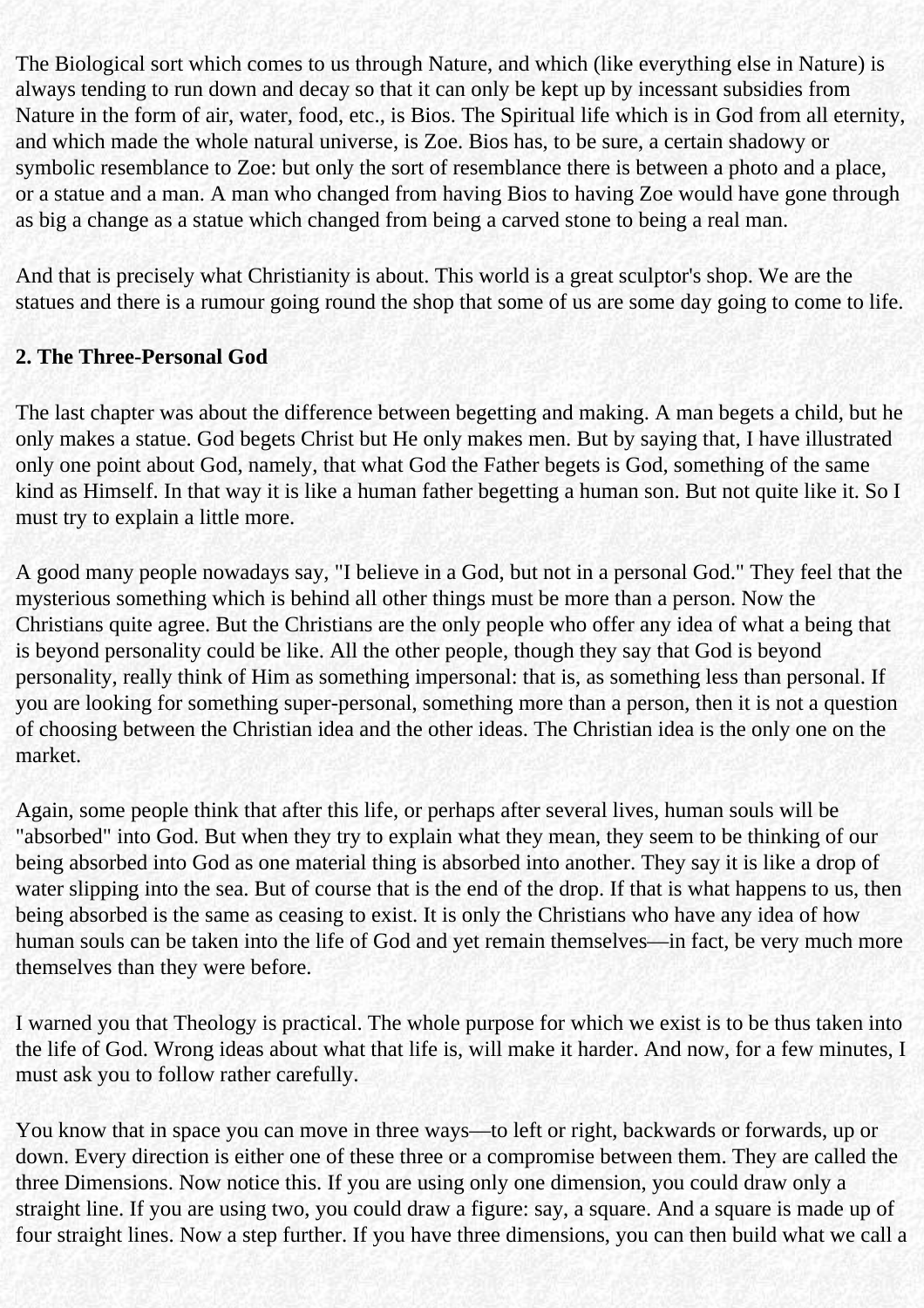The Biological sort which comes to us through Nature, and which (like everything else in Nature) is always tending to run down and decay so that it can only be kept up by incessant subsidies from Nature in the form of air, water, food, etc., is Bios. The Spiritual life which is in God from all eternity, and which made the whole natural universe, is Zoe. Bios has, to be sure, a certain shadowy or symbolic resemblance to Zoe: but only the sort of resemblance there is between a photo and a place, or a statue and a man. A man who changed from having Bios to having Zoe would have gone through as big a change as a statue which changed from being a carved stone to being a real man.

And that is precisely what Christianity is about. This world is a great sculptor's shop. We are the statues and there is a rumour going round the shop that some of us are some day going to come to life.

## 2. The Three-Personal God

The last chapter was about the difference between begetting and making. A man begets a child, but he only makes a statue. God begets Christ but He only makes men. But by saying that, I have illustrated only one point about God, namely, that what God the Father begets is God, something of the same kind as Himself. In that way it is like a human father begetting a human son. But not quite like it. So I must try to explain a little more.

A good many people nowadays say, "I believe in a God, but not in a personal God." They feel that the mysterious something which is behind all other things must be more than a person. Now the Christians quite agree. But the Christians are the only people who offer any idea of what a being that is beyond personality could be like. All the other people, though they say that God is beyond personality, really think of Him as something impersonal: that is, as something less than personal. If you are looking for something super-personal, something more than a person, then it is not a question of choosing between the Christian idea and the other ideas. The Christian idea is the only one on the market.

Again, some people think that after this life, or perhaps after several lives, human souls will be "absorbed" into God. But when they try to explain what they mean, they seem to be thinking of our being absorbed into God as one material thing is absorbed into another. They say it is like a drop of water slipping into the sea. But of course that is the end of the drop. If that is what happens to us, then being absorbed is the same as ceasing to exist. It is only the Christians who have any idea of how human souls can be taken into the life of God and yet remain themselves—in fact, be very much more themselves than they were before.

I warned you that Theology is practical. The whole purpose for which we exist is to be thus taken into the life of God. Wrong ideas about what that life is, will make it harder. And now, for a few minutes, I must ask you to follow rather carefully.

You know that in space you can move in three ways—to left or right, backwards or forwards, up or down. Every direction is either one of these three or a compromise between them. They are called the three Dimensions. Now notice this. If you are using only one dimension, you could draw only a straight line. If you are using two, you could draw a figure: say, a square. And a square is made up of four straight lines. Now a step further. If you have three dimensions, you can then build what we call a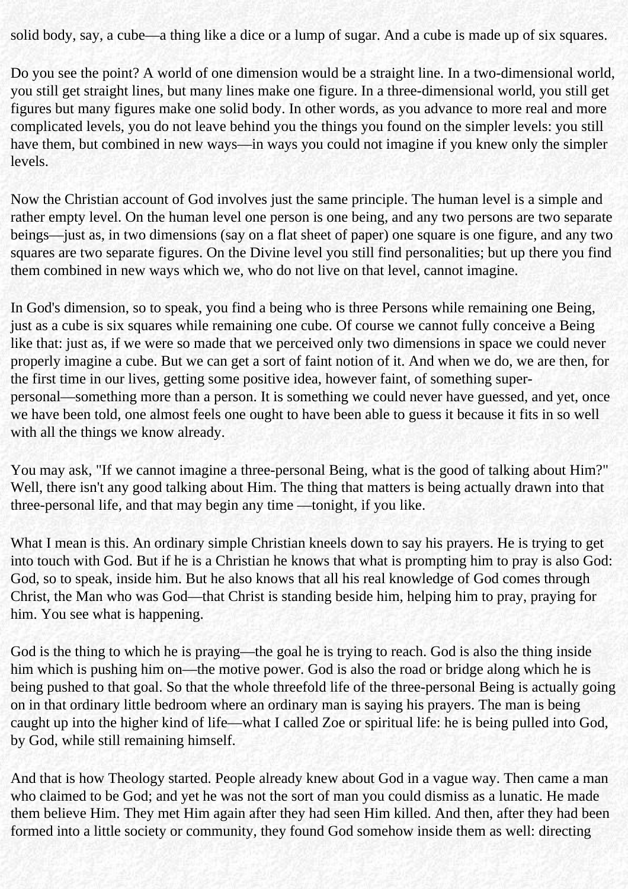solid body, say, a cube—a thing like a dice or a lump of sugar. And a cube is made up of six squares.

Do you see the point? A world of one dimension would be a straight line. In a two-dimensional world, you still get straight lines, but many lines make one figure. In a three-dimensional world, you still get figures but many figures make one solid body. In other words, as you advance to more real and more complicated levels, you do not leave behind you the things you found on the simpler levels: you still have them, but combined in new ways—in ways you could not imagine if you knew only the simpler levels.

Now the Christian account of God involves just the same principle. The human level is a simple and rather empty level. On the human level one person is one being, and any two persons are two separate beings—just as, in two dimensions (say on a flat sheet of paper) one square is one figure, and any two squares are two separate figures. On the Divine level you still find personalities; but up there you find them combined in new ways which we, who do not live on that level, cannot imagine.

In God's dimension, so to speak, you find a being who is three Persons while remaining one Being, just as a cube is six squares while remaining one cube. Of course we cannot fully conceive a Being like that: just as, if we were so made that we perceived only two dimensions in space we could never properly imagine a cube. But we can get a sort of faint notion of it. And when we do, we are then, for the first time in our lives, getting some positive idea, however faint, of something super-personal—something more than a person. It is something we could never have guessed, and yet, once we have been told, one almost feels one ought to have been able to guess it because it fits in so well with all the things we know already.

You may ask, "If we cannot imagine a three-personal Being, what is the good of talking about Him?" Well, there isn't any good talking about Him. The thing that matters is being actually drawn into that three-personal life, and that may begin any time —tonight, if you like.

What I mean is this. An ordinary simple Christian kneels down to say his prayers. He is trying to get into touch with God. But if he is a Christian he knows that what is prompting him to pray is also God: God, so to speak, inside him. But he also knows that all his real knowledge of God comes through Christ, the Man who was God—that Christ is standing beside him, helping him to pray, praying for him. You see what is happening.

God is the thing to which he is praying—the goal he is trying to reach. God is also the thing inside him which is pushing him on—the motive power. God is also the road or bridge along which he is being pushed to that goal. So that the whole threefold life of the three-personal Being is actually going on in that ordinary little bedroom where an ordinary man is saying his prayers. The man is being caught up into the higher kind of life—what I called Zoe or spiritual life: he is being pulled into God, by God, while still remaining himself.

And that is how Theology started. People already knew about God in a vague way. Then came a man who claimed to be God; and yet he was not the sort of man you could dismiss as a lunatic. He made them believe Him. They met Him again after they had seen Him killed. And then, after they had been formed into a little society or community, they found God somehow inside them as well: directing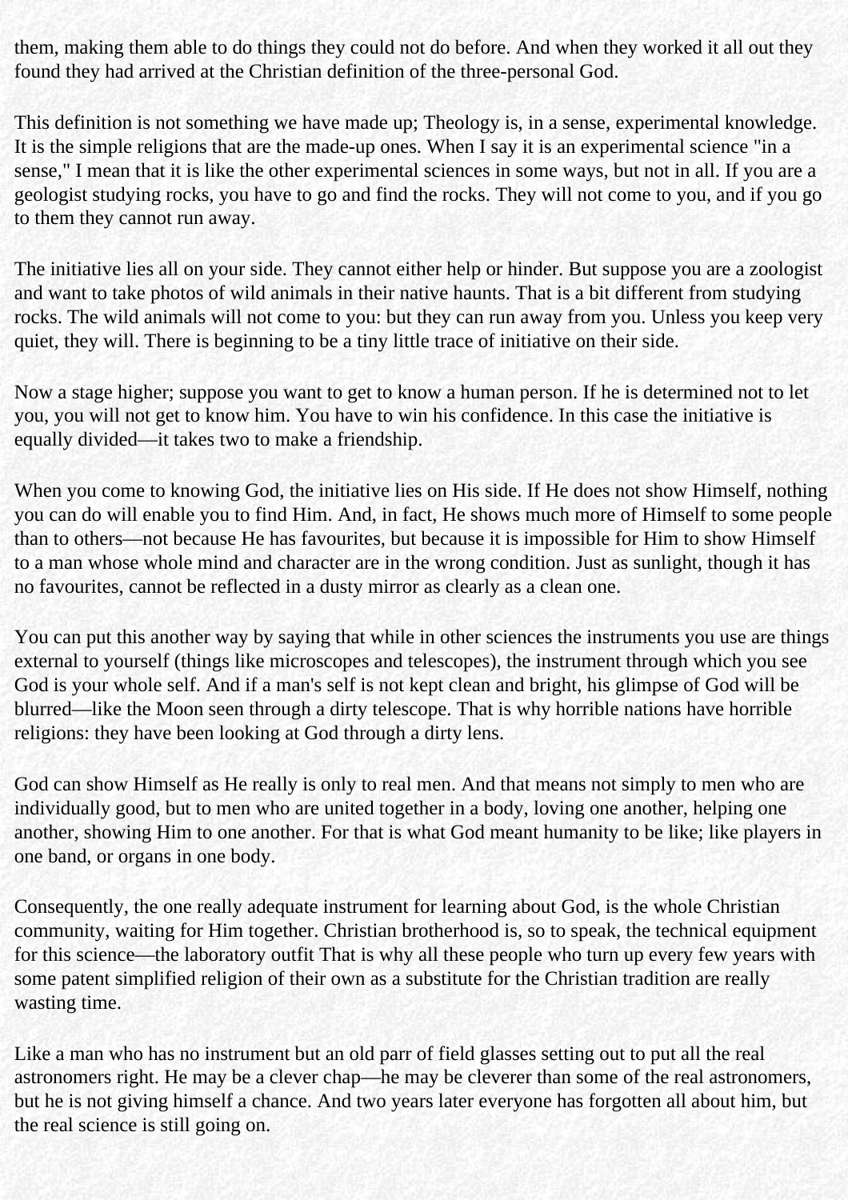them, making them able to do things they could not do before. And when they worked it all out they found they had arrived at the Christian definition of the three-personal God.

This definition is not something we have made up; Theology is, in a sense, experimental knowledge. It is the simple religions that are the made-up ones. When I say it is an experimental science "in a sense," I mean that it is like the other experimental sciences in some ways, but not in all. If you are a geologist studying rocks, you have to go and find the rocks. They will not come to you, and if you go to them they cannot run away.

The initiative lies all on your side. They cannot either help or hinder. But suppose you are a zoologist and want to take photos of wild animals in their native haunts. That is a bit different from studying rocks. The wild animals will not come to you: but they can run away from you. Unless you keep very quiet, they will. There is beginning to be a tiny little trace of initiative on their side.

Now a stage higher; suppose you want to get to know a human person. If he is determined not to let you, you will not get to know him. You have to win his confidence. In this case the initiative is equally divided—it takes two to make a friendship.

When you come to knowing God, the initiative lies on His side. If He does not show Himself, nothing you can do will enable you to find Him. And, in fact, He shows much more of Himself to some people than to others—not because He has favourites, but because it is impossible for Him to show Himself to a man whose whole mind and character are in the wrong condition. Just as sunlight, though it has no favourites, cannot be reflected in a dusty mirror as clearly as a clean one.

You can put this another way by saying that while in other sciences the instruments you use are things external to yourself (things like microscopes and telescopes), the instrument through which you see God is your whole self. And if a man's self is not kept clean and bright, his glimpse of God will be blurred—like the Moon seen through a dirty telescope. That is why horrible nations have horrible religions: they have been looking at God through a dirty lens.

God can show Himself as He really is only to real men. And that means not simply to men who are individually good, but to men who are united together in a body, loving one another, helping one another, showing Him to one another. For that is what God meant humanity to be like; like players in one band, or organs in one body.

Consequently, the one really adequate instrument for learning about God, is the whole Christian community, waiting for Him together. Christian brotherhood is, so to speak, the technical equipment for this science—the laboratory outfit That is why all these people who turn up every few years with some patent simplified religion of their own as a substitute for the Christian tradition are really wasting time.

Like a man who has no instrument but an old parr of field glasses setting out to put all the real astronomers right. He may be a clever chap—he may be cleverer than some of the real astronomers, but he is not giving himself a chance. And two years later everyone has forgotten all about him, but the real science is still going on.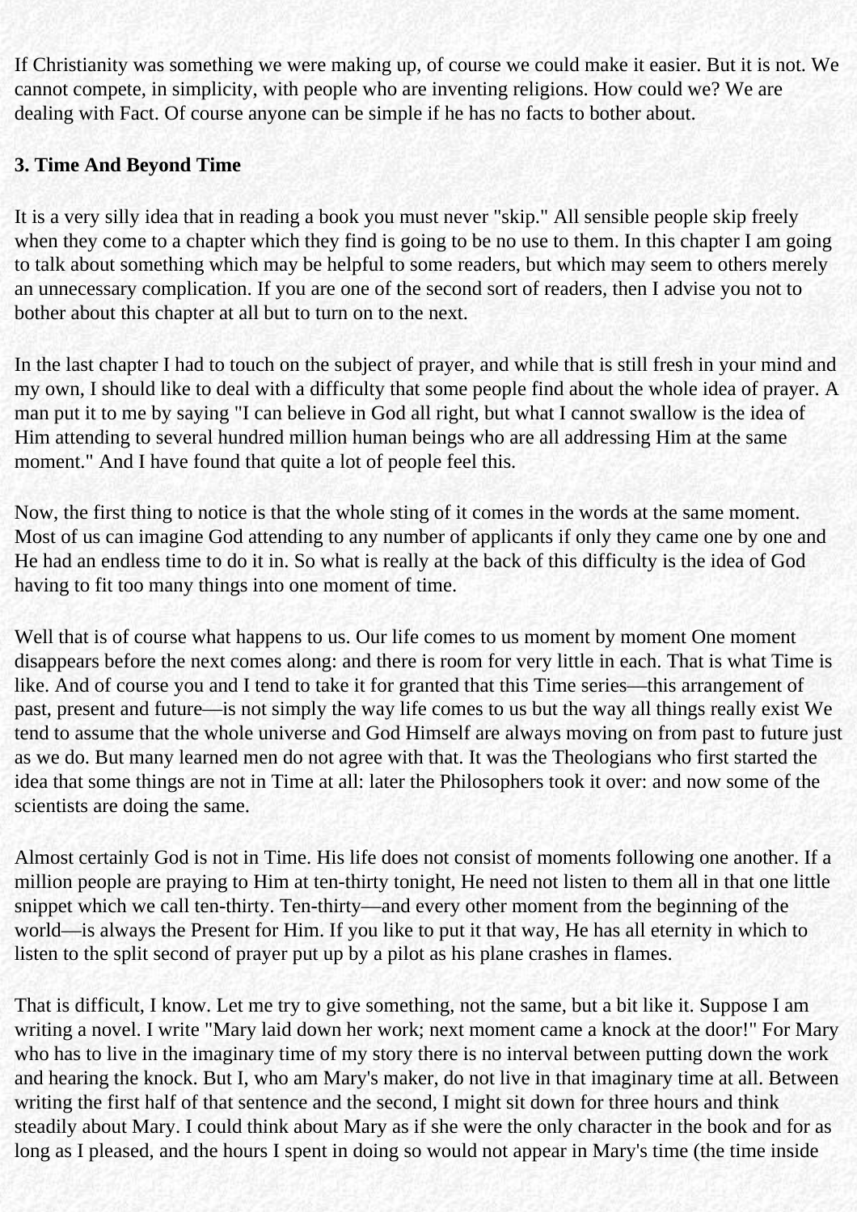If Christianity was something we were making up, of course we could make it easier. But it is not. We cannot compete, in simplicity, with people who are inventing religions. How could we? We are dealing with Fact. Of course anyone can be simple if he has no facts to bother about.

**3. Time And Beyond Time**

It is a very silly idea that in reading a book you must never "skip." All sensible people skip freely when they come to a chapter which they find is going to be no use to them. In this chapter I am going to talk about something which may be helpful to some readers, but which may seem to others merely an unnecessary complication. If you are one of the second sort of readers, then I advise you not to bother about this chapter at all but to turn on to the next.

In the last chapter I had to touch on the subject of prayer, and while that is still fresh in your mind and my own, I should like to deal with a difficulty that some people find about the whole idea of prayer. A man put it to me by saying "I can believe in God all right, but what I cannot swallow is the idea of Him attending to several hundred million human beings who are all addressing Him at the same moment." And I have found that quite a lot of people feel this.

Now, the first thing to notice is that the whole sting of it comes in the words at the same moment. Most of us can imagine God attending to any number of applicants if only they came one by one and He had an endless time to do it in. So what is really at the back of this difficulty is the idea of God having to fit too many things into one moment of time.

Well that is of course what happens to us. Our life comes to us moment by moment One moment disappears before the next comes along: and there is room for very little in each. That is what Time is like. And of course you and I tend to take it for granted that this Time series—this arrangement of past, present and future—is not simply the way life comes to us but the way all things really exist We tend to assume that the whole universe and God Himself are always moving on from past to future just as we do. But many learned men do not agree with that. It was the Theologians who first started the idea that some things are not in Time at all: later the Philosophers took it over: and now some of the scientists are doing the same.

Almost certainly God is not in Time. His life does not consist of moments following one another. If a million people are praying to Him at ten-thirty tonight, He need not listen to them all in that one little snippet which we call ten-thirty. Ten-thirty—and every other moment from the beginning of the world—is always the Present for Him. If you like to put it that way, He has all eternity in which to listen to the split second of prayer put up by a pilot as his plane crashes in flames.

That is difficult, I know. Let me try to give something, not the same, but a bit like it. Suppose I am writing a novel. I write "Mary laid down her work; next moment came a knock at the door!" For Mary who has to live in the imaginary time of my story there is no interval between putting down the work and hearing the knock. But I, who am Mary's maker, do not live in that imaginary time at all. Between writing the first half of that sentence and the second, I might sit down for three hours and think steadily about Mary. I could think about Mary as if she were the only character in the book and for as long as I pleased, and the hours I spent in doing so would not appear in Mary's time (the time inside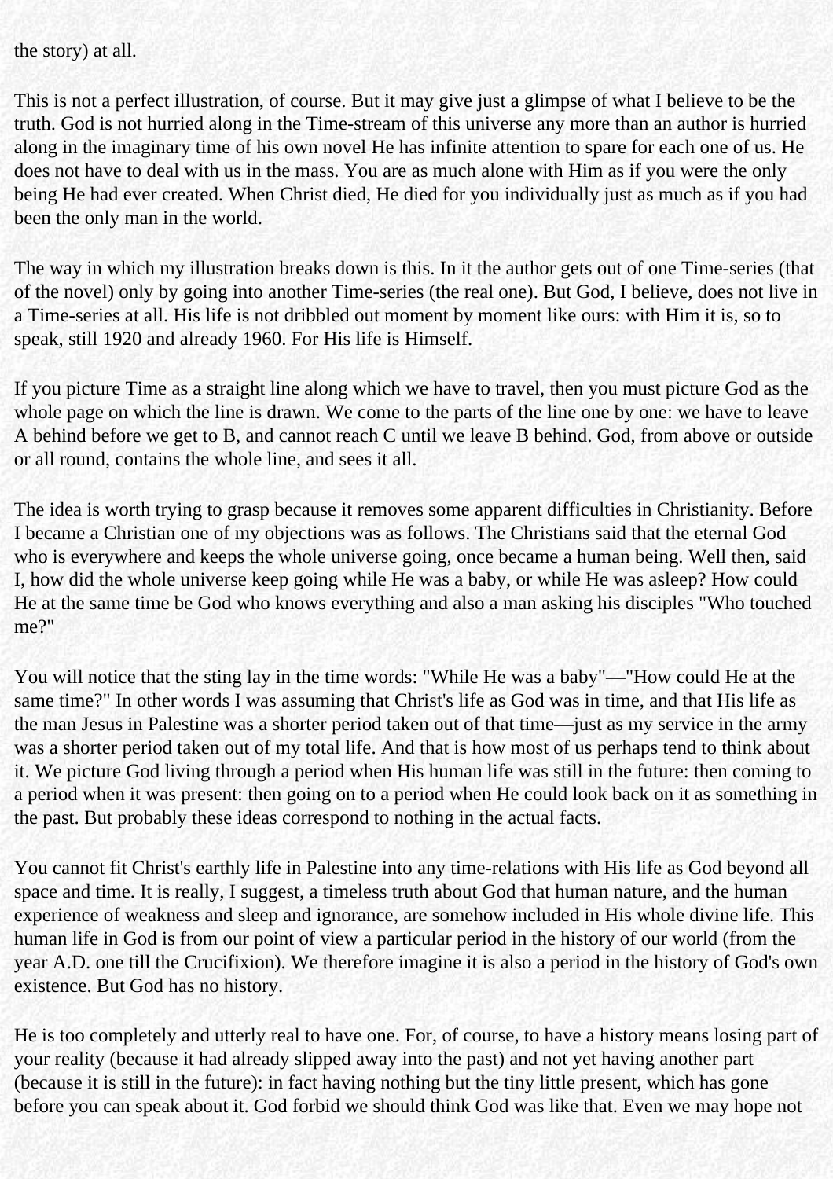the story) at all.

This is not a perfect illustration, of course. But it may give just a glimpse of what I believe to be the truth. God is not hurried along in the Time-stream of this universe any more than an author is hurried along in the imaginary time of his own novel He has infinite attention to spare for each one of us. He does not have to deal with us in the mass. You are as much alone with Him as if you were the only being He had ever created. When Christ died, He died for you individually just as much as if you had been the only man in the world.

The way in which my illustration breaks down is this. In it the author gets out of one Time-series (that of the novel) only by going into another Time-series (the real one). But God, I believe, does not live in a Time-series at all. His life is not dribbled out moment by moment like ours: with Him it is, so to speak, still 1920 and already 1960. For His life is Himself.

If you picture Time as a straight line along which we have to travel, then you must picture God as the whole page on which the line is drawn. We come to the parts of the line one by one: we have to leave A behind before we get to B, and cannot reach C until we leave B behind. God, from above or outside or all round, contains the whole line, and sees it all.

The idea is worth trying to grasp because it removes some apparent difficulties in Christianity. Before I became a Christian one of my objections was as follows. The Christians said that the eternal God who is everywhere and keeps the whole universe going, once became a human being. Well then, said I, how did the whole universe keep going while He was a baby, or while He was asleep? How could He at the same time be God who knows everything and also a man asking his disciples "Who touched me?"

You will notice that the sting lay in the time words: "While He was a baby"—"How could He at the same time?" In other words I was assuming that Christ's life as God was in time, and that His life as the man Jesus in Palestine was a shorter period taken out of that time—just as my service in the army was a shorter period taken out of my total life. And that is how most of us perhaps tend to think about it. We picture God living through a period when His human life was still in the future: then coming to a period when it was present: then going on to a period when He could look back on it as something in the past. But probably these ideas correspond to nothing in the actual facts.

You cannot fit Christ's earthly life in Palestine into any time-relations with His life as God beyond all space and time. It is really, I suggest, a timeless truth about God that human nature, and the human experience of weakness and sleep and ignorance, are somehow included in His whole divine life. This human life in God is from our point of view a particular period in the history of our world (from the year A.D. one till the Crucifixion). We therefore imagine it is also a period in the history of God's own existence. But God has no history.

He is too completely and utterly real to have one. For, of course, to have a history means losing part of your reality (because it had already slipped away into the past) and not yet having another part (because it is still in the future): in fact having nothing but the tiny little present, which has gone before you can speak about it. God forbid we should think God was like that. Even we may hope not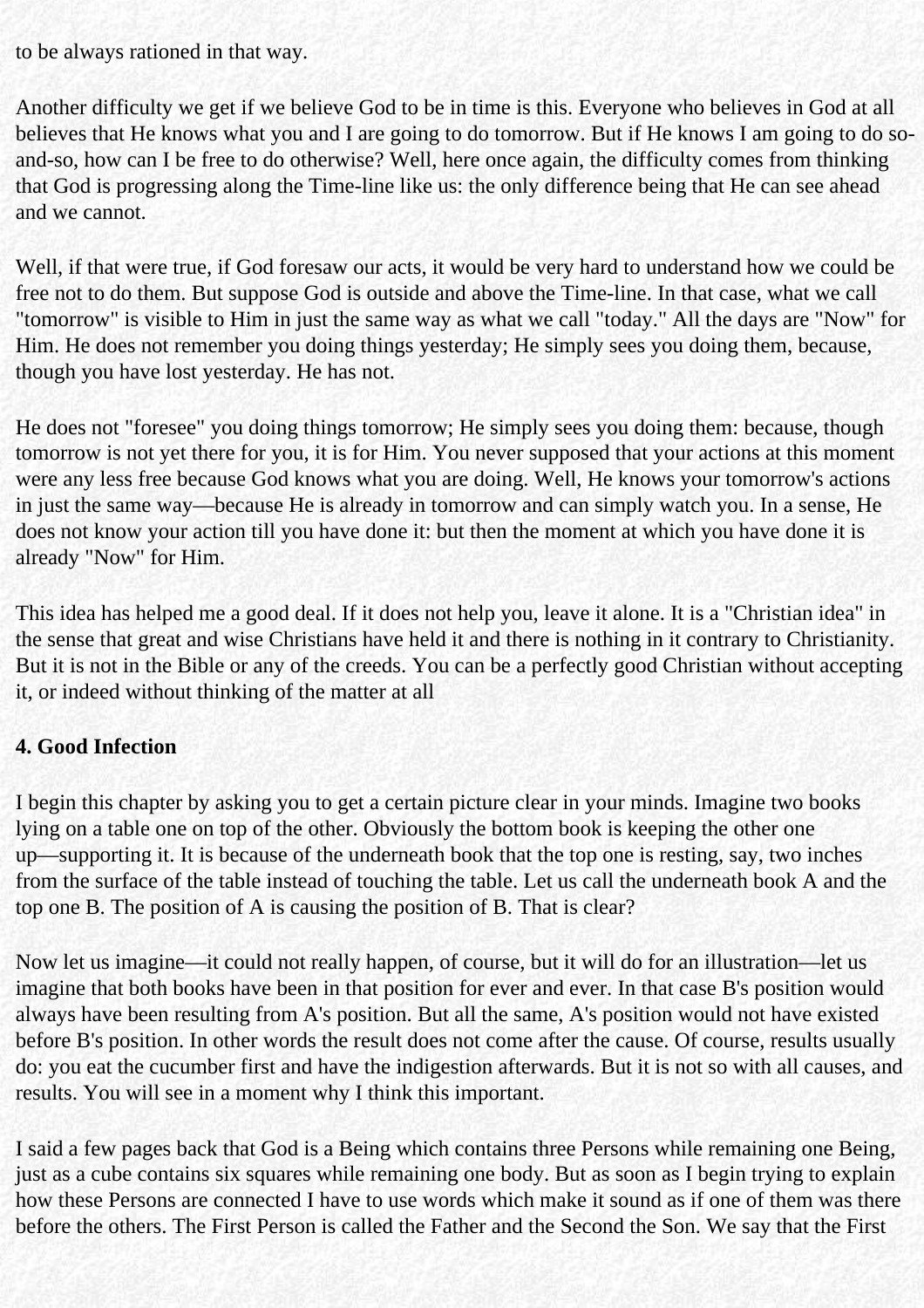to be always rationed in that way.

Another difficulty we get if we believe God to be in time is this. Everyone who believes in God at all believes that He knows what you and I are going to do tomorrow. But if He knows I am going to do so-and-so, how can I be free to do otherwise? Well, here once again, the difficulty comes from thinking that God is progressing along the Time-line like us: the only difference being that He can see ahead and we cannot.

Well, if that were true, if God foresaw our acts, it would be very hard to understand how we could be free not to do them. But suppose God is outside and above the Time-line. In that case, what we call "tomorrow" is visible to Him in just the same way as what we call "today." All the days are "Now" for Him. He does not remember you doing things yesterday; He simply sees you doing them, because, though you have lost yesterday. He has not.

He does not "foresee" you doing things tomorrow; He simply sees you doing them: because, though tomorrow is not yet there for you, it is for Him. You never supposed that your actions at this moment were any less free because God knows what you are doing. Well, He knows your tomorrow's actions in just the same way—because He is already in tomorrow and can simply watch you. In a sense, He does not know your action till you have done it: but then the moment at which you have done it is already "Now" for Him.

This idea has helped me a good deal. If it does not help you, leave it alone. It is a "Christian idea" in the sense that great and wise Christians have held it and there is nothing in it contrary to Christianity. But it is not in the Bible or any of the creeds. You can be a perfectly good Christian without accepting it, or indeed without thinking of the matter at all

**4. Good Infection**

I begin this chapter by asking you to get a certain picture clear in your minds. Imagine two books lying on a table one on top of the other. Obviously the bottom book is keeping the other one up—supporting it. It is because of the underneath book that the top one is resting, say, two inches from the surface of the table instead of touching the table. Let us call the underneath book A and the top one B. The position of A is causing the position of B. That is clear?

Now let us imagine—it could not really happen, of course, but it will do for an illustration—let us imagine that both books have been in that position for ever and ever. In that case B's position would always have been resulting from A's position. But all the same, A's position would not have existed before B's position. In other words the result does not come after the cause. Of course, results usually do: you eat the cucumber first and have the indigestion afterwards. But it is not so with all causes, and results. You will see in a moment why I think this important.

I said a few pages back that God is a Being which contains three Persons while remaining one Being, just as a cube contains six squares while remaining one body. But as soon as I begin trying to explain how these Persons are connected I have to use words which make it sound as if one of them was there before the others. The First Person is called the Father and the Second the Son. We say that the First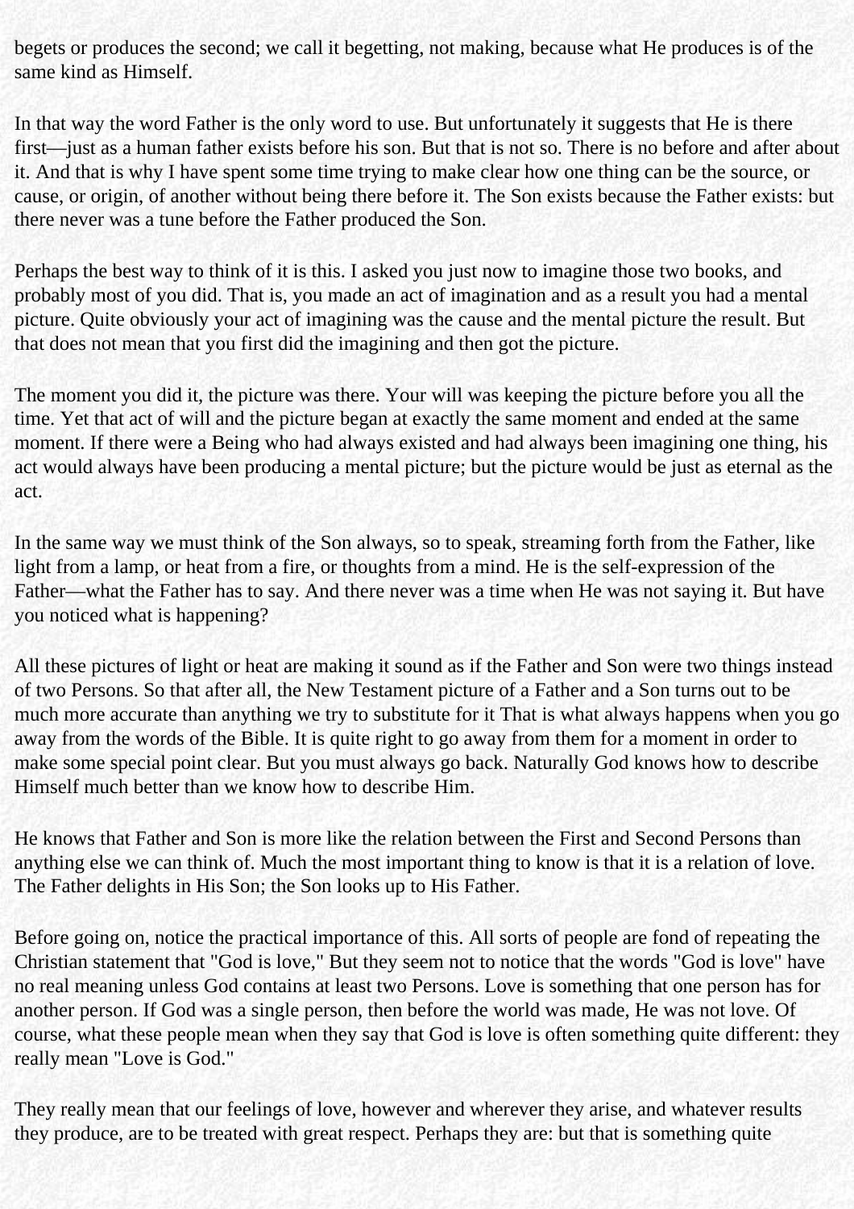begets or produces the second; we call it begetting, not making, because what He produces is of the same kind as Himself.

In that way the word Father is the only word to use. But unfortunately it suggests that He is there first—just as a human father exists before his son. But that is not so. There is no before and after about it. And that is why I have spent some time trying to make clear how one thing can be the source, or cause, or origin, of another without being there before it. The Son exists because the Father exists: but there never was a tune before the Father produced the Son.

Perhaps the best way to think of it is this. I asked you just now to imagine those two books, and probably most of you did. That is, you made an act of imagination and as a result you had a mental picture. Quite obviously your act of imagining was the cause and the mental picture the result. But that does not mean that you first did the imagining and then got the picture.

The moment you did it, the picture was there. Your will was keeping the picture before you all the time. Yet that act of will and the picture began at exactly the same moment and ended at the same moment. If there were a Being who had always existed and had always been imagining one thing, his act would always have been producing a mental picture; but the picture would be just as eternal as the act.

In the same way we must think of the Son always, so to speak, streaming forth from the Father, like light from a lamp, or heat from a fire, or thoughts from a mind. He is the self-expression of the Father—what the Father has to say. And there never was a time when He was not saying it. But have you noticed what is happening?

All these pictures of light or heat are making it sound as if the Father and Son were two things instead of two Persons. So that after all, the New Testament picture of a Father and a Son turns out to be much more accurate than anything we try to substitute for it That is what always happens when you go away from the words of the Bible. It is quite right to go away from them for a moment in order to make some special point clear. But you must always go back. Naturally God knows how to describe Himself much better than we know how to describe Him.

He knows that Father and Son is more like the relation between the First and Second Persons than anything else we can think of. Much the most important thing to know is that it is a relation of love. The Father delights in His Son; the Son looks up to His Father.

Before going on, notice the practical importance of this. All sorts of people are fond of repeating the Christian statement that "God is love," But they seem not to notice that the words "God is love" have no real meaning unless God contains at least two Persons. Love is something that one person has for another person. If God was a single person, then before the world was made, He was not love. Of course, what these people mean when they say that God is love is often something quite different: they really mean "Love is God."

They really mean that our feelings of love, however and wherever they arise, and whatever results they produce, are to be treated with great respect. Perhaps they are: but that is something quite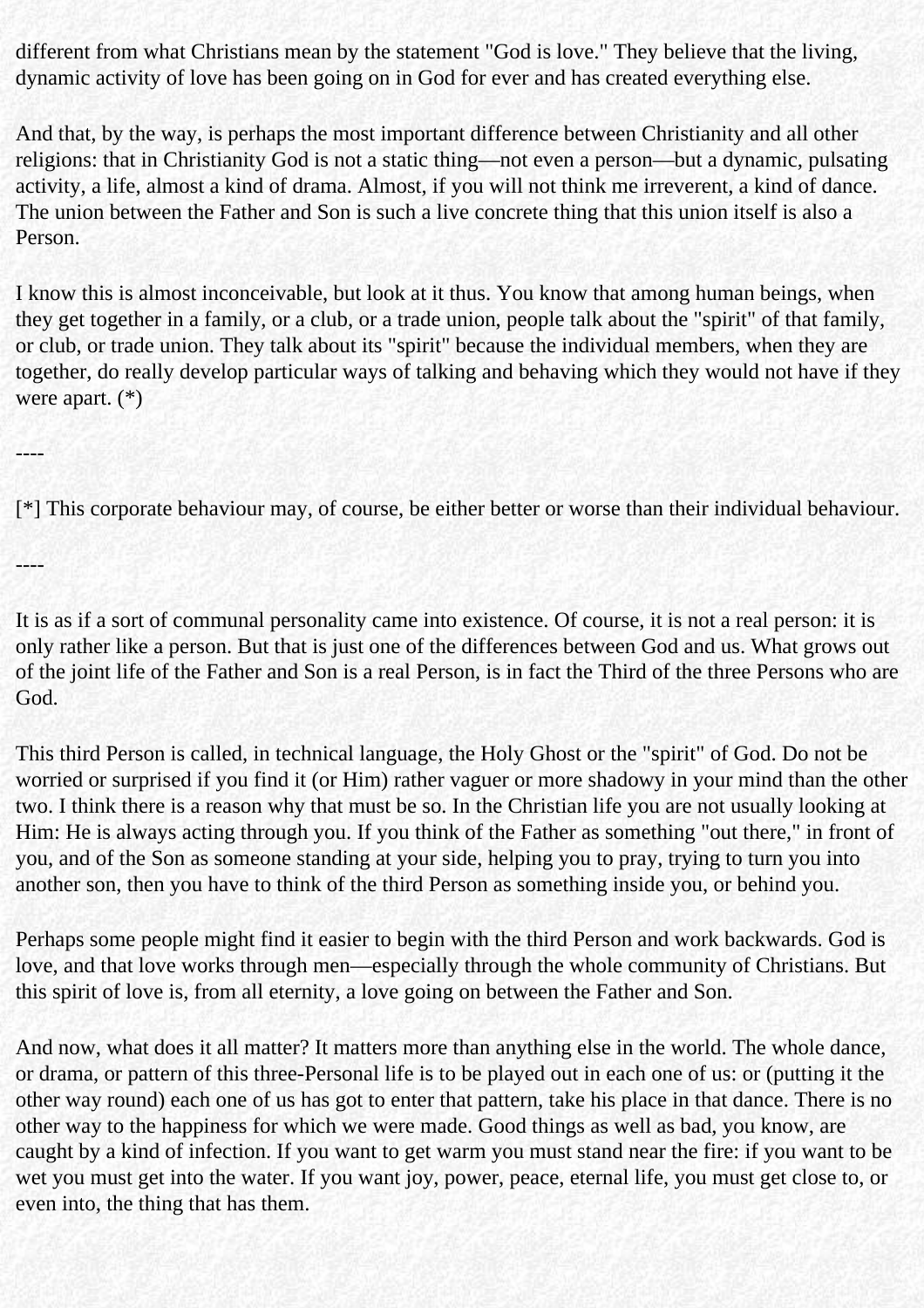different from what Christians mean by the statement "God is love." They believe that the living, dynamic activity of love has been going on in God for ever and has created everything else.

And that, by the way, is perhaps the most important difference between Christianity and all other religions: that in Christianity God is not a static thing—not even a person—but a dynamic, pulsating activity, a life, almost a kind of drama. Almost, if you will not think me irreverent, a kind of dance. The union between the Father and Son is such a live concrete thing that this union itself is also a Person.

I know this is almost inconceivable, but look at it thus. You know that among human beings, when they get together in a family, or a club, or a trade union, people talk about the "spirit" of that family, or club, or trade union. They talk about its "spirit" because the individual members, when they are together, do really develop particular ways of talking and behaving which they would not have if they were apart. (*)

----

[*] This corporate behaviour may, of course, be either better or worse than their individual behaviour.

----

It is as if a sort of communal personality came into existence. Of course, it is not a real person: it is only rather like a person. But that is just one of the differences between God and us. What grows out of the joint life of the Father and Son is a real Person, is in fact the Third of the three Persons who are God.

This third Person is called, in technical language, the Holy Ghost or the "spirit" of God. Do not be worried or surprised if you find it (or Him) rather vaguer or more shadowy in your mind than the other two. I think there is a reason why that must be so. In the Christian life you are not usually looking at Him: He is always acting through you. If you think of the Father as something "out there," in front of you, and of the Son as someone standing at your side, helping you to pray, trying to turn you into another son, then you have to think of the third Person as something inside you, or behind you.

Perhaps some people might find it easier to begin with the third Person and work backwards. God is love, and that love works through men—especially through the whole community of Christians. But this spirit of love is, from all eternity, a love going on between the Father and Son.

And now, what does it all matter? It matters more than anything else in the world. The whole dance, or drama, or pattern of this three-Personal life is to be played out in each one of us: or (putting it the other way round) each one of us has got to enter that pattern, take his place in that dance. There is no other way to the happiness for which we were made. Good things as well as bad, you know, are caught by a kind of infection. If you want to get warm you must stand near the fire: if you want to be wet you must get into the water. If you want joy, power, peace, eternal life, you must get close to, or even into, the thing that has them.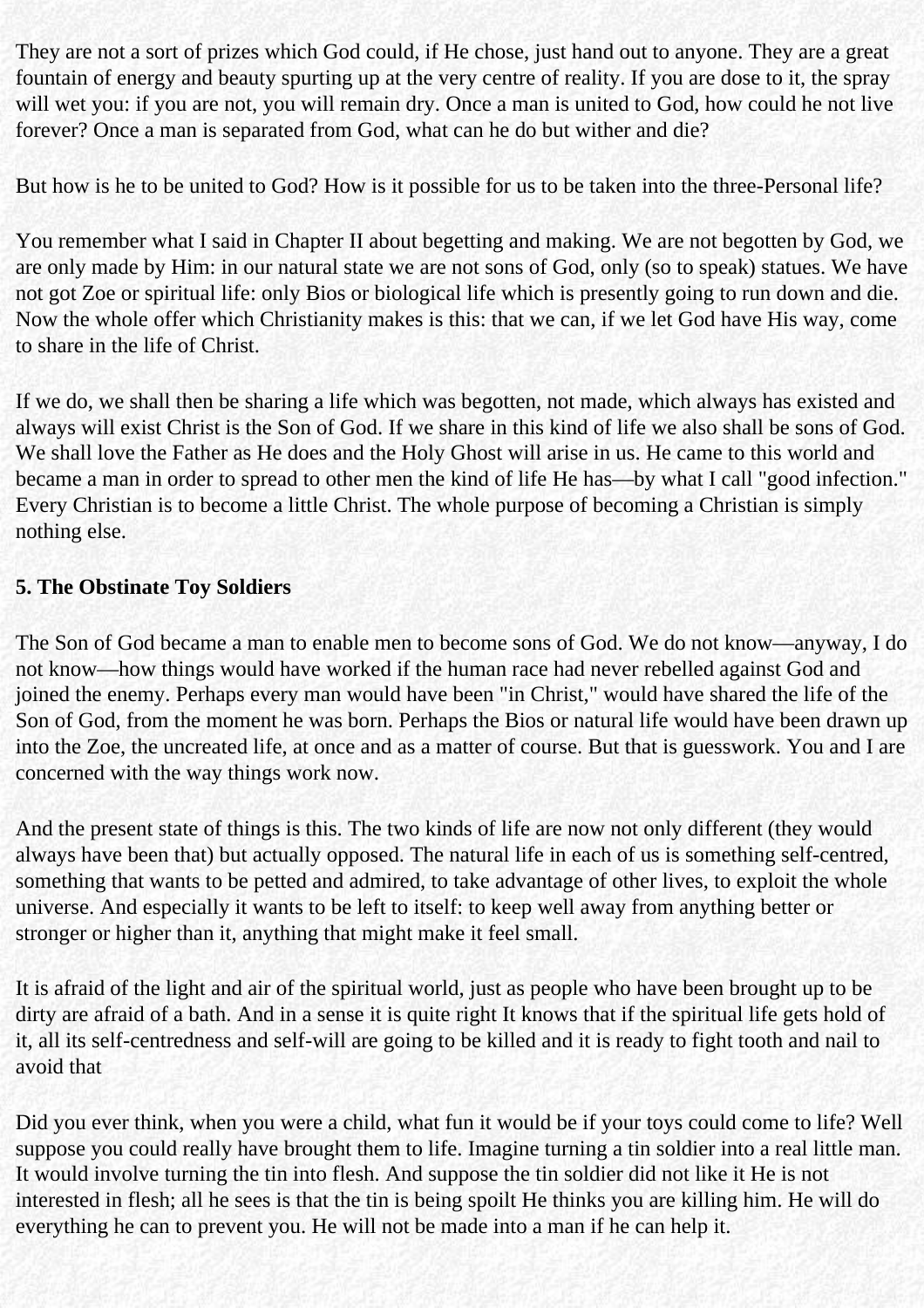They are not a sort of prizes which God could, if He chose, just hand out to anyone. They are a great fountain of energy and beauty spurting up at the very centre of reality. If you are dose to it, the spray will wet you: if you are not, you will remain dry. Once a man is united to God, how could he not live forever? Once a man is separated from God, what can he do but wither and die?

But how is he to be united to God? How is it possible for us to be taken into the three-Personal life?

You remember what I said in Chapter II about begetting and making. We are not begotten by God, we are only made by Him: in our natural state we are not sons of God, only (so to speak) statues. We have not got Zoe or spiritual life: only Bios or biological life which is presently going to run down and die. Now the whole offer which Christianity makes is this: that we can, if we let God have His way, come to share in the life of Christ.

If we do, we shall then be sharing a life which was begotten, not made, which always has existed and always will exist Christ is the Son of God. If we share in this kind of life we also shall be sons of God. We shall love the Father as He does and the Holy Ghost will arise in us. He came to this world and became a man in order to spread to other men the kind of life He has—by what I call "good infection." Every Christian is to become a little Christ. The whole purpose of becoming a Christian is simply nothing else.

**5. The Obstinate Toy Soldiers**

The Son of God became a man to enable men to become sons of God. We do not know—anyway, I do not know—how things would have worked if the human race had never rebelled against God and joined the enemy. Perhaps every man would have been "in Christ," would have shared the life of the Son of God, from the moment he was born. Perhaps the Bios or natural life would have been drawn up into the Zoe, the uncreated life, at once and as a matter of course. But that is guesswork. You and I are concerned with the way things work now.

And the present state of things is this. The two kinds of life are now not only different (they would always have been that) but actually opposed. The natural life in each of us is something self-centred, something that wants to be petted and admired, to take advantage of other lives, to exploit the whole universe. And especially it wants to be left to itself: to keep well away from anything better or stronger or higher than it, anything that might make it feel small.

It is afraid of the light and air of the spiritual world, just as people who have been brought up to be dirty are afraid of a bath. And in a sense it is quite right It knows that if the spiritual life gets hold of it, all its self-centredness and self-will are going to be killed and it is ready to fight tooth and nail to avoid that

Did you ever think, when you were a child, what fun it would be if your toys could come to life? Well suppose you could really have brought them to life. Imagine turning a tin soldier into a real little man. It would involve turning the tin into flesh. And suppose the tin soldier did not like it He is not interested in flesh; all he sees is that the tin is being spoilt He thinks you are killing him. He will do everything he can to prevent you. He will not be made into a man if he can help it.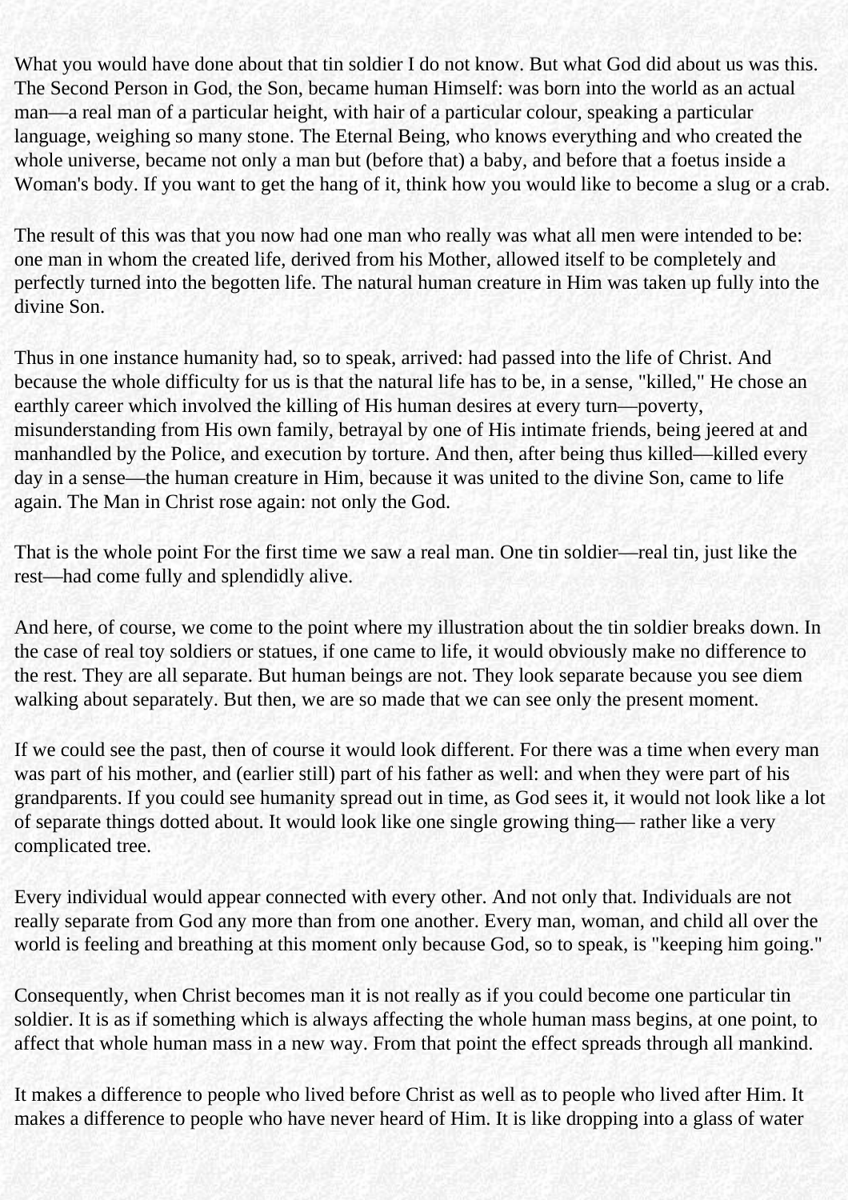What you would have done about that tin soldier I do not know. But what God did about us was this. The Second Person in God, the Son, became human Himself: was born into the world as an actual man—a real man of a particular height, with hair of a particular colour, speaking a particular language, weighing so many stone. The Eternal Being, who knows everything and who created the whole universe, became not only a man but (before that) a baby, and before that a foetus inside a Woman's body. If you want to get the hang of it, think how you would like to become a slug or a crab.

The result of this was that you now had one man who really was what all men were intended to be: one man in whom the created life, derived from his Mother, allowed itself to be completely and perfectly turned into the begotten life. The natural human creature in Him was taken up fully into the divine Son.

Thus in one instance humanity had, so to speak, arrived: had passed into the life of Christ. And because the whole difficulty for us is that the natural life has to be, in a sense, "killed," He chose an earthly career which involved the killing of His human desires at every turn—poverty, misunderstanding from His own family, betrayal by one of His intimate friends, being jeered at and manhandled by the Police, and execution by torture. And then, after being thus killed—killed every day in a sense—the human creature in Him, because it was united to the divine Son, came to life again. The Man in Christ rose again: not only the God.

That is the whole point For the first time we saw a real man. One tin soldier—real tin, just like the rest—had come fully and splendidly alive.

And here, of course, we come to the point where my illustration about the tin soldier breaks down. In the case of real toy soldiers or statues, if one came to life, it would obviously make no difference to the rest. They are all separate. But human beings are not. They look separate because you see diem walking about separately. But then, we are so made that we can see only the present moment.

If we could see the past, then of course it would look different. For there was a time when every man was part of his mother, and (earlier still) part of his father as well: and when they were part of his grandparents. If you could see humanity spread out in time, as God sees it, it would not look like a lot of separate things dotted about. It would look like one single growing thing— rather like a very complicated tree.

Every individual would appear connected with every other. And not only that. Individuals are not really separate from God any more than from one another. Every man, woman, and child all over the world is feeling and breathing at this moment only because God, so to speak, is "keeping him going."

Consequently, when Christ becomes man it is not really as if you could become one particular tin soldier. It is as if something which is always affecting the whole human mass begins, at one point, to affect that whole human mass in a new way. From that point the effect spreads through all mankind.

It makes a difference to people who lived before Christ as well as to people who lived after Him. It makes a difference to people who have never heard of Him. It is like dropping into a glass of water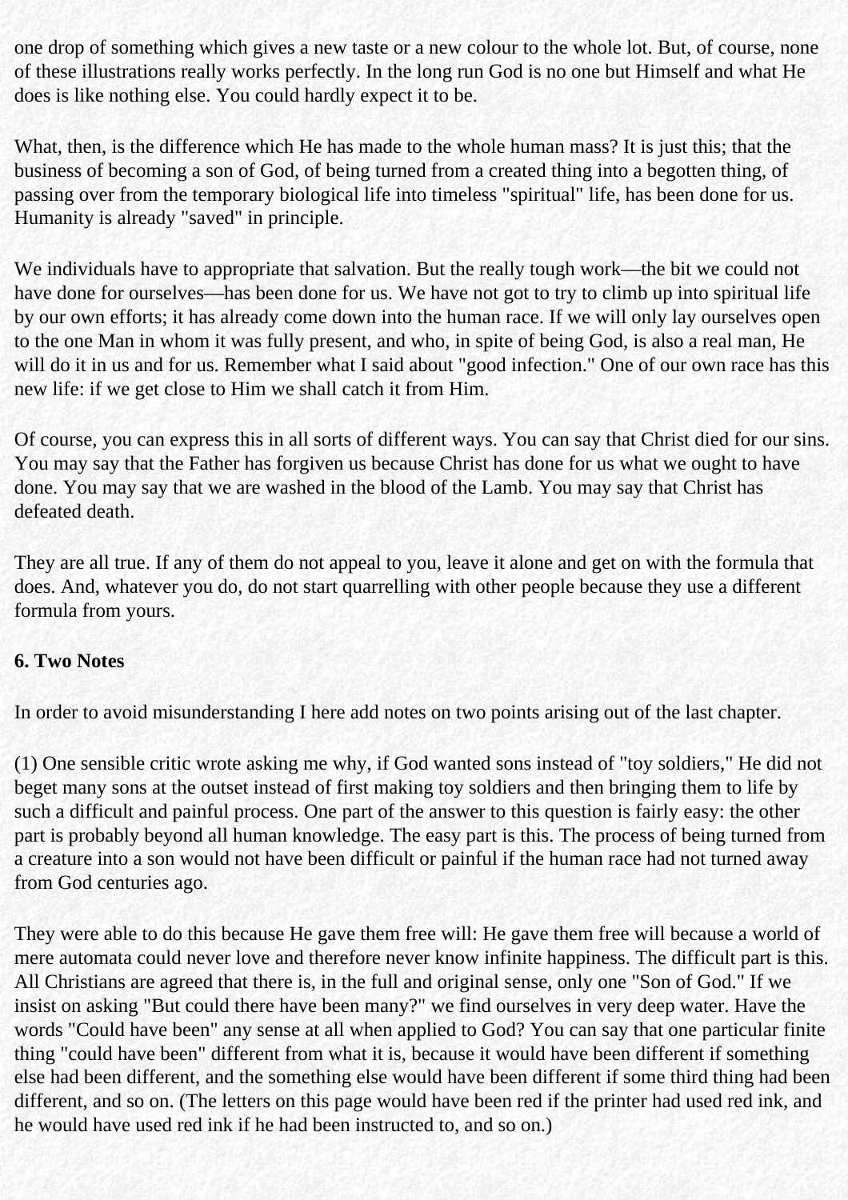one drop of something which gives a new taste or a new colour to the whole lot. But, of course, none of these illustrations really works perfectly. In the long run God is no one but Himself and what He does is like nothing else. You could hardly expect it to be.

What, then, is the difference which He has made to the whole human mass? It is just this; that the business of becoming a son of God, of being turned from a created thing into a begotten thing, of passing over from the temporary biological life into timeless "spiritual" life, has been done for us. Humanity is already "saved" in principle.

We individuals have to appropriate that salvation. But the really tough work—the bit we could not have done for ourselves—has been done for us. We have not got to try to climb up into spiritual life by our own efforts; it has already come down into the human race. If we will only lay ourselves open to the one Man in whom it was fully present, and who, in spite of being God, is also a real man, He will do it in us and for us. Remember what I said about "good infection." One of our own race has this new life: if we get close to Him we shall catch it from Him.

Of course, you can express this in all sorts of different ways. You can say that Christ died for our sins. You may say that the Father has forgiven us because Christ has done for us what we ought to have done. You may say that we are washed in the blood of the Lamb. You may say that Christ has defeated death.

They are all true. If any of them do not appeal to you, leave it alone and get on with the formula that does. And, whatever you do, do not start quarrelling with other people because they use a different formula from yours.

**6. Two Notes**

In order to avoid misunderstanding I here add notes on two points arising out of the last chapter.

(1) One sensible critic wrote asking me why, if God wanted sons instead of "toy soldiers," He did not beget many sons at the outset instead of first making toy soldiers and then bringing them to life by such a difficult and painful process. One part of the answer to this question is fairly easy: the other part is probably beyond all human knowledge. The easy part is this. The process of being turned from a creature into a son would not have been difficult or painful if the human race had not turned away from God centuries ago.

They were able to do this because He gave them free will: He gave them free will because a world of mere automata could never love and therefore never know infinite happiness. The difficult part is this. All Christians are agreed that there is, in the full and original sense, only one "Son of God." If we insist on asking "But could there have been many?" we find ourselves in very deep water. Have the words "Could have been" any sense at all when applied to God? You can say that one particular finite thing "could have been" different from what it is, because it would have been different if something else had been different, and the something else would have been different if some third thing had been different, and so on. (The letters on this page would have been red if the printer had used red ink, and he would have used red ink if he had been instructed to, and so on.)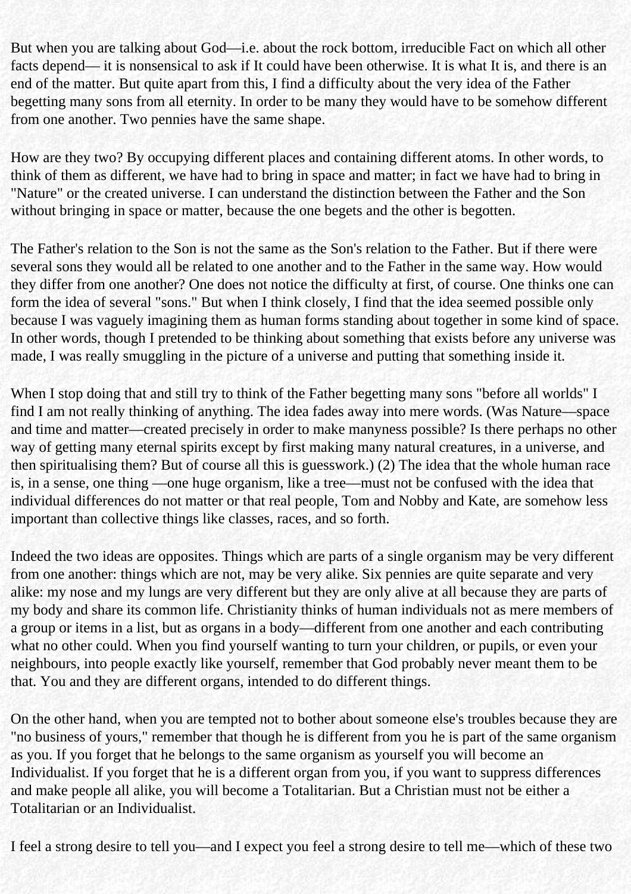But when you are talking about God—i.e. about the rock bottom, irreducible Fact on which all other facts depend— it is nonsensical to ask if It could have been otherwise. It is what It is, and there is an end of the matter. But quite apart from this, I find a difficulty about the very idea of the Father begetting many sons from all eternity. In order to be many they would have to be somehow different from one another. Two pennies have the same shape.

How are they two? By occupying different places and containing different atoms. In other words, to think of them as different, we have had to bring in space and matter; in fact we have had to bring in "Nature" or the created universe. I can understand the distinction between the Father and the Son without bringing in space or matter, because the one begets and the other is begotten.

The Father's relation to the Son is not the same as the Son's relation to the Father. But if there were several sons they would all be related to one another and to the Father in the same way. How would they differ from one another? One does not notice the difficulty at first, of course. One thinks one can form the idea of several "sons." But when I think closely, I find that the idea seemed possible only because I was vaguely imagining them as human forms standing about together in some kind of space. In other words, though I pretended to be thinking about something that exists before any universe was made, I was really smuggling in the picture of a universe and putting that something inside it.

When I stop doing that and still try to think of the Father begetting many sons "before all worlds" I find I am not really thinking of anything. The idea fades away into mere words. (Was Nature—space and time and matter—created precisely in order to make manyness possible? Is there perhaps no other way of getting many eternal spirits except by first making many natural creatures, in a universe, and then spiritualising them? But of course all this is guesswork.) (2) The idea that the whole human race is, in a sense, one thing —one huge organism, like a tree—must not be confused with the idea that individual differences do not matter or that real people, Tom and Nobby and Kate, are somehow less important than collective things like classes, races, and so forth.

Indeed the two ideas are opposites. Things which are parts of a single organism may be very different from one another: things which are not, may be very alike. Six pennies are quite separate and very alike: my nose and my lungs are very different but they are only alive at all because they are parts of my body and share its common life. Christianity thinks of human individuals not as mere members of a group or items in a list, but as organs in a body—different from one another and each contributing what no other could. When you find yourself wanting to turn your children, or pupils, or even your neighbours, into people exactly like yourself, remember that God probably never meant them to be that. You and they are different organs, intended to do different things.

On the other hand, when you are tempted not to bother about someone else's troubles because they are "no business of yours," remember that though he is different from you he is part of the same organism as you. If you forget that he belongs to the same organism as yourself you will become an Individualist. If you forget that he is a different organ from you, if you want to suppress differences and make people all alike, you will become a Totalitarian. But a Christian must not be either a Totalitarian or an Individualist.

I feel a strong desire to tell you—and I expect you feel a strong desire to tell me—which of these two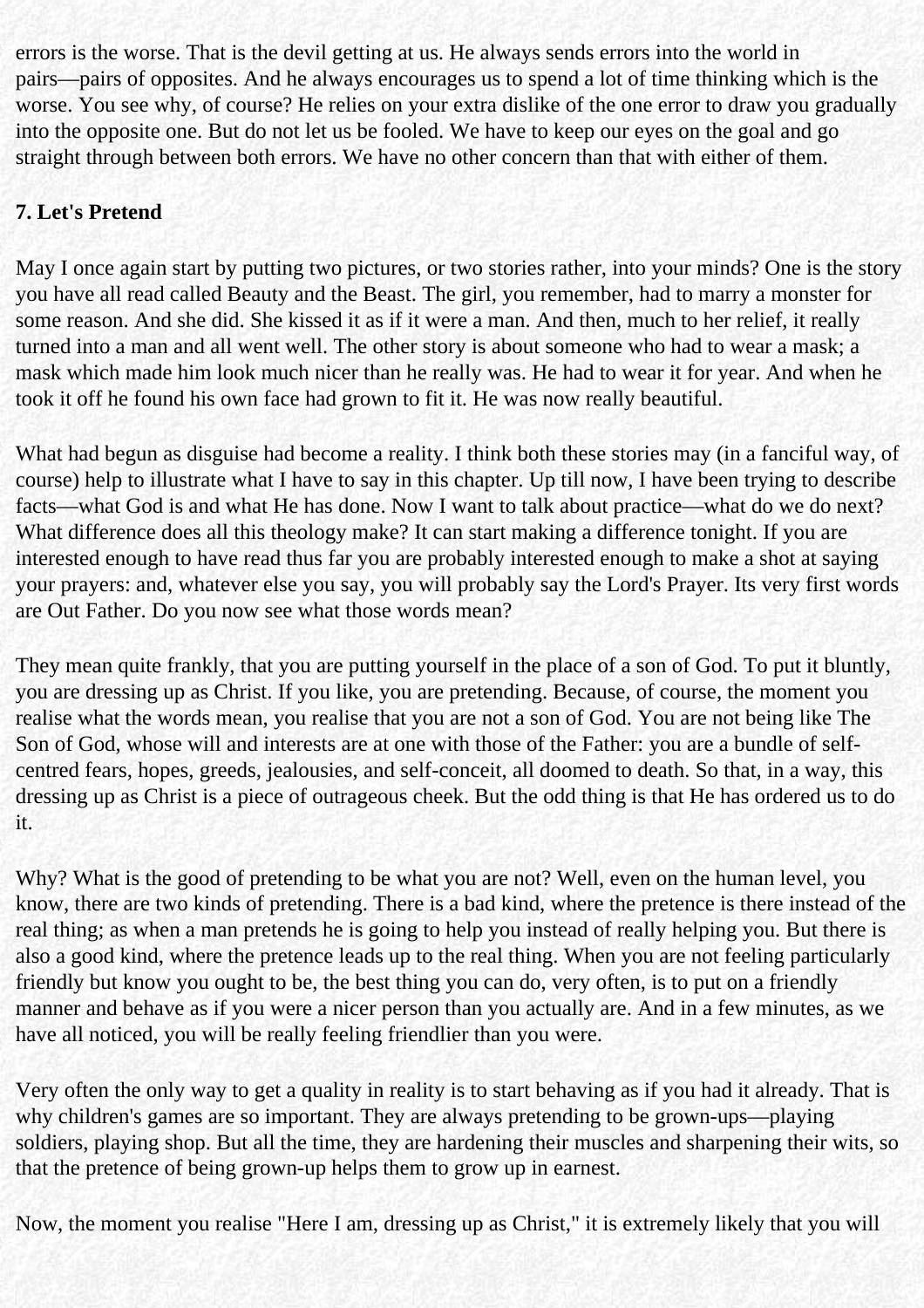errors is the worse. That is the devil getting at us. He always sends errors into the world in pairs—pairs of opposites. And he always encourages us to spend a lot of time thinking which is the worse. You see why, of course? He relies on your extra dislike of the one error to draw you gradually into the opposite one. But do not let us be fooled. We have to keep our eyes on the goal and go straight through between both errors. We have no other concern than that with either of them.

## 7. Let's Pretend

May I once again start by putting two pictures, or two stories rather, into your minds? One is the story you have all read called Beauty and the Beast. The girl, you remember, had to marry a monster for some reason. And she did. She kissed it as if it were a man. And then, much to her relief, it really turned into a man and all went well. The other story is about someone who had to wear a mask; a mask which made him look much nicer than he really was. He had to wear it for year. And when he took it off he found his own face had grown to fit it. He was now really beautiful.

What had begun as disguise had become a reality. I think both these stories may (in a fanciful way, of course) help to illustrate what I have to say in this chapter. Up till now, I have been trying to describe facts—what God is and what He has done. Now I want to talk about practice—what do we do next? What difference does all this theology make? It can start making a difference tonight. If you are interested enough to have read thus far you are probably interested enough to make a shot at saying your prayers: and, whatever else you say, you will probably say the Lord's Prayer. Its very first words are Out Father. Do you now see what those words mean?

They mean quite frankly, that you are putting yourself in the place of a son of God. To put it bluntly, you are dressing up as Christ. If you like, you are pretending. Because, of course, the moment you realise what the words mean, you realise that you are not a son of God. You are not being like The Son of God, whose will and interests are at one with those of the Father: you are a bundle of self-centred fears, hopes, greeds, jealousies, and self-conceit, all doomed to death. So that, in a way, this dressing up as Christ is a piece of outrageous cheek. But the odd thing is that He has ordered us to do it.

Why? What is the good of pretending to be what you are not? Well, even on the human level, you know, there are two kinds of pretending. There is a bad kind, where the pretence is there instead of the real thing; as when a man pretends he is going to help you instead of really helping you. But there is also a good kind, where the pretence leads up to the real thing. When you are not feeling particularly friendly but know you ought to be, the best thing you can do, very often, is to put on a friendly manner and behave as if you were a nicer person than you actually are. And in a few minutes, as we have all noticed, you will be really feeling friendlier than you were.

Very often the only way to get a quality in reality is to start behaving as if you had it already. That is why children's games are so important. They are always pretending to be grown-ups—playing soldiers, playing shop. But all the time, they are hardening their muscles and sharpening their wits, so that the pretence of being grown-up helps them to grow up in earnest.

Now, the moment you realise "Here I am, dressing up as Christ," it is extremely likely that you will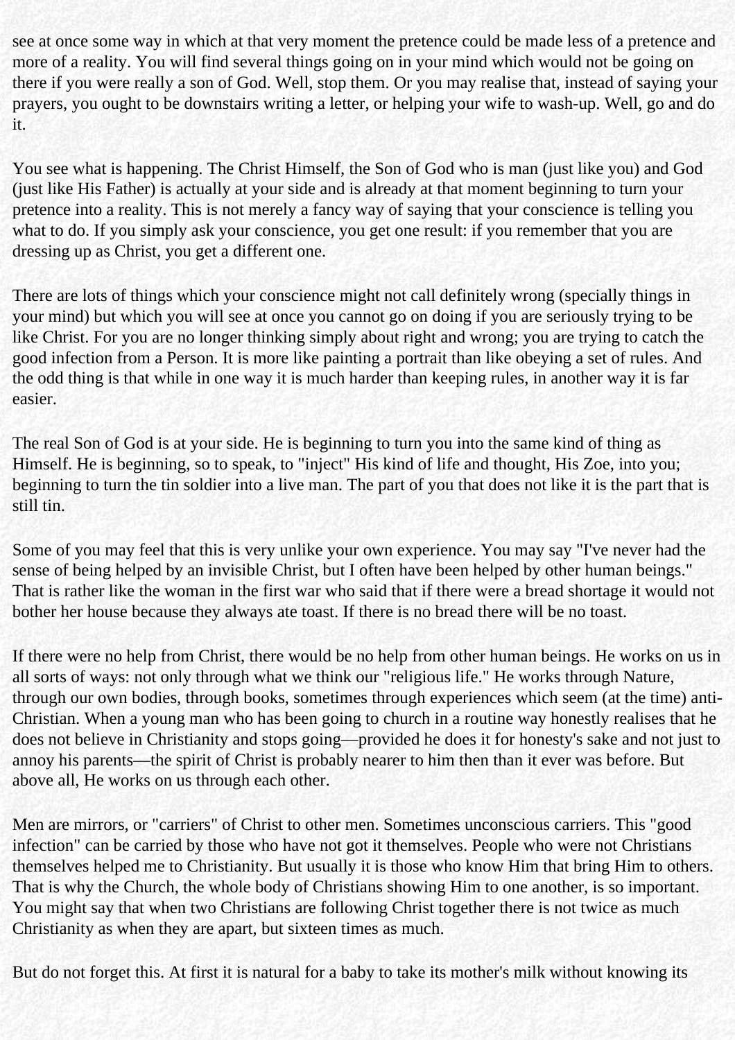see at once some way in which at that very moment the pretence could be made less of a pretence and more of a reality. You will find several things going on in your mind which would not be going on there if you were really a son of God. Well, stop them. Or you may realise that, instead of saying your prayers, you ought to be downstairs writing a letter, or helping your wife to wash-up. Well, go and do it.

You see what is happening. The Christ Himself, the Son of God who is man (just like you) and God (just like His Father) is actually at your side and is already at that moment beginning to turn your pretence into a reality. This is not merely a fancy way of saying that your conscience is telling you what to do. If you simply ask your conscience, you get one result: if you remember that you are dressing up as Christ, you get a different one.

There are lots of things which your conscience might not call definitely wrong (specially things in your mind) but which you will see at once you cannot go on doing if you are seriously trying to be like Christ. For you are no longer thinking simply about right and wrong; you are trying to catch the good infection from a Person. It is more like painting a portrait than like obeying a set of rules. And the odd thing is that while in one way it is much harder than keeping rules, in another way it is far easier.

The real Son of God is at your side. He is beginning to turn you into the same kind of thing as Himself. He is beginning, so to speak, to "inject" His kind of life and thought, His Zoe, into you; beginning to turn the tin soldier into a live man. The part of you that does not like it is the part that is still tin.

Some of you may feel that this is very unlike your own experience. You may say "I've never had the sense of being helped by an invisible Christ, but I often have been helped by other human beings." That is rather like the woman in the first war who said that if there were a bread shortage it would not bother her house because they always ate toast. If there is no bread there will be no toast.

If there were no help from Christ, there would be no help from other human beings. He works on us in all sorts of ways: not only through what we think our "religious life." He works through Nature, through our own bodies, through books, sometimes through experiences which seem (at the time) anti-Christian. When a young man who has been going to church in a routine way honestly realises that he does not believe in Christianity and stops going—provided he does it for honesty's sake and not just to annoy his parents—the spirit of Christ is probably nearer to him then than it ever was before. But above all, He works on us through each other.

Men are mirrors, or "carriers" of Christ to other men. Sometimes unconscious carriers. This "good infection" can be carried by those who have not got it themselves. People who were not Christians themselves helped me to Christianity. But usually it is those who know Him that bring Him to others. That is why the Church, the whole body of Christians showing Him to one another, is so important. You might say that when two Christians are following Christ together there is not twice as much Christianity as when they are apart, but sixteen times as much.

But do not forget this. At first it is natural for a baby to take its mother's milk without knowing its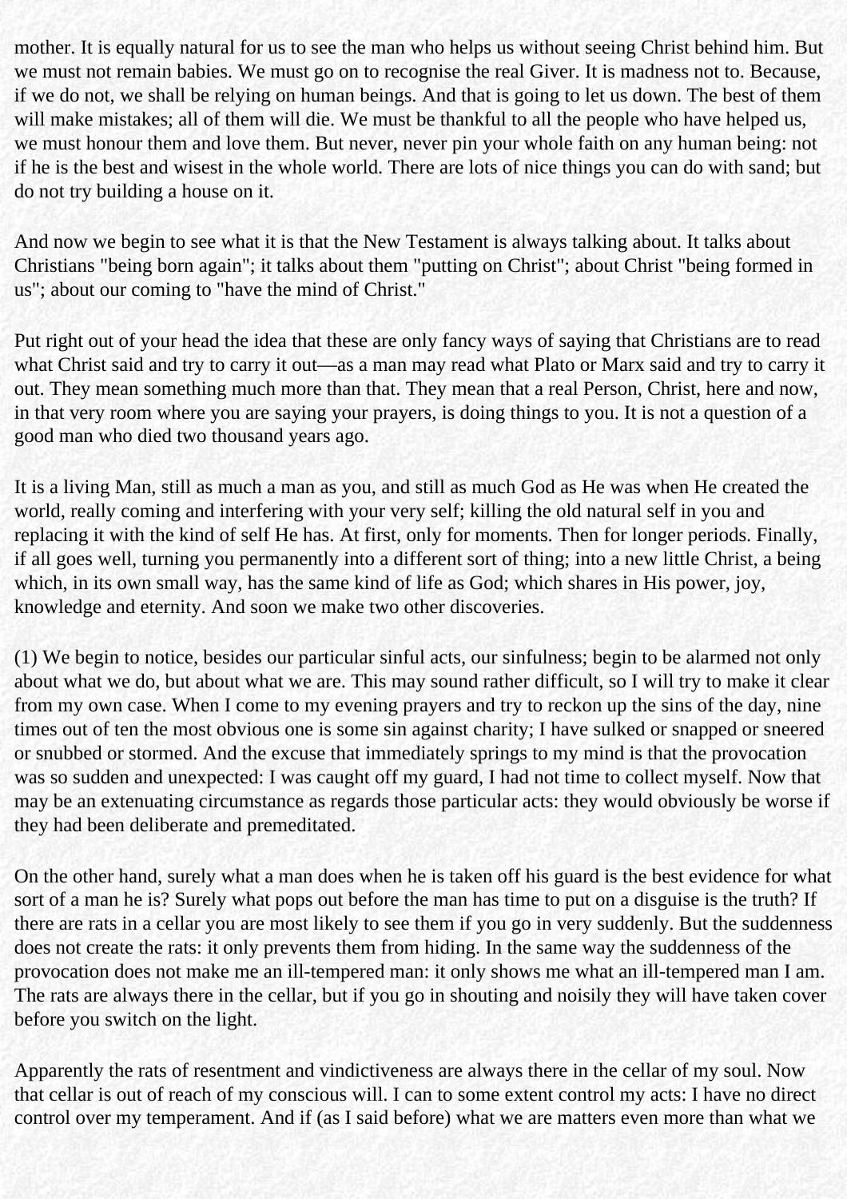mother. It is equally natural for us to see the man who helps us without seeing Christ behind him. But we must not remain babies. We must go on to recognise the real Giver. It is madness not to. Because, if we do not, we shall be relying on human beings. And that is going to let us down. The best of them will make mistakes; all of them will die. We must be thankful to all the people who have helped us, we must honour them and love them. But never, never pin your whole faith on any human being: not if he is the best and wisest in the whole world. There are lots of nice things you can do with sand; but do not try building a house on it.

And now we begin to see what it is that the New Testament is always talking about. It talks about Christians "being born again"; it talks about them "putting on Christ"; about Christ "being formed in us"; about our coming to "have the mind of Christ."

Put right out of your head the idea that these are only fancy ways of saying that Christians are to read what Christ said and try to carry it out—as a man may read what Plato or Marx said and try to carry it out. They mean something much more than that. They mean that a real Person, Christ, here and now, in that very room where you are saying your prayers, is doing things to you. It is not a question of a good man who died two thousand years ago.

It is a living Man, still as much a man as you, and still as much God as He was when He created the world, really coming and interfering with your very self; killing the old natural self in you and replacing it with the kind of self He has. At first, only for moments. Then for longer periods. Finally, if all goes well, turning you permanently into a different sort of thing; into a new little Christ, a being which, in its own small way, has the same kind of life as God; which shares in His power, joy, knowledge and eternity. And soon we make two other discoveries.

(1) We begin to notice, besides our particular sinful acts, our sinfulness; begin to be alarmed not only about what we do, but about what we are. This may sound rather difficult, so I will try to make it clear from my own case. When I come to my evening prayers and try to reckon up the sins of the day, nine times out of ten the most obvious one is some sin against charity; I have sulked or snapped or sneered or snubbed or stormed. And the excuse that immediately springs to my mind is that the provocation was so sudden and unexpected: I was caught off my guard, I had not time to collect myself. Now that may be an extenuating circumstance as regards those particular acts: they would obviously be worse if they had been deliberate and premeditated.

On the other hand, surely what a man does when he is taken off his guard is the best evidence for what sort of a man he is? Surely what pops out before the man has time to put on a disguise is the truth? If there are rats in a cellar you are most likely to see them if you go in very suddenly. But the suddenness does not create the rats: it only prevents them from hiding. In the same way the suddenness of the provocation does not make me an ill-tempered man: it only shows me what an ill-tempered man I am. The rats are always there in the cellar, but if you go in shouting and noisily they will have taken cover before you switch on the light.

Apparently the rats of resentment and vindictiveness are always there in the cellar of my soul. Now that cellar is out of reach of my conscious will. I can to some extent control my acts: I have no direct control over my temperament. And if (as I said before) what we are matters even more than what we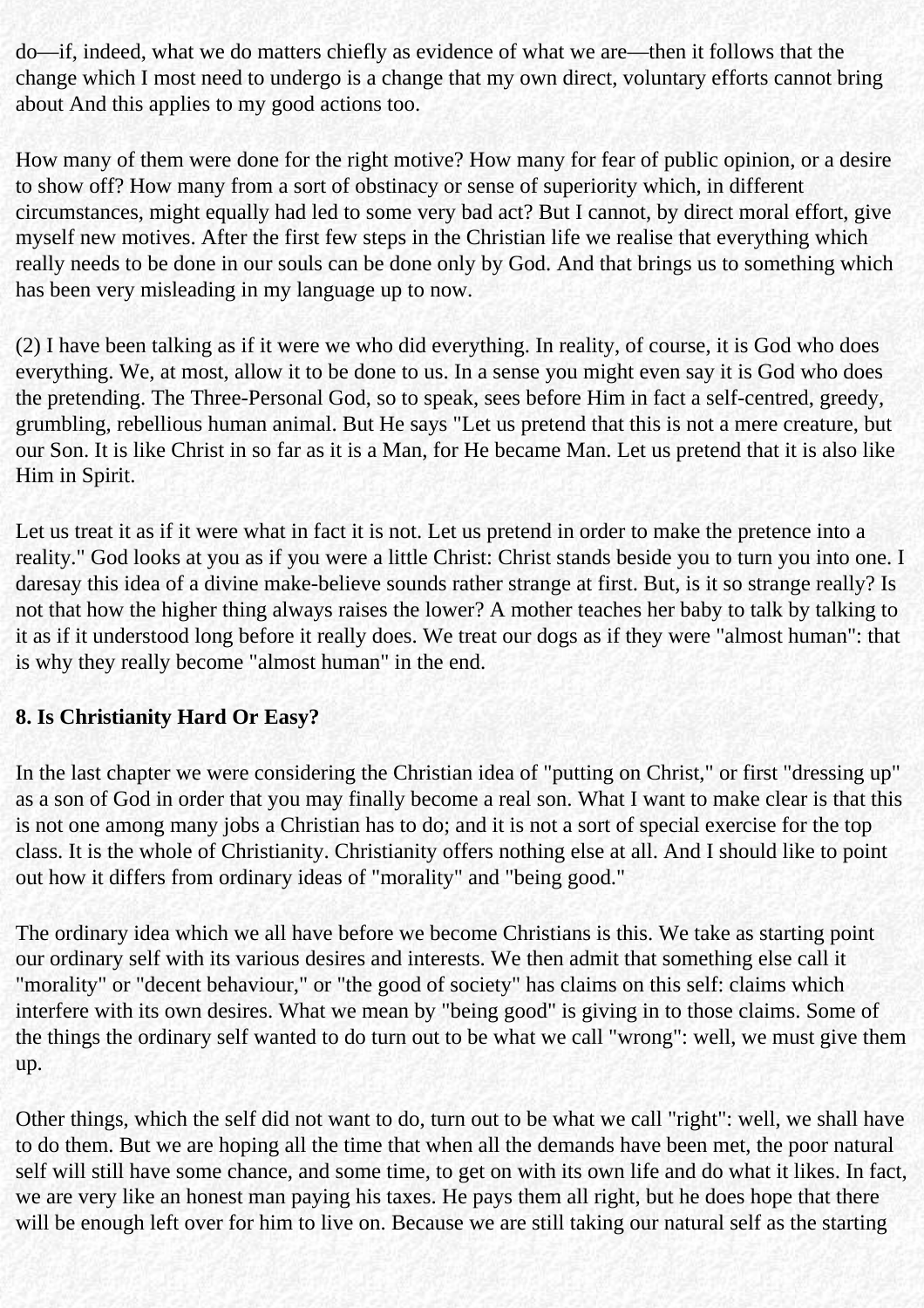do—if, indeed, what we do matters chiefly as evidence of what we are—then it follows that the change which I most need to undergo is a change that my own direct, voluntary efforts cannot bring about And this applies to my good actions too.

How many of them were done for the right motive? How many for fear of public opinion, or a desire to show off? How many from a sort of obstinacy or sense of superiority which, in different circumstances, might equally had led to some very bad act? But I cannot, by direct moral effort, give myself new motives. After the first few steps in the Christian life we realise that everything which really needs to be done in our souls can be done only by God. And that brings us to something which has been very misleading in my language up to now.

(2) I have been talking as if it were we who did everything. In reality, of course, it is God who does everything. We, at most, allow it to be done to us. In a sense you might even say it is God who does the pretending. The Three-Personal God, so to speak, sees before Him in fact a self-centred, greedy, grumbling, rebellious human animal. But He says "Let us pretend that this is not a mere creature, but our Son. It is like Christ in so far as it is a Man, for He became Man. Let us pretend that it is also like Him in Spirit.

Let us treat it as if it were what in fact it is not. Let us pretend in order to make the pretence into a reality." God looks at you as if you were a little Christ: Christ stands beside you to turn you into one. I daresay this idea of a divine make-believe sounds rather strange at first. But, is it so strange really? Is not that how the higher thing always raises the lower? A mother teaches her baby to talk by talking to it as if it understood long before it really does. We treat our dogs as if they were "almost human": that is why they really become "almost human" in the end.

**8. Is Christianity Hard Or Easy?**

In the last chapter we were considering the Christian idea of "putting on Christ," or first "dressing up" as a son of God in order that you may finally become a real son. What I want to make clear is that this is not one among many jobs a Christian has to do; and it is not a sort of special exercise for the top class. It is the whole of Christianity. Christianity offers nothing else at all. And I should like to point out how it differs from ordinary ideas of "morality" and "being good."

The ordinary idea which we all have before we become Christians is this. We take as starting point our ordinary self with its various desires and interests. We then admit that something else call it "morality" or "decent behaviour," or "the good of society" has claims on this self: claims which interfere with its own desires. What we mean by "being good" is giving in to those claims. Some of the things the ordinary self wanted to do turn out to be what we call "wrong": well, we must give them up.

Other things, which the self did not want to do, turn out to be what we call "right": well, we shall have to do them. But we are hoping all the time that when all the demands have been met, the poor natural self will still have some chance, and some time, to get on with its own life and do what it likes. In fact, we are very like an honest man paying his taxes. He pays them all right, but he does hope that there will be enough left over for him to live on. Because we are still taking our natural self as the starting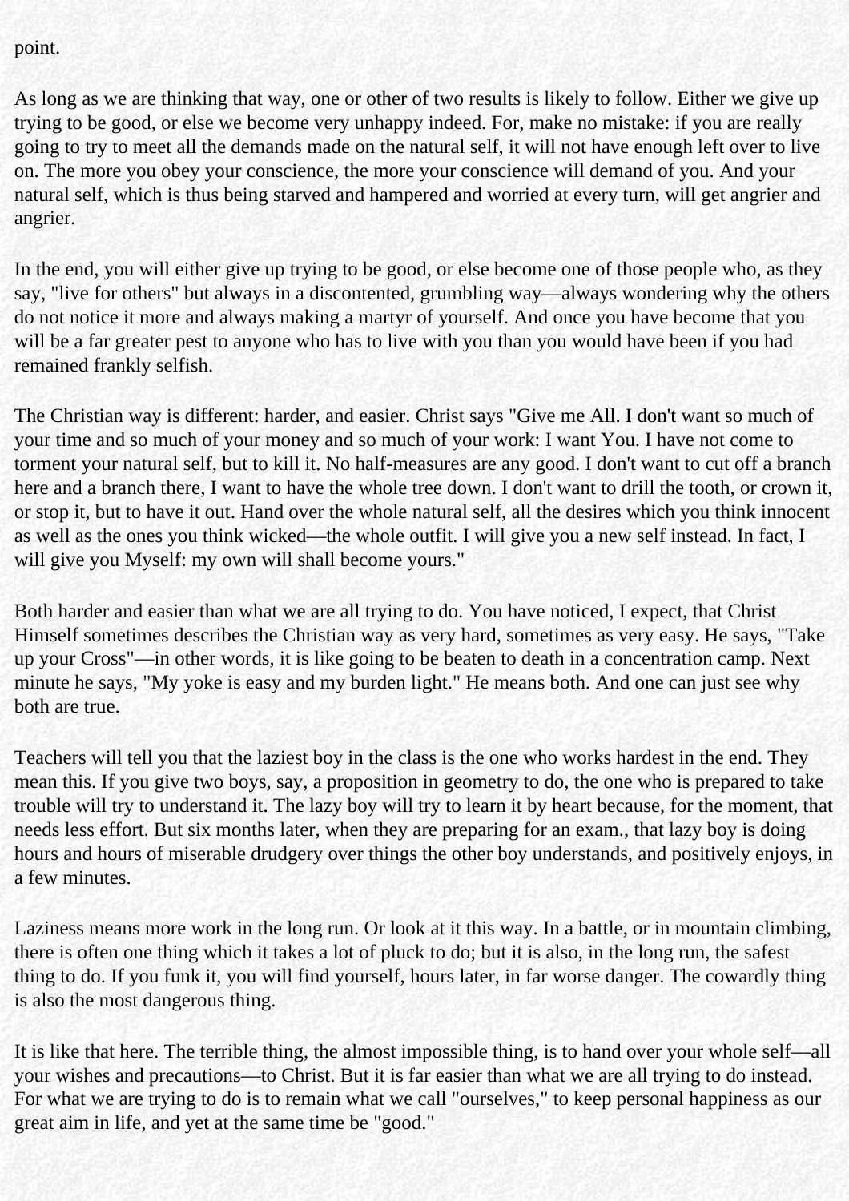point.

As long as we are thinking that way, one or other of two results is likely to follow. Either we give up trying to be good, or else we become very unhappy indeed. For, make no mistake: if you are really going to try to meet all the demands made on the natural self, it will not have enough left over to live on. The more you obey your conscience, the more your conscience will demand of you. And your natural self, which is thus being starved and hampered and worried at every turn, will get angrier and angrier.

In the end, you will either give up trying to be good, or else become one of those people who, as they say, "live for others" but always in a discontented, grumbling way—always wondering why the others do not notice it more and always making a martyr of yourself. And once you have become that you will be a far greater pest to anyone who has to live with you than you would have been if you had remained frankly selfish.

The Christian way is different: harder, and easier. Christ says "Give me All. I don't want so much of your time and so much of your money and so much of your work: I want You. I have not come to torment your natural self, but to kill it. No half-measures are any good. I don't want to cut off a branch here and a branch there, I want to have the whole tree down. I don't want to drill the tooth, or crown it, or stop it, but to have it out. Hand over the whole natural self, all the desires which you think innocent as well as the ones you think wicked—the whole outfit. I will give you a new self instead. In fact, I will give you Myself: my own will shall become yours."

Both harder and easier than what we are all trying to do. You have noticed, I expect, that Christ Himself sometimes describes the Christian way as very hard, sometimes as very easy. He says, "Take up your Cross"—in other words, it is like going to be beaten to death in a concentration camp. Next minute he says, "My yoke is easy and my burden light." He means both. And one can just see why both are true.

Teachers will tell you that the laziest boy in the class is the one who works hardest in the end. They mean this. If you give two boys, say, a proposition in geometry to do, the one who is prepared to take trouble will try to understand it. The lazy boy will try to learn it by heart because, for the moment, that needs less effort. But six months later, when they are preparing for an exam., that lazy boy is doing hours and hours of miserable drudgery over things the other boy understands, and positively enjoys, in a few minutes.

Laziness means more work in the long run. Or look at it this way. In a battle, or in mountain climbing, there is often one thing which it takes a lot of pluck to do; but it is also, in the long run, the safest thing to do. If you funk it, you will find yourself, hours later, in far worse danger. The cowardly thing is also the most dangerous thing.

It is like that here. The terrible thing, the almost impossible thing, is to hand over your whole self—all your wishes and precautions—to Christ. But it is far easier than what we are all trying to do instead. For what we are trying to do is to remain what we call "ourselves," to keep personal happiness as our great aim in life, and yet at the same time be "good."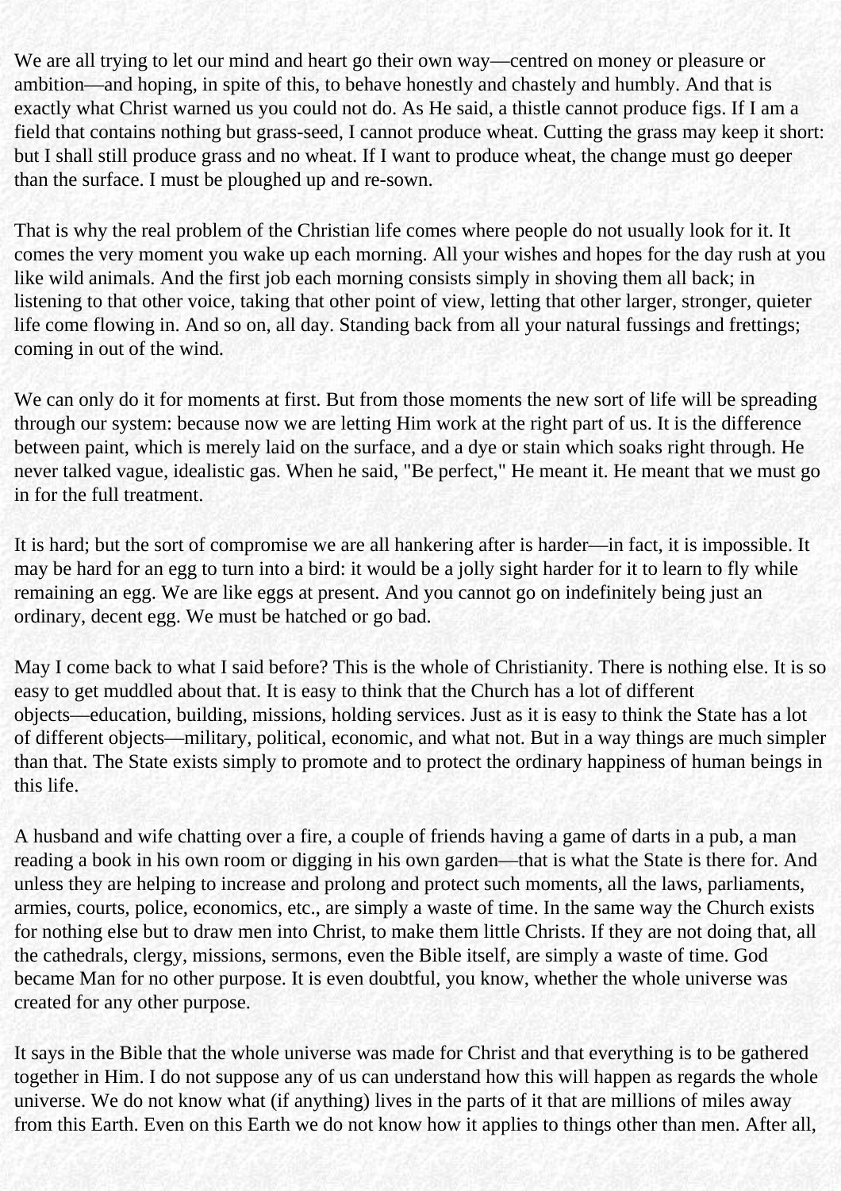We are all trying to let our mind and heart go their own way—centred on money or pleasure or ambition—and hoping, in spite of this, to behave honestly and chastely and humbly. And that is exactly what Christ warned us you could not do. As He said, a thistle cannot produce figs. If I am a field that contains nothing but grass-seed, I cannot produce wheat. Cutting the grass may keep it short: but I shall still produce grass and no wheat. If I want to produce wheat, the change must go deeper than the surface. I must be ploughed up and re-sown.

That is why the real problem of the Christian life comes where people do not usually look for it. It comes the very moment you wake up each morning. All your wishes and hopes for the day rush at you like wild animals. And the first job each morning consists simply in shoving them all back; in listening to that other voice, taking that other point of view, letting that other larger, stronger, quieter life come flowing in. And so on, all day. Standing back from all your natural fussings and frettings; coming in out of the wind.

We can only do it for moments at first. But from those moments the new sort of life will be spreading through our system: because now we are letting Him work at the right part of us. It is the difference between paint, which is merely laid on the surface, and a dye or stain which soaks right through. He never talked vague, idealistic gas. When he said, "Be perfect," He meant it. He meant that we must go in for the full treatment.

It is hard; but the sort of compromise we are all hankering after is harder—in fact, it is impossible. It may be hard for an egg to turn into a bird: it would be a jolly sight harder for it to learn to fly while remaining an egg. We are like eggs at present. And you cannot go on indefinitely being just an ordinary, decent egg. We must be hatched or go bad.

May I come back to what I said before? This is the whole of Christianity. There is nothing else. It is so easy to get muddled about that. It is easy to think that the Church has a lot of different objects—education, building, missions, holding services. Just as it is easy to think the State has a lot of different objects—military, political, economic, and what not. But in a way things are much simpler than that. The State exists simply to promote and to protect the ordinary happiness of human beings in this life.

A husband and wife chatting over a fire, a couple of friends having a game of darts in a pub, a man reading a book in his own room or digging in his own garden—that is what the State is there for. And unless they are helping to increase and prolong and protect such moments, all the laws, parliaments, armies, courts, police, economics, etc., are simply a waste of time. In the same way the Church exists for nothing else but to draw men into Christ, to make them little Christs. If they are not doing that, all the cathedrals, clergy, missions, sermons, even the Bible itself, are simply a waste of time. God became Man for no other purpose. It is even doubtful, you know, whether the whole universe was created for any other purpose.

It says in the Bible that the whole universe was made for Christ and that everything is to be gathered together in Him. I do not suppose any of us can understand how this will happen as regards the whole universe. We do not know what (if anything) lives in the parts of it that are millions of miles away from this Earth. Even on this Earth we do not know how it applies to things other than men. After all,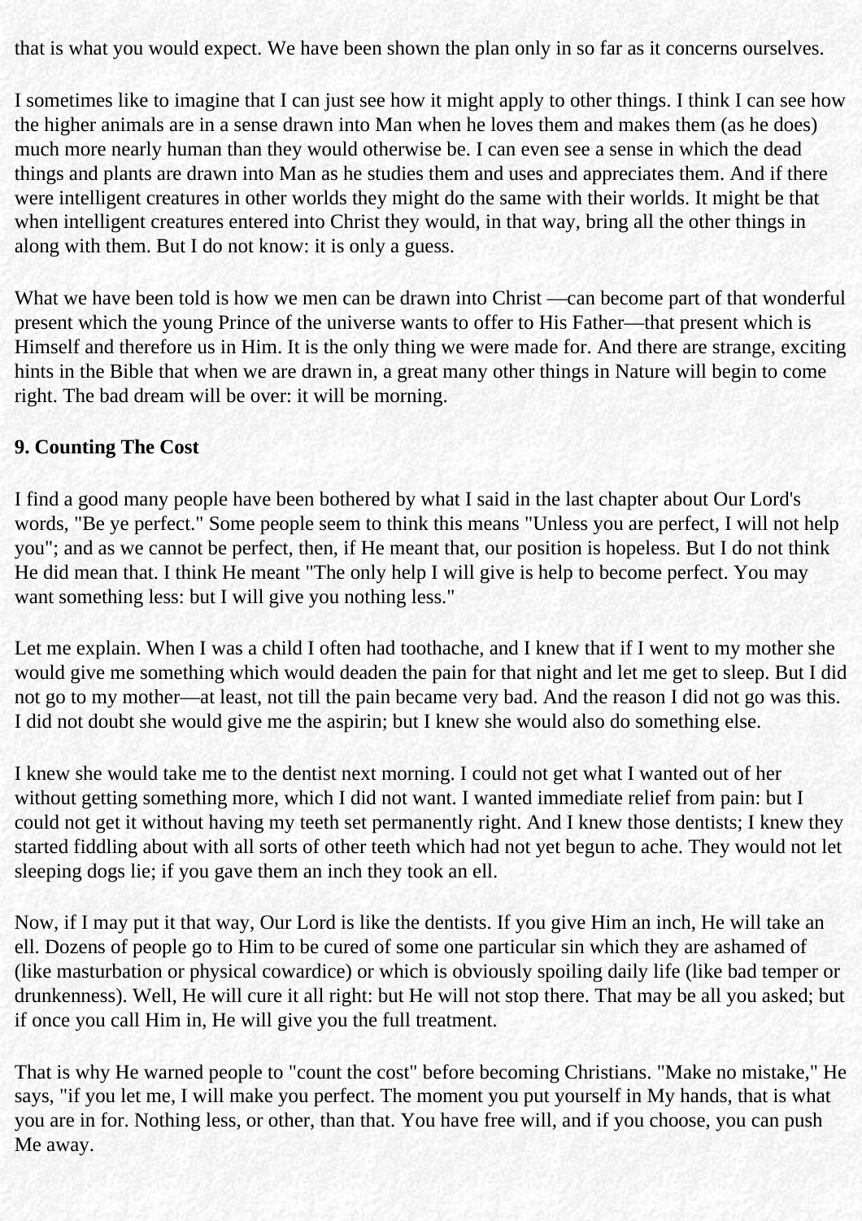that is what you would expect. We have been shown the plan only in so far as it concerns ourselves.

I sometimes like to imagine that I can just see how it might apply to other things. I think I can see how the higher animals are in a sense drawn into Man when he loves them and makes them (as he does) much more nearly human than they would otherwise be. I can even see a sense in which the dead things and plants are drawn into Man as he studies them and uses and appreciates them. And if there were intelligent creatures in other worlds they might do the same with their worlds. It might be that when intelligent creatures entered into Christ they would, in that way, bring all the other things in along with them. But I do not know: it is only a guess.

What we have been told is how we men can be drawn into Christ —can become part of that wonderful present which the young Prince of the universe wants to offer to His Father—that present which is Himself and therefore us in Him. It is the only thing we were made for. And there are strange, exciting hints in the Bible that when we are drawn in, a great many other things in Nature will begin to come right. The bad dream will be over: it will be morning.

**9. Counting The Cost**

I find a good many people have been bothered by what I said in the last chapter about Our Lord's words, "Be ye perfect." Some people seem to think this means "Unless you are perfect, I will not help you"; and as we cannot be perfect, then, if He meant that, our position is hopeless. But I do not think He did mean that. I think He meant "The only help I will give is help to become perfect. You may want something less: but I will give you nothing less."

Let me explain. When I was a child I often had toothache, and I knew that if I went to my mother she would give me something which would deaden the pain for that night and let me get to sleep. But I did not go to my mother—at least, not till the pain became very bad. And the reason I did not go was this. I did not doubt she would give me the aspirin; but I knew she would also do something else.

I knew she would take me to the dentist next morning. I could not get what I wanted out of her without getting something more, which I did not want. I wanted immediate relief from pain: but I could not get it without having my teeth set permanently right. And I knew those dentists; I knew they started fiddling about with all sorts of other teeth which had not yet begun to ache. They would not let sleeping dogs lie; if you gave them an inch they took an ell.

Now, if I may put it that way, Our Lord is like the dentists. If you give Him an inch, He will take an ell. Dozens of people go to Him to be cured of some one particular sin which they are ashamed of (like masturbation or physical cowardice) or which is obviously spoiling daily life (like bad temper or drunkenness). Well, He will cure it all right: but He will not stop there. That may be all you asked; but if once you call Him in, He will give you the full treatment.

That is why He warned people to "count the cost" before becoming Christians. "Make no mistake," He says, "if you let me, I will make you perfect. The moment you put yourself in My hands, that is what you are in for. Nothing less, or other, than that. You have free will, and if you choose, you can push Me away.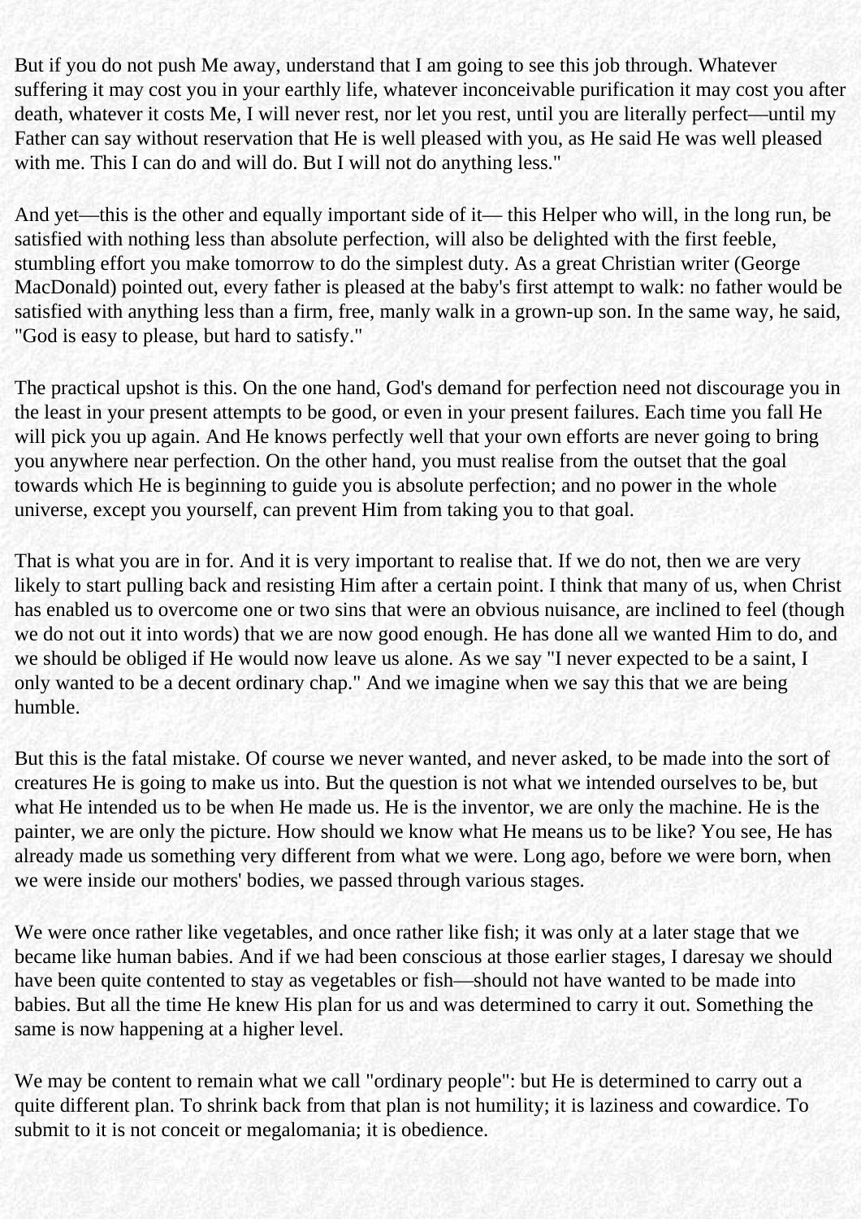But if you do not push Me away, understand that I am going to see this job through. Whatever suffering it may cost you in your earthly life, whatever inconceivable purification it may cost you after death, whatever it costs Me, I will never rest, nor let you rest, until you are literally perfect—until my Father can say without reservation that He is well pleased with you, as He said He was well pleased with me. This I can do and will do. But I will not do anything less."

And yet—this is the other and equally important side of it— this Helper who will, in the long run, be satisfied with nothing less than absolute perfection, will also be delighted with the first feeble, stumbling effort you make tomorrow to do the simplest duty. As a great Christian writer (George MacDonald) pointed out, every father is pleased at the baby's first attempt to walk: no father would be satisfied with anything less than a firm, free, manly walk in a grown-up son. In the same way, he said, "God is easy to please, but hard to satisfy."

The practical upshot is this. On the one hand, God's demand for perfection need not discourage you in the least in your present attempts to be good, or even in your present failures. Each time you fall He will pick you up again. And He knows perfectly well that your own efforts are never going to bring you anywhere near perfection. On the other hand, you must realise from the outset that the goal towards which He is beginning to guide you is absolute perfection; and no power in the whole universe, except you yourself, can prevent Him from taking you to that goal.

That is what you are in for. And it is very important to realise that. If we do not, then we are very likely to start pulling back and resisting Him after a certain point. I think that many of us, when Christ has enabled us to overcome one or two sins that were an obvious nuisance, are inclined to feel (though we do not out it into words) that we are now good enough. He has done all we wanted Him to do, and we should be obliged if He would now leave us alone. As we say "I never expected to be a saint, I only wanted to be a decent ordinary chap." And we imagine when we say this that we are being humble.

But this is the fatal mistake. Of course we never wanted, and never asked, to be made into the sort of creatures He is going to make us into. But the question is not what we intended ourselves to be, but what He intended us to be when He made us. He is the inventor, we are only the machine. He is the painter, we are only the picture. How should we know what He means us to be like? You see, He has already made us something very different from what we were. Long ago, before we were born, when we were inside our mothers' bodies, we passed through various stages.

We were once rather like vegetables, and once rather like fish; it was only at a later stage that we became like human babies. And if we had been conscious at those earlier stages, I daresay we should have been quite contented to stay as vegetables or fish—should not have wanted to be made into babies. But all the time He knew His plan for us and was determined to carry it out. Something the same is now happening at a higher level.

We may be content to remain what we call "ordinary people": but He is determined to carry out a quite different plan. To shrink back from that plan is not humility; it is laziness and cowardice. To submit to it is not conceit or megalomania; it is obedience.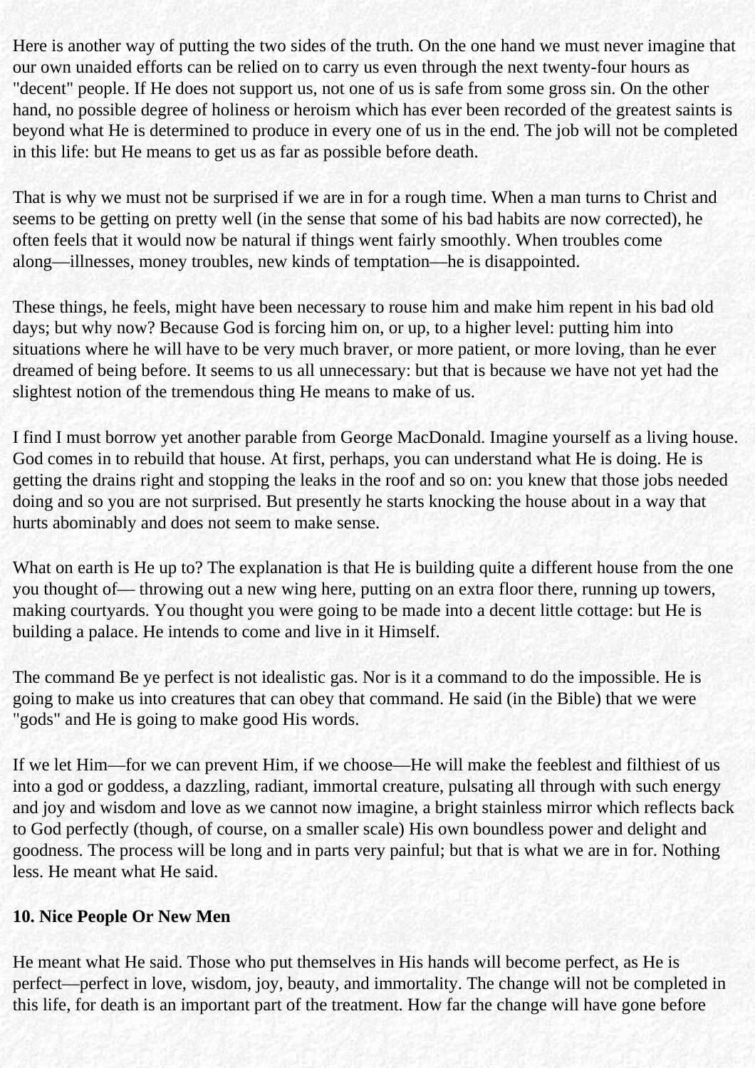Here is another way of putting the two sides of the truth. On the one hand we must never imagine that our own unaided efforts can be relied on to carry us even through the next twenty-four hours as "decent" people. If He does not support us, not one of us is safe from some gross sin. On the other hand, no possible degree of holiness or heroism which has ever been recorded of the greatest saints is beyond what He is determined to produce in every one of us in the end. The job will not be completed in this life: but He means to get us as far as possible before death.

That is why we must not be surprised if we are in for a rough time. When a man turns to Christ and seems to be getting on pretty well (in the sense that some of his bad habits are now corrected), he often feels that it would now be natural if things went fairly smoothly. When troubles come along—illnesses, money troubles, new kinds of temptation—he is disappointed.

These things, he feels, might have been necessary to rouse him and make him repent in his bad old days; but why now? Because God is forcing him on, or up, to a higher level: putting him into situations where he will have to be very much braver, or more patient, or more loving, than he ever dreamed of being before. It seems to us all unnecessary: but that is because we have not yet had the slightest notion of the tremendous thing He means to make of us.

I find I must borrow yet another parable from George MacDonald. Imagine yourself as a living house. God comes in to rebuild that house. At first, perhaps, you can understand what He is doing. He is getting the drains right and stopping the leaks in the roof and so on: you knew that those jobs needed doing and so you are not surprised. But presently he starts knocking the house about in a way that hurts abominably and does not seem to make sense.

What on earth is He up to? The explanation is that He is building quite a different house from the one you thought of— throwing out a new wing here, putting on an extra floor there, running up towers, making courtyards. You thought you were going to be made into a decent little cottage: but He is building a palace. He intends to come and live in it Himself.

The command Be ye perfect is not idealistic gas. Nor is it a command to do the impossible. He is going to make us into creatures that can obey that command. He said (in the Bible) that we were "gods" and He is going to make good His words.

If we let Him—for we can prevent Him, if we choose—He will make the feeblest and filthiest of us into a god or goddess, a dazzling, radiant, immortal creature, pulsating all through with such energy and joy and wisdom and love as we cannot now imagine, a bright stainless mirror which reflects back to God perfectly (though, of course, on a smaller scale) His own boundless power and delight and goodness. The process will be long and in parts very painful; but that is what we are in for. Nothing less. He meant what He said.

**10. Nice People Or New Men**

He meant what He said. Those who put themselves in His hands will become perfect, as He is perfect—perfect in love, wisdom, joy, beauty, and immortality. The change will not be completed in this life, for death is an important part of the treatment. How far the change will have gone before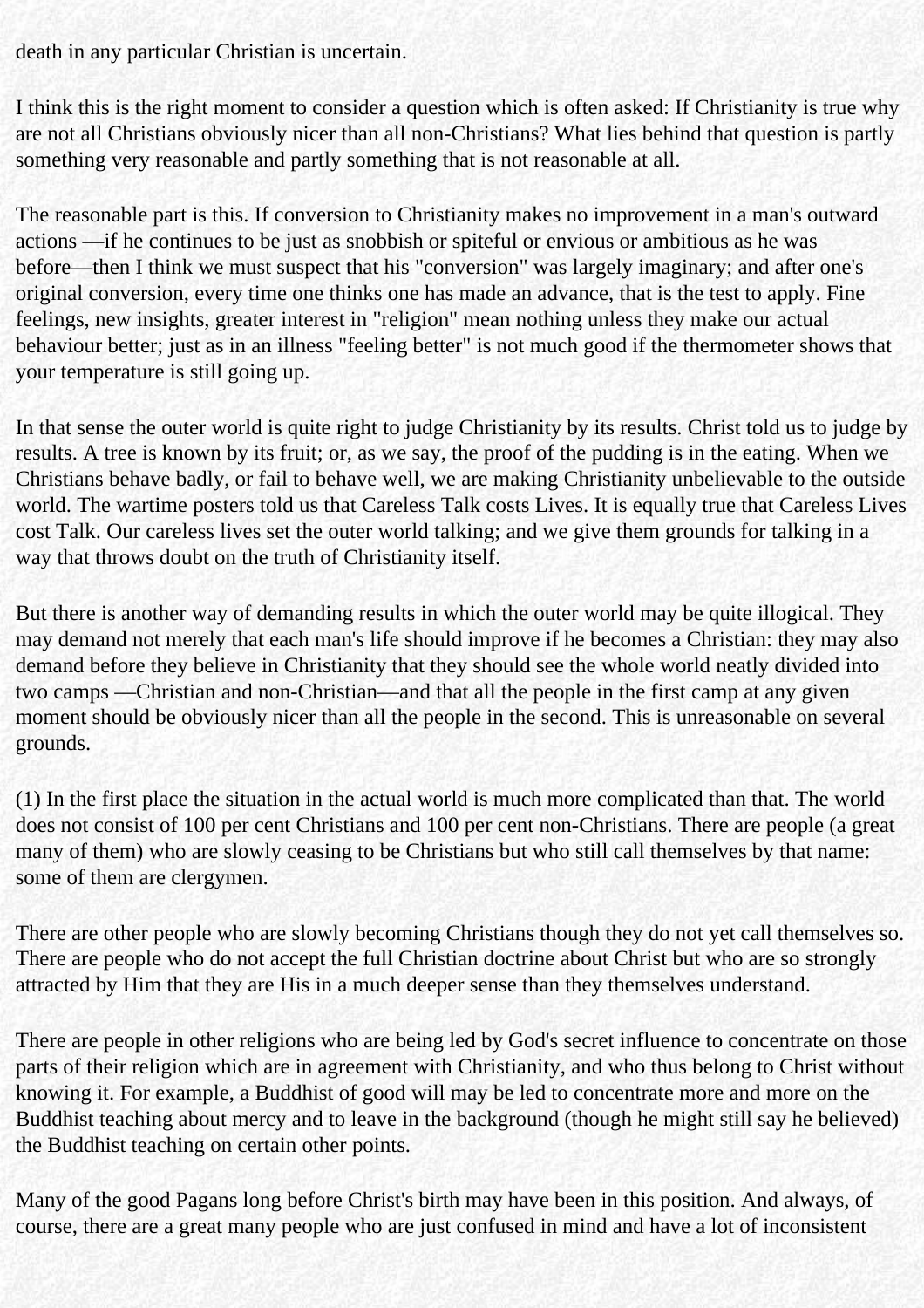death in any particular Christian is uncertain.

I think this is the right moment to consider a question which is often asked: If Christianity is true why are not all Christians obviously nicer than all non-Christians? What lies behind that question is partly something very reasonable and partly something that is not reasonable at all.

The reasonable part is this. If conversion to Christianity makes no improvement in a man's outward actions —if he continues to be just as snobbish or spiteful or envious or ambitious as he was before—then I think we must suspect that his "conversion" was largely imaginary; and after one's original conversion, every time one thinks one has made an advance, that is the test to apply. Fine feelings, new insights, greater interest in "religion" mean nothing unless they make our actual behaviour better; just as in an illness "feeling better" is not much good if the thermometer shows that your temperature is still going up.

In that sense the outer world is quite right to judge Christianity by its results. Christ told us to judge by results. A tree is known by its fruit; or, as we say, the proof of the pudding is in the eating. When we Christians behave badly, or fail to behave well, we are making Christianity unbelievable to the outside world. The wartime posters told us that Careless Talk costs Lives. It is equally true that Careless Lives cost Talk. Our careless lives set the outer world talking; and we give them grounds for talking in a way that throws doubt on the truth of Christianity itself.

But there is another way of demanding results in which the outer world may be quite illogical. They may demand not merely that each man's life should improve if he becomes a Christian: they may also demand before they believe in Christianity that they should see the whole world neatly divided into two camps —Christian and non-Christian—and that all the people in the first camp at any given moment should be obviously nicer than all the people in the second. This is unreasonable on several grounds.

(1) In the first place the situation in the actual world is much more complicated than that. The world does not consist of 100 per cent Christians and 100 per cent non-Christians. There are people (a great many of them) who are slowly ceasing to be Christians but who still call themselves by that name: some of them are clergymen.

There are other people who are slowly becoming Christians though they do not yet call themselves so. There are people who do not accept the full Christian doctrine about Christ but who are so strongly attracted by Him that they are His in a much deeper sense than they themselves understand.

There are people in other religions who are being led by God's secret influence to concentrate on those parts of their religion which are in agreement with Christianity, and who thus belong to Christ without knowing it. For example, a Buddhist of good will may be led to concentrate more and more on the Buddhist teaching about mercy and to leave in the background (though he might still say he believed) the Buddhist teaching on certain other points.

Many of the good Pagans long before Christ's birth may have been in this position. And always, of course, there are a great many people who are just confused in mind and have a lot of inconsistent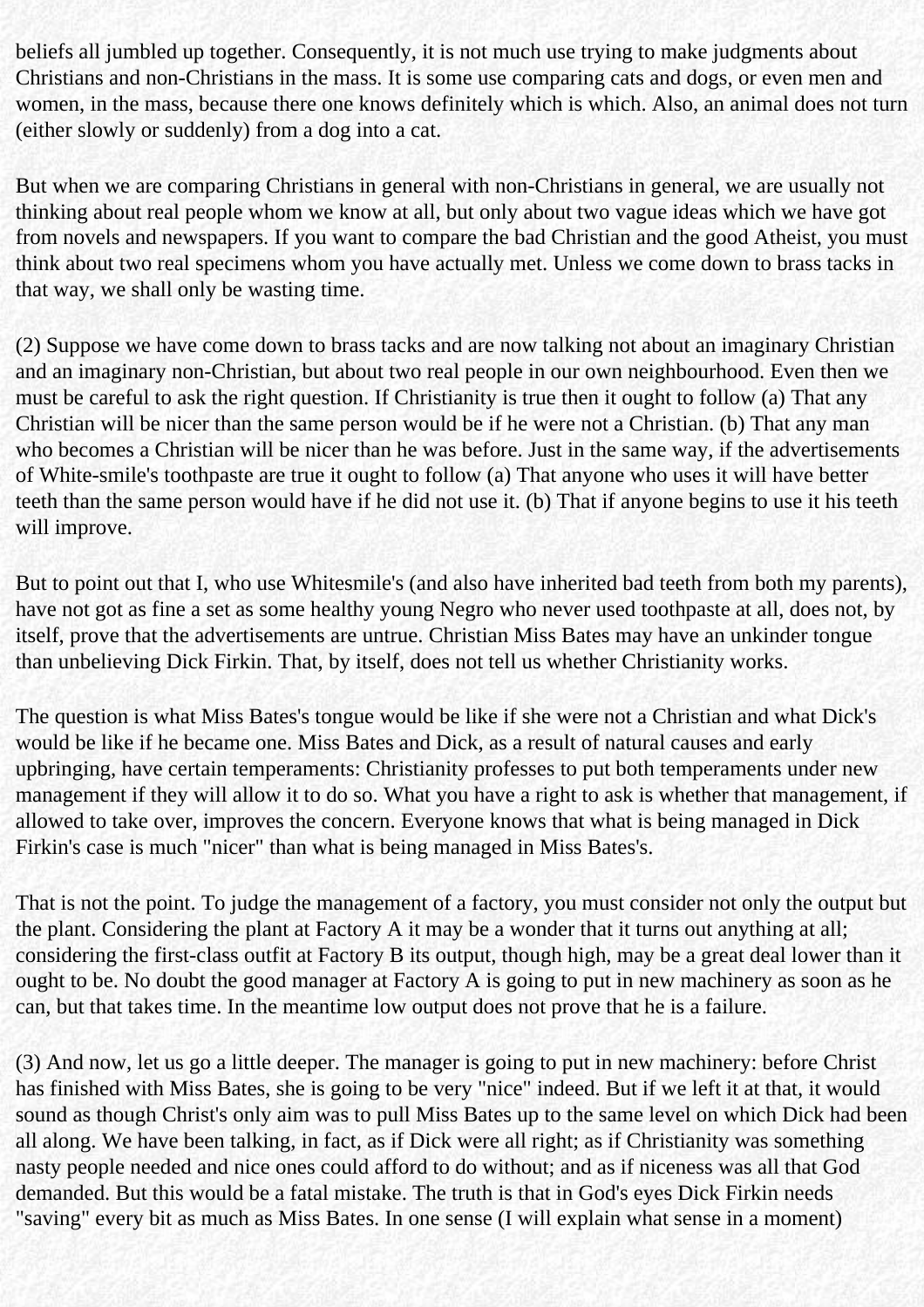beliefs all jumbled up together. Consequently, it is not much use trying to make judgments about Christians and non-Christians in the mass. It is some use comparing cats and dogs, or even men and women, in the mass, because there one knows definitely which is which. Also, an animal does not turn (either slowly or suddenly) from a dog into a cat.

But when we are comparing Christians in general with non-Christians in general, we are usually not thinking about real people whom we know at all, but only about two vague ideas which we have got from novels and newspapers. If you want to compare the bad Christian and the good Atheist, you must think about two real specimens whom you have actually met. Unless we come down to brass tacks in that way, we shall only be wasting time.

(2) Suppose we have come down to brass tacks and are now talking not about an imaginary Christian and an imaginary non-Christian, but about two real people in our own neighbourhood. Even then we must be careful to ask the right question. If Christianity is true then it ought to follow (a) That any Christian will be nicer than the same person would be if he were not a Christian. (b) That any man who becomes a Christian will be nicer than he was before. Just in the same way, if the advertisements of White-smile's toothpaste are true it ought to follow (a) That anyone who uses it will have better teeth than the same person would have if he did not use it. (b) That if anyone begins to use it his teeth will improve.

But to point out that I, who use Whitesmile's (and also have inherited bad teeth from both my parents), have not got as fine a set as some healthy young Negro who never used toothpaste at all, does not, by itself, prove that the advertisements are untrue. Christian Miss Bates may have an unkinder tongue than unbelieving Dick Firkin. That, by itself, does not tell us whether Christianity works.

The question is what Miss Bates's tongue would be like if she were not a Christian and what Dick's would be like if he became one. Miss Bates and Dick, as a result of natural causes and early upbringing, have certain temperaments: Christianity professes to put both temperaments under new management if they will allow it to do so. What you have a right to ask is whether that management, if allowed to take over, improves the concern. Everyone knows that what is being managed in Dick Firkin's case is much "nicer" than what is being managed in Miss Bates's.

That is not the point. To judge the management of a factory, you must consider not only the output but the plant. Considering the plant at Factory A it may be a wonder that it turns out anything at all; considering the first-class outfit at Factory B its output, though high, may be a great deal lower than it ought to be. No doubt the good manager at Factory A is going to put in new machinery as soon as he can, but that takes time. In the meantime low output does not prove that he is a failure.

(3) And now, let us go a little deeper. The manager is going to put in new machinery: before Christ has finished with Miss Bates, she is going to be very "nice" indeed. But if we left it at that, it would sound as though Christ's only aim was to pull Miss Bates up to the same level on which Dick had been all along. We have been talking, in fact, as if Dick were all right; as if Christianity was something nasty people needed and nice ones could afford to do without; and as if niceness was all that God demanded. But this would be a fatal mistake. The truth is that in God's eyes Dick Firkin needs "saving" every bit as much as Miss Bates. In one sense (I will explain what sense in a moment)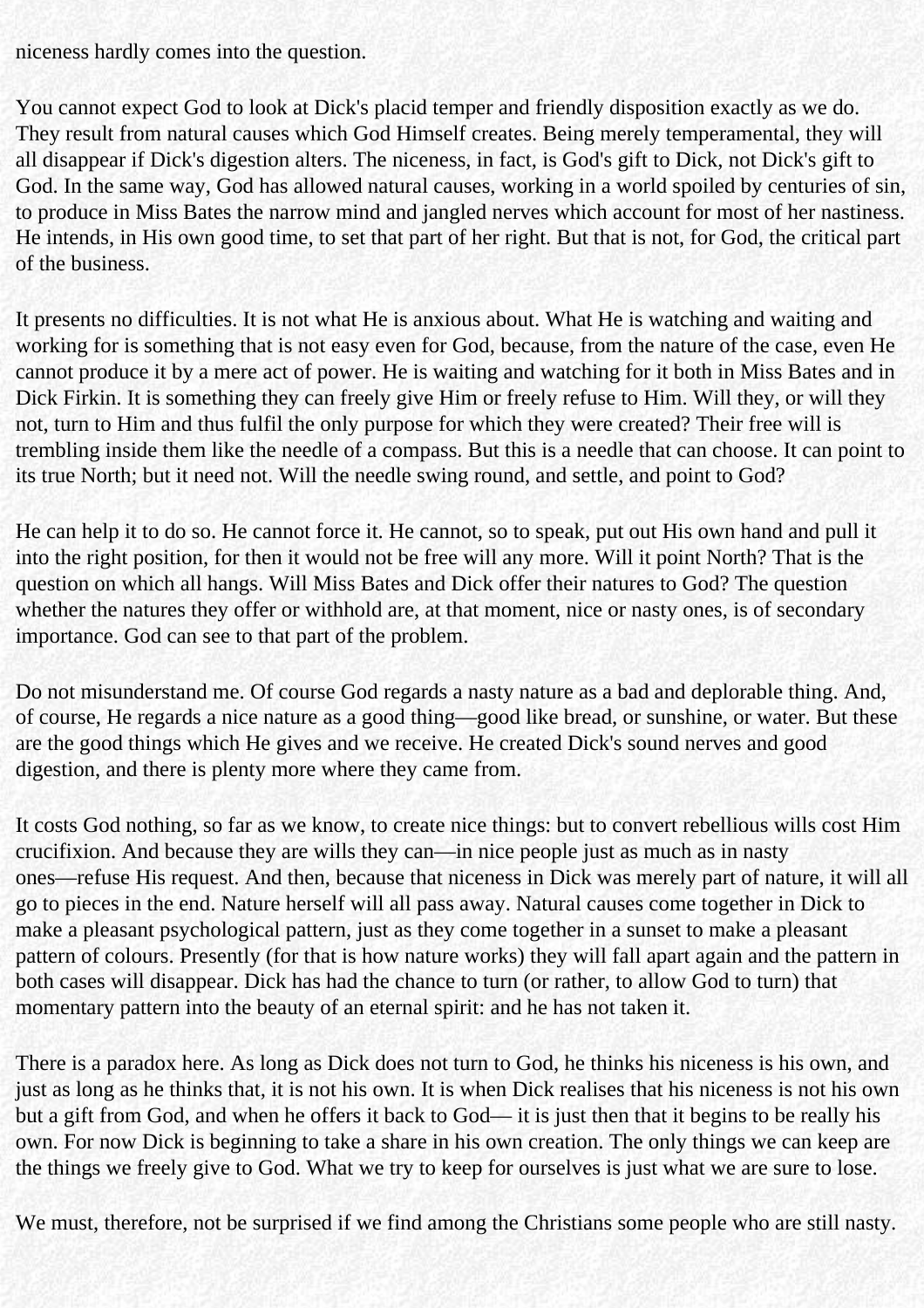niceness hardly comes into the question.

You cannot expect God to look at Dick's placid temper and friendly disposition exactly as we do. They result from natural causes which God Himself creates. Being merely temperamental, they will all disappear if Dick's digestion alters. The niceness, in fact, is God's gift to Dick, not Dick's gift to God. In the same way, God has allowed natural causes, working in a world spoiled by centuries of sin, to produce in Miss Bates the narrow mind and jangled nerves which account for most of her nastiness. He intends, in His own good time, to set that part of her right. But that is not, for God, the critical part of the business.

It presents no difficulties. It is not what He is anxious about. What He is watching and waiting and working for is something that is not easy even for God, because, from the nature of the case, even He cannot produce it by a mere act of power. He is waiting and watching for it both in Miss Bates and in Dick Firkin. It is something they can freely give Him or freely refuse to Him. Will they, or will they not, turn to Him and thus fulfil the only purpose for which they were created? Their free will is trembling inside them like the needle of a compass. But this is a needle that can choose. It can point to its true North; but it need not. Will the needle swing round, and settle, and point to God?

He can help it to do so. He cannot force it. He cannot, so to speak, put out His own hand and pull it into the right position, for then it would not be free will any more. Will it point North? That is the question on which all hangs. Will Miss Bates and Dick offer their natures to God? The question whether the natures they offer or withhold are, at that moment, nice or nasty ones, is of secondary importance. God can see to that part of the problem.

Do not misunderstand me. Of course God regards a nasty nature as a bad and deplorable thing. And, of course, He regards a nice nature as a good thing—good like bread, or sunshine, or water. But these are the good things which He gives and we receive. He created Dick's sound nerves and good digestion, and there is plenty more where they came from.

It costs God nothing, so far as we know, to create nice things: but to convert rebellious wills cost Him crucifixion. And because they are wills they can—in nice people just as much as in nasty ones—refuse His request. And then, because that niceness in Dick was merely part of nature, it will all go to pieces in the end. Nature herself will all pass away. Natural causes come together in Dick to make a pleasant psychological pattern, just as they come together in a sunset to make a pleasant pattern of colours. Presently (for that is how nature works) they will fall apart again and the pattern in both cases will disappear. Dick has had the chance to turn (or rather, to allow God to turn) that momentary pattern into the beauty of an eternal spirit: and he has not taken it.

There is a paradox here. As long as Dick does not turn to God, he thinks his niceness is his own, and just as long as he thinks that, it is not his own. It is when Dick realises that his niceness is not his own but a gift from God, and when he offers it back to God— it is just then that it begins to be really his own. For now Dick is beginning to take a share in his own creation. The only things we can keep are the things we freely give to God. What we try to keep for ourselves is just what we are sure to lose.

We must, therefore, not be surprised if we find among the Christians some people who are still nasty.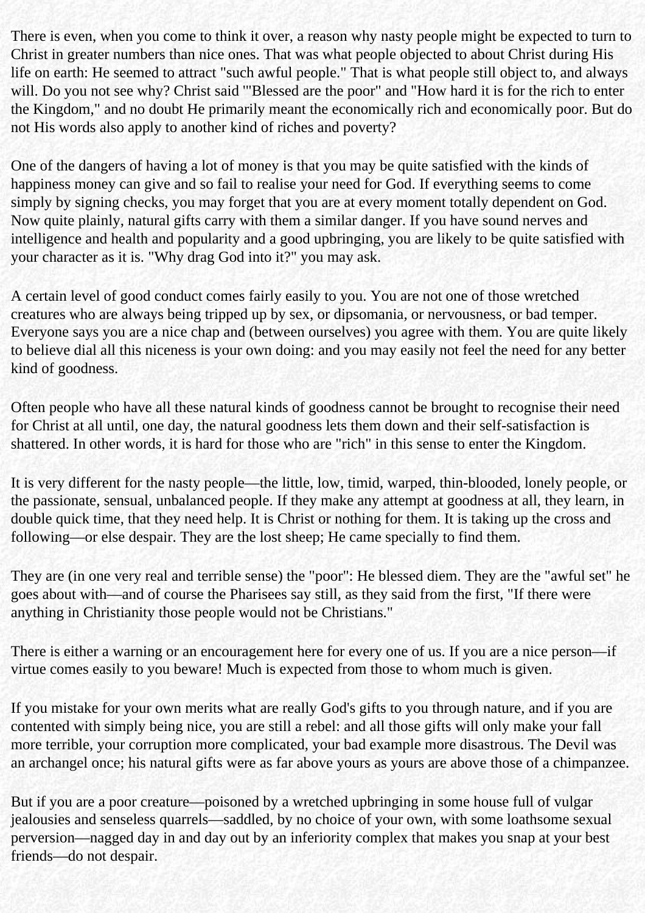There is even, when you come to think it over, a reason why nasty people might be expected to turn to Christ in greater numbers than nice ones. That was what people objected to about Christ during His life on earth: He seemed to attract "such awful people." That is what people still object to, and always will. Do you not see why? Christ said '"Blessed are the poor" and "How hard it is for the rich to enter the Kingdom," and no doubt He primarily meant the economically rich and economically poor. But do not His words also apply to another kind of riches and poverty?

One of the dangers of having a lot of money is that you may be quite satisfied with the kinds of happiness money can give and so fail to realise your need for God. If everything seems to come simply by signing checks, you may forget that you are at every moment totally dependent on God. Now quite plainly, natural gifts carry with them a similar danger. If you have sound nerves and intelligence and health and popularity and a good upbringing, you are likely to be quite satisfied with your character as it is. "Why drag God into it?" you may ask.

A certain level of good conduct comes fairly easily to you. You are not one of those wretched creatures who are always being tripped up by sex, or dipsomania, or nervousness, or bad temper. Everyone says you are a nice chap and (between ourselves) you agree with them. You are quite likely to believe dial all this niceness is your own doing: and you may easily not feel the need for any better kind of goodness.

Often people who have all these natural kinds of goodness cannot be brought to recognise their need for Christ at all until, one day, the natural goodness lets them down and their self-satisfaction is shattered. In other words, it is hard for those who are "rich" in this sense to enter the Kingdom.

It is very different for the nasty people—the little, low, timid, warped, thin-blooded, lonely people, or the passionate, sensual, unbalanced people. If they make any attempt at goodness at all, they learn, in double quick time, that they need help. It is Christ or nothing for them. It is taking up the cross and following—or else despair. They are the lost sheep; He came specially to find them.

They are (in one very real and terrible sense) the "poor": He blessed diem. They are the "awful set" he goes about with—and of course the Pharisees say still, as they said from the first, "If there were anything in Christianity those people would not be Christians."

There is either a warning or an encouragement here for every one of us. If you are a nice person—if virtue comes easily to you beware! Much is expected from those to whom much is given.

If you mistake for your own merits what are really God's gifts to you through nature, and if you are contented with simply being nice, you are still a rebel: and all those gifts will only make your fall more terrible, your corruption more complicated, your bad example more disastrous. The Devil was an archangel once; his natural gifts were as far above yours as yours are above those of a chimpanzee.

But if you are a poor creature—poisoned by a wretched upbringing in some house full of vulgar jealousies and senseless quarrels—saddled, by no choice of your own, with some loathsome sexual perversion—nagged day in and day out by an inferiority complex that makes you snap at your best friends—do not despair.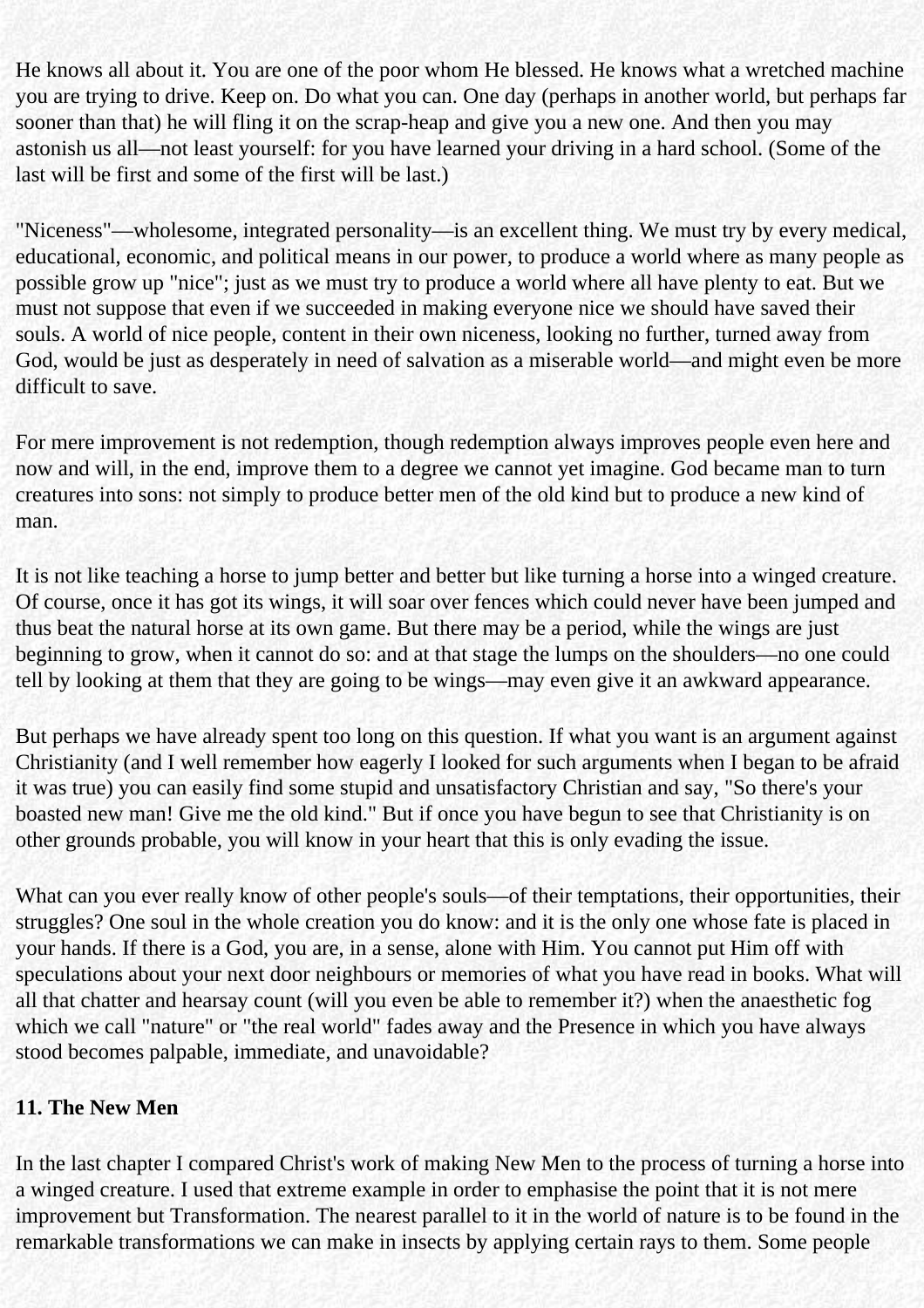He knows all about it. You are one of the poor whom He blessed. He knows what a wretched machine you are trying to drive. Keep on. Do what you can. One day (perhaps in another world, but perhaps far sooner than that) he will fling it on the scrap-heap and give you a new one. And then you may astonish us all—not least yourself: for you have learned your driving in a hard school. (Some of the last will be first and some of the first will be last.)

"Niceness"—wholesome, integrated personality—is an excellent thing. We must try by every medical, educational, economic, and political means in our power, to produce a world where as many people as possible grow up "nice"; just as we must try to produce a world where all have plenty to eat. But we must not suppose that even if we succeeded in making everyone nice we should have saved their souls. A world of nice people, content in their own niceness, looking no further, turned away from God, would be just as desperately in need of salvation as a miserable world—and might even be more difficult to save.

For mere improvement is not redemption, though redemption always improves people even here and now and will, in the end, improve them to a degree we cannot yet imagine. God became man to turn creatures into sons: not simply to produce better men of the old kind but to produce a new kind of man.

It is not like teaching a horse to jump better and better but like turning a horse into a winged creature. Of course, once it has got its wings, it will soar over fences which could never have been jumped and thus beat the natural horse at its own game. But there may be a period, while the wings are just beginning to grow, when it cannot do so: and at that stage the lumps on the shoulders—no one could tell by looking at them that they are going to be wings—may even give it an awkward appearance.

But perhaps we have already spent too long on this question. If what you want is an argument against Christianity (and I well remember how eagerly I looked for such arguments when I began to be afraid it was true) you can easily find some stupid and unsatisfactory Christian and say, "So there's your boasted new man! Give me the old kind." But if once you have begun to see that Christianity is on other grounds probable, you will know in your heart that this is only evading the issue.

What can you ever really know of other people's souls—of their temptations, their opportunities, their struggles? One soul in the whole creation you do know: and it is the only one whose fate is placed in your hands. If there is a God, you are, in a sense, alone with Him. You cannot put Him off with speculations about your next door neighbours or memories of what you have read in books. What will all that chatter and hearsay count (will you even be able to remember it?) when the anaesthetic fog which we call "nature" or "the real world" fades away and the Presence in which you have always stood becomes palpable, immediate, and unavoidable?

## 11. The New Men

In the last chapter I compared Christ's work of making New Men to the process of turning a horse into a winged creature. I used that extreme example in order to emphasise the point that it is not mere improvement but Transformation. The nearest parallel to it in the world of nature is to be found in the remarkable transformations we can make in insects by applying certain rays to them. Some people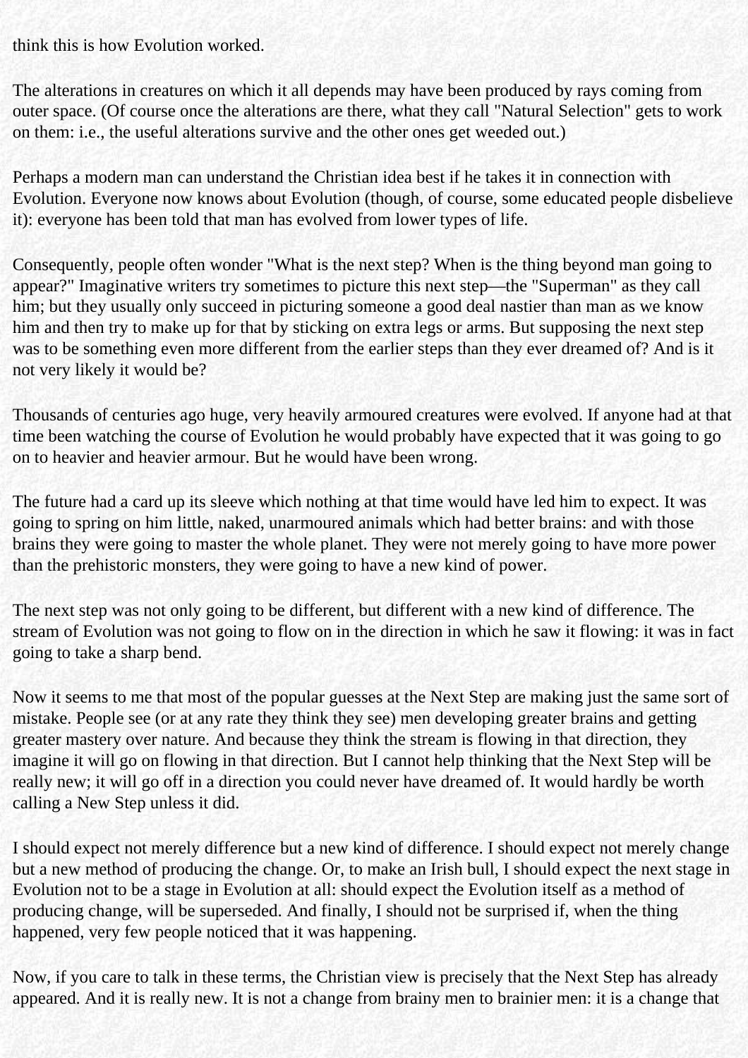think this is how Evolution worked.

The alterations in creatures on which it all depends may have been produced by rays coming from outer space. (Of course once the alterations are there, what they call "Natural Selection" gets to work on them: i.e., the useful alterations survive and the other ones get weeded out.)

Perhaps a modern man can understand the Christian idea best if he takes it in connection with Evolution. Everyone now knows about Evolution (though, of course, some educated people disbelieve it): everyone has been told that man has evolved from lower types of life.

Consequently, people often wonder "What is the next step? When is the thing beyond man going to appear?" Imaginative writers try sometimes to picture this next step—the "Superman" as they call him; but they usually only succeed in picturing someone a good deal nastier than man as we know him and then try to make up for that by sticking on extra legs or arms. But supposing the next step was to be something even more different from the earlier steps than they ever dreamed of? And is it not very likely it would be?

Thousands of centuries ago huge, very heavily armoured creatures were evolved. If anyone had at that time been watching the course of Evolution he would probably have expected that it was going to go on to heavier and heavier armour. But he would have been wrong.

The future had a card up its sleeve which nothing at that time would have led him to expect. It was going to spring on him little, naked, unarmoured animals which had better brains: and with those brains they were going to master the whole planet. They were not merely going to have more power than the prehistoric monsters, they were going to have a new kind of power.

The next step was not only going to be different, but different with a new kind of difference. The stream of Evolution was not going to flow on in the direction in which he saw it flowing: it was in fact going to take a sharp bend.

Now it seems to me that most of the popular guesses at the Next Step are making just the same sort of mistake. People see (or at any rate they think they see) men developing greater brains and getting greater mastery over nature. And because they think the stream is flowing in that direction, they imagine it will go on flowing in that direction. But I cannot help thinking that the Next Step will be really new; it will go off in a direction you could never have dreamed of. It would hardly be worth calling a New Step unless it did.

I should expect not merely difference but a new kind of difference. I should expect not merely change but a new method of producing the change. Or, to make an Irish bull, I should expect the next stage in Evolution not to be a stage in Evolution at all: should expect the Evolution itself as a method of producing change, will be superseded. And finally, I should not be surprised if, when the thing happened, very few people noticed that it was happening.

Now, if you care to talk in these terms, the Christian view is precisely that the Next Step has already appeared. And it is really new. It is not a change from brainy men to brainier men: it is a change that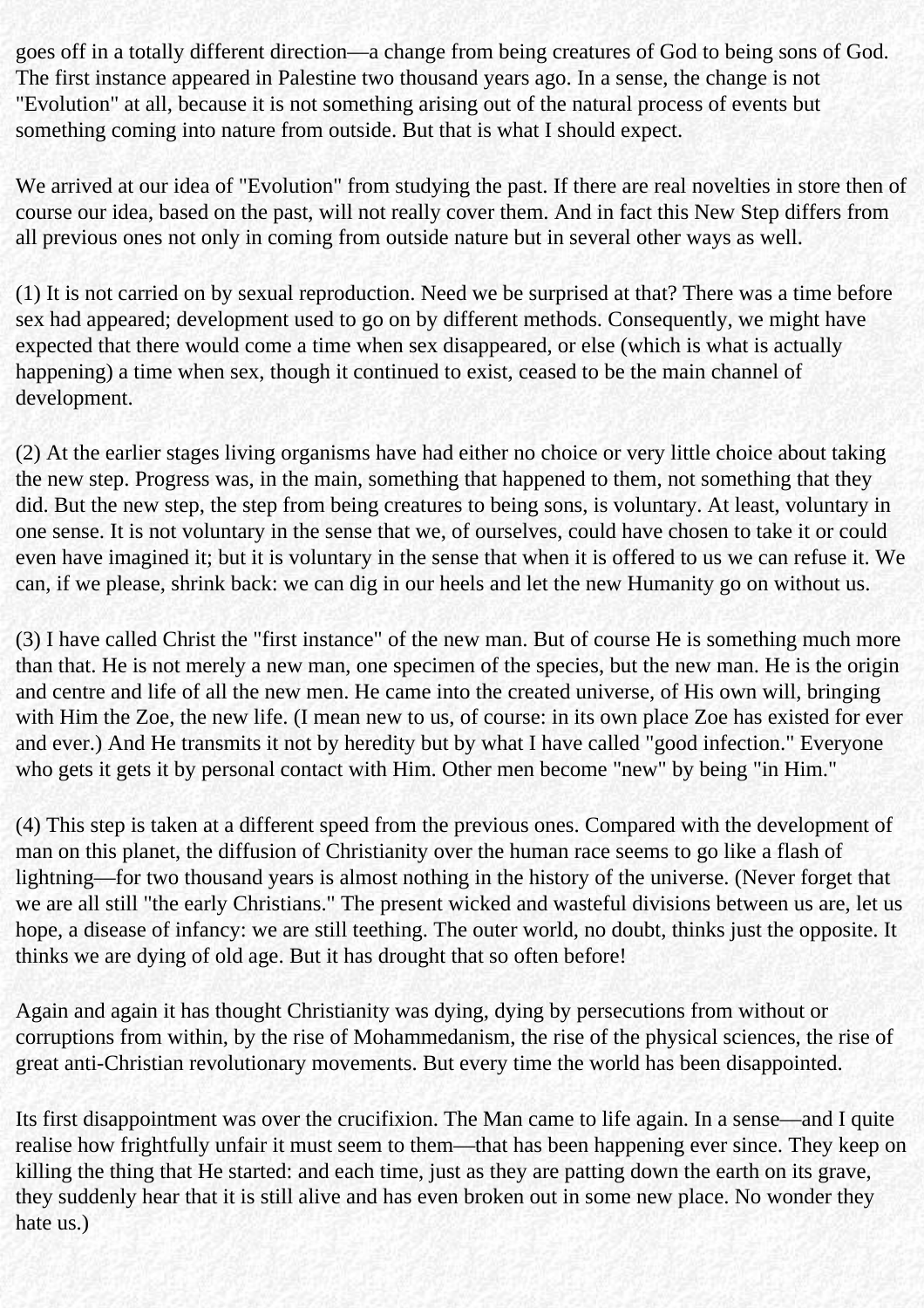goes off in a totally different direction—a change from being creatures of God to being sons of God. The first instance appeared in Palestine two thousand years ago. In a sense, the change is not "Evolution" at all, because it is not something arising out of the natural process of events but something coming into nature from outside. But that is what I should expect.

We arrived at our idea of "Evolution" from studying the past. If there are real novelties in store then of course our idea, based on the past, will not really cover them. And in fact this New Step differs from all previous ones not only in coming from outside nature but in several other ways as well.

(1) It is not carried on by sexual reproduction. Need we be surprised at that? There was a time before sex had appeared; development used to go on by different methods. Consequently, we might have expected that there would come a time when sex disappeared, or else (which is what is actually happening) a time when sex, though it continued to exist, ceased to be the main channel of development.

(2) At the earlier stages living organisms have had either no choice or very little choice about taking the new step. Progress was, in the main, something that happened to them, not something that they did. But the new step, the step from being creatures to being sons, is voluntary. At least, voluntary in one sense. It is not voluntary in the sense that we, of ourselves, could have chosen to take it or could even have imagined it; but it is voluntary in the sense that when it is offered to us we can refuse it. We can, if we please, shrink back: we can dig in our heels and let the new Humanity go on without us.

(3) I have called Christ the "first instance" of the new man. But of course He is something much more than that. He is not merely a new man, one specimen of the species, but the new man. He is the origin and centre and life of all the new men. He came into the created universe, of His own will, bringing with Him the Zoe, the new life. (I mean new to us, of course: in its own place Zoe has existed for ever and ever.) And He transmits it not by heredity but by what I have called "good infection." Everyone who gets it gets it by personal contact with Him. Other men become "new" by being "in Him."

(4) This step is taken at a different speed from the previous ones. Compared with the development of man on this planet, the diffusion of Christianity over the human race seems to go like a flash of lightning—for two thousand years is almost nothing in the history of the universe. (Never forget that we are all still "the early Christians." The present wicked and wasteful divisions between us are, let us hope, a disease of infancy: we are still teething. The outer world, no doubt, thinks just the opposite. It thinks we are dying of old age. But it has drought that so often before!

Again and again it has thought Christianity was dying, dying by persecutions from without or corruptions from within, by the rise of Mohammedanism, the rise of the physical sciences, the rise of great anti-Christian revolutionary movements. But every time the world has been disappointed.

Its first disappointment was over the crucifixion. The Man came to life again. In a sense—and I quite realise how frightfully unfair it must seem to them—that has been happening ever since. They keep on killing the thing that He started: and each time, just as they are patting down the earth on its grave, they suddenly hear that it is still alive and has even broken out in some new place. No wonder they hate us.)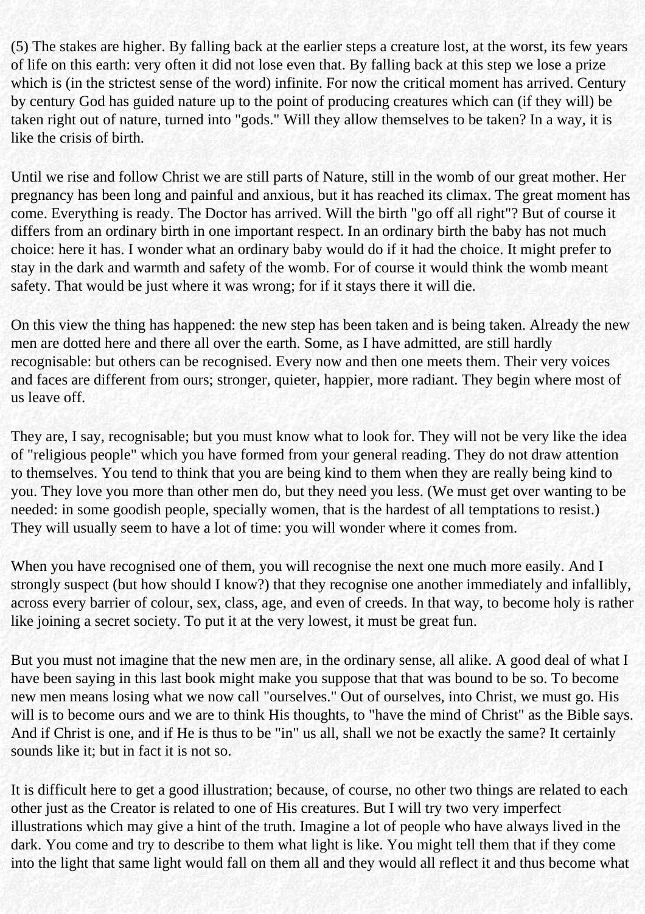(5) The stakes are higher. By falling back at the earlier steps a creature lost, at the worst, its few years of life on this earth: very often it did not lose even that. By falling back at this step we lose a prize which is (in the strictest sense of the word) infinite. For now the critical moment has arrived. Century by century God has guided nature up to the point of producing creatures which can (if they will) be taken right out of nature, turned into "gods." Will they allow themselves to be taken? In a way, it is like the crisis of birth.

Until we rise and follow Christ we are still parts of Nature, still in the womb of our great mother. Her pregnancy has been long and painful and anxious, but it has reached its climax. The great moment has come. Everything is ready. The Doctor has arrived. Will the birth "go off all right"? But of course it differs from an ordinary birth in one important respect. In an ordinary birth the baby has not much choice: here it has. I wonder what an ordinary baby would do if it had the choice. It might prefer to stay in the dark and warmth and safety of the womb. For of course it would think the womb meant safety. That would be just where it was wrong; for if it stays there it will die.

On this view the thing has happened: the new step has been taken and is being taken. Already the new men are dotted here and there all over the earth. Some, as I have admitted, are still hardly recognisable: but others can be recognised. Every now and then one meets them. Their very voices and faces are different from ours; stronger, quieter, happier, more radiant. They begin where most of us leave off.

They are, I say, recognisable; but you must know what to look for. They will not be very like the idea of "religious people" which you have formed from your general reading. They do not draw attention to themselves. You tend to think that you are being kind to them when they are really being kind to you. They love you more than other men do, but they need you less. (We must get over wanting to be needed: in some goodish people, specially women, that is the hardest of all temptations to resist.) They will usually seem to have a lot of time: you will wonder where it comes from.

When you have recognised one of them, you will recognise the next one much more easily. And I strongly suspect (but how should I know?) that they recognise one another immediately and infallibly, across every barrier of colour, sex, class, age, and even of creeds. In that way, to become holy is rather like joining a secret society. To put it at the very lowest, it must be great fun.

But you must not imagine that the new men are, in the ordinary sense, all alike. A good deal of what I have been saying in this last book might make you suppose that that was bound to be so. To become new men means losing what we now call "ourselves." Out of ourselves, into Christ, we must go. His will is to become ours and we are to think His thoughts, to "have the mind of Christ" as the Bible says. And if Christ is one, and if He is thus to be "in" us all, shall we not be exactly the same? It certainly sounds like it; but in fact it is not so.

It is difficult here to get a good illustration; because, of course, no other two things are related to each other just as the Creator is related to one of His creatures. But I will try two very imperfect illustrations which may give a hint of the truth. Imagine a lot of people who have always lived in the dark. You come and try to describe to them what light is like. You might tell them that if they come into the light that same light would fall on them all and they would all reflect it and thus become what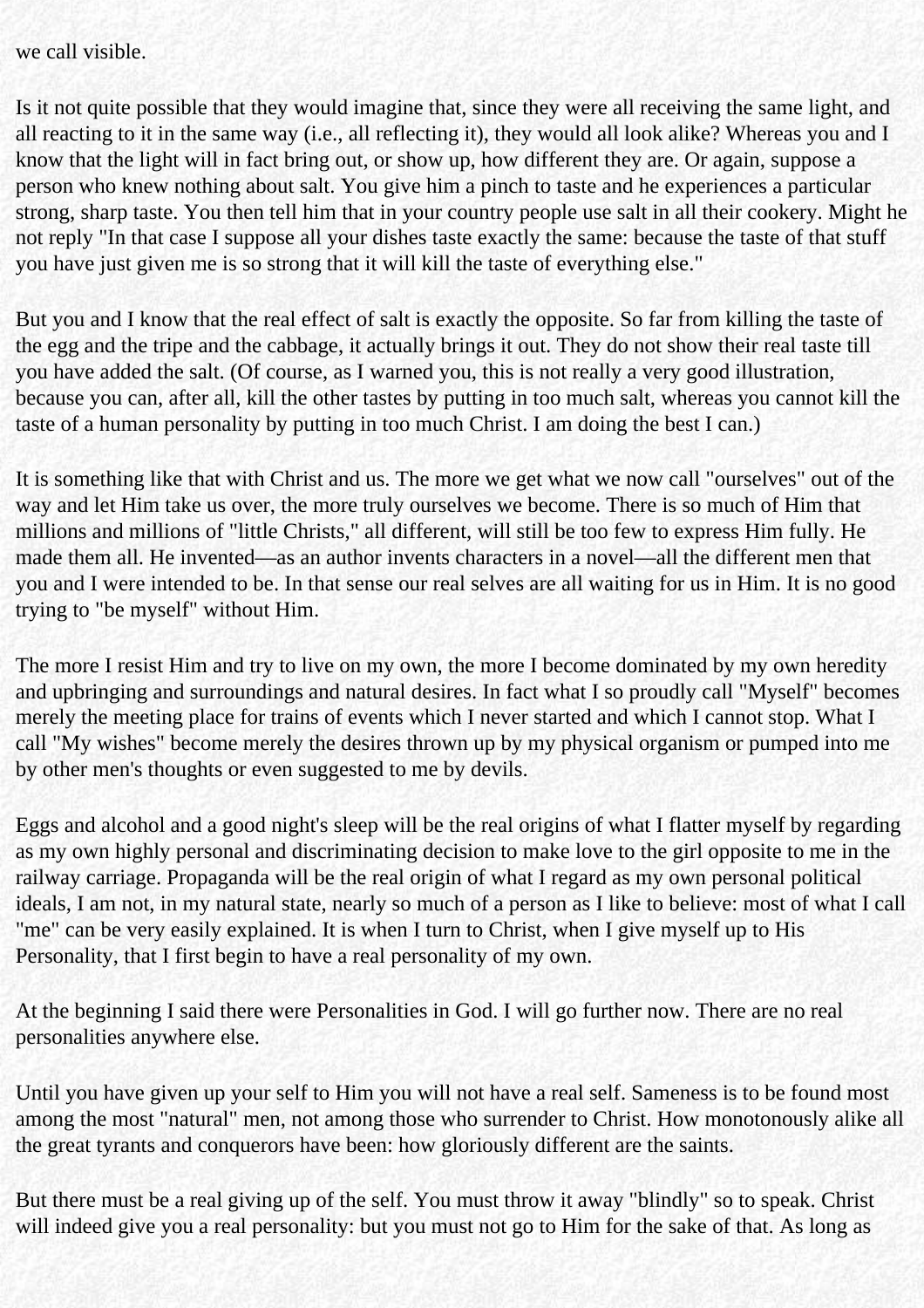we call visible.

Is it not quite possible that they would imagine that, since they were all receiving the same light, and all reacting to it in the same way (i.e., all reflecting it), they would all look alike? Whereas you and I know that the light will in fact bring out, or show up, how different they are. Or again, suppose a person who knew nothing about salt. You give him a pinch to taste and he experiences a particular strong, sharp taste. You then tell him that in your country people use salt in all their cookery. Might he not reply "In that case I suppose all your dishes taste exactly the same: because the taste of that stuff you have just given me is so strong that it will kill the taste of everything else."

But you and I know that the real effect of salt is exactly the opposite. So far from killing the taste of the egg and the tripe and the cabbage, it actually brings it out. They do not show their real taste till you have added the salt. (Of course, as I warned you, this is not really a very good illustration, because you can, after all, kill the other tastes by putting in too much salt, whereas you cannot kill the taste of a human personality by putting in too much Christ. I am doing the best I can.)

It is something like that with Christ and us. The more we get what we now call "ourselves" out of the way and let Him take us over, the more truly ourselves we become. There is so much of Him that millions and millions of "little Christs," all different, will still be too few to express Him fully. He made them all. He invented—as an author invents characters in a novel—all the different men that you and I were intended to be. In that sense our real selves are all waiting for us in Him. It is no good trying to "be myself" without Him.

The more I resist Him and try to live on my own, the more I become dominated by my own heredity and upbringing and surroundings and natural desires. In fact what I so proudly call "Myself" becomes merely the meeting place for trains of events which I never started and which I cannot stop. What I call "My wishes" become merely the desires thrown up by my physical organism or pumped into me by other men's thoughts or even suggested to me by devils.

Eggs and alcohol and a good night's sleep will be the real origins of what I flatter myself by regarding as my own highly personal and discriminating decision to make love to the girl opposite to me in the railway carriage. Propaganda will be the real origin of what I regard as my own personal political ideals, I am not, in my natural state, nearly so much of a person as I like to believe: most of what I call "me" can be very easily explained. It is when I turn to Christ, when I give myself up to His Personality, that I first begin to have a real personality of my own.

At the beginning I said there were Personalities in God. I will go further now. There are no real personalities anywhere else.

Until you have given up your self to Him you will not have a real self. Sameness is to be found most among the most "natural" men, not among those who surrender to Christ. How monotonously alike all the great tyrants and conquerors have been: how gloriously different are the saints.

But there must be a real giving up of the self. You must throw it away "blindly" so to speak. Christ will indeed give you a real personality: but you must not go to Him for the sake of that. As long as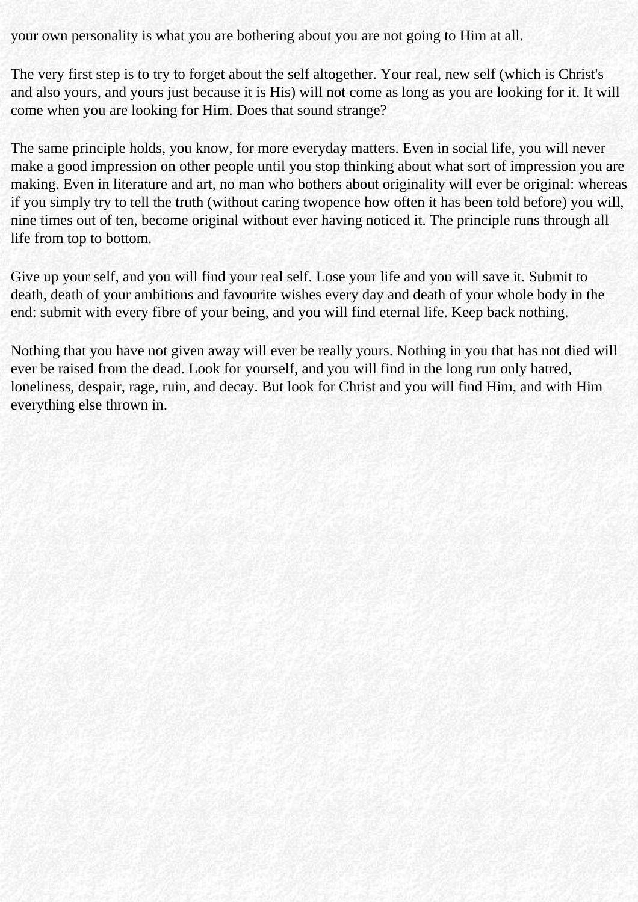your own personality is what you are bothering about you are not going to Him at all.

The very first step is to try to forget about the self altogether. Your real, new self (which is Christ's and also yours, and yours just because it is His) will not come as long as you are looking for it. It will come when you are looking for Him. Does that sound strange?

The same principle holds, you know, for more everyday matters. Even in social life, you will never make a good impression on other people until you stop thinking about what sort of impression you are making. Even in literature and art, no man who bothers about originality will ever be original: whereas if you simply try to tell the truth (without caring twopence how often it has been told before) you will, nine times out of ten, become original without ever having noticed it. The principle runs through all life from top to bottom.

Give up your self, and you will find your real self. Lose your life and you will save it. Submit to death, death of your ambitions and favourite wishes every day and death of your whole body in the end: submit with every fibre of your being, and you will find eternal life. Keep back nothing.

Nothing that you have not given away will ever be really yours. Nothing in you that has not died will ever be raised from the dead. Look for yourself, and you will find in the long run only hatred, loneliness, despair, rage, ruin, and decay. But look for Christ and you will find Him, and with Him everything else thrown in.